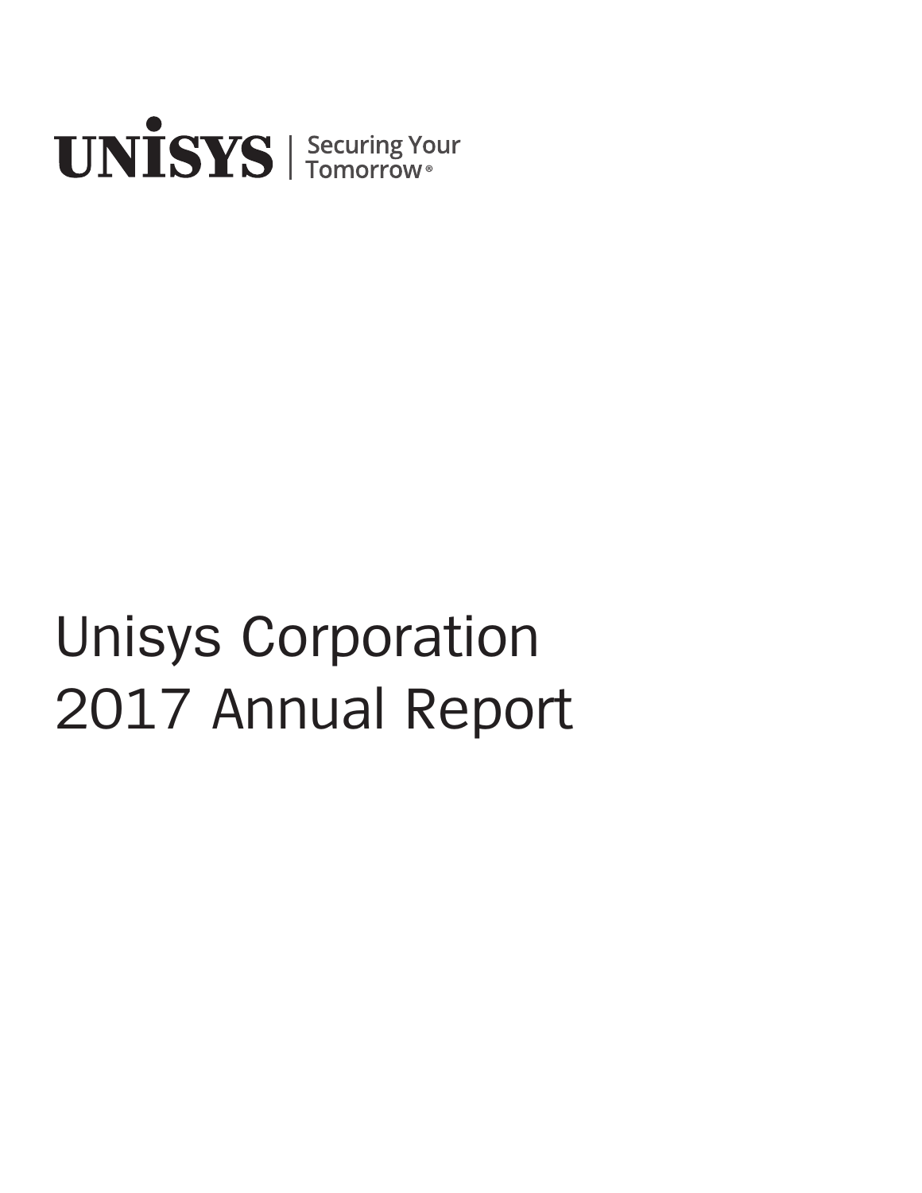UNISYS | Securing Your Tomorrow®

# Unisys Corporation 2017 Annual Report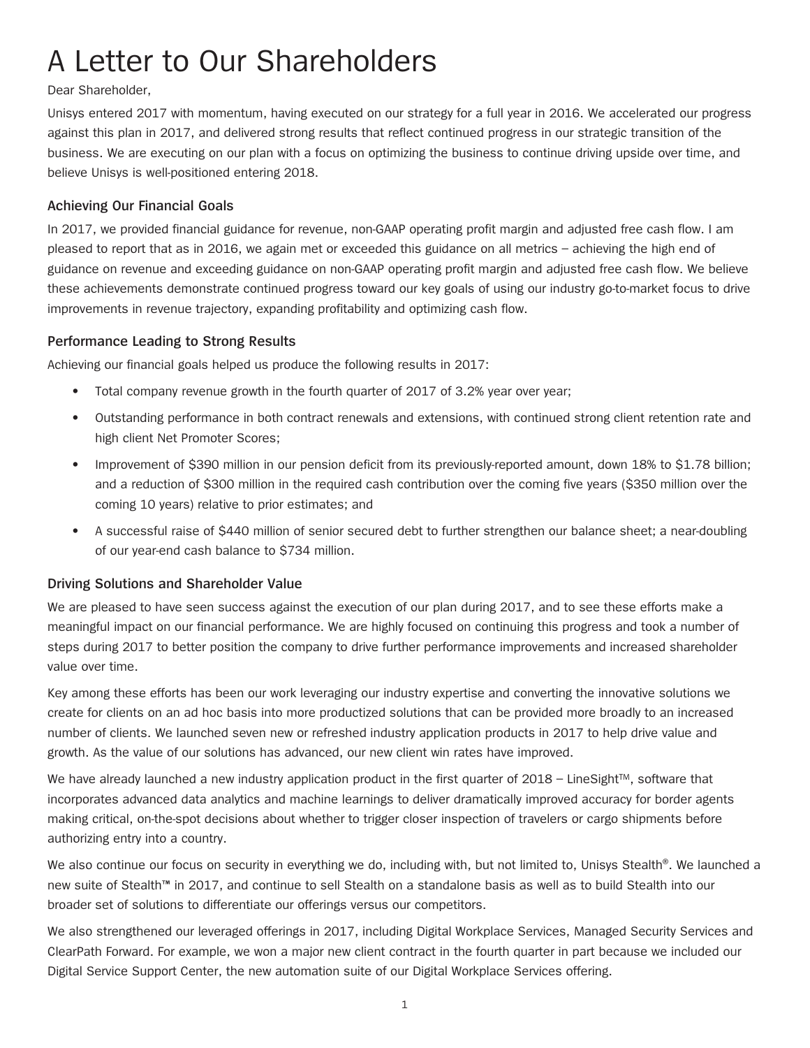# A Letter to Our Shareholders

Dear Shareholder,

Unisys entered 2017 with momentum, having executed on our strategy for a full year in 2016. We accelerated our progress against this plan in 2017, and delivered strong results that reflect continued progress in our strategic transition of the business. We are executing on our plan with a focus on optimizing the business to continue driving upside over time, and believe Unisys is well-positioned entering 2018.

### Achieving Our Financial Goals

In 2017, we provided financial guidance for revenue, non-GAAP operating profit margin and adjusted free cash flow. I am pleased to report that as in 2016, we again met or exceeded this guidance on all metrics – achieving the high end of guidance on revenue and exceeding guidance on non-GAAP operating profit margin and adjusted free cash flow. We believe these achievements demonstrate continued progress toward our key goals of using our industry go-to-market focus to drive improvements in revenue trajectory, expanding profitability and optimizing cash flow.

### Performance Leading to Strong Results

Achieving our financial goals helped us produce the following results in 2017:

- Total company revenue growth in the fourth quarter of 2017 of 3.2% year over year;
- Outstanding performance in both contract renewals and extensions, with continued strong client retention rate and high client Net Promoter Scores;
- Improvement of $390 million in our pension deficit from its previously-reported amount, down 18% to $1.78 billion; and a reduction of $300 million in the required cash contribution over the coming five years ($350 million over the coming 10 years) relative to prior estimates; and
- A successful raise of $440 million of senior secured debt to further strengthen our balance sheet; a near-doubling of our year-end cash balance to $734 million.

### Driving Solutions and Shareholder Value

We are pleased to have seen success against the execution of our plan during 2017, and to see these efforts make a meaningful impact on our financial performance. We are highly focused on continuing this progress and took a number of steps during 2017 to better position the company to drive further performance improvements and increased shareholder value over time.

Key among these efforts has been our work leveraging our industry expertise and converting the innovative solutions we create for clients on an ad hoc basis into more productized solutions that can be provided more broadly to an increased number of clients. We launched seven new or refreshed industry application products in 2017 to help drive value and growth. As the value of our solutions has advanced, our new client win rates have improved.

We have already launched a new industry application product in the first quarter of 2018 – LineSight™, software that incorporates advanced data analytics and machine learnings to deliver dramatically improved accuracy for border agents making critical, on-the-spot decisions about whether to trigger closer inspection of travelers or cargo shipments before authorizing entry into a country.

We also continue our focus on security in everything we do, including with, but not limited to, Unisys Stealth®. We launched a new suite of Stealth™ in 2017, and continue to sell Stealth on a standalone basis as well as to build Stealth into our broader set of solutions to differentiate our offerings versus our competitors.

We also strengthened our leveraged offerings in 2017, including Digital Workplace Services, Managed Security Services and ClearPath Forward. For example, we won a major new client contract in the fourth quarter in part because we included our Digital Service Support Center, the new automation suite of our Digital Workplace Services offering.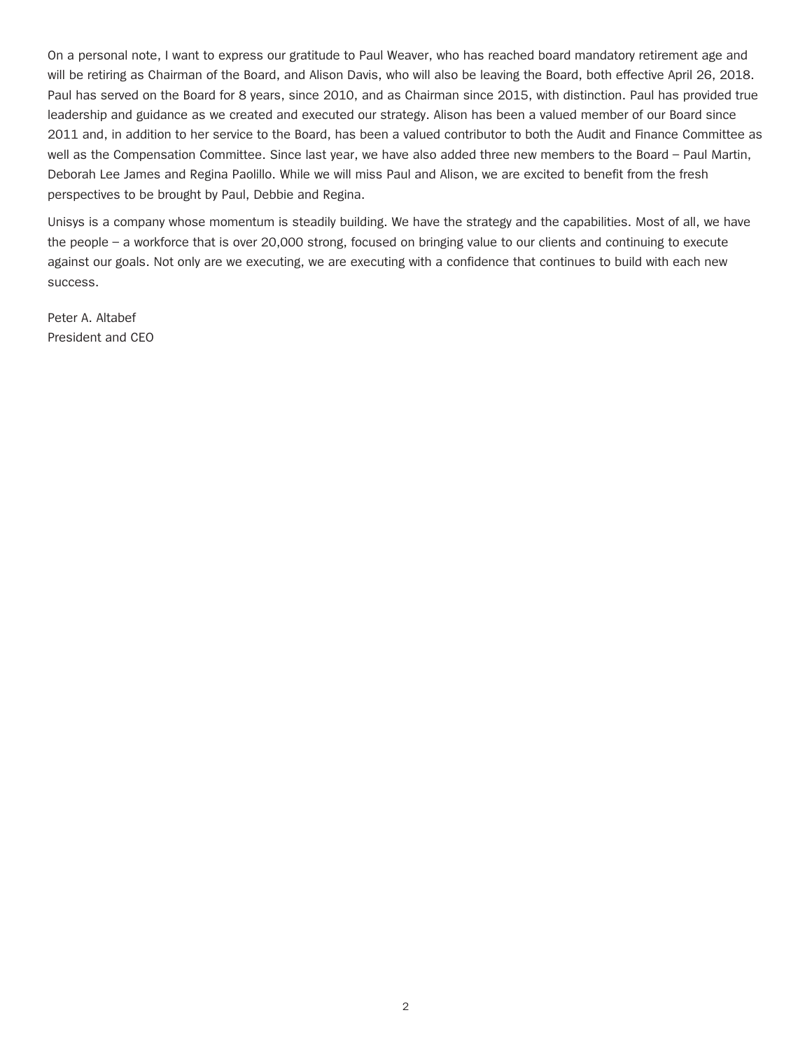On a personal note, I want to express our gratitude to Paul Weaver, who has reached board mandatory retirement age and will be retiring as Chairman of the Board, and Alison Davis, who will also be leaving the Board, both effective April 26, 2018. Paul has served on the Board for 8 years, since 2010, and as Chairman since 2015, with distinction. Paul has provided true leadership and guidance as we created and executed our strategy. Alison has been a valued member of our Board since 2011 and, in addition to her service to the Board, has been a valued contributor to both the Audit and Finance Committee as well as the Compensation Committee. Since last year, we have also added three new members to the Board – Paul Martin, Deborah Lee James and Regina Paolillo. While we will miss Paul and Alison, we are excited to benefit from the fresh perspectives to be brought by Paul, Debbie and Regina.

Unisys is a company whose momentum is steadily building. We have the strategy and the capabilities. Most of all, we have the people – a workforce that is over 20,000 strong, focused on bringing value to our clients and continuing to execute against our goals. Not only are we executing, we are executing with a confidence that continues to build with each new success.

Peter A. Altabef
President and CEO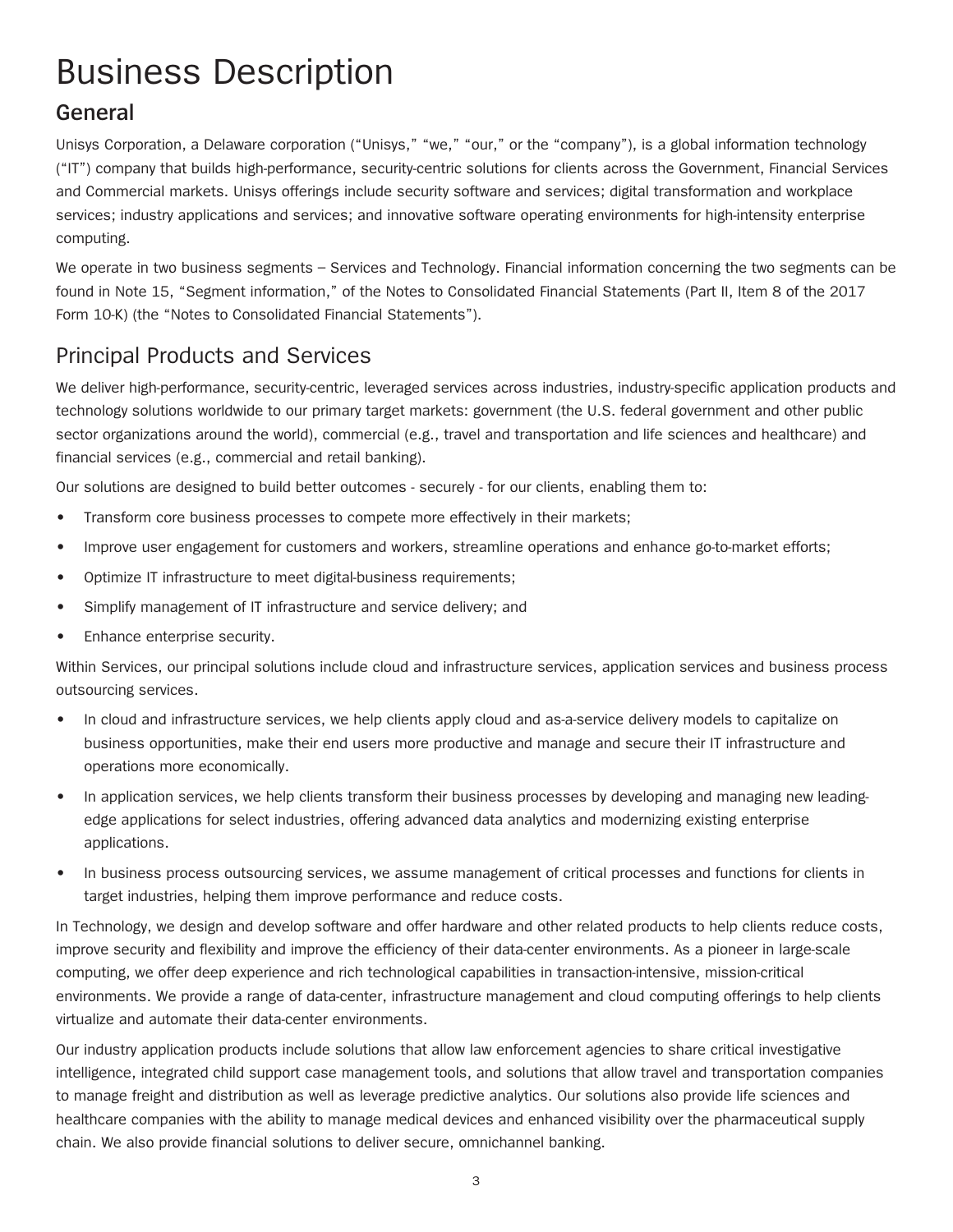# Business Description

## General

Unisys Corporation, a Delaware corporation ("Unisys," "we," "our," or the "company"), is a global information technology ("IT") company that builds high-performance, security-centric solutions for clients across the Government, Financial Services and Commercial markets. Unisys offerings include security software and services; digital transformation and workplace services; industry applications and services; and innovative software operating environments for high-intensity enterprise computing.

We operate in two business segments – Services and Technology. Financial information concerning the two segments can be found in Note 15, "Segment information," of the Notes to Consolidated Financial Statements (Part II, Item 8 of the 2017 Form 10-K) (the "Notes to Consolidated Financial Statements").

## Principal Products and Services

We deliver high-performance, security-centric, leveraged services across industries, industry-specific application products and technology solutions worldwide to our primary target markets: government (the U.S. federal government and other public sector organizations around the world), commercial (e.g., travel and transportation and life sciences and healthcare) and financial services (e.g., commercial and retail banking).

Our solutions are designed to build better outcomes - securely - for our clients, enabling them to:

- Transform core business processes to compete more effectively in their markets;
- Improve user engagement for customers and workers, streamline operations and enhance go-to-market efforts;
- Optimize IT infrastructure to meet digital-business requirements;
- Simplify management of IT infrastructure and service delivery; and
- Enhance enterprise security.

Within Services, our principal solutions include cloud and infrastructure services, application services and business process outsourcing services.

- In cloud and infrastructure services, we help clients apply cloud and as-a-service delivery models to capitalize on business opportunities, make their end users more productive and manage and secure their IT infrastructure and operations more economically.
- In application services, we help clients transform their business processes by developing and managing new leading-edge applications for select industries, offering advanced data analytics and modernizing existing enterprise applications.
- In business process outsourcing services, we assume management of critical processes and functions for clients in target industries, helping them improve performance and reduce costs.

In Technology, we design and develop software and offer hardware and other related products to help clients reduce costs, improve security and flexibility and improve the efficiency of their data-center environments. As a pioneer in large-scale computing, we offer deep experience and rich technological capabilities in transaction-intensive, mission-critical environments. We provide a range of data-center, infrastructure management and cloud computing offerings to help clients virtualize and automate their data-center environments.

Our industry application products include solutions that allow law enforcement agencies to share critical investigative intelligence, integrated child support case management tools, and solutions that allow travel and transportation companies to manage freight and distribution as well as leverage predictive analytics. Our solutions also provide life sciences and healthcare companies with the ability to manage medical devices and enhanced visibility over the pharmaceutical supply chain. We also provide financial solutions to deliver secure, omnichannel banking.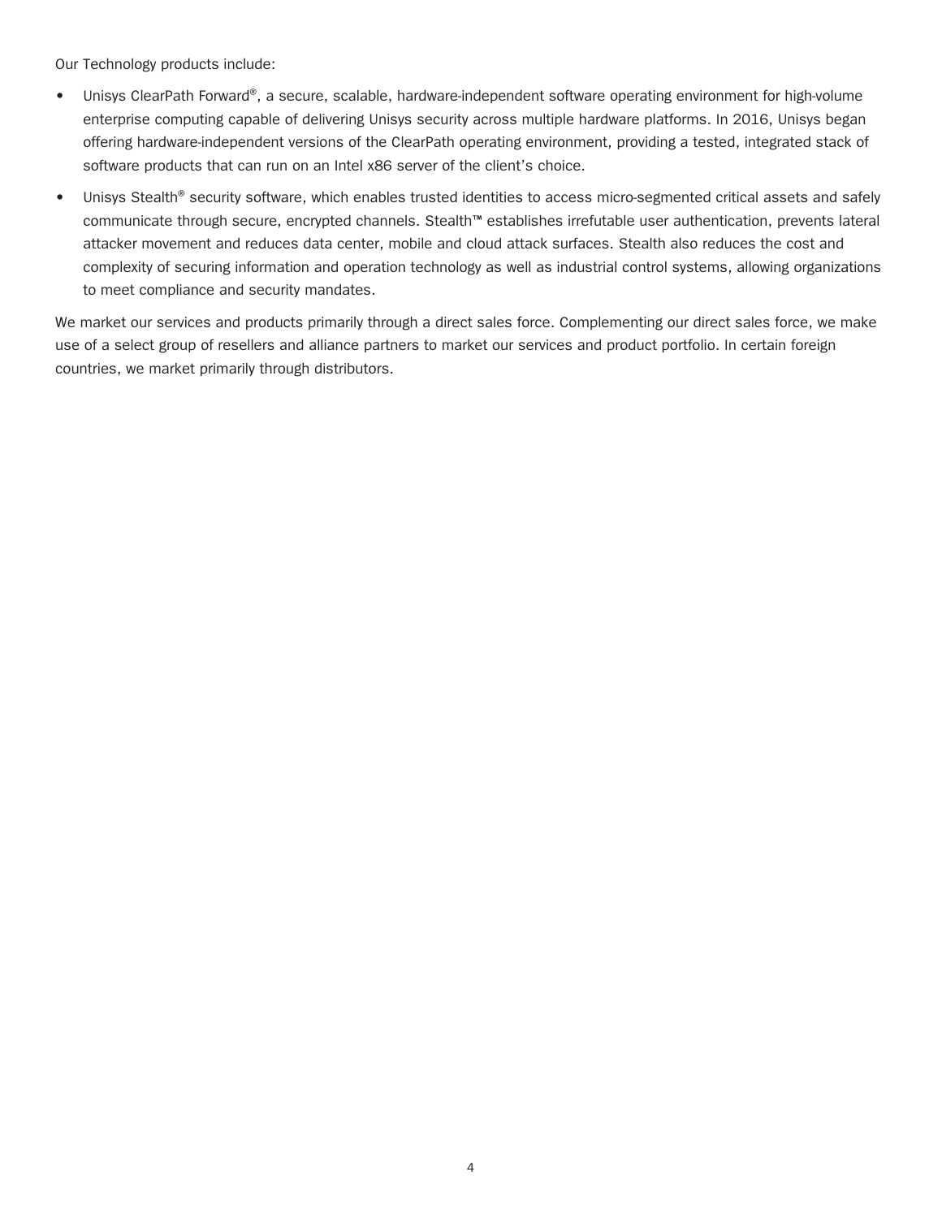Our Technology products include:

- Unisys ClearPath Forward®, a secure, scalable, hardware-independent software operating environment for high-volume enterprise computing capable of delivering Unisys security across multiple hardware platforms. In 2016, Unisys began offering hardware-independent versions of the ClearPath operating environment, providing a tested, integrated stack of software products that can run on an Intel x86 server of the client's choice.
- Unisys Stealth® security software, which enables trusted identities to access micro-segmented critical assets and safely communicate through secure, encrypted channels. Stealth™ establishes irrefutable user authentication, prevents lateral attacker movement and reduces data center, mobile and cloud attack surfaces. Stealth also reduces the cost and complexity of securing information and operation technology as well as industrial control systems, allowing organizations to meet compliance and security mandates.

We market our services and products primarily through a direct sales force. Complementing our direct sales force, we make use of a select group of resellers and alliance partners to market our services and product portfolio. In certain foreign countries, we market primarily through distributors.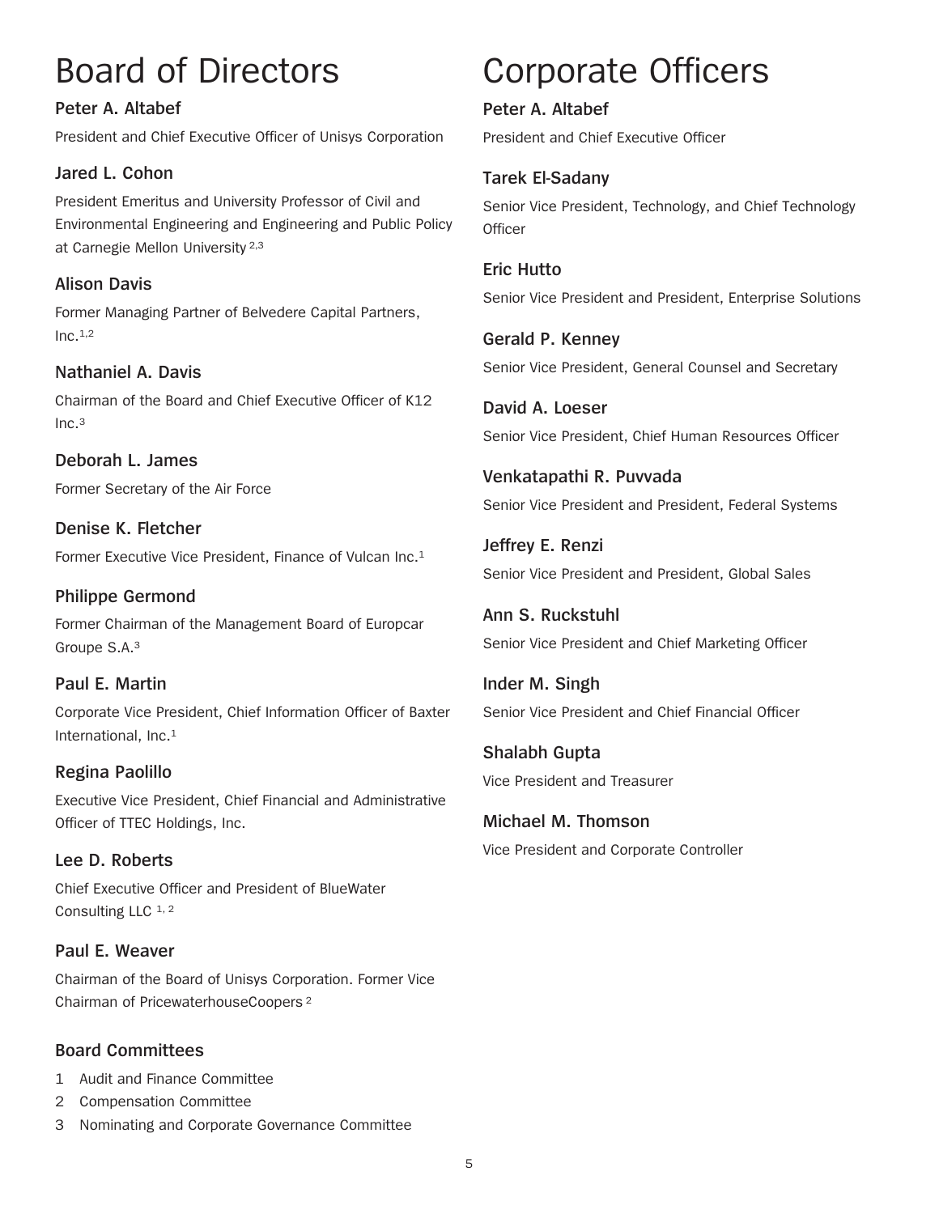# Board of Directors

**Peter A. Altabef**

President and Chief Executive Officer of Unisys Corporation

**Jared L. Cohon**

President Emeritus and University Professor of Civil and Environmental Engineering and Engineering and Public Policy at Carnegie Mellon University [2,3]

**Alison Davis**

Former Managing Partner of Belvedere Capital Partners, Inc.[1,2]

**Nathaniel A. Davis**

Chairman of the Board and Chief Executive Officer of K12 Inc.[3]

**Deborah L. James**

Former Secretary of the Air Force

**Denise K. Fletcher**

Former Executive Vice President, Finance of Vulcan Inc.[1]

**Philippe Germond**

Former Chairman of the Management Board of Europcar Groupe S.A.[3]

**Paul E. Martin**

Corporate Vice President, Chief Information Officer of Baxter International, Inc.[1]

**Regina Paolillo**

Executive Vice President, Chief Financial and Administrative Officer of TTEC Holdings, Inc.

**Lee D. Roberts**

Chief Executive Officer and President of BlueWater Consulting LLC [1, 2]

**Paul E. Weaver**

Chairman of the Board of Unisys Corporation. Former Vice Chairman of PricewaterhouseCoopers [2]

## Board Committees

1 Audit and Finance Committee
2 Compensation Committee
3 Nominating and Corporate Governance Committee

# Corporate Officers

**Peter A. Altabef**

President and Chief Executive Officer

**Tarek El-Sadany**

Senior Vice President, Technology, and Chief Technology Officer

**Eric Hutto**

Senior Vice President and President, Enterprise Solutions

**Gerald P. Kenney**

Senior Vice President, General Counsel and Secretary

**David A. Loeser**

Senior Vice President, Chief Human Resources Officer

**Venkatapathi R. Puvvada**

Senior Vice President and President, Federal Systems

**Jeffrey E. Renzi**

Senior Vice President and President, Global Sales

**Ann S. Ruckstuhl**

Senior Vice President and Chief Marketing Officer

**Inder M. Singh**

Senior Vice President and Chief Financial Officer

**Shalabh Gupta**

Vice President and Treasurer

**Michael M. Thomson**

Vice President and Corporate Controller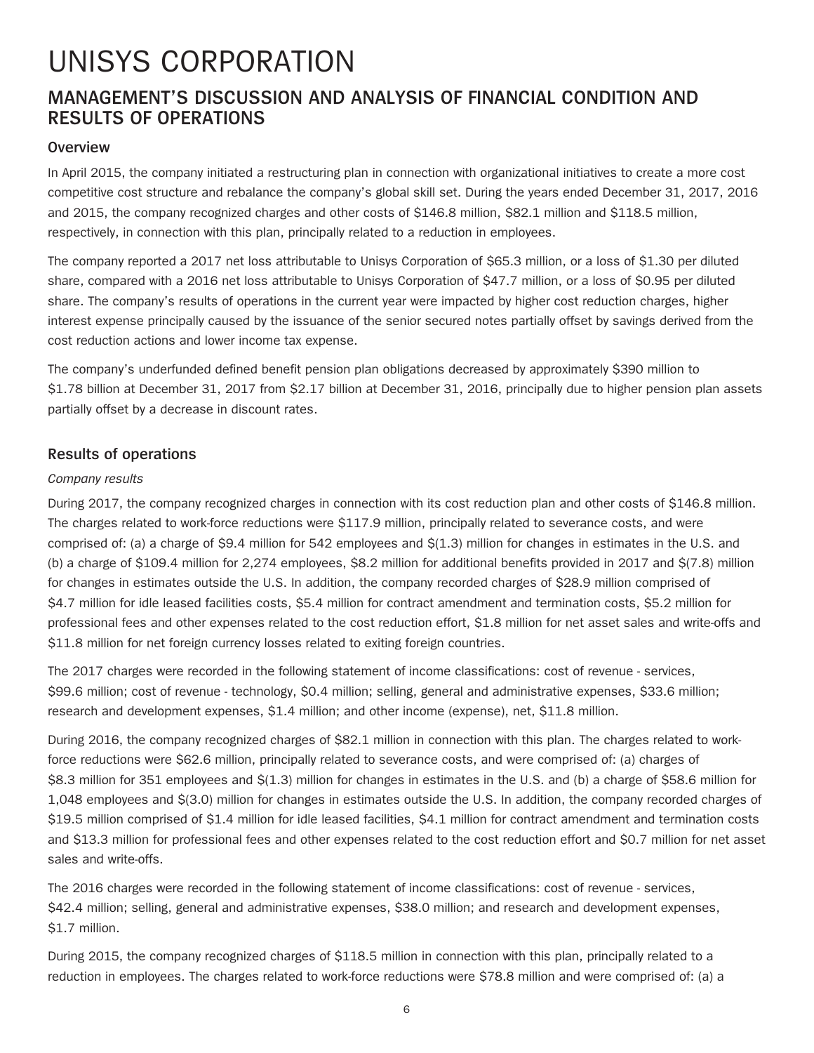# UNISYS CORPORATION

## MANAGEMENT'S DISCUSSION AND ANALYSIS OF FINANCIAL CONDITION AND RESULTS OF OPERATIONS

### Overview

In April 2015, the company initiated a restructuring plan in connection with organizational initiatives to create a more cost competitive cost structure and rebalance the company's global skill set. During the years ended December 31, 2017, 2016 and 2015, the company recognized charges and other costs of $146.8 million, $82.1 million and $118.5 million, respectively, in connection with this plan, principally related to a reduction in employees.

The company reported a 2017 net loss attributable to Unisys Corporation of $65.3 million, or a loss of $1.30 per diluted share, compared with a 2016 net loss attributable to Unisys Corporation of $47.7 million, or a loss of $0.95 per diluted share. The company's results of operations in the current year were impacted by higher cost reduction charges, higher interest expense principally caused by the issuance of the senior secured notes partially offset by savings derived from the cost reduction actions and lower income tax expense.

The company's underfunded defined benefit pension plan obligations decreased by approximately $390 million to $1.78 billion at December 31, 2017 from $2.17 billion at December 31, 2016, principally due to higher pension plan assets partially offset by a decrease in discount rates.

### Results of operations

*Company results*

During 2017, the company recognized charges in connection with its cost reduction plan and other costs of $146.8 million. The charges related to work-force reductions were $117.9 million, principally related to severance costs, and were comprised of: (a) a charge of $9.4 million for 542 employees and $(1.3) million for changes in estimates in the U.S. and (b) a charge of $109.4 million for 2,274 employees, $8.2 million for additional benefits provided in 2017 and $(7.8) million for changes in estimates outside the U.S. In addition, the company recorded charges of $28.9 million comprised of $4.7 million for idle leased facilities costs, $5.4 million for contract amendment and termination costs, $5.2 million for professional fees and other expenses related to the cost reduction effort, $1.8 million for net asset sales and write-offs and $11.8 million for net foreign currency losses related to exiting foreign countries.

The 2017 charges were recorded in the following statement of income classifications: cost of revenue - services, $99.6 million; cost of revenue - technology, $0.4 million; selling, general and administrative expenses, $33.6 million; research and development expenses, $1.4 million; and other income (expense), net, $11.8 million.

During 2016, the company recognized charges of $82.1 million in connection with this plan. The charges related to work-force reductions were $62.6 million, principally related to severance costs, and were comprised of: (a) charges of $8.3 million for 351 employees and $(1.3) million for changes in estimates in the U.S. and (b) a charge of $58.6 million for 1,048 employees and $(3.0) million for changes in estimates outside the U.S. In addition, the company recorded charges of $19.5 million comprised of $1.4 million for idle leased facilities, $4.1 million for contract amendment and termination costs and $13.3 million for professional fees and other expenses related to the cost reduction effort and $0.7 million for net asset sales and write-offs.

The 2016 charges were recorded in the following statement of income classifications: cost of revenue - services, $42.4 million; selling, general and administrative expenses, $38.0 million; and research and development expenses, $1.7 million.

During 2015, the company recognized charges of $118.5 million in connection with this plan, principally related to a reduction in employees. The charges related to work-force reductions were $78.8 million and were comprised of: (a) a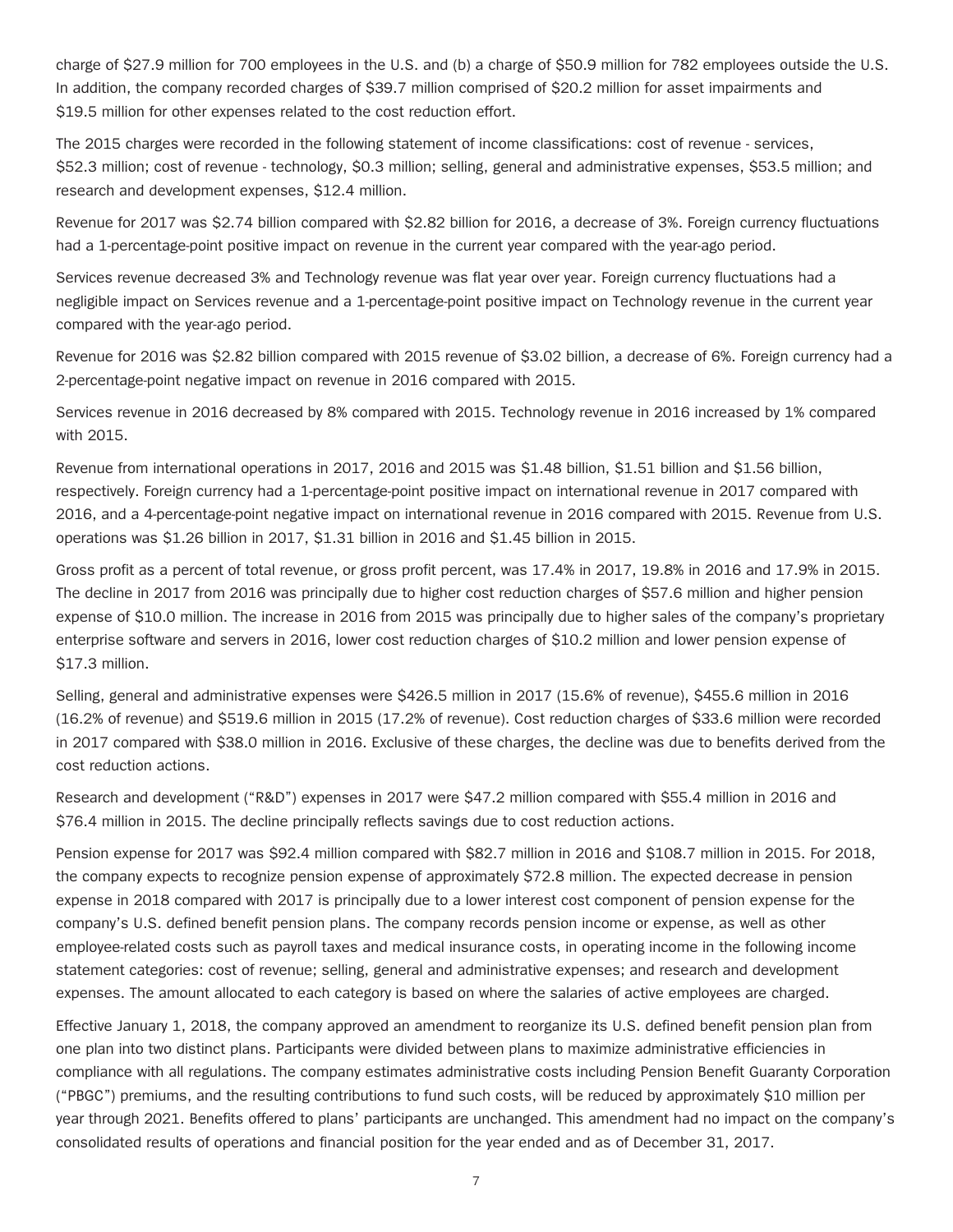charge of $27.9 million for 700 employees in the U.S. and (b) a charge of $50.9 million for 782 employees outside the U.S. In addition, the company recorded charges of $39.7 million comprised of $20.2 million for asset impairments and $19.5 million for other expenses related to the cost reduction effort.

The 2015 charges were recorded in the following statement of income classifications: cost of revenue - services, $52.3 million; cost of revenue - technology, $0.3 million; selling, general and administrative expenses, $53.5 million; and research and development expenses, $12.4 million.

Revenue for 2017 was $2.74 billion compared with $2.82 billion for 2016, a decrease of 3%. Foreign currency fluctuations had a 1-percentage-point positive impact on revenue in the current year compared with the year-ago period.

Services revenue decreased 3% and Technology revenue was flat year over year. Foreign currency fluctuations had a negligible impact on Services revenue and a 1-percentage-point positive impact on Technology revenue in the current year compared with the year-ago period.

Revenue for 2016 was $2.82 billion compared with 2015 revenue of $3.02 billion, a decrease of 6%. Foreign currency had a 2-percentage-point negative impact on revenue in 2016 compared with 2015.

Services revenue in 2016 decreased by 8% compared with 2015. Technology revenue in 2016 increased by 1% compared with 2015.

Revenue from international operations in 2017, 2016 and 2015 was $1.48 billion, $1.51 billion and $1.56 billion, respectively. Foreign currency had a 1-percentage-point positive impact on international revenue in 2017 compared with 2016, and a 4-percentage-point negative impact on international revenue in 2016 compared with 2015. Revenue from U.S. operations was $1.26 billion in 2017, $1.31 billion in 2016 and $1.45 billion in 2015.

Gross profit as a percent of total revenue, or gross profit percent, was 17.4% in 2017, 19.8% in 2016 and 17.9% in 2015. The decline in 2017 from 2016 was principally due to higher cost reduction charges of $57.6 million and higher pension expense of $10.0 million. The increase in 2016 from 2015 was principally due to higher sales of the company's proprietary enterprise software and servers in 2016, lower cost reduction charges of $10.2 million and lower pension expense of $17.3 million.

Selling, general and administrative expenses were $426.5 million in 2017 (15.6% of revenue), $455.6 million in 2016 (16.2% of revenue) and $519.6 million in 2015 (17.2% of revenue). Cost reduction charges of $33.6 million were recorded in 2017 compared with $38.0 million in 2016. Exclusive of these charges, the decline was due to benefits derived from the cost reduction actions.

Research and development ("R&D") expenses in 2017 were $47.2 million compared with $55.4 million in 2016 and $76.4 million in 2015. The decline principally reflects savings due to cost reduction actions.

Pension expense for 2017 was $92.4 million compared with $82.7 million in 2016 and $108.7 million in 2015. For 2018, the company expects to recognize pension expense of approximately $72.8 million. The expected decrease in pension expense in 2018 compared with 2017 is principally due to a lower interest cost component of pension expense for the company's U.S. defined benefit pension plans. The company records pension income or expense, as well as other employee-related costs such as payroll taxes and medical insurance costs, in operating income in the following income statement categories: cost of revenue; selling, general and administrative expenses; and research and development expenses. The amount allocated to each category is based on where the salaries of active employees are charged.

Effective January 1, 2018, the company approved an amendment to reorganize its U.S. defined benefit pension plan from one plan into two distinct plans. Participants were divided between plans to maximize administrative efficiencies in compliance with all regulations. The company estimates administrative costs including Pension Benefit Guaranty Corporation ("PBGC") premiums, and the resulting contributions to fund such costs, will be reduced by approximately $10 million per year through 2021. Benefits offered to plans' participants are unchanged. This amendment had no impact on the company's consolidated results of operations and financial position for the year ended and as of December 31, 2017.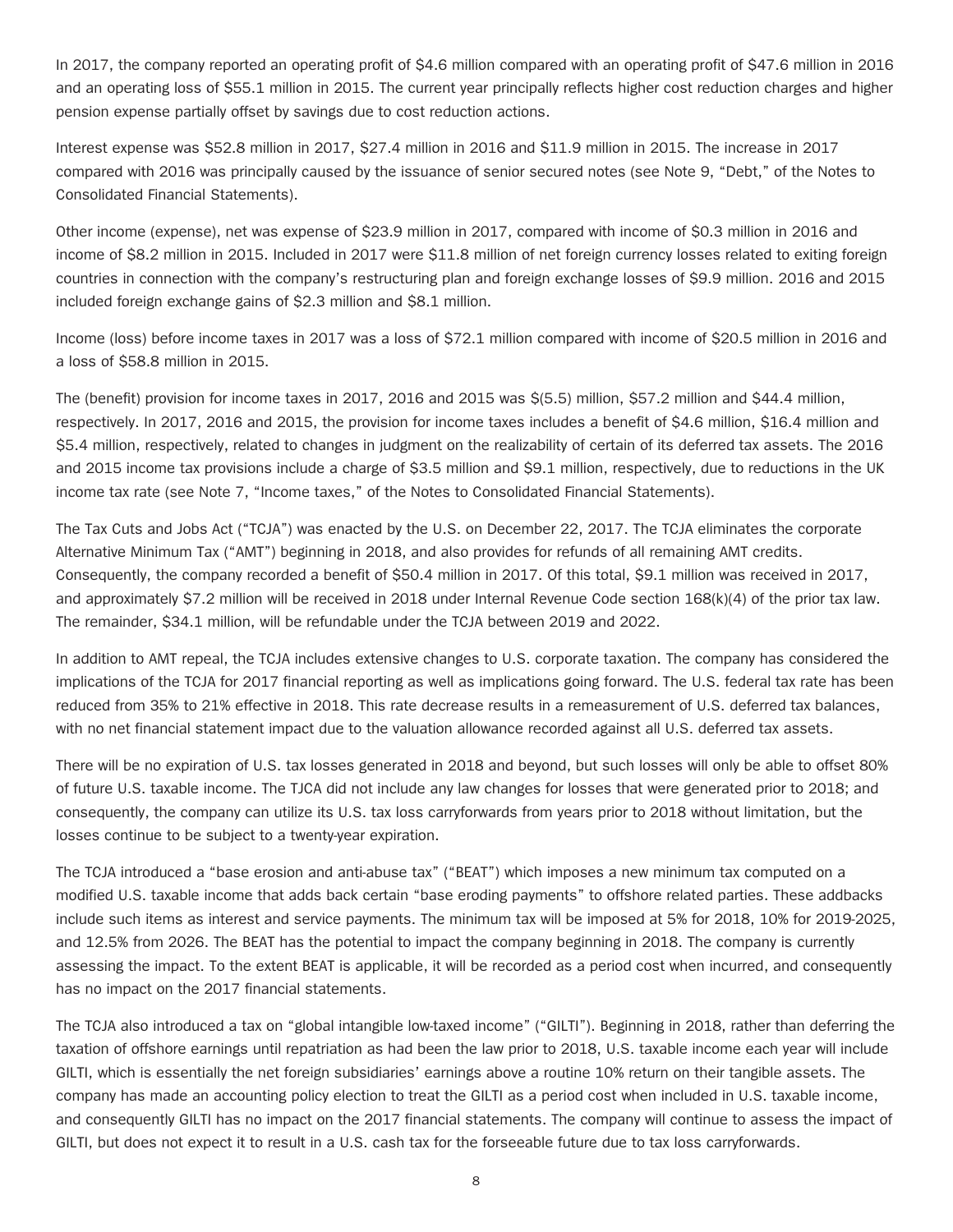In 2017, the company reported an operating profit of $4.6 million compared with an operating profit of $47.6 million in 2016 and an operating loss of $55.1 million in 2015. The current year principally reflects higher cost reduction charges and higher pension expense partially offset by savings due to cost reduction actions.

Interest expense was $52.8 million in 2017, $27.4 million in 2016 and $11.9 million in 2015. The increase in 2017 compared with 2016 was principally caused by the issuance of senior secured notes (see Note 9, "Debt," of the Notes to Consolidated Financial Statements).

Other income (expense), net was expense of $23.9 million in 2017, compared with income of $0.3 million in 2016 and income of $8.2 million in 2015. Included in 2017 were $11.8 million of net foreign currency losses related to exiting foreign countries in connection with the company's restructuring plan and foreign exchange losses of $9.9 million. 2016 and 2015 included foreign exchange gains of $2.3 million and $8.1 million.

Income (loss) before income taxes in 2017 was a loss of $72.1 million compared with income of $20.5 million in 2016 and a loss of $58.8 million in 2015.

The (benefit) provision for income taxes in 2017, 2016 and 2015 was $(5.5) million, $57.2 million and $44.4 million, respectively. In 2017, 2016 and 2015, the provision for income taxes includes a benefit of $4.6 million, $16.4 million and $5.4 million, respectively, related to changes in judgment on the realizability of certain of its deferred tax assets. The 2016 and 2015 income tax provisions include a charge of $3.5 million and $9.1 million, respectively, due to reductions in the UK income tax rate (see Note 7, "Income taxes," of the Notes to Consolidated Financial Statements).

The Tax Cuts and Jobs Act ("TCJA") was enacted by the U.S. on December 22, 2017. The TCJA eliminates the corporate Alternative Minimum Tax ("AMT") beginning in 2018, and also provides for refunds of all remaining AMT credits. Consequently, the company recorded a benefit of $50.4 million in 2017. Of this total, $9.1 million was received in 2017, and approximately $7.2 million will be received in 2018 under Internal Revenue Code section 168(k)(4) of the prior tax law. The remainder, $34.1 million, will be refundable under the TCJA between 2019 and 2022.

In addition to AMT repeal, the TCJA includes extensive changes to U.S. corporate taxation. The company has considered the implications of the TCJA for 2017 financial reporting as well as implications going forward. The U.S. federal tax rate has been reduced from 35% to 21% effective in 2018. This rate decrease results in a remeasurement of U.S. deferred tax balances, with no net financial statement impact due to the valuation allowance recorded against all U.S. deferred tax assets.

There will be no expiration of U.S. tax losses generated in 2018 and beyond, but such losses will only be able to offset 80% of future U.S. taxable income. The TJCA did not include any law changes for losses that were generated prior to 2018; and consequently, the company can utilize its U.S. tax loss carryforwards from years prior to 2018 without limitation, but the losses continue to be subject to a twenty-year expiration.

The TCJA introduced a "base erosion and anti-abuse tax" ("BEAT") which imposes a new minimum tax computed on a modified U.S. taxable income that adds back certain "base eroding payments" to offshore related parties. These addbacks include such items as interest and service payments. The minimum tax will be imposed at 5% for 2018, 10% for 2019-2025, and 12.5% from 2026. The BEAT has the potential to impact the company beginning in 2018. The company is currently assessing the impact. To the extent BEAT is applicable, it will be recorded as a period cost when incurred, and consequently has no impact on the 2017 financial statements.

The TCJA also introduced a tax on "global intangible low-taxed income" ("GILTI"). Beginning in 2018, rather than deferring the taxation of offshore earnings until repatriation as had been the law prior to 2018, U.S. taxable income each year will include GILTI, which is essentially the net foreign subsidiaries' earnings above a routine 10% return on their tangible assets. The company has made an accounting policy election to treat the GILTI as a period cost when included in U.S. taxable income, and consequently GILTI has no impact on the 2017 financial statements. The company will continue to assess the impact of GILTI, but does not expect it to result in a U.S. cash tax for the forseeable future due to tax loss carryforwards.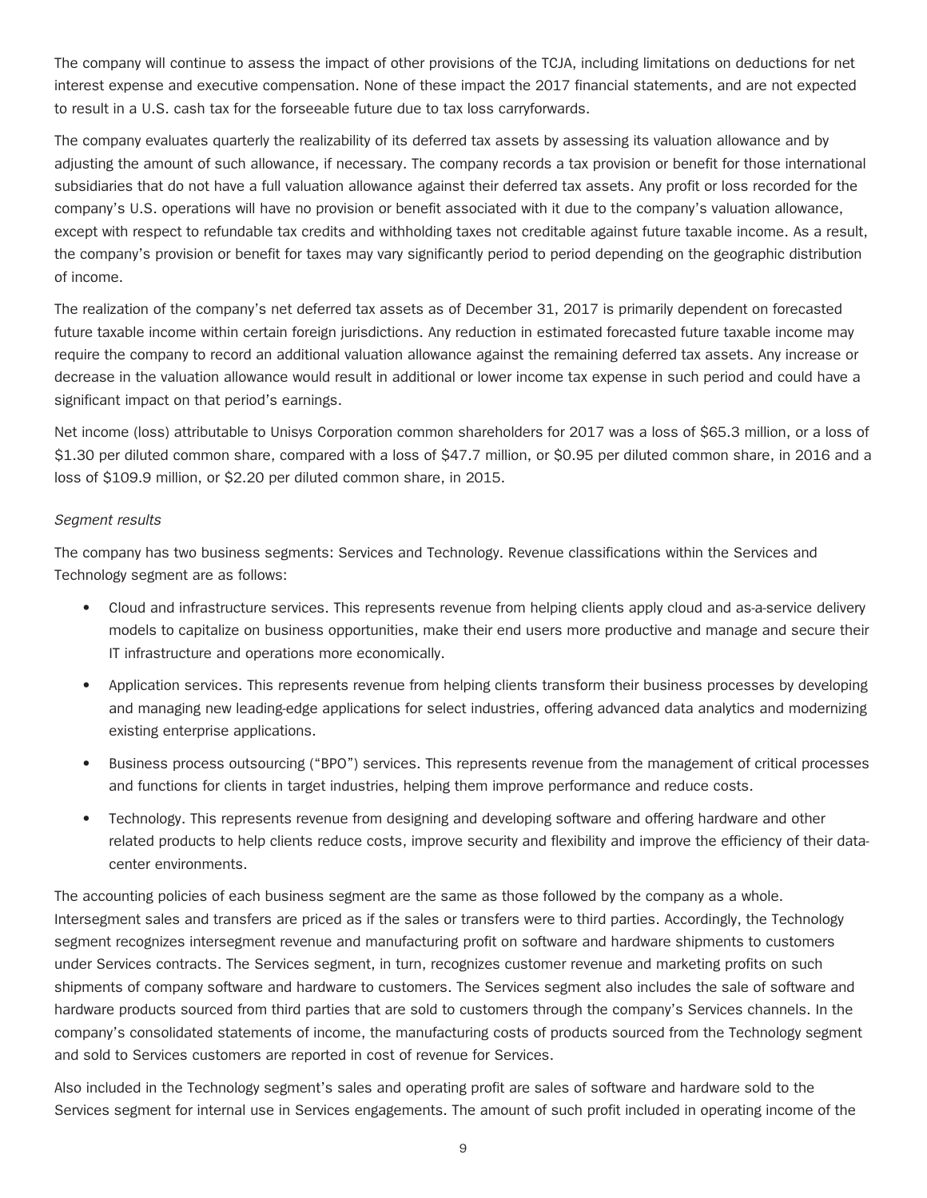The company will continue to assess the impact of other provisions of the TCJA, including limitations on deductions for net interest expense and executive compensation. None of these impact the 2017 financial statements, and are not expected to result in a U.S. cash tax for the forseeable future due to tax loss carryforwards.

The company evaluates quarterly the realizability of its deferred tax assets by assessing its valuation allowance and by adjusting the amount of such allowance, if necessary. The company records a tax provision or benefit for those international subsidiaries that do not have a full valuation allowance against their deferred tax assets. Any profit or loss recorded for the company's U.S. operations will have no provision or benefit associated with it due to the company's valuation allowance, except with respect to refundable tax credits and withholding taxes not creditable against future taxable income. As a result, the company's provision or benefit for taxes may vary significantly period to period depending on the geographic distribution of income.

The realization of the company's net deferred tax assets as of December 31, 2017 is primarily dependent on forecasted future taxable income within certain foreign jurisdictions. Any reduction in estimated forecasted future taxable income may require the company to record an additional valuation allowance against the remaining deferred tax assets. Any increase or decrease in the valuation allowance would result in additional or lower income tax expense in such period and could have a significant impact on that period's earnings.

Net income (loss) attributable to Unisys Corporation common shareholders for 2017 was a loss of $65.3 million, or a loss of $1.30 per diluted common share, compared with a loss of $47.7 million, or $0.95 per diluted common share, in 2016 and a loss of $109.9 million, or $2.20 per diluted common share, in 2015.

*Segment results*

The company has two business segments: Services and Technology. Revenue classifications within the Services and Technology segment are as follows:

- Cloud and infrastructure services. This represents revenue from helping clients apply cloud and as-a-service delivery models to capitalize on business opportunities, make their end users more productive and manage and secure their IT infrastructure and operations more economically.
- Application services. This represents revenue from helping clients transform their business processes by developing and managing new leading-edge applications for select industries, offering advanced data analytics and modernizing existing enterprise applications.
- Business process outsourcing ("BPO") services. This represents revenue from the management of critical processes and functions for clients in target industries, helping them improve performance and reduce costs.
- Technology. This represents revenue from designing and developing software and offering hardware and other related products to help clients reduce costs, improve security and flexibility and improve the efficiency of their data-center environments.

The accounting policies of each business segment are the same as those followed by the company as a whole. Intersegment sales and transfers are priced as if the sales or transfers were to third parties. Accordingly, the Technology segment recognizes intersegment revenue and manufacturing profit on software and hardware shipments to customers under Services contracts. The Services segment, in turn, recognizes customer revenue and marketing profits on such shipments of company software and hardware to customers. The Services segment also includes the sale of software and hardware products sourced from third parties that are sold to customers through the company's Services channels. In the company's consolidated statements of income, the manufacturing costs of products sourced from the Technology segment and sold to Services customers are reported in cost of revenue for Services.

Also included in the Technology segment's sales and operating profit are sales of software and hardware sold to the Services segment for internal use in Services engagements. The amount of such profit included in operating income of the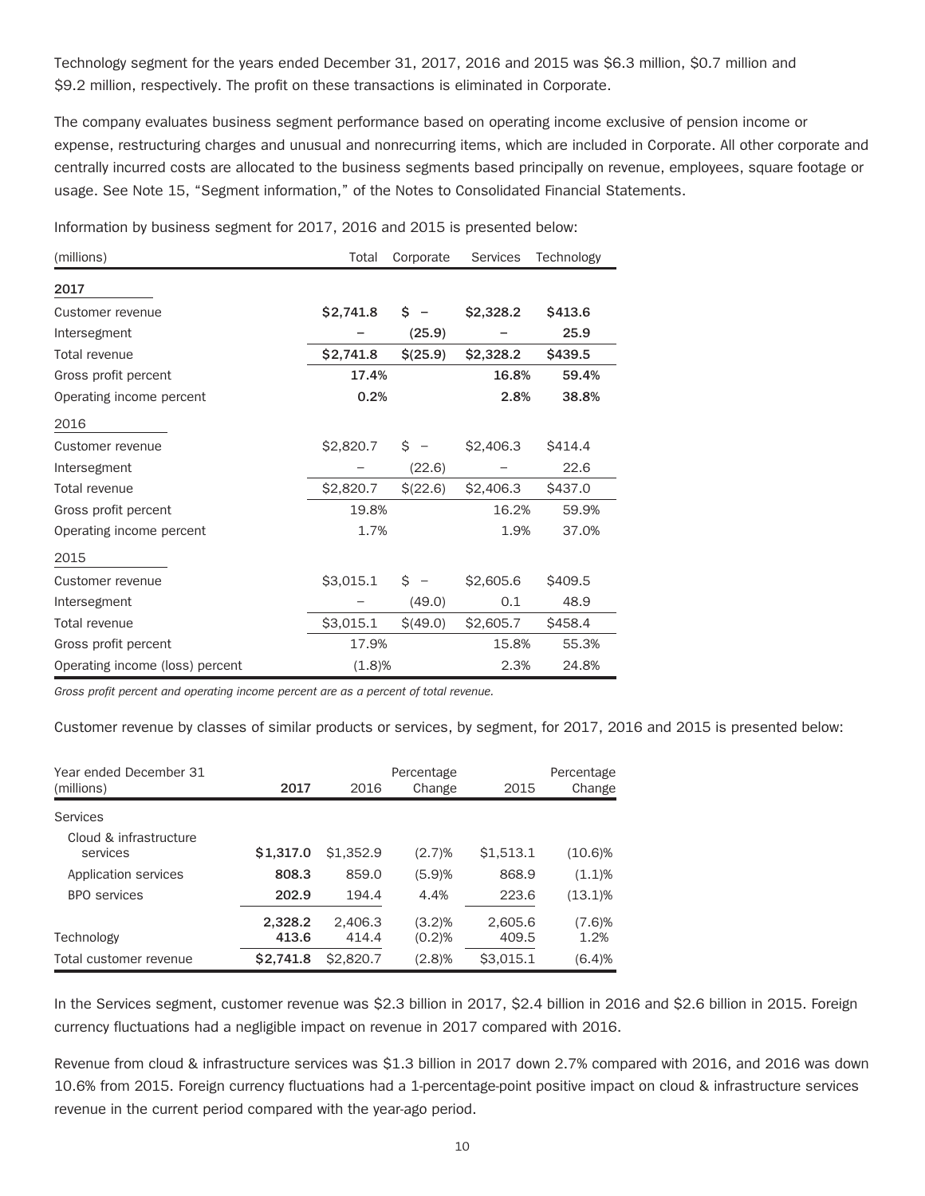Technology segment for the years ended December 31, 2017, 2016 and 2015 was $6.3 million, $0.7 million and $9.2 million, respectively. The profit on these transactions is eliminated in Corporate.

The company evaluates business segment performance based on operating income exclusive of pension income or expense, restructuring charges and unusual and nonrecurring items, which are included in Corporate. All other corporate and centrally incurred costs are allocated to the business segments based principally on revenue, employees, square footage or usage. See Note 15, "Segment information," of the Notes to Consolidated Financial Statements.

Information by business segment for 2017, 2016 and 2015 is presented below:

| (millions) | Total | Corporate | Services | Technology |
|---|---|---|---|---|
| **2017** | | | | |
| Customer revenue | **$2,741.8** | **$ –** | **$2,328.2** | **$413.6** |
| Intersegment | **–** | **(25.9)** | **–** | **25.9** |
| Total revenue | **$2,741.8** | **$(25.9)** | **$2,328.2** | **$439.5** |
| Gross profit percent | **17.4%** | | **16.8%** | **59.4%** |
| Operating income percent | **0.2%** | | **2.8%** | **38.8%** |
| 2016 | | | | |
| Customer revenue | $2,820.7 | $ – | $2,406.3 | $414.4 |
| Intersegment | – | (22.6) | – | 22.6 |
| Total revenue | $2,820.7 | $(22.6) | $2,406.3 | $437.0 |
| Gross profit percent | 19.8% | | 16.2% | 59.9% |
| Operating income percent | 1.7% | | 1.9% | 37.0% |
| 2015 | | | | |
| Customer revenue | $3,015.1 | $ – | $2,605.6 | $409.5 |
| Intersegment | – | (49.0) | 0.1 | 48.9 |
| Total revenue | $3,015.1 | $(49.0) | $2,605.7 | $458.4 |
| Gross profit percent | 17.9% | | 15.8% | 55.3% |
| Operating income (loss) percent | (1.8)% | | 2.3% | 24.8% |

*Gross profit percent and operating income percent are as a percent of total revenue.*

Customer revenue by classes of similar products or services, by segment, for 2017, 2016 and 2015 is presented below:

| Year ended December 31 (millions) | 2017 | 2016 | Percentage Change | 2015 | Percentage Change |
|---|---|---|---|---|---|
| Services | | | | | |
| Cloud & infrastructure services | **$1,317.0** | $1,352.9 | (2.7)% | $1,513.1 | (10.6)% |
| Application services | **808.3** | 859.0 | (5.9)% | 868.9 | (1.1)% |
| BPO services | **202.9** | 194.4 | 4.4% | 223.6 | (13.1)% |
| | **2,328.2** | 2,406.3 | (3.2)% | 2,605.6 | (7.6)% |
| Technology | **413.6** | 414.4 | (0.2)% | 409.5 | 1.2% |
| Total customer revenue | **$2,741.8** | $2,820.7 | (2.8)% | $3,015.1 | (6.4)% |

In the Services segment, customer revenue was $2.3 billion in 2017, $2.4 billion in 2016 and $2.6 billion in 2015. Foreign currency fluctuations had a negligible impact on revenue in 2017 compared with 2016.

Revenue from cloud & infrastructure services was $1.3 billion in 2017 down 2.7% compared with 2016, and 2016 was down 10.6% from 2015. Foreign currency fluctuations had a 1-percentage-point positive impact on cloud & infrastructure services revenue in the current period compared with the year-ago period.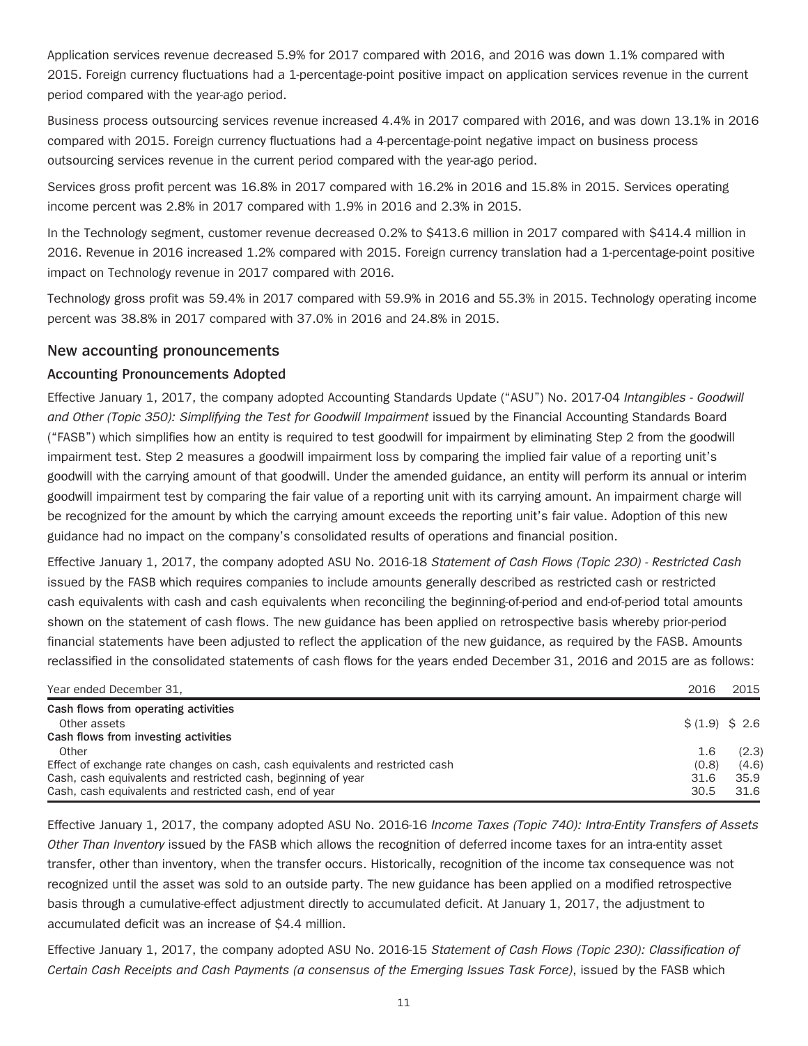Application services revenue decreased 5.9% for 2017 compared with 2016, and 2016 was down 1.1% compared with 2015. Foreign currency fluctuations had a 1-percentage-point positive impact on application services revenue in the current period compared with the year-ago period.

Business process outsourcing services revenue increased 4.4% in 2017 compared with 2016, and was down 13.1% in 2016 compared with 2015. Foreign currency fluctuations had a 4-percentage-point negative impact on business process outsourcing services revenue in the current period compared with the year-ago period.

Services gross profit percent was 16.8% in 2017 compared with 16.2% in 2016 and 15.8% in 2015. Services operating income percent was 2.8% in 2017 compared with 1.9% in 2016 and 2.3% in 2015.

In the Technology segment, customer revenue decreased 0.2% to $413.6 million in 2017 compared with $414.4 million in 2016. Revenue in 2016 increased 1.2% compared with 2015. Foreign currency translation had a 1-percentage-point positive impact on Technology revenue in 2017 compared with 2016.

Technology gross profit was 59.4% in 2017 compared with 59.9% in 2016 and 55.3% in 2015. Technology operating income percent was 38.8% in 2017 compared with 37.0% in 2016 and 24.8% in 2015.

## New accounting pronouncements

### Accounting Pronouncements Adopted

Effective January 1, 2017, the company adopted Accounting Standards Update ("ASU") No. 2017-04 *Intangibles - Goodwill and Other (Topic 350): Simplifying the Test for Goodwill Impairment* issued by the Financial Accounting Standards Board ("FASB") which simplifies how an entity is required to test goodwill for impairment by eliminating Step 2 from the goodwill impairment test. Step 2 measures a goodwill impairment loss by comparing the implied fair value of a reporting unit's goodwill with the carrying amount of that goodwill. Under the amended guidance, an entity will perform its annual or interim goodwill impairment test by comparing the fair value of a reporting unit with its carrying amount. An impairment charge will be recognized for the amount by which the carrying amount exceeds the reporting unit's fair value. Adoption of this new guidance had no impact on the company's consolidated results of operations and financial position.

Effective January 1, 2017, the company adopted ASU No. 2016-18 *Statement of Cash Flows (Topic 230) - Restricted Cash* issued by the FASB which requires companies to include amounts generally described as restricted cash or restricted cash equivalents with cash and cash equivalents when reconciling the beginning-of-period and end-of-period total amounts shown on the statement of cash flows. The new guidance has been applied on retrospective basis whereby prior-period financial statements have been adjusted to reflect the application of the new guidance, as required by the FASB. Amounts reclassified in the consolidated statements of cash flows for the years ended December 31, 2016 and 2015 are as follows:

| Year ended December 31, | 2016 | 2015 |
|---|---|---|
| **Cash flows from operating activities** | | |
| Other assets | $ (1.9) | $ 2.6 |
| **Cash flows from investing activities** | | |
| Other | 1.6 | (2.3) |
| Effect of exchange rate changes on cash, cash equivalents and restricted cash | (0.8) | (4.6) |
| Cash, cash equivalents and restricted cash, beginning of year | 31.6 | 35.9 |
| Cash, cash equivalents and restricted cash, end of year | 30.5 | 31.6 |

Effective January 1, 2017, the company adopted ASU No. 2016-16 *Income Taxes (Topic 740): Intra-Entity Transfers of Assets Other Than Inventory* issued by the FASB which allows the recognition of deferred income taxes for an intra-entity asset transfer, other than inventory, when the transfer occurs. Historically, recognition of the income tax consequence was not recognized until the asset was sold to an outside party. The new guidance has been applied on a modified retrospective basis through a cumulative-effect adjustment directly to accumulated deficit. At January 1, 2017, the adjustment to accumulated deficit was an increase of $4.4 million.

Effective January 1, 2017, the company adopted ASU No. 2016-15 *Statement of Cash Flows (Topic 230): Classification of Certain Cash Receipts and Cash Payments (a consensus of the Emerging Issues Task Force)*, issued by the FASB which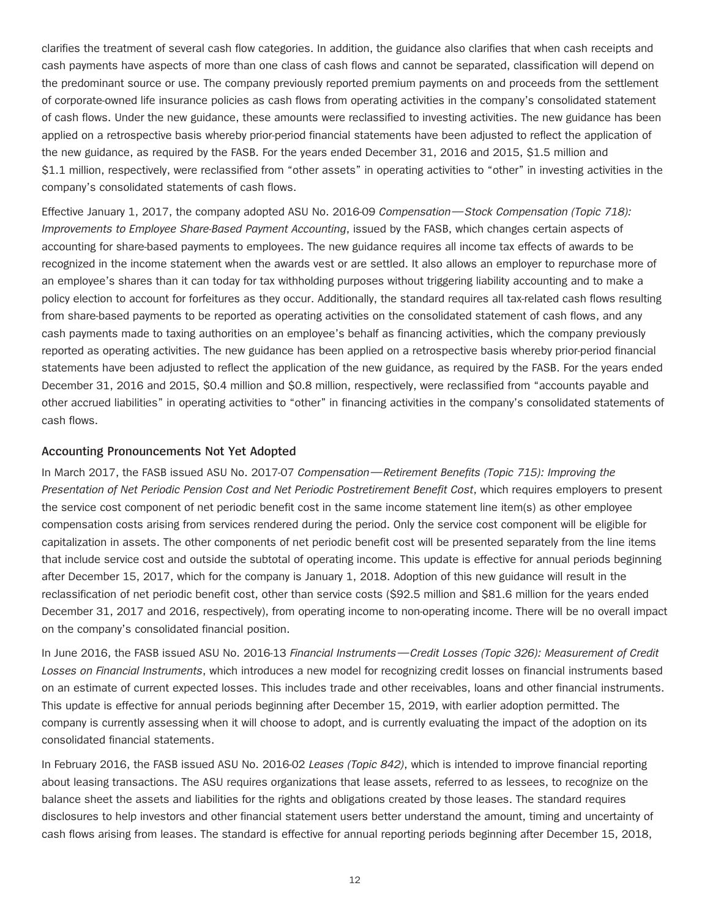clarifies the treatment of several cash flow categories. In addition, the guidance also clarifies that when cash receipts and cash payments have aspects of more than one class of cash flows and cannot be separated, classification will depend on the predominant source or use. The company previously reported premium payments on and proceeds from the settlement of corporate-owned life insurance policies as cash flows from operating activities in the company's consolidated statement of cash flows. Under the new guidance, these amounts were reclassified to investing activities. The new guidance has been applied on a retrospective basis whereby prior-period financial statements have been adjusted to reflect the application of the new guidance, as required by the FASB. For the years ended December 31, 2016 and 2015, $1.5 million and $1.1 million, respectively, were reclassified from "other assets" in operating activities to "other" in investing activities in the company's consolidated statements of cash flows.

Effective January 1, 2017, the company adopted ASU No. 2016-09 *Compensation—Stock Compensation (Topic 718): Improvements to Employee Share-Based Payment Accounting*, issued by the FASB, which changes certain aspects of accounting for share-based payments to employees. The new guidance requires all income tax effects of awards to be recognized in the income statement when the awards vest or are settled. It also allows an employer to repurchase more of an employee's shares than it can today for tax withholding purposes without triggering liability accounting and to make a policy election to account for forfeitures as they occur. Additionally, the standard requires all tax-related cash flows resulting from share-based payments to be reported as operating activities on the consolidated statement of cash flows, and any cash payments made to taxing authorities on an employee's behalf as financing activities, which the company previously reported as operating activities. The new guidance has been applied on a retrospective basis whereby prior-period financial statements have been adjusted to reflect the application of the new guidance, as required by the FASB. For the years ended December 31, 2016 and 2015, $0.4 million and $0.8 million, respectively, were reclassified from "accounts payable and other accrued liabilities" in operating activities to "other" in financing activities in the company's consolidated statements of cash flows.

### Accounting Pronouncements Not Yet Adopted

In March 2017, the FASB issued ASU No. 2017-07 *Compensation—Retirement Benefits (Topic 715): Improving the Presentation of Net Periodic Pension Cost and Net Periodic Postretirement Benefit Cost*, which requires employers to present the service cost component of net periodic benefit cost in the same income statement line item(s) as other employee compensation costs arising from services rendered during the period. Only the service cost component will be eligible for capitalization in assets. The other components of net periodic benefit cost will be presented separately from the line items that include service cost and outside the subtotal of operating income. This update is effective for annual periods beginning after December 15, 2017, which for the company is January 1, 2018. Adoption of this new guidance will result in the reclassification of net periodic benefit cost, other than service costs ($92.5 million and $81.6 million for the years ended December 31, 2017 and 2016, respectively), from operating income to non-operating income. There will be no overall impact on the company's consolidated financial position.

In June 2016, the FASB issued ASU No. 2016-13 *Financial Instruments—Credit Losses (Topic 326): Measurement of Credit Losses on Financial Instruments*, which introduces a new model for recognizing credit losses on financial instruments based on an estimate of current expected losses. This includes trade and other receivables, loans and other financial instruments. This update is effective for annual periods beginning after December 15, 2019, with earlier adoption permitted. The company is currently assessing when it will choose to adopt, and is currently evaluating the impact of the adoption on its consolidated financial statements.

In February 2016, the FASB issued ASU No. 2016-02 *Leases (Topic 842)*, which is intended to improve financial reporting about leasing transactions. The ASU requires organizations that lease assets, referred to as lessees, to recognize on the balance sheet the assets and liabilities for the rights and obligations created by those leases. The standard requires disclosures to help investors and other financial statement users better understand the amount, timing and uncertainty of cash flows arising from leases. The standard is effective for annual reporting periods beginning after December 15, 2018,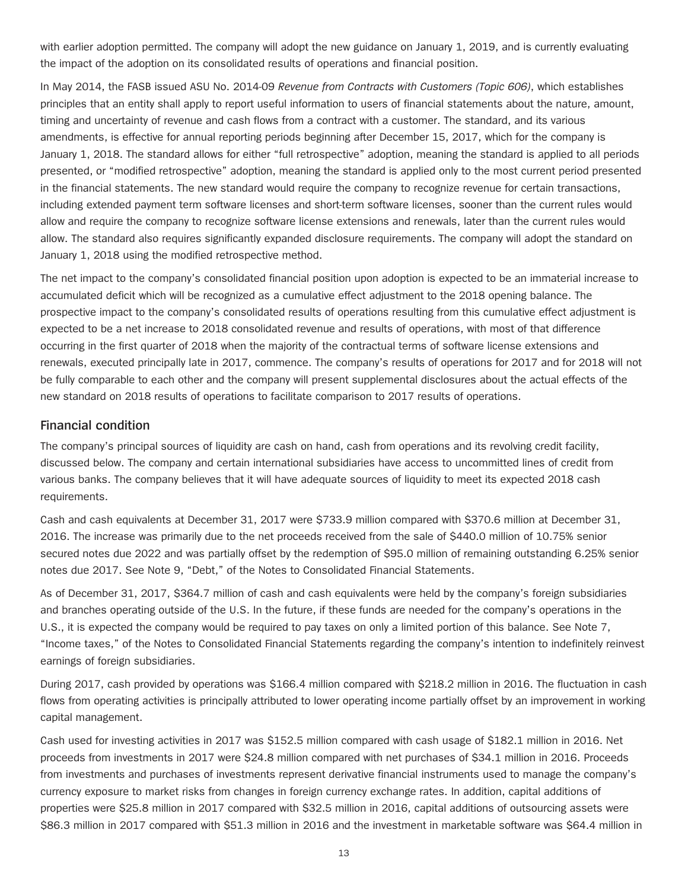with earlier adoption permitted. The company will adopt the new guidance on January 1, 2019, and is currently evaluating the impact of the adoption on its consolidated results of operations and financial position.

In May 2014, the FASB issued ASU No. 2014-09 *Revenue from Contracts with Customers (Topic 606)*, which establishes principles that an entity shall apply to report useful information to users of financial statements about the nature, amount, timing and uncertainty of revenue and cash flows from a contract with a customer. The standard, and its various amendments, is effective for annual reporting periods beginning after December 15, 2017, which for the company is January 1, 2018. The standard allows for either "full retrospective" adoption, meaning the standard is applied to all periods presented, or "modified retrospective" adoption, meaning the standard is applied only to the most current period presented in the financial statements. The new standard would require the company to recognize revenue for certain transactions, including extended payment term software licenses and short-term software licenses, sooner than the current rules would allow and require the company to recognize software license extensions and renewals, later than the current rules would allow. The standard also requires significantly expanded disclosure requirements. The company will adopt the standard on January 1, 2018 using the modified retrospective method.

The net impact to the company's consolidated financial position upon adoption is expected to be an immaterial increase to accumulated deficit which will be recognized as a cumulative effect adjustment to the 2018 opening balance. The prospective impact to the company's consolidated results of operations resulting from this cumulative effect adjustment is expected to be a net increase to 2018 consolidated revenue and results of operations, with most of that difference occurring in the first quarter of 2018 when the majority of the contractual terms of software license extensions and renewals, executed principally late in 2017, commence. The company's results of operations for 2017 and for 2018 will not be fully comparable to each other and the company will present supplemental disclosures about the actual effects of the new standard on 2018 results of operations to facilitate comparison to 2017 results of operations.

## Financial condition

The company's principal sources of liquidity are cash on hand, cash from operations and its revolving credit facility, discussed below. The company and certain international subsidiaries have access to uncommitted lines of credit from various banks. The company believes that it will have adequate sources of liquidity to meet its expected 2018 cash requirements.

Cash and cash equivalents at December 31, 2017 were $733.9 million compared with $370.6 million at December 31, 2016. The increase was primarily due to the net proceeds received from the sale of $440.0 million of 10.75% senior secured notes due 2022 and was partially offset by the redemption of $95.0 million of remaining outstanding 6.25% senior notes due 2017. See Note 9, "Debt," of the Notes to Consolidated Financial Statements.

As of December 31, 2017, $364.7 million of cash and cash equivalents were held by the company's foreign subsidiaries and branches operating outside of the U.S. In the future, if these funds are needed for the company's operations in the U.S., it is expected the company would be required to pay taxes on only a limited portion of this balance. See Note 7, "Income taxes," of the Notes to Consolidated Financial Statements regarding the company's intention to indefinitely reinvest earnings of foreign subsidiaries.

During 2017, cash provided by operations was $166.4 million compared with $218.2 million in 2016. The fluctuation in cash flows from operating activities is principally attributed to lower operating income partially offset by an improvement in working capital management.

Cash used for investing activities in 2017 was $152.5 million compared with cash usage of $182.1 million in 2016. Net proceeds from investments in 2017 were $24.8 million compared with net purchases of $34.1 million in 2016. Proceeds from investments and purchases of investments represent derivative financial instruments used to manage the company's currency exposure to market risks from changes in foreign currency exchange rates. In addition, capital additions of properties were $25.8 million in 2017 compared with $32.5 million in 2016, capital additions of outsourcing assets were $86.3 million in 2017 compared with $51.3 million in 2016 and the investment in marketable software was $64.4 million in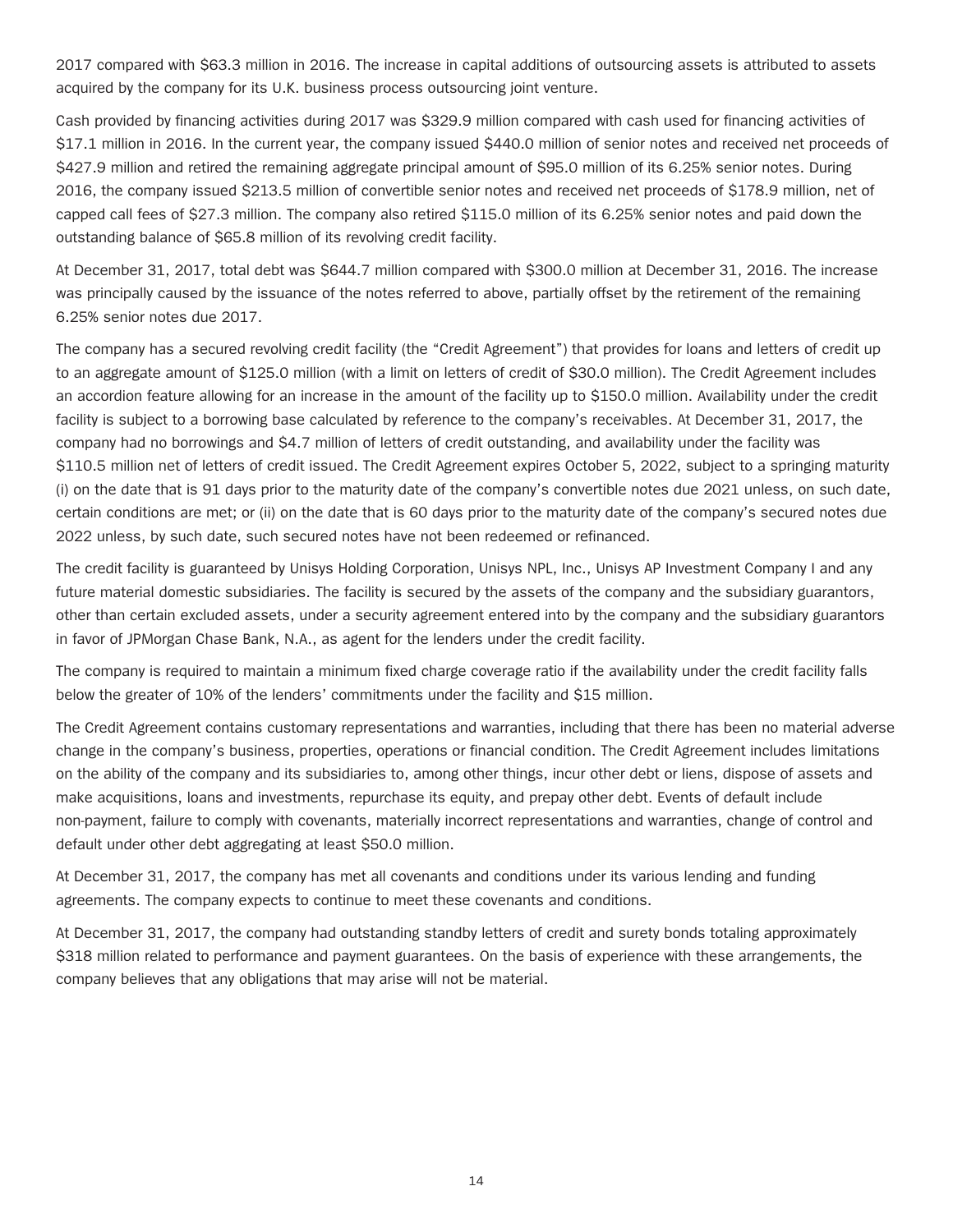2017 compared with $63.3 million in 2016. The increase in capital additions of outsourcing assets is attributed to assets acquired by the company for its U.K. business process outsourcing joint venture.

Cash provided by financing activities during 2017 was $329.9 million compared with cash used for financing activities of $17.1 million in 2016. In the current year, the company issued $440.0 million of senior notes and received net proceeds of $427.9 million and retired the remaining aggregate principal amount of $95.0 million of its 6.25% senior notes. During 2016, the company issued $213.5 million of convertible senior notes and received net proceeds of $178.9 million, net of capped call fees of $27.3 million. The company also retired $115.0 million of its 6.25% senior notes and paid down the outstanding balance of $65.8 million of its revolving credit facility.

At December 31, 2017, total debt was $644.7 million compared with $300.0 million at December 31, 2016. The increase was principally caused by the issuance of the notes referred to above, partially offset by the retirement of the remaining 6.25% senior notes due 2017.

The company has a secured revolving credit facility (the "Credit Agreement") that provides for loans and letters of credit up to an aggregate amount of $125.0 million (with a limit on letters of credit of $30.0 million). The Credit Agreement includes an accordion feature allowing for an increase in the amount of the facility up to $150.0 million. Availability under the credit facility is subject to a borrowing base calculated by reference to the company's receivables. At December 31, 2017, the company had no borrowings and $4.7 million of letters of credit outstanding, and availability under the facility was $110.5 million net of letters of credit issued. The Credit Agreement expires October 5, 2022, subject to a springing maturity (i) on the date that is 91 days prior to the maturity date of the company's convertible notes due 2021 unless, on such date, certain conditions are met; or (ii) on the date that is 60 days prior to the maturity date of the company's secured notes due 2022 unless, by such date, such secured notes have not been redeemed or refinanced.

The credit facility is guaranteed by Unisys Holding Corporation, Unisys NPL, Inc., Unisys AP Investment Company I and any future material domestic subsidiaries. The facility is secured by the assets of the company and the subsidiary guarantors, other than certain excluded assets, under a security agreement entered into by the company and the subsidiary guarantors in favor of JPMorgan Chase Bank, N.A., as agent for the lenders under the credit facility.

The company is required to maintain a minimum fixed charge coverage ratio if the availability under the credit facility falls below the greater of 10% of the lenders' commitments under the facility and $15 million.

The Credit Agreement contains customary representations and warranties, including that there has been no material adverse change in the company's business, properties, operations or financial condition. The Credit Agreement includes limitations on the ability of the company and its subsidiaries to, among other things, incur other debt or liens, dispose of assets and make acquisitions, loans and investments, repurchase its equity, and prepay other debt. Events of default include non-payment, failure to comply with covenants, materially incorrect representations and warranties, change of control and default under other debt aggregating at least $50.0 million.

At December 31, 2017, the company has met all covenants and conditions under its various lending and funding agreements. The company expects to continue to meet these covenants and conditions.

At December 31, 2017, the company had outstanding standby letters of credit and surety bonds totaling approximately $318 million related to performance and payment guarantees. On the basis of experience with these arrangements, the company believes that any obligations that may arise will not be material.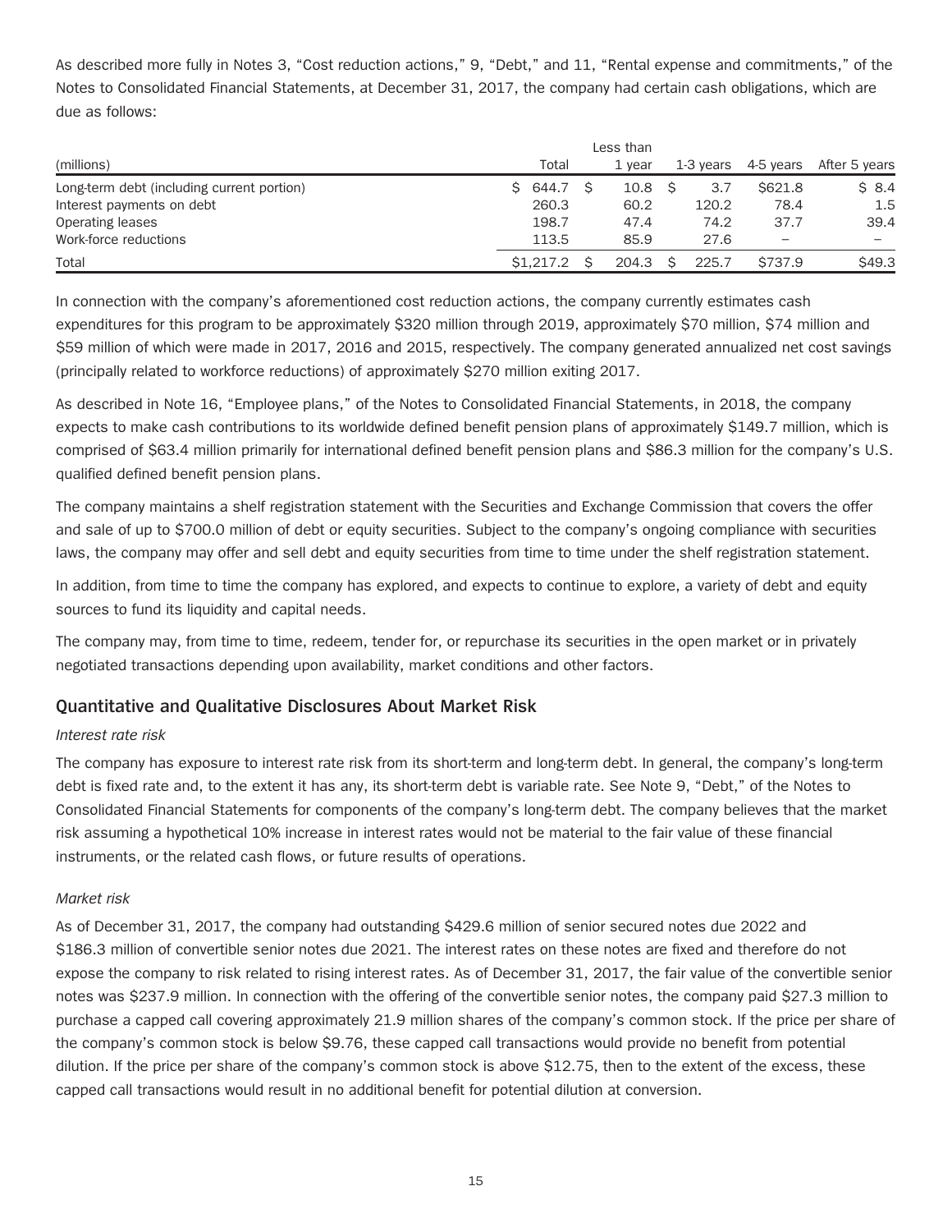As described more fully in Notes 3, "Cost reduction actions," 9, "Debt," and 11, "Rental expense and commitments," of the Notes to Consolidated Financial Statements, at December 31, 2017, the company had certain cash obligations, which are due as follows:

| (millions) | Total | Less than 1 year | 1-3 years | 4-5 years | After 5 years |
|---|---|---|---|---|---|
| Long-term debt (including current portion) | $ 644.7 | $ 10.8 | $ 3.7 | $621.8 | $ 8.4 |
| Interest payments on debt | 260.3 | 60.2 | 120.2 | 78.4 | 1.5 |
| Operating leases | 198.7 | 47.4 | 74.2 | 37.7 | 39.4 |
| Work-force reductions | 113.5 | 85.9 | 27.6 | – | – |
| Total | $1,217.2 | $ 204.3 | $ 225.7 | $737.9 | $49.3 |

In connection with the company's aforementioned cost reduction actions, the company currently estimates cash expenditures for this program to be approximately $320 million through 2019, approximately $70 million, $74 million and $59 million of which were made in 2017, 2016 and 2015, respectively. The company generated annualized net cost savings (principally related to workforce reductions) of approximately $270 million exiting 2017.

As described in Note 16, "Employee plans," of the Notes to Consolidated Financial Statements, in 2018, the company expects to make cash contributions to its worldwide defined benefit pension plans of approximately $149.7 million, which is comprised of $63.4 million primarily for international defined benefit pension plans and $86.3 million for the company's U.S. qualified defined benefit pension plans.

The company maintains a shelf registration statement with the Securities and Exchange Commission that covers the offer and sale of up to $700.0 million of debt or equity securities. Subject to the company's ongoing compliance with securities laws, the company may offer and sell debt and equity securities from time to time under the shelf registration statement.

In addition, from time to time the company has explored, and expects to continue to explore, a variety of debt and equity sources to fund its liquidity and capital needs.

The company may, from time to time, redeem, tender for, or repurchase its securities in the open market or in privately negotiated transactions depending upon availability, market conditions and other factors.

## Quantitative and Qualitative Disclosures About Market Risk

*Interest rate risk*

The company has exposure to interest rate risk from its short-term and long-term debt. In general, the company's long-term debt is fixed rate and, to the extent it has any, its short-term debt is variable rate. See Note 9, "Debt," of the Notes to Consolidated Financial Statements for components of the company's long-term debt. The company believes that the market risk assuming a hypothetical 10% increase in interest rates would not be material to the fair value of these financial instruments, or the related cash flows, or future results of operations.

*Market risk*

As of December 31, 2017, the company had outstanding $429.6 million of senior secured notes due 2022 and $186.3 million of convertible senior notes due 2021. The interest rates on these notes are fixed and therefore do not expose the company to risk related to rising interest rates. As of December 31, 2017, the fair value of the convertible senior notes was $237.9 million. In connection with the offering of the convertible senior notes, the company paid $27.3 million to purchase a capped call covering approximately 21.9 million shares of the company's common stock. If the price per share of the company's common stock is below $9.76, these capped call transactions would provide no benefit from potential dilution. If the price per share of the company's common stock is above $12.75, then to the extent of the excess, these capped call transactions would result in no additional benefit for potential dilution at conversion.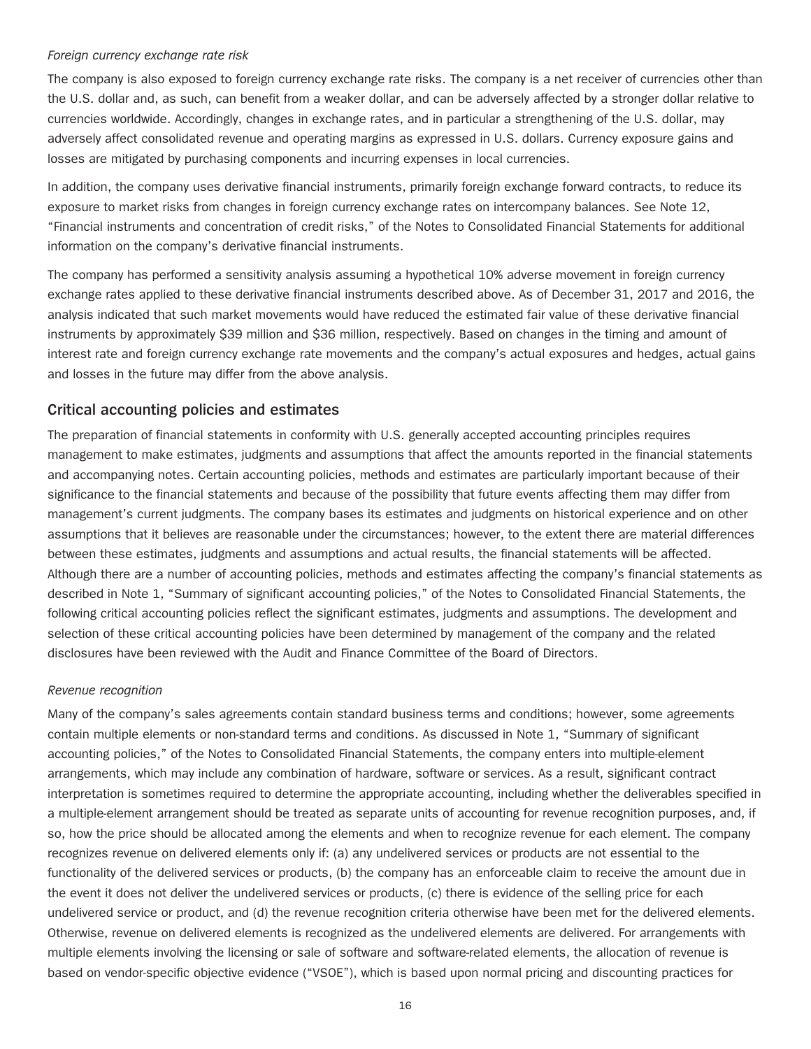*Foreign currency exchange rate risk*

The company is also exposed to foreign currency exchange rate risks. The company is a net receiver of currencies other than the U.S. dollar and, as such, can benefit from a weaker dollar, and can be adversely affected by a stronger dollar relative to currencies worldwide. Accordingly, changes in exchange rates, and in particular a strengthening of the U.S. dollar, may adversely affect consolidated revenue and operating margins as expressed in U.S. dollars. Currency exposure gains and losses are mitigated by purchasing components and incurring expenses in local currencies.

In addition, the company uses derivative financial instruments, primarily foreign exchange forward contracts, to reduce its exposure to market risks from changes in foreign currency exchange rates on intercompany balances. See Note 12, "Financial instruments and concentration of credit risks," of the Notes to Consolidated Financial Statements for additional information on the company's derivative financial instruments.

The company has performed a sensitivity analysis assuming a hypothetical 10% adverse movement in foreign currency exchange rates applied to these derivative financial instruments described above. As of December 31, 2017 and 2016, the analysis indicated that such market movements would have reduced the estimated fair value of these derivative financial instruments by approximately $39 million and $36 million, respectively. Based on changes in the timing and amount of interest rate and foreign currency exchange rate movements and the company's actual exposures and hedges, actual gains and losses in the future may differ from the above analysis.

## Critical accounting policies and estimates

The preparation of financial statements in conformity with U.S. generally accepted accounting principles requires management to make estimates, judgments and assumptions that affect the amounts reported in the financial statements and accompanying notes. Certain accounting policies, methods and estimates are particularly important because of their significance to the financial statements and because of the possibility that future events affecting them may differ from management's current judgments. The company bases its estimates and judgments on historical experience and on other assumptions that it believes are reasonable under the circumstances; however, to the extent there are material differences between these estimates, judgments and assumptions and actual results, the financial statements will be affected. Although there are a number of accounting policies, methods and estimates affecting the company's financial statements as described in Note 1, "Summary of significant accounting policies," of the Notes to Consolidated Financial Statements, the following critical accounting policies reflect the significant estimates, judgments and assumptions. The development and selection of these critical accounting policies have been determined by management of the company and the related disclosures have been reviewed with the Audit and Finance Committee of the Board of Directors.

*Revenue recognition*

Many of the company's sales agreements contain standard business terms and conditions; however, some agreements contain multiple elements or non-standard terms and conditions. As discussed in Note 1, "Summary of significant accounting policies," of the Notes to Consolidated Financial Statements, the company enters into multiple-element arrangements, which may include any combination of hardware, software or services. As a result, significant contract interpretation is sometimes required to determine the appropriate accounting, including whether the deliverables specified in a multiple-element arrangement should be treated as separate units of accounting for revenue recognition purposes, and, if so, how the price should be allocated among the elements and when to recognize revenue for each element. The company recognizes revenue on delivered elements only if: (a) any undelivered services or products are not essential to the functionality of the delivered services or products, (b) the company has an enforceable claim to receive the amount due in the event it does not deliver the undelivered services or products, (c) there is evidence of the selling price for each undelivered service or product, and (d) the revenue recognition criteria otherwise have been met for the delivered elements. Otherwise, revenue on delivered elements is recognized as the undelivered elements are delivered. For arrangements with multiple elements involving the licensing or sale of software and software-related elements, the allocation of revenue is based on vendor-specific objective evidence ("VSOE"), which is based upon normal pricing and discounting practices for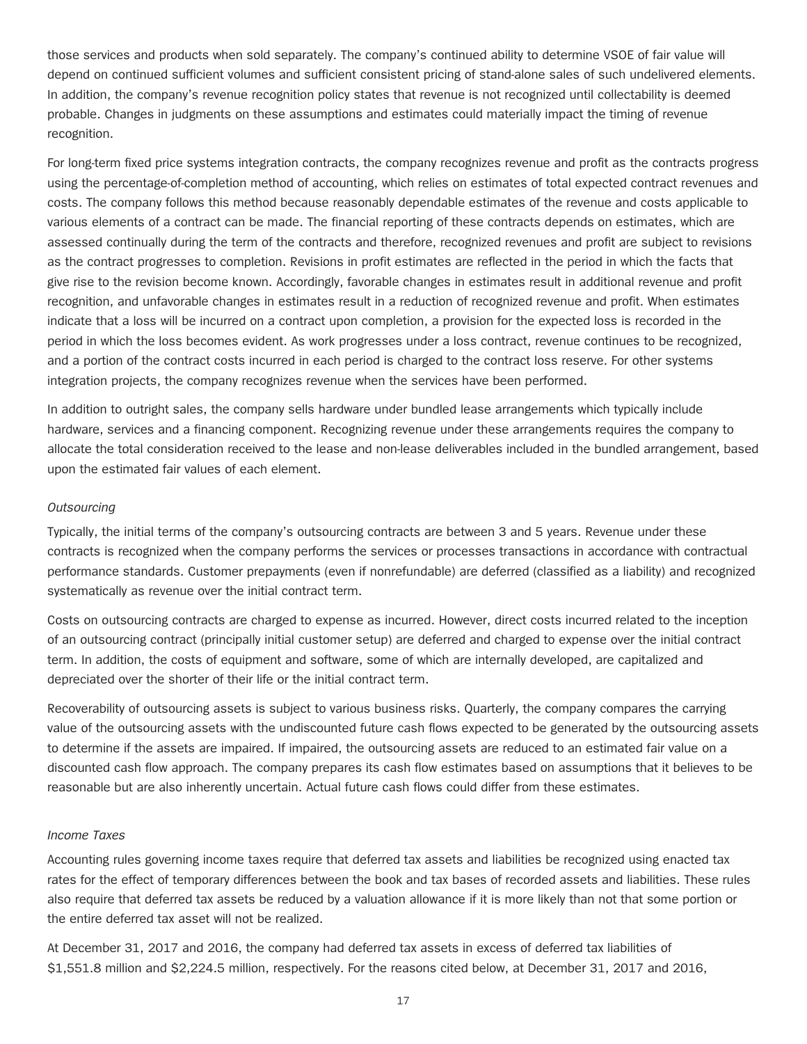those services and products when sold separately. The company's continued ability to determine VSOE of fair value will depend on continued sufficient volumes and sufficient consistent pricing of stand-alone sales of such undelivered elements. In addition, the company's revenue recognition policy states that revenue is not recognized until collectability is deemed probable. Changes in judgments on these assumptions and estimates could materially impact the timing of revenue recognition.

For long-term fixed price systems integration contracts, the company recognizes revenue and profit as the contracts progress using the percentage-of-completion method of accounting, which relies on estimates of total expected contract revenues and costs. The company follows this method because reasonably dependable estimates of the revenue and costs applicable to various elements of a contract can be made. The financial reporting of these contracts depends on estimates, which are assessed continually during the term of the contracts and therefore, recognized revenues and profit are subject to revisions as the contract progresses to completion. Revisions in profit estimates are reflected in the period in which the facts that give rise to the revision become known. Accordingly, favorable changes in estimates result in additional revenue and profit recognition, and unfavorable changes in estimates result in a reduction of recognized revenue and profit. When estimates indicate that a loss will be incurred on a contract upon completion, a provision for the expected loss is recorded in the period in which the loss becomes evident. As work progresses under a loss contract, revenue continues to be recognized, and a portion of the contract costs incurred in each period is charged to the contract loss reserve. For other systems integration projects, the company recognizes revenue when the services have been performed.

In addition to outright sales, the company sells hardware under bundled lease arrangements which typically include hardware, services and a financing component. Recognizing revenue under these arrangements requires the company to allocate the total consideration received to the lease and non-lease deliverables included in the bundled arrangement, based upon the estimated fair values of each element.

*Outsourcing*

Typically, the initial terms of the company's outsourcing contracts are between 3 and 5 years. Revenue under these contracts is recognized when the company performs the services or processes transactions in accordance with contractual performance standards. Customer prepayments (even if nonrefundable) are deferred (classified as a liability) and recognized systematically as revenue over the initial contract term.

Costs on outsourcing contracts are charged to expense as incurred. However, direct costs incurred related to the inception of an outsourcing contract (principally initial customer setup) are deferred and charged to expense over the initial contract term. In addition, the costs of equipment and software, some of which are internally developed, are capitalized and depreciated over the shorter of their life or the initial contract term.

Recoverability of outsourcing assets is subject to various business risks. Quarterly, the company compares the carrying value of the outsourcing assets with the undiscounted future cash flows expected to be generated by the outsourcing assets to determine if the assets are impaired. If impaired, the outsourcing assets are reduced to an estimated fair value on a discounted cash flow approach. The company prepares its cash flow estimates based on assumptions that it believes to be reasonable but are also inherently uncertain. Actual future cash flows could differ from these estimates.

*Income Taxes*

Accounting rules governing income taxes require that deferred tax assets and liabilities be recognized using enacted tax rates for the effect of temporary differences between the book and tax bases of recorded assets and liabilities. These rules also require that deferred tax assets be reduced by a valuation allowance if it is more likely than not that some portion or the entire deferred tax asset will not be realized.

At December 31, 2017 and 2016, the company had deferred tax assets in excess of deferred tax liabilities of $1,551.8 million and $2,224.5 million, respectively. For the reasons cited below, at December 31, 2017 and 2016,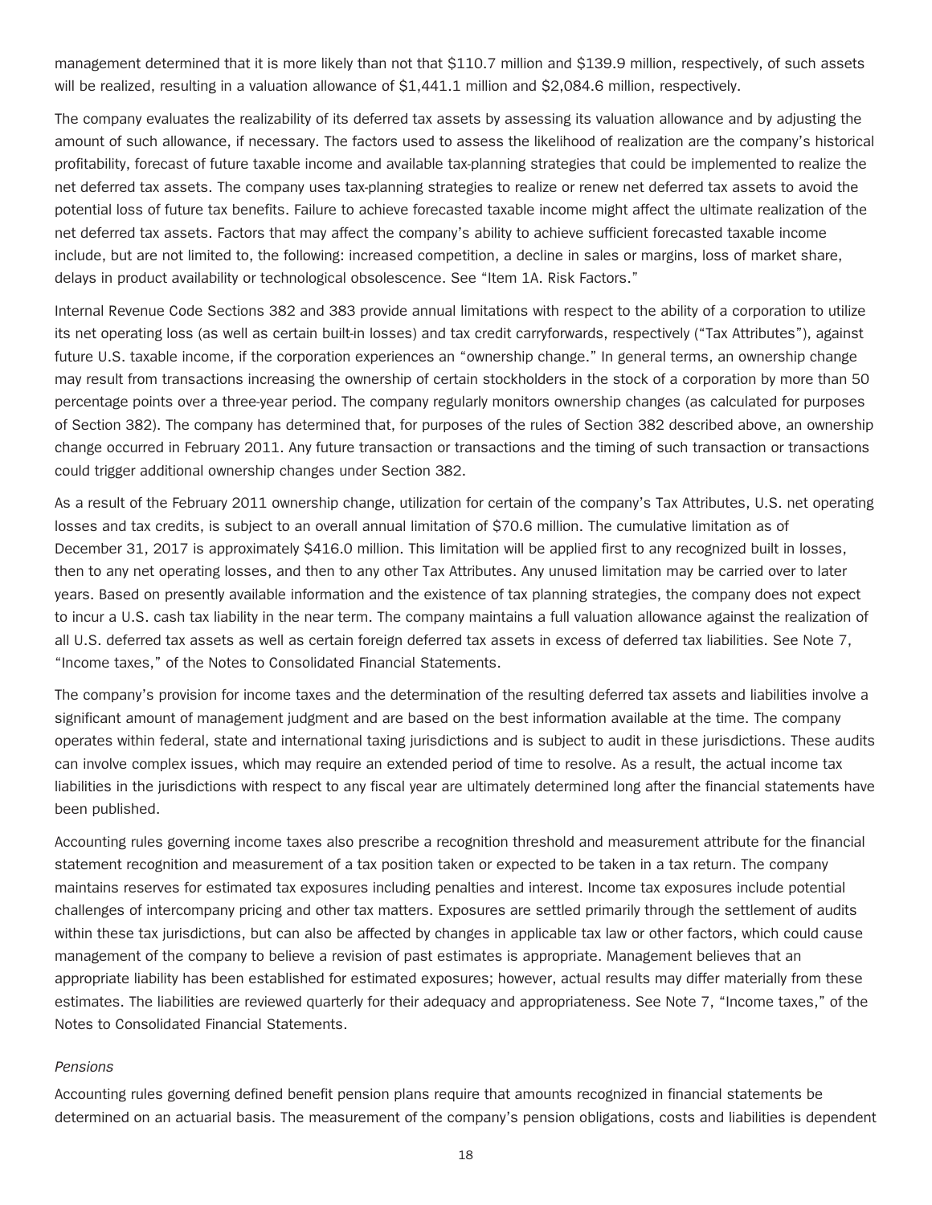management determined that it is more likely than not that $110.7 million and $139.9 million, respectively, of such assets will be realized, resulting in a valuation allowance of $1,441.1 million and $2,084.6 million, respectively.

The company evaluates the realizability of its deferred tax assets by assessing its valuation allowance and by adjusting the amount of such allowance, if necessary. The factors used to assess the likelihood of realization are the company's historical profitability, forecast of future taxable income and available tax-planning strategies that could be implemented to realize the net deferred tax assets. The company uses tax-planning strategies to realize or renew net deferred tax assets to avoid the potential loss of future tax benefits. Failure to achieve forecasted taxable income might affect the ultimate realization of the net deferred tax assets. Factors that may affect the company's ability to achieve sufficient forecasted taxable income include, but are not limited to, the following: increased competition, a decline in sales or margins, loss of market share, delays in product availability or technological obsolescence. See "Item 1A. Risk Factors."

Internal Revenue Code Sections 382 and 383 provide annual limitations with respect to the ability of a corporation to utilize its net operating loss (as well as certain built-in losses) and tax credit carryforwards, respectively ("Tax Attributes"), against future U.S. taxable income, if the corporation experiences an "ownership change." In general terms, an ownership change may result from transactions increasing the ownership of certain stockholders in the stock of a corporation by more than 50 percentage points over a three-year period. The company regularly monitors ownership changes (as calculated for purposes of Section 382). The company has determined that, for purposes of the rules of Section 382 described above, an ownership change occurred in February 2011. Any future transaction or transactions and the timing of such transaction or transactions could trigger additional ownership changes under Section 382.

As a result of the February 2011 ownership change, utilization for certain of the company's Tax Attributes, U.S. net operating losses and tax credits, is subject to an overall annual limitation of $70.6 million. The cumulative limitation as of December 31, 2017 is approximately $416.0 million. This limitation will be applied first to any recognized built in losses, then to any net operating losses, and then to any other Tax Attributes. Any unused limitation may be carried over to later years. Based on presently available information and the existence of tax planning strategies, the company does not expect to incur a U.S. cash tax liability in the near term. The company maintains a full valuation allowance against the realization of all U.S. deferred tax assets as well as certain foreign deferred tax assets in excess of deferred tax liabilities. See Note 7, "Income taxes," of the Notes to Consolidated Financial Statements.

The company's provision for income taxes and the determination of the resulting deferred tax assets and liabilities involve a significant amount of management judgment and are based on the best information available at the time. The company operates within federal, state and international taxing jurisdictions and is subject to audit in these jurisdictions. These audits can involve complex issues, which may require an extended period of time to resolve. As a result, the actual income tax liabilities in the jurisdictions with respect to any fiscal year are ultimately determined long after the financial statements have been published.

Accounting rules governing income taxes also prescribe a recognition threshold and measurement attribute for the financial statement recognition and measurement of a tax position taken or expected to be taken in a tax return. The company maintains reserves for estimated tax exposures including penalties and interest. Income tax exposures include potential challenges of intercompany pricing and other tax matters. Exposures are settled primarily through the settlement of audits within these tax jurisdictions, but can also be affected by changes in applicable tax law or other factors, which could cause management of the company to believe a revision of past estimates is appropriate. Management believes that an appropriate liability has been established for estimated exposures; however, actual results may differ materially from these estimates. The liabilities are reviewed quarterly for their adequacy and appropriateness. See Note 7, "Income taxes," of the Notes to Consolidated Financial Statements.

*Pensions*

Accounting rules governing defined benefit pension plans require that amounts recognized in financial statements be determined on an actuarial basis. The measurement of the company's pension obligations, costs and liabilities is dependent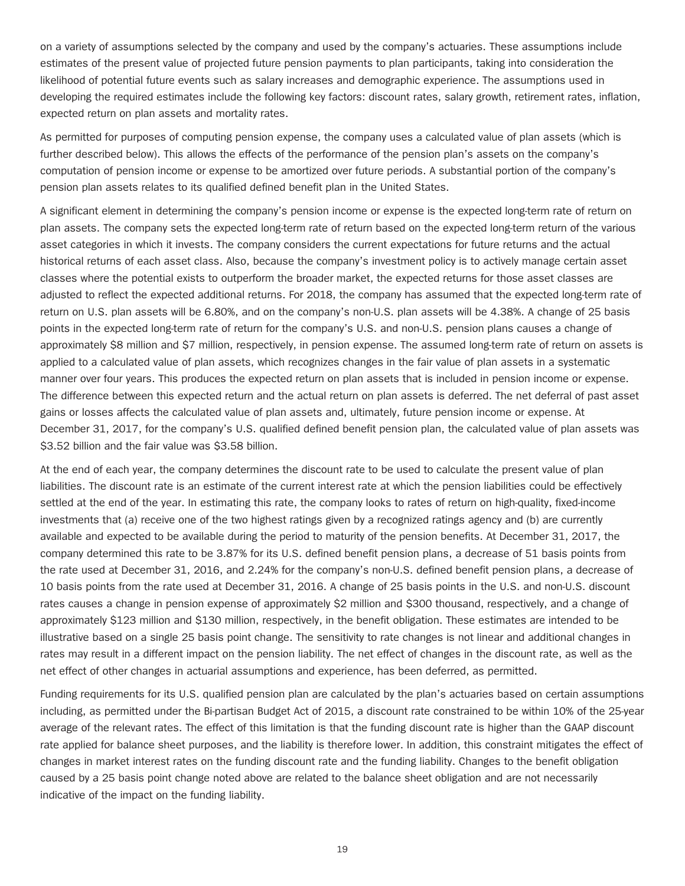on a variety of assumptions selected by the company and used by the company's actuaries. These assumptions include estimates of the present value of projected future pension payments to plan participants, taking into consideration the likelihood of potential future events such as salary increases and demographic experience. The assumptions used in developing the required estimates include the following key factors: discount rates, salary growth, retirement rates, inflation, expected return on plan assets and mortality rates.

As permitted for purposes of computing pension expense, the company uses a calculated value of plan assets (which is further described below). This allows the effects of the performance of the pension plan's assets on the company's computation of pension income or expense to be amortized over future periods. A substantial portion of the company's pension plan assets relates to its qualified defined benefit plan in the United States.

A significant element in determining the company's pension income or expense is the expected long-term rate of return on plan assets. The company sets the expected long-term rate of return based on the expected long-term return of the various asset categories in which it invests. The company considers the current expectations for future returns and the actual historical returns of each asset class. Also, because the company's investment policy is to actively manage certain asset classes where the potential exists to outperform the broader market, the expected returns for those asset classes are adjusted to reflect the expected additional returns. For 2018, the company has assumed that the expected long-term rate of return on U.S. plan assets will be 6.80%, and on the company's non-U.S. plan assets will be 4.38%. A change of 25 basis points in the expected long-term rate of return for the company's U.S. and non-U.S. pension plans causes a change of approximately $8 million and $7 million, respectively, in pension expense. The assumed long-term rate of return on assets is applied to a calculated value of plan assets, which recognizes changes in the fair value of plan assets in a systematic manner over four years. This produces the expected return on plan assets that is included in pension income or expense. The difference between this expected return and the actual return on plan assets is deferred. The net deferral of past asset gains or losses affects the calculated value of plan assets and, ultimately, future pension income or expense. At December 31, 2017, for the company's U.S. qualified defined benefit pension plan, the calculated value of plan assets was $3.52 billion and the fair value was $3.58 billion.

At the end of each year, the company determines the discount rate to be used to calculate the present value of plan liabilities. The discount rate is an estimate of the current interest rate at which the pension liabilities could be effectively settled at the end of the year. In estimating this rate, the company looks to rates of return on high-quality, fixed-income investments that (a) receive one of the two highest ratings given by a recognized ratings agency and (b) are currently available and expected to be available during the period to maturity of the pension benefits. At December 31, 2017, the company determined this rate to be 3.87% for its U.S. defined benefit pension plans, a decrease of 51 basis points from the rate used at December 31, 2016, and 2.24% for the company's non-U.S. defined benefit pension plans, a decrease of 10 basis points from the rate used at December 31, 2016. A change of 25 basis points in the U.S. and non-U.S. discount rates causes a change in pension expense of approximately $2 million and $300 thousand, respectively, and a change of approximately $123 million and $130 million, respectively, in the benefit obligation. These estimates are intended to be illustrative based on a single 25 basis point change. The sensitivity to rate changes is not linear and additional changes in rates may result in a different impact on the pension liability. The net effect of changes in the discount rate, as well as the net effect of other changes in actuarial assumptions and experience, has been deferred, as permitted.

Funding requirements for its U.S. qualified pension plan are calculated by the plan's actuaries based on certain assumptions including, as permitted under the Bi-partisan Budget Act of 2015, a discount rate constrained to be within 10% of the 25-year average of the relevant rates. The effect of this limitation is that the funding discount rate is higher than the GAAP discount rate applied for balance sheet purposes, and the liability is therefore lower. In addition, this constraint mitigates the effect of changes in market interest rates on the funding discount rate and the funding liability. Changes to the benefit obligation caused by a 25 basis point change noted above are related to the balance sheet obligation and are not necessarily indicative of the impact on the funding liability.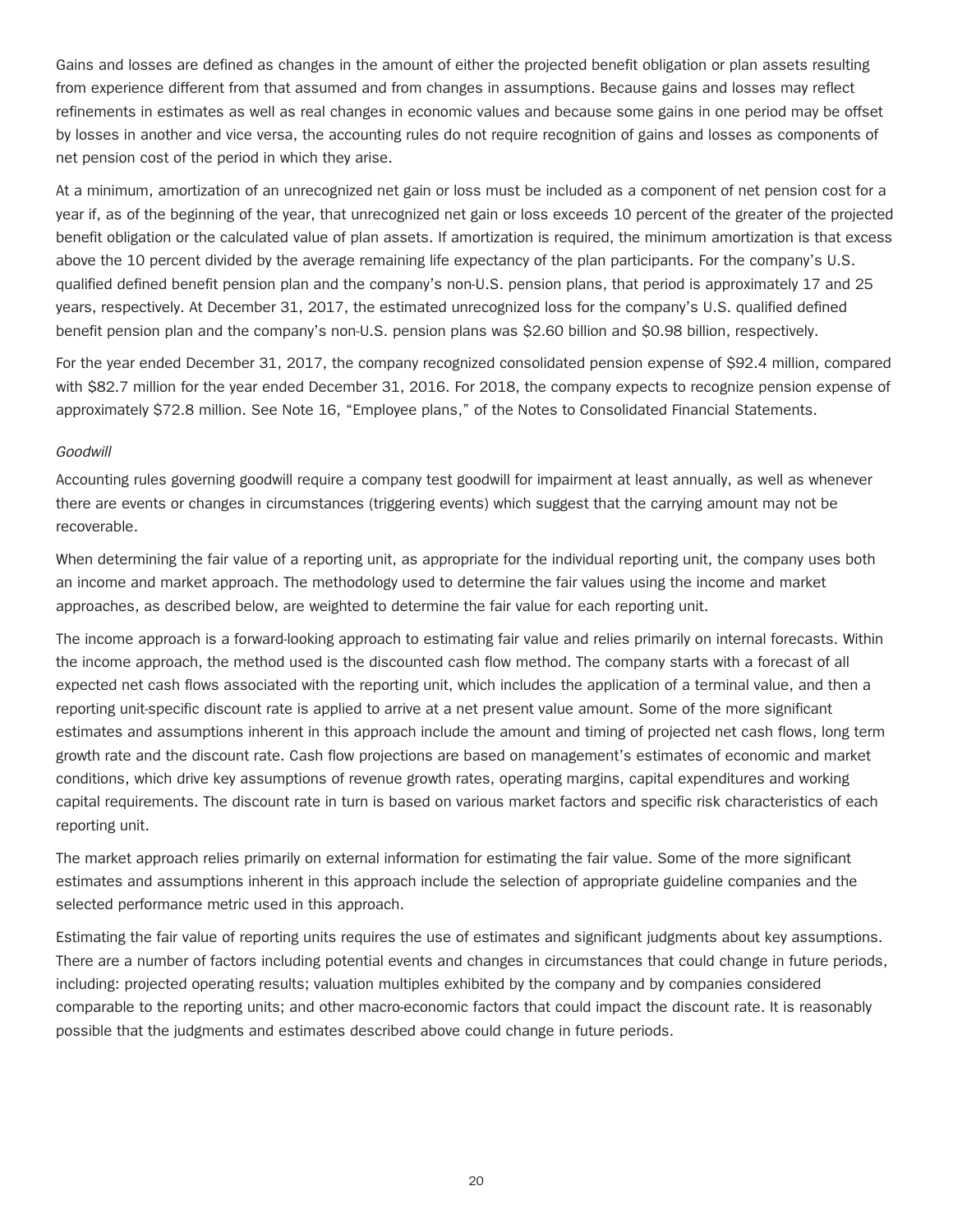Gains and losses are defined as changes in the amount of either the projected benefit obligation or plan assets resulting from experience different from that assumed and from changes in assumptions. Because gains and losses may reflect refinements in estimates as well as real changes in economic values and because some gains in one period may be offset by losses in another and vice versa, the accounting rules do not require recognition of gains and losses as components of net pension cost of the period in which they arise.

At a minimum, amortization of an unrecognized net gain or loss must be included as a component of net pension cost for a year if, as of the beginning of the year, that unrecognized net gain or loss exceeds 10 percent of the greater of the projected benefit obligation or the calculated value of plan assets. If amortization is required, the minimum amortization is that excess above the 10 percent divided by the average remaining life expectancy of the plan participants. For the company's U.S. qualified defined benefit pension plan and the company's non-U.S. pension plans, that period is approximately 17 and 25 years, respectively. At December 31, 2017, the estimated unrecognized loss for the company's U.S. qualified defined benefit pension plan and the company's non-U.S. pension plans was $2.60 billion and $0.98 billion, respectively.

For the year ended December 31, 2017, the company recognized consolidated pension expense of $92.4 million, compared with $82.7 million for the year ended December 31, 2016. For 2018, the company expects to recognize pension expense of approximately $72.8 million. See Note 16, "Employee plans," of the Notes to Consolidated Financial Statements.

*Goodwill*

Accounting rules governing goodwill require a company test goodwill for impairment at least annually, as well as whenever there are events or changes in circumstances (triggering events) which suggest that the carrying amount may not be recoverable.

When determining the fair value of a reporting unit, as appropriate for the individual reporting unit, the company uses both an income and market approach. The methodology used to determine the fair values using the income and market approaches, as described below, are weighted to determine the fair value for each reporting unit.

The income approach is a forward-looking approach to estimating fair value and relies primarily on internal forecasts. Within the income approach, the method used is the discounted cash flow method. The company starts with a forecast of all expected net cash flows associated with the reporting unit, which includes the application of a terminal value, and then a reporting unit-specific discount rate is applied to arrive at a net present value amount. Some of the more significant estimates and assumptions inherent in this approach include the amount and timing of projected net cash flows, long term growth rate and the discount rate. Cash flow projections are based on management's estimates of economic and market conditions, which drive key assumptions of revenue growth rates, operating margins, capital expenditures and working capital requirements. The discount rate in turn is based on various market factors and specific risk characteristics of each reporting unit.

The market approach relies primarily on external information for estimating the fair value. Some of the more significant estimates and assumptions inherent in this approach include the selection of appropriate guideline companies and the selected performance metric used in this approach.

Estimating the fair value of reporting units requires the use of estimates and significant judgments about key assumptions. There are a number of factors including potential events and changes in circumstances that could change in future periods, including: projected operating results; valuation multiples exhibited by the company and by companies considered comparable to the reporting units; and other macro-economic factors that could impact the discount rate. It is reasonably possible that the judgments and estimates described above could change in future periods.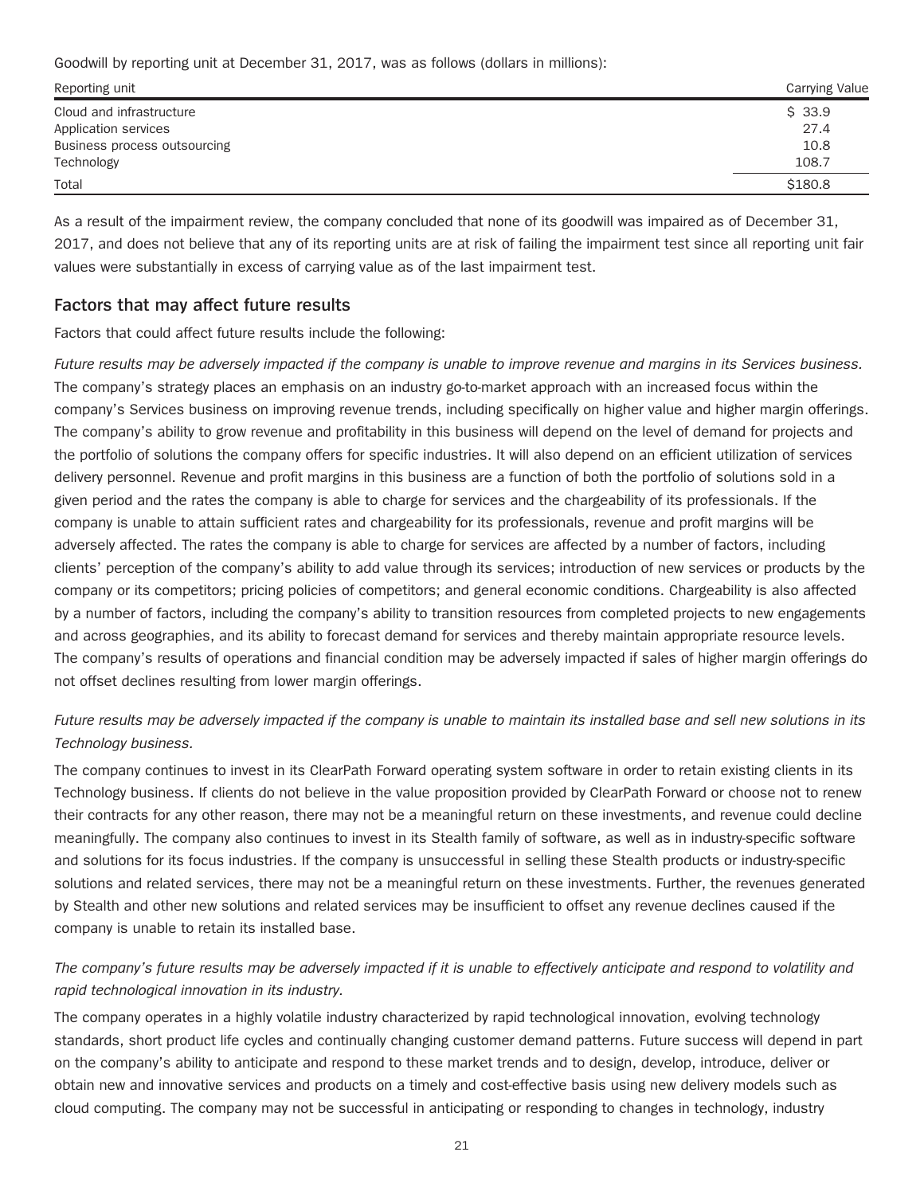Goodwill by reporting unit at December 31, 2017, was as follows (dollars in millions):

| Reporting unit | Carrying Value |
|---|---|
| Cloud and infrastructure | $ 33.9 |
| Application services | 27.4 |
| Business process outsourcing | 10.8 |
| Technology | 108.7 |
| Total | $180.8 |

As a result of the impairment review, the company concluded that none of its goodwill was impaired as of December 31, 2017, and does not believe that any of its reporting units are at risk of failing the impairment test since all reporting unit fair values were substantially in excess of carrying value as of the last impairment test.

## Factors that may affect future results

Factors that could affect future results include the following:

*Future results may be adversely impacted if the company is unable to improve revenue and margins in its Services business.* The company's strategy places an emphasis on an industry go-to-market approach with an increased focus within the company's Services business on improving revenue trends, including specifically on higher value and higher margin offerings. The company's ability to grow revenue and profitability in this business will depend on the level of demand for projects and the portfolio of solutions the company offers for specific industries. It will also depend on an efficient utilization of services delivery personnel. Revenue and profit margins in this business are a function of both the portfolio of solutions sold in a given period and the rates the company is able to charge for services and the chargeability of its professionals. If the company is unable to attain sufficient rates and chargeability for its professionals, revenue and profit margins will be adversely affected. The rates the company is able to charge for services are affected by a number of factors, including clients' perception of the company's ability to add value through its services; introduction of new services or products by the company or its competitors; pricing policies of competitors; and general economic conditions. Chargeability is also affected by a number of factors, including the company's ability to transition resources from completed projects to new engagements and across geographies, and its ability to forecast demand for services and thereby maintain appropriate resource levels. The company's results of operations and financial condition may be adversely impacted if sales of higher margin offerings do not offset declines resulting from lower margin offerings.

*Future results may be adversely impacted if the company is unable to maintain its installed base and sell new solutions in its Technology business.*

The company continues to invest in its ClearPath Forward operating system software in order to retain existing clients in its Technology business. If clients do not believe in the value proposition provided by ClearPath Forward or choose not to renew their contracts for any other reason, there may not be a meaningful return on these investments, and revenue could decline meaningfully. The company also continues to invest in its Stealth family of software, as well as in industry-specific software and solutions for its focus industries. If the company is unsuccessful in selling these Stealth products or industry-specific solutions and related services, there may not be a meaningful return on these investments. Further, the revenues generated by Stealth and other new solutions and related services may be insufficient to offset any revenue declines caused if the company is unable to retain its installed base.

*The company's future results may be adversely impacted if it is unable to effectively anticipate and respond to volatility and rapid technological innovation in its industry.*

The company operates in a highly volatile industry characterized by rapid technological innovation, evolving technology standards, short product life cycles and continually changing customer demand patterns. Future success will depend in part on the company's ability to anticipate and respond to these market trends and to design, develop, introduce, deliver or obtain new and innovative services and products on a timely and cost-effective basis using new delivery models such as cloud computing. The company may not be successful in anticipating or responding to changes in technology, industry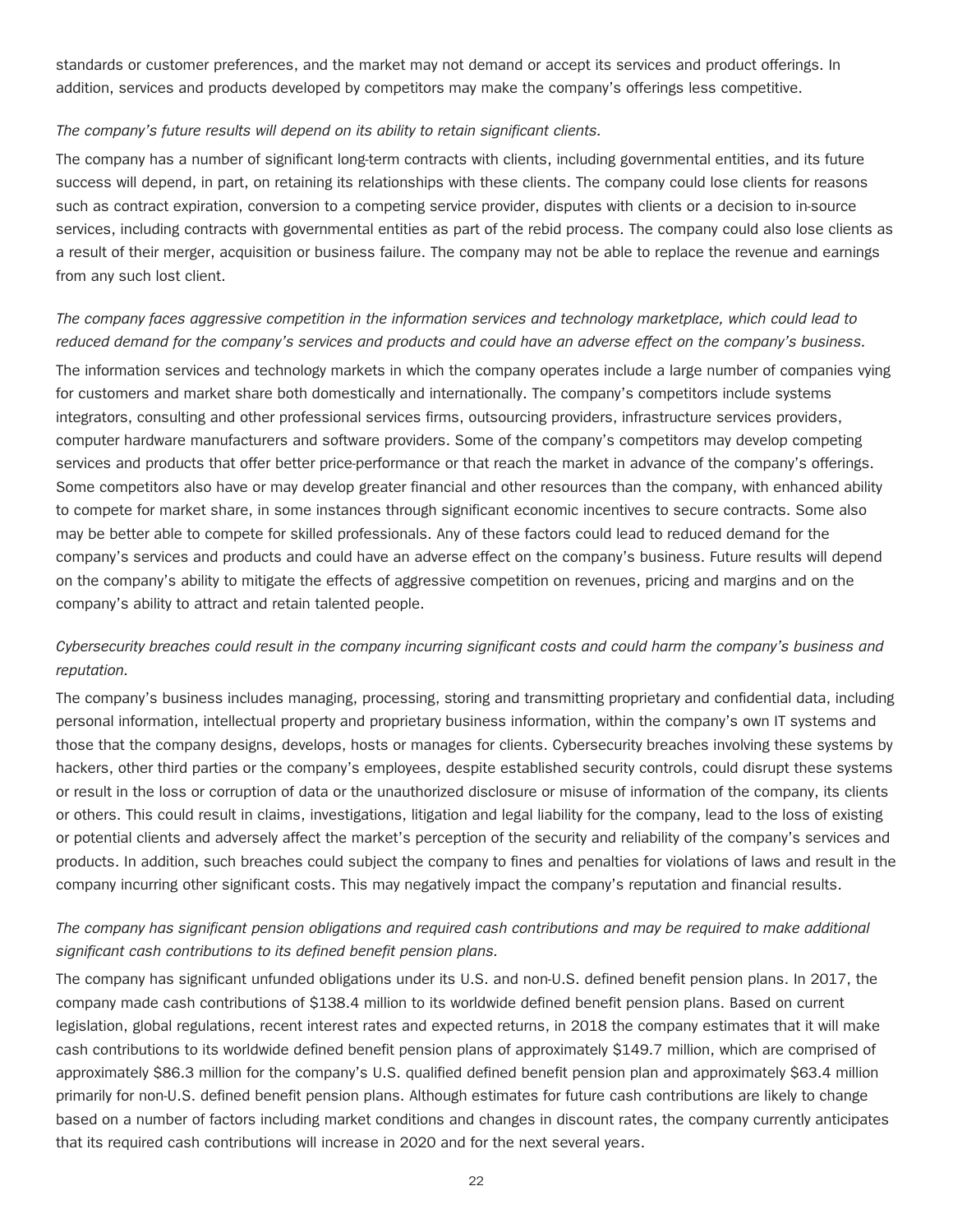standards or customer preferences, and the market may not demand or accept its services and product offerings. In addition, services and products developed by competitors may make the company's offerings less competitive.

*The company's future results will depend on its ability to retain significant clients.*

The company has a number of significant long-term contracts with clients, including governmental entities, and its future success will depend, in part, on retaining its relationships with these clients. The company could lose clients for reasons such as contract expiration, conversion to a competing service provider, disputes with clients or a decision to in-source services, including contracts with governmental entities as part of the rebid process. The company could also lose clients as a result of their merger, acquisition or business failure. The company may not be able to replace the revenue and earnings from any such lost client.

*The company faces aggressive competition in the information services and technology marketplace, which could lead to reduced demand for the company's services and products and could have an adverse effect on the company's business.*

The information services and technology markets in which the company operates include a large number of companies vying for customers and market share both domestically and internationally. The company's competitors include systems integrators, consulting and other professional services firms, outsourcing providers, infrastructure services providers, computer hardware manufacturers and software providers. Some of the company's competitors may develop competing services and products that offer better price-performance or that reach the market in advance of the company's offerings. Some competitors also have or may develop greater financial and other resources than the company, with enhanced ability to compete for market share, in some instances through significant economic incentives to secure contracts. Some also may be better able to compete for skilled professionals. Any of these factors could lead to reduced demand for the company's services and products and could have an adverse effect on the company's business. Future results will depend on the company's ability to mitigate the effects of aggressive competition on revenues, pricing and margins and on the company's ability to attract and retain talented people.

*Cybersecurity breaches could result in the company incurring significant costs and could harm the company's business and reputation.*

The company's business includes managing, processing, storing and transmitting proprietary and confidential data, including personal information, intellectual property and proprietary business information, within the company's own IT systems and those that the company designs, develops, hosts or manages for clients. Cybersecurity breaches involving these systems by hackers, other third parties or the company's employees, despite established security controls, could disrupt these systems or result in the loss or corruption of data or the unauthorized disclosure or misuse of information of the company, its clients or others. This could result in claims, investigations, litigation and legal liability for the company, lead to the loss of existing or potential clients and adversely affect the market's perception of the security and reliability of the company's services and products. In addition, such breaches could subject the company to fines and penalties for violations of laws and result in the company incurring other significant costs. This may negatively impact the company's reputation and financial results.

*The company has significant pension obligations and required cash contributions and may be required to make additional significant cash contributions to its defined benefit pension plans.*

The company has significant unfunded obligations under its U.S. and non-U.S. defined benefit pension plans. In 2017, the company made cash contributions of $138.4 million to its worldwide defined benefit pension plans. Based on current legislation, global regulations, recent interest rates and expected returns, in 2018 the company estimates that it will make cash contributions to its worldwide defined benefit pension plans of approximately $149.7 million, which are comprised of approximately $86.3 million for the company's U.S. qualified defined benefit pension plan and approximately $63.4 million primarily for non-U.S. defined benefit pension plans. Although estimates for future cash contributions are likely to change based on a number of factors including market conditions and changes in discount rates, the company currently anticipates that its required cash contributions will increase in 2020 and for the next several years.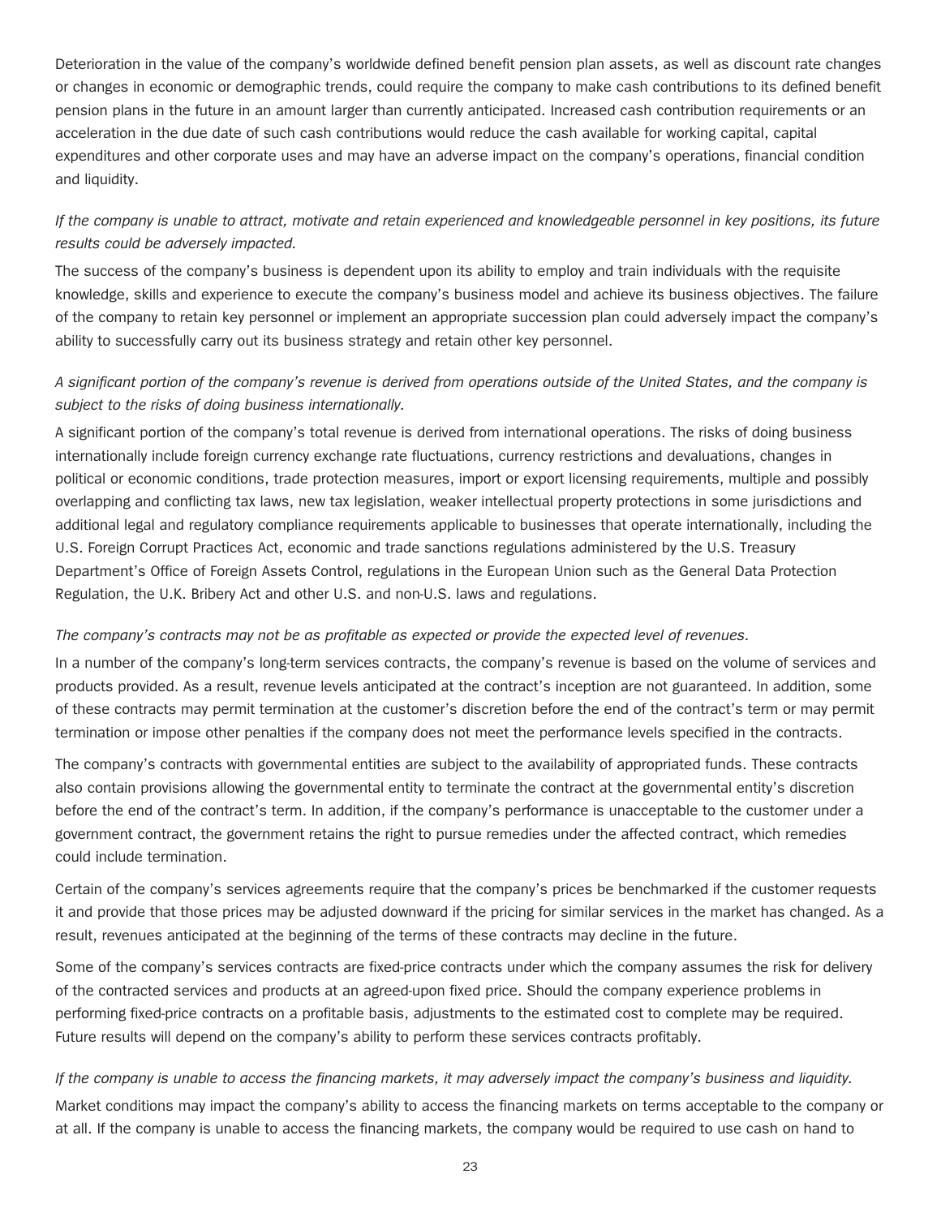Deterioration in the value of the company's worldwide defined benefit pension plan assets, as well as discount rate changes or changes in economic or demographic trends, could require the company to make cash contributions to its defined benefit pension plans in the future in an amount larger than currently anticipated. Increased cash contribution requirements or an acceleration in the due date of such cash contributions would reduce the cash available for working capital, capital expenditures and other corporate uses and may have an adverse impact on the company's operations, financial condition and liquidity.

*If the company is unable to attract, motivate and retain experienced and knowledgeable personnel in key positions, its future results could be adversely impacted.*

The success of the company's business is dependent upon its ability to employ and train individuals with the requisite knowledge, skills and experience to execute the company's business model and achieve its business objectives. The failure of the company to retain key personnel or implement an appropriate succession plan could adversely impact the company's ability to successfully carry out its business strategy and retain other key personnel.

*A significant portion of the company's revenue is derived from operations outside of the United States, and the company is subject to the risks of doing business internationally.*

A significant portion of the company's total revenue is derived from international operations. The risks of doing business internationally include foreign currency exchange rate fluctuations, currency restrictions and devaluations, changes in political or economic conditions, trade protection measures, import or export licensing requirements, multiple and possibly overlapping and conflicting tax laws, new tax legislation, weaker intellectual property protections in some jurisdictions and additional legal and regulatory compliance requirements applicable to businesses that operate internationally, including the U.S. Foreign Corrupt Practices Act, economic and trade sanctions regulations administered by the U.S. Treasury Department's Office of Foreign Assets Control, regulations in the European Union such as the General Data Protection Regulation, the U.K. Bribery Act and other U.S. and non-U.S. laws and regulations.

*The company's contracts may not be as profitable as expected or provide the expected level of revenues.*

In a number of the company's long-term services contracts, the company's revenue is based on the volume of services and products provided. As a result, revenue levels anticipated at the contract's inception are not guaranteed. In addition, some of these contracts may permit termination at the customer's discretion before the end of the contract's term or may permit termination or impose other penalties if the company does not meet the performance levels specified in the contracts.

The company's contracts with governmental entities are subject to the availability of appropriated funds. These contracts also contain provisions allowing the governmental entity to terminate the contract at the governmental entity's discretion before the end of the contract's term. In addition, if the company's performance is unacceptable to the customer under a government contract, the government retains the right to pursue remedies under the affected contract, which remedies could include termination.

Certain of the company's services agreements require that the company's prices be benchmarked if the customer requests it and provide that those prices may be adjusted downward if the pricing for similar services in the market has changed. As a result, revenues anticipated at the beginning of the terms of these contracts may decline in the future.

Some of the company's services contracts are fixed-price contracts under which the company assumes the risk for delivery of the contracted services and products at an agreed-upon fixed price. Should the company experience problems in performing fixed-price contracts on a profitable basis, adjustments to the estimated cost to complete may be required. Future results will depend on the company's ability to perform these services contracts profitably.

*If the company is unable to access the financing markets, it may adversely impact the company's business and liquidity.*

Market conditions may impact the company's ability to access the financing markets on terms acceptable to the company or at all. If the company is unable to access the financing markets, the company would be required to use cash on hand to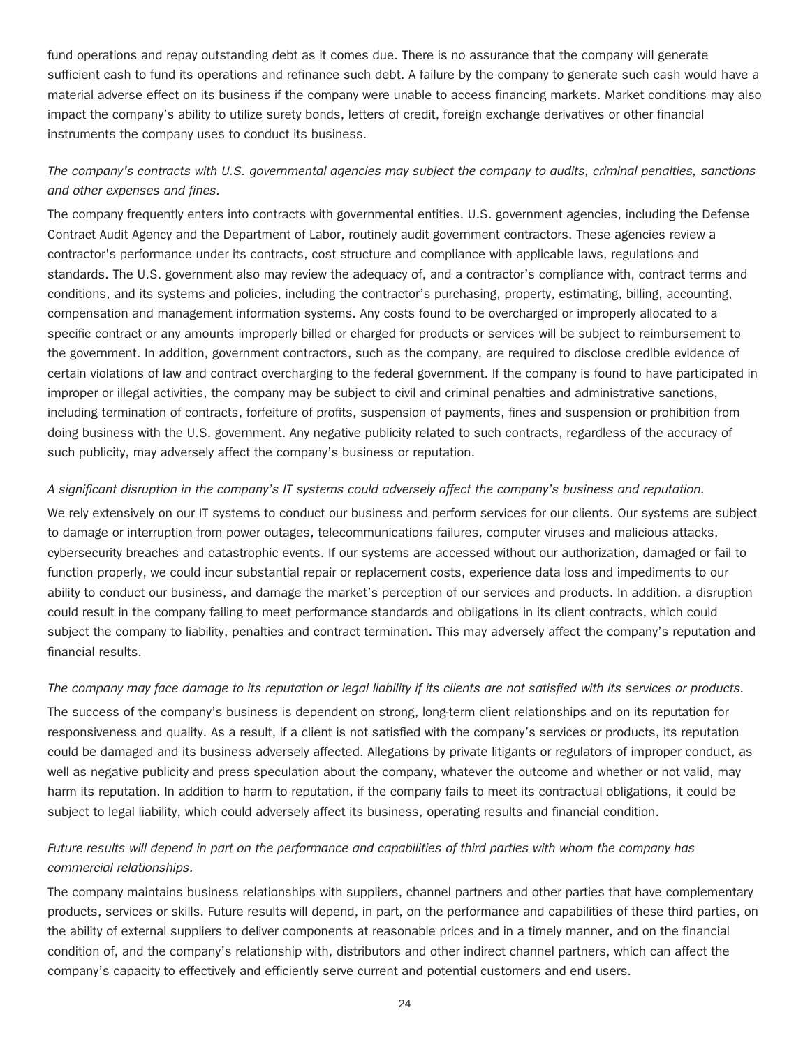fund operations and repay outstanding debt as it comes due. There is no assurance that the company will generate sufficient cash to fund its operations and refinance such debt. A failure by the company to generate such cash would have a material adverse effect on its business if the company were unable to access financing markets. Market conditions may also impact the company's ability to utilize surety bonds, letters of credit, foreign exchange derivatives or other financial instruments the company uses to conduct its business.

*The company's contracts with U.S. governmental agencies may subject the company to audits, criminal penalties, sanctions and other expenses and fines.*

The company frequently enters into contracts with governmental entities. U.S. government agencies, including the Defense Contract Audit Agency and the Department of Labor, routinely audit government contractors. These agencies review a contractor's performance under its contracts, cost structure and compliance with applicable laws, regulations and standards. The U.S. government also may review the adequacy of, and a contractor's compliance with, contract terms and conditions, and its systems and policies, including the contractor's purchasing, property, estimating, billing, accounting, compensation and management information systems. Any costs found to be overcharged or improperly allocated to a specific contract or any amounts improperly billed or charged for products or services will be subject to reimbursement to the government. In addition, government contractors, such as the company, are required to disclose credible evidence of certain violations of law and contract overcharging to the federal government. If the company is found to have participated in improper or illegal activities, the company may be subject to civil and criminal penalties and administrative sanctions, including termination of contracts, forfeiture of profits, suspension of payments, fines and suspension or prohibition from doing business with the U.S. government. Any negative publicity related to such contracts, regardless of the accuracy of such publicity, may adversely affect the company's business or reputation.

*A significant disruption in the company's IT systems could adversely affect the company's business and reputation.*

We rely extensively on our IT systems to conduct our business and perform services for our clients. Our systems are subject to damage or interruption from power outages, telecommunications failures, computer viruses and malicious attacks, cybersecurity breaches and catastrophic events. If our systems are accessed without our authorization, damaged or fail to function properly, we could incur substantial repair or replacement costs, experience data loss and impediments to our ability to conduct our business, and damage the market's perception of our services and products. In addition, a disruption could result in the company failing to meet performance standards and obligations in its client contracts, which could subject the company to liability, penalties and contract termination. This may adversely affect the company's reputation and financial results.

*The company may face damage to its reputation or legal liability if its clients are not satisfied with its services or products.*

The success of the company's business is dependent on strong, long-term client relationships and on its reputation for responsiveness and quality. As a result, if a client is not satisfied with the company's services or products, its reputation could be damaged and its business adversely affected. Allegations by private litigants or regulators of improper conduct, as well as negative publicity and press speculation about the company, whatever the outcome and whether or not valid, may harm its reputation. In addition to harm to reputation, if the company fails to meet its contractual obligations, it could be subject to legal liability, which could adversely affect its business, operating results and financial condition.

*Future results will depend in part on the performance and capabilities of third parties with whom the company has commercial relationships.*

The company maintains business relationships with suppliers, channel partners and other parties that have complementary products, services or skills. Future results will depend, in part, on the performance and capabilities of these third parties, on the ability of external suppliers to deliver components at reasonable prices and in a timely manner, and on the financial condition of, and the company's relationship with, distributors and other indirect channel partners, which can affect the company's capacity to effectively and efficiently serve current and potential customers and end users.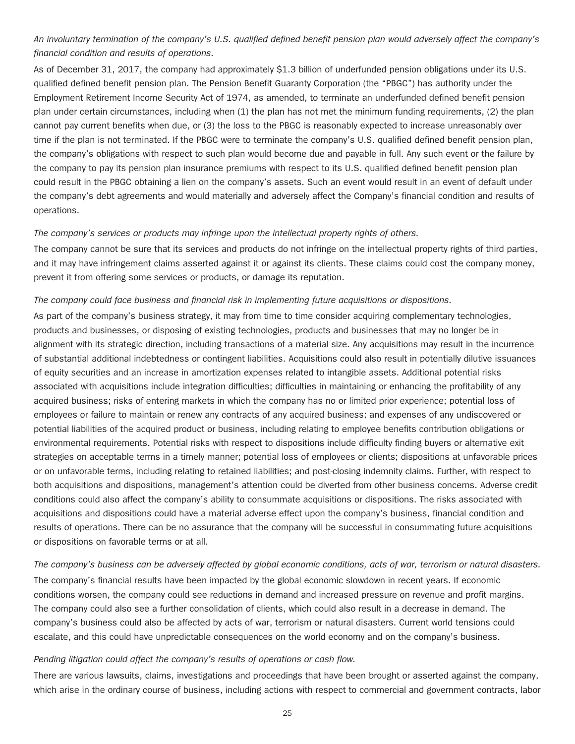*An involuntary termination of the company's U.S. qualified defined benefit pension plan would adversely affect the company's financial condition and results of operations.*

As of December 31, 2017, the company had approximately $1.3 billion of underfunded pension obligations under its U.S. qualified defined benefit pension plan. The Pension Benefit Guaranty Corporation (the "PBGC") has authority under the Employment Retirement Income Security Act of 1974, as amended, to terminate an underfunded defined benefit pension plan under certain circumstances, including when (1) the plan has not met the minimum funding requirements, (2) the plan cannot pay current benefits when due, or (3) the loss to the PBGC is reasonably expected to increase unreasonably over time if the plan is not terminated. If the PBGC were to terminate the company's U.S. qualified defined benefit pension plan, the company's obligations with respect to such plan would become due and payable in full. Any such event or the failure by the company to pay its pension plan insurance premiums with respect to its U.S. qualified defined benefit pension plan could result in the PBGC obtaining a lien on the company's assets. Such an event would result in an event of default under the company's debt agreements and would materially and adversely affect the Company's financial condition and results of operations.

*The company's services or products may infringe upon the intellectual property rights of others.*

The company cannot be sure that its services and products do not infringe on the intellectual property rights of third parties, and it may have infringement claims asserted against it or against its clients. These claims could cost the company money, prevent it from offering some services or products, or damage its reputation.

*The company could face business and financial risk in implementing future acquisitions or dispositions.*

As part of the company's business strategy, it may from time to time consider acquiring complementary technologies, products and businesses, or disposing of existing technologies, products and businesses that may no longer be in alignment with its strategic direction, including transactions of a material size. Any acquisitions may result in the incurrence of substantial additional indebtedness or contingent liabilities. Acquisitions could also result in potentially dilutive issuances of equity securities and an increase in amortization expenses related to intangible assets. Additional potential risks associated with acquisitions include integration difficulties; difficulties in maintaining or enhancing the profitability of any acquired business; risks of entering markets in which the company has no or limited prior experience; potential loss of employees or failure to maintain or renew any contracts of any acquired business; and expenses of any undiscovered or potential liabilities of the acquired product or business, including relating to employee benefits contribution obligations or environmental requirements. Potential risks with respect to dispositions include difficulty finding buyers or alternative exit strategies on acceptable terms in a timely manner; potential loss of employees or clients; dispositions at unfavorable prices or on unfavorable terms, including relating to retained liabilities; and post-closing indemnity claims. Further, with respect to both acquisitions and dispositions, management's attention could be diverted from other business concerns. Adverse credit conditions could also affect the company's ability to consummate acquisitions or dispositions. The risks associated with acquisitions and dispositions could have a material adverse effect upon the company's business, financial condition and results of operations. There can be no assurance that the company will be successful in consummating future acquisitions or dispositions on favorable terms or at all.

*The company's business can be adversely affected by global economic conditions, acts of war, terrorism or natural disasters.*

The company's financial results have been impacted by the global economic slowdown in recent years. If economic conditions worsen, the company could see reductions in demand and increased pressure on revenue and profit margins. The company could also see a further consolidation of clients, which could also result in a decrease in demand. The company's business could also be affected by acts of war, terrorism or natural disasters. Current world tensions could escalate, and this could have unpredictable consequences on the world economy and on the company's business.

*Pending litigation could affect the company's results of operations or cash flow.*

There are various lawsuits, claims, investigations and proceedings that have been brought or asserted against the company, which arise in the ordinary course of business, including actions with respect to commercial and government contracts, labor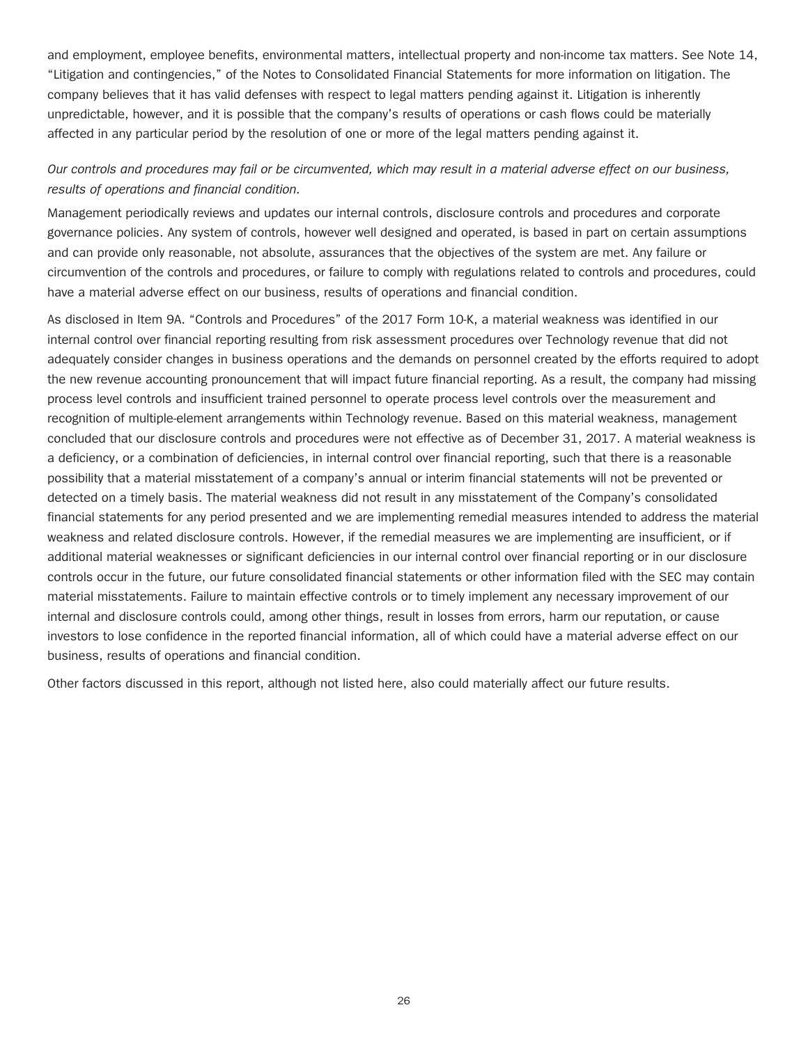and employment, employee benefits, environmental matters, intellectual property and non-income tax matters. See Note 14, "Litigation and contingencies," of the Notes to Consolidated Financial Statements for more information on litigation. The company believes that it has valid defenses with respect to legal matters pending against it. Litigation is inherently unpredictable, however, and it is possible that the company's results of operations or cash flows could be materially affected in any particular period by the resolution of one or more of the legal matters pending against it.

*Our controls and procedures may fail or be circumvented, which may result in a material adverse effect on our business, results of operations and financial condition.*

Management periodically reviews and updates our internal controls, disclosure controls and procedures and corporate governance policies. Any system of controls, however well designed and operated, is based in part on certain assumptions and can provide only reasonable, not absolute, assurances that the objectives of the system are met. Any failure or circumvention of the controls and procedures, or failure to comply with regulations related to controls and procedures, could have a material adverse effect on our business, results of operations and financial condition.

As disclosed in Item 9A. "Controls and Procedures" of the 2017 Form 10-K, a material weakness was identified in our internal control over financial reporting resulting from risk assessment procedures over Technology revenue that did not adequately consider changes in business operations and the demands on personnel created by the efforts required to adopt the new revenue accounting pronouncement that will impact future financial reporting. As a result, the company had missing process level controls and insufficient trained personnel to operate process level controls over the measurement and recognition of multiple-element arrangements within Technology revenue. Based on this material weakness, management concluded that our disclosure controls and procedures were not effective as of December 31, 2017. A material weakness is a deficiency, or a combination of deficiencies, in internal control over financial reporting, such that there is a reasonable possibility that a material misstatement of a company's annual or interim financial statements will not be prevented or detected on a timely basis. The material weakness did not result in any misstatement of the Company's consolidated financial statements for any period presented and we are implementing remedial measures intended to address the material weakness and related disclosure controls. However, if the remedial measures we are implementing are insufficient, or if additional material weaknesses or significant deficiencies in our internal control over financial reporting or in our disclosure controls occur in the future, our future consolidated financial statements or other information filed with the SEC may contain material misstatements. Failure to maintain effective controls or to timely implement any necessary improvement of our internal and disclosure controls could, among other things, result in losses from errors, harm our reputation, or cause investors to lose confidence in the reported financial information, all of which could have a material adverse effect on our business, results of operations and financial condition.

Other factors discussed in this report, although not listed here, also could materially affect our future results.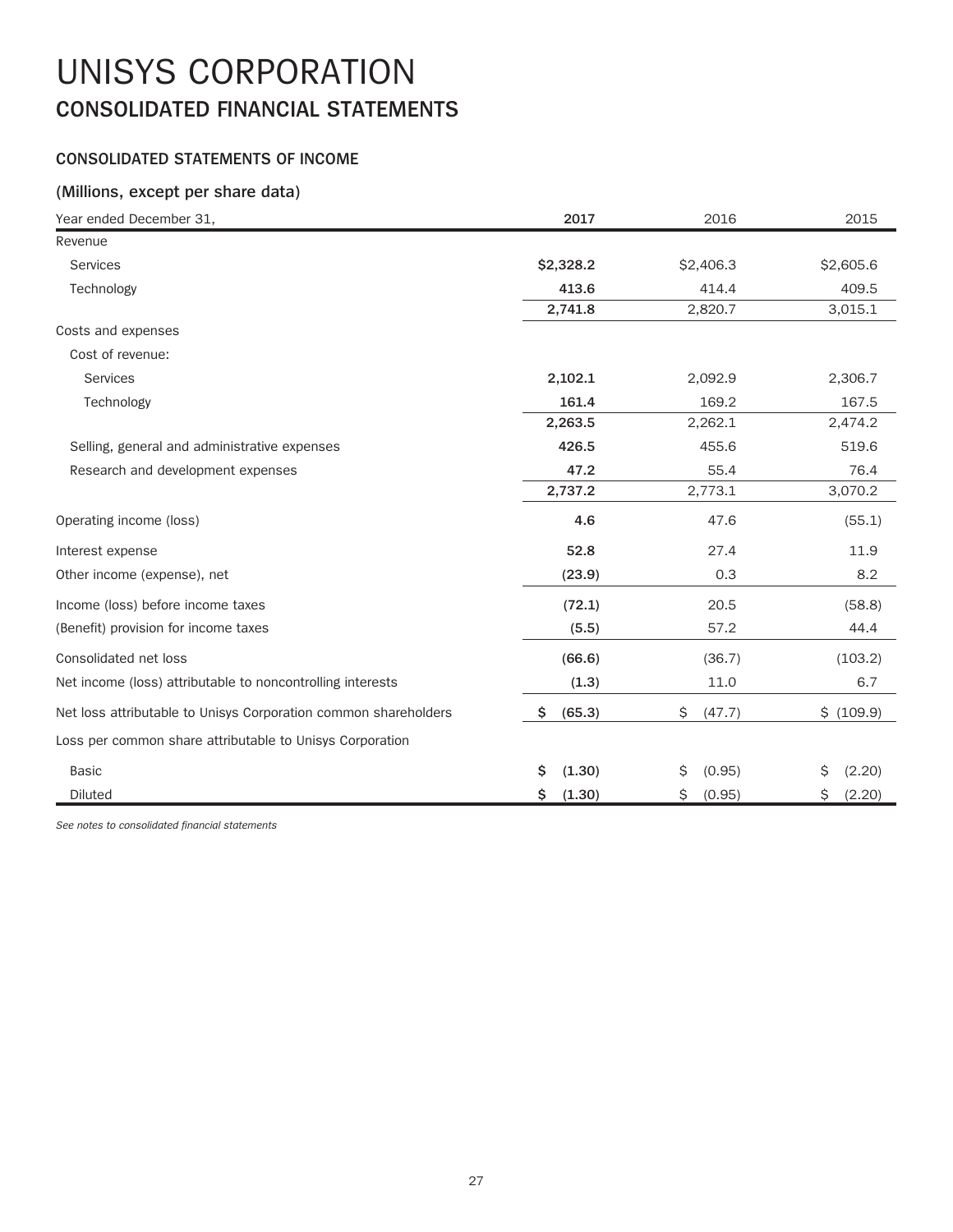# UNISYS CORPORATION

## CONSOLIDATED FINANCIAL STATEMENTS

### CONSOLIDATED STATEMENTS OF INCOME

### (Millions, except per share data)

| Year ended December 31, | 2017 | 2016 | 2015 |
|---|---|---|---|
| Revenue | | | |
| Services | $2,328.2 | $2,406.3 | $2,605.6 |
| Technology | 413.6 | 414.4 | 409.5 |
| | 2,741.8 | 2,820.7 | 3,015.1 |
| Costs and expenses | | | |
| Cost of revenue: | | | |
| Services | 2,102.1 | 2,092.9 | 2,306.7 |
| Technology | 161.4 | 169.2 | 167.5 |
| | 2,263.5 | 2,262.1 | 2,474.2 |
| Selling, general and administrative expenses | 426.5 | 455.6 | 519.6 |
| Research and development expenses | 47.2 | 55.4 | 76.4 |
| | 2,737.2 | 2,773.1 | 3,070.2 |
| Operating income (loss) | 4.6 | 47.6 | (55.1) |
| Interest expense | 52.8 | 27.4 | 11.9 |
| Other income (expense), net | (23.9) | 0.3 | 8.2 |
| Income (loss) before income taxes | (72.1) | 20.5 | (58.8) |
| (Benefit) provision for income taxes | (5.5) | 57.2 | 44.4 |
| Consolidated net loss | (66.6) | (36.7) | (103.2) |
| Net income (loss) attributable to noncontrolling interests | (1.3) | 11.0 | 6.7 |
| Net loss attributable to Unisys Corporation common shareholders | $ (65.3) | $ (47.7) | $ (109.9) |
| Loss per common share attributable to Unisys Corporation | | | |
| Basic | $ (1.30) | $ (0.95) | $ (2.20) |
| Diluted | $ (1.30) | $ (0.95) | $ (2.20) |

*See notes to consolidated financial statements*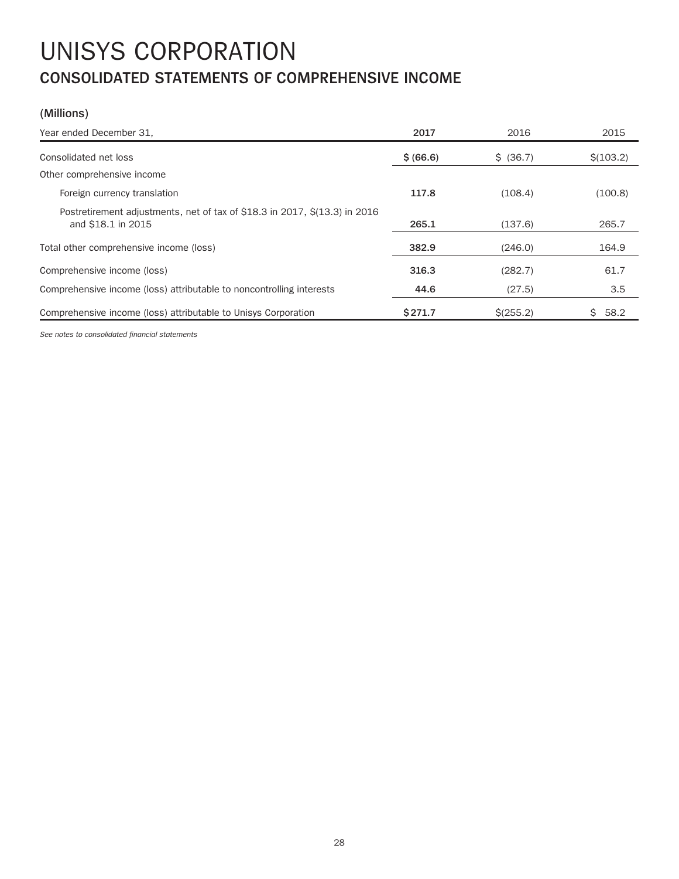# UNISYS CORPORATION

## CONSOLIDATED STATEMENTS OF COMPREHENSIVE INCOME

### (Millions)

| Year ended December 31, | 2017 | 2016 | 2015 |
|---|---|---|---|
| Consolidated net loss | **$ (66.6)** | $ (36.7) | $(103.2) |
| Other comprehensive income | | | |
| Foreign currency translation | **117.8** | (108.4) | (100.8) |
| Postretirement adjustments, net of tax of $18.3 in 2017, $(13.3) in 2016 and $18.1 in 2015 | **265.1** | (137.6) | 265.7 |
| Total other comprehensive income (loss) | **382.9** | (246.0) | 164.9 |
| Comprehensive income (loss) | **316.3** | (282.7) | 61.7 |
| Comprehensive income (loss) attributable to noncontrolling interests | **44.6** | (27.5) | 3.5 |
| Comprehensive income (loss) attributable to Unisys Corporation | **$271.7** | $(255.2) | $ 58.2 |

*See notes to consolidated financial statements*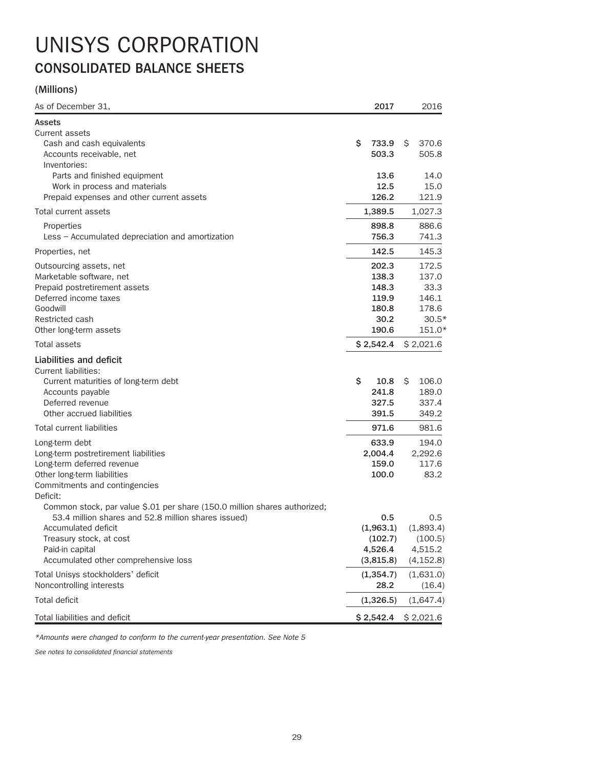# UNISYS CORPORATION

## CONSOLIDATED BALANCE SHEETS

### (Millions)

| As of December 31, | 2017 | 2016 |
|---|---|---|
| **Assets** | | |
| Current assets | | |
| Cash and cash equivalents | $ 733.9 | $ 370.6 |
| Accounts receivable, net | 503.3 | 505.8 |
| Inventories: | | |
| Parts and finished equipment | 13.6 | 14.0 |
| Work in process and materials | 12.5 | 15.0 |
| Prepaid expenses and other current assets | 126.2 | 121.9 |
| Total current assets | 1,389.5 | 1,027.3 |
| Properties | 898.8 | 886.6 |
| Less – Accumulated depreciation and amortization | 756.3 | 741.3 |
| Properties, net | 142.5 | 145.3 |
| Outsourcing assets, net | 202.3 | 172.5 |
| Marketable software, net | 138.3 | 137.0 |
| Prepaid postretirement assets | 148.3 | 33.3 |
| Deferred income taxes | 119.9 | 146.1 |
| Goodwill | 180.8 | 178.6 |
| Restricted cash | 30.2 | 30.5* |
| Other long-term assets | 190.6 | 151.0* |
| Total assets | $ 2,542.4 | $ 2,021.6 |
| **Liabilities and deficit** | | |
| Current liabilities: | | |
| Current maturities of long-term debt | $ 10.8 | $ 106.0 |
| Accounts payable | 241.8 | 189.0 |
| Deferred revenue | 327.5 | 337.4 |
| Other accrued liabilities | 391.5 | 349.2 |
| Total current liabilities | 971.6 | 981.6 |
| Long-term debt | 633.9 | 194.0 |
| Long-term postretirement liabilities | 2,004.4 | 2,292.6 |
| Long-term deferred revenue | 159.0 | 117.6 |
| Other long-term liabilities | 100.0 | 83.2 |
| Commitments and contingencies | | |
| Deficit: | | |
| Common stock, par value $.01 per share (150.0 million shares authorized; 53.4 million shares and 52.8 million shares issued) | 0.5 | 0.5 |
| Accumulated deficit | (1,963.1) | (1,893.4) |
| Treasury stock, at cost | (102.7) | (100.5) |
| Paid-in capital | 4,526.4 | 4,515.2 |
| Accumulated other comprehensive loss | (3,815.8) | (4,152.8) |
| Total Unisys stockholders' deficit | (1,354.7) | (1,631.0) |
| Noncontrolling interests | 28.2 | (16.4) |
| Total deficit | (1,326.5) | (1,647.4) |
| Total liabilities and deficit | $ 2,542.4 | $ 2,021.6 |

*\*Amounts were changed to conform to the current-year presentation. See Note 5*

*See notes to consolidated financial statements*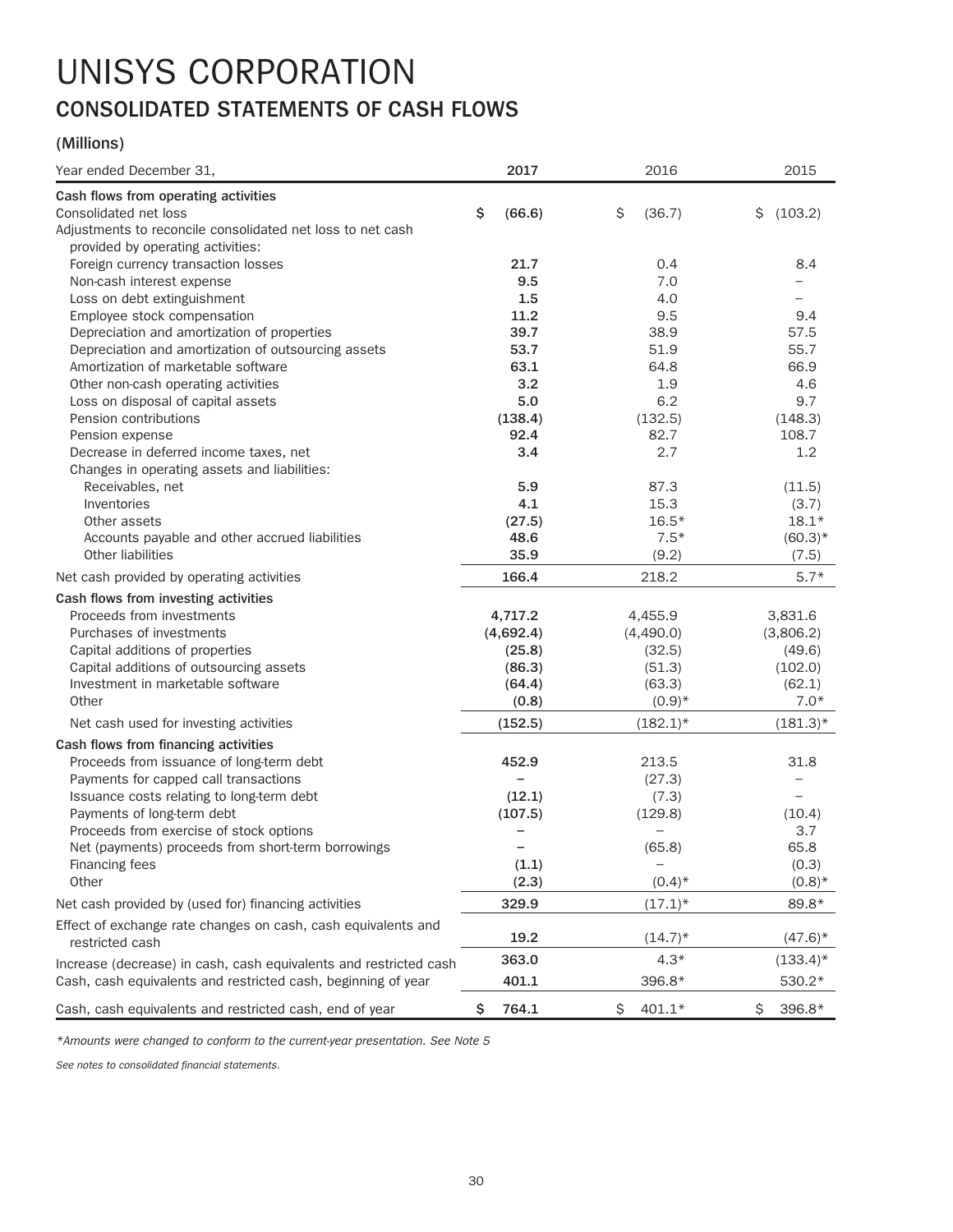# UNISYS CORPORATION

## CONSOLIDATED STATEMENTS OF CASH FLOWS

### (Millions)

| Year ended December 31, | 2017 | 2016 | 2015 |
|---|---|---|---|
| **Cash flows from operating activities** | | | |
| Consolidated net loss | **$ (66.6)** | $ (36.7) | $ (103.2) |
| Adjustments to reconcile consolidated net loss to net cash provided by operating activities: | | | |
| Foreign currency transaction losses | **21.7** | 0.4 | 8.4 |
| Non-cash interest expense | **9.5** | 7.0 | – |
| Loss on debt extinguishment | **1.5** | 4.0 | – |
| Employee stock compensation | **11.2** | 9.5 | 9.4 |
| Depreciation and amortization of properties | **39.7** | 38.9 | 57.5 |
| Depreciation and amortization of outsourcing assets | **53.7** | 51.9 | 55.7 |
| Amortization of marketable software | **63.1** | 64.8 | 66.9 |
| Other non-cash operating activities | **3.2** | 1.9 | 4.6 |
| Loss on disposal of capital assets | **5.0** | 6.2 | 9.7 |
| Pension contributions | **(138.4)** | (132.5) | (148.3) |
| Pension expense | **92.4** | 82.7 | 108.7 |
| Decrease in deferred income taxes, net | **3.4** | 2.7 | 1.2 |
| Changes in operating assets and liabilities: | | | |
| Receivables, net | **5.9** | 87.3 | (11.5) |
| Inventories | **4.1** | 15.3 | (3.7) |
| Other assets | **(27.5)** | 16.5* | 18.1* |
| Accounts payable and other accrued liabilities | **48.6** | 7.5* | (60.3)* |
| Other liabilities | **35.9** | (9.2) | (7.5) |
| Net cash provided by operating activities | **166.4** | 218.2 | 5.7* |
| **Cash flows from investing activities** | | | |
| Proceeds from investments | **4,717.2** | 4,455.9 | 3,831.6 |
| Purchases of investments | **(4,692.4)** | (4,490.0) | (3,806.2) |
| Capital additions of properties | **(25.8)** | (32.5) | (49.6) |
| Capital additions of outsourcing assets | **(86.3)** | (51.3) | (102.0) |
| Investment in marketable software | **(64.4)** | (63.3) | (62.1) |
| Other | **(0.8)** | (0.9)* | 7.0* |
| Net cash used for investing activities | **(152.5)** | (182.1)* | (181.3)* |
| **Cash flows from financing activities** | | | |
| Proceeds from issuance of long-term debt | **452.9** | 213.5 | 31.8 |
| Payments for capped call transactions | **–** | (27.3) | – |
| Issuance costs relating to long-term debt | **(12.1)** | (7.3) | – |
| Payments of long-term debt | **(107.5)** | (129.8) | (10.4) |
| Proceeds from exercise of stock options | **–** | – | 3.7 |
| Net (payments) proceeds from short-term borrowings | **–** | (65.8) | 65.8 |
| Financing fees | **(1.1)** | – | (0.3) |
| Other | **(2.3)** | (0.4)* | (0.8)* |
| Net cash provided by (used for) financing activities | **329.9** | (17.1)* | 89.8* |
| Effect of exchange rate changes on cash, cash equivalents and restricted cash | **19.2** | (14.7)* | (47.6)* |
| Increase (decrease) in cash, cash equivalents and restricted cash | **363.0** | 4.3* | (133.4)* |
| Cash, cash equivalents and restricted cash, beginning of year | **401.1** | 396.8* | 530.2* |
| Cash, cash equivalents and restricted cash, end of year | **$ 764.1** | $ 401.1* | $ 396.8* |

*\*Amounts were changed to conform to the current-year presentation. See Note 5*

*See notes to consolidated financial statements.*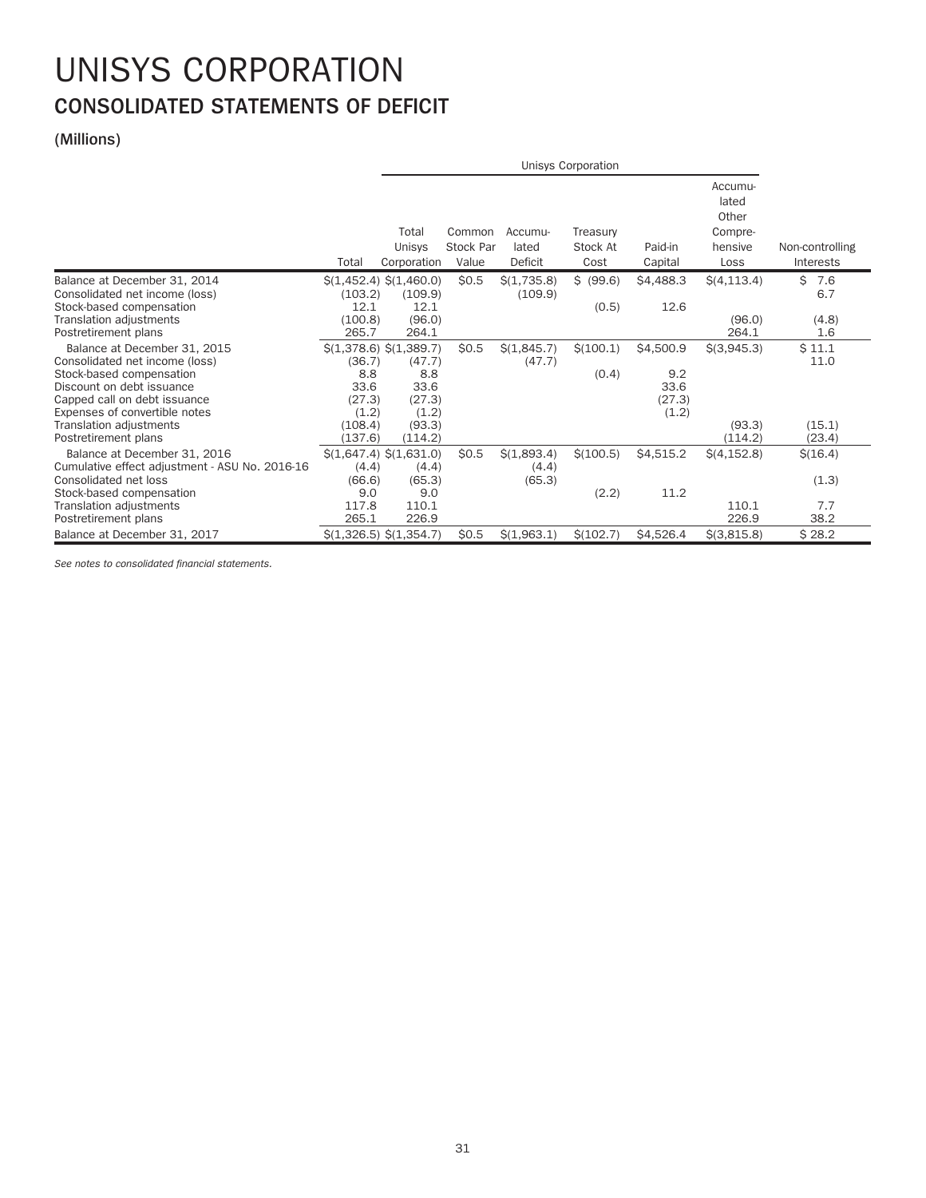# UNISYS CORPORATION

## CONSOLIDATED STATEMENTS OF DEFICIT

**(Millions)**

| | | Unisys Corporation | | | | | | |
|---|---|---|---|---|---|---|---|---|
| | Total | Total Unisys Corporation | Common Stock Par Value | Accumulated Deficit | Treasury Stock At Cost | Paid-in Capital | Accumulated Other Comprehensive Loss | Non-controlling Interests |
| Balance at December 31, 2014 | $(1,452.4) | $(1,460.0) | $0.5 | $(1,735.8) | $ (99.6) | $4,488.3 | $(4,113.4) | $ 7.6 |
| Consolidated net income (loss) | (103.2) | (109.9) | | (109.9) | | | | 6.7 |
| Stock-based compensation | 12.1 | 12.1 | | | (0.5) | 12.6 | | |
| Translation adjustments | (100.8) | (96.0) | | | | | (96.0) | (4.8) |
| Postretirement plans | 265.7 | 264.1 | | | | | 264.1 | 1.6 |
| Balance at December 31, 2015 | $(1,378.6) | $(1,389.7) | $0.5 | $(1,845.7) | $(100.1) | $4,500.9 | $(3,945.3) | $ 11.1 |
| Consolidated net income (loss) | (36.7) | (47.7) | | (47.7) | | | | 11.0 |
| Stock-based compensation | 8.8 | 8.8 | | | (0.4) | 9.2 | | |
| Discount on debt issuance | 33.6 | 33.6 | | | | 33.6 | | |
| Capped call on debt issuance | (27.3) | (27.3) | | | | (27.3) | | |
| Expenses of convertible notes | (1.2) | (1.2) | | | | (1.2) | | |
| Translation adjustments | (108.4) | (93.3) | | | | | (93.3) | (15.1) |
| Postretirement plans | (137.6) | (114.2) | | | | | (114.2) | (23.4) |
| Balance at December 31, 2016 | $(1,647.4) | $(1,631.0) | $0.5 | $(1,893.4) | $(100.5) | $4,515.2 | $(4,152.8) | $(16.4) |
| Cumulative effect adjustment - ASU No. 2016-16 | (4.4) | (4.4) | | (4.4) | | | | |
| Consolidated net loss | (66.6) | (65.3) | | (65.3) | | | | (1.3) |
| Stock-based compensation | 9.0 | 9.0 | | | (2.2) | 11.2 | | |
| Translation adjustments | 117.8 | 110.1 | | | | | 110.1 | 7.7 |
| Postretirement plans | 265.1 | 226.9 | | | | | 226.9 | 38.2 |
| Balance at December 31, 2017 | $(1,326.5) | $(1,354.7) | $0.5 | $(1,963.1) | $(102.7) | $4,526.4 | $(3,815.8) | $ 28.2 |

*See notes to consolidated financial statements.*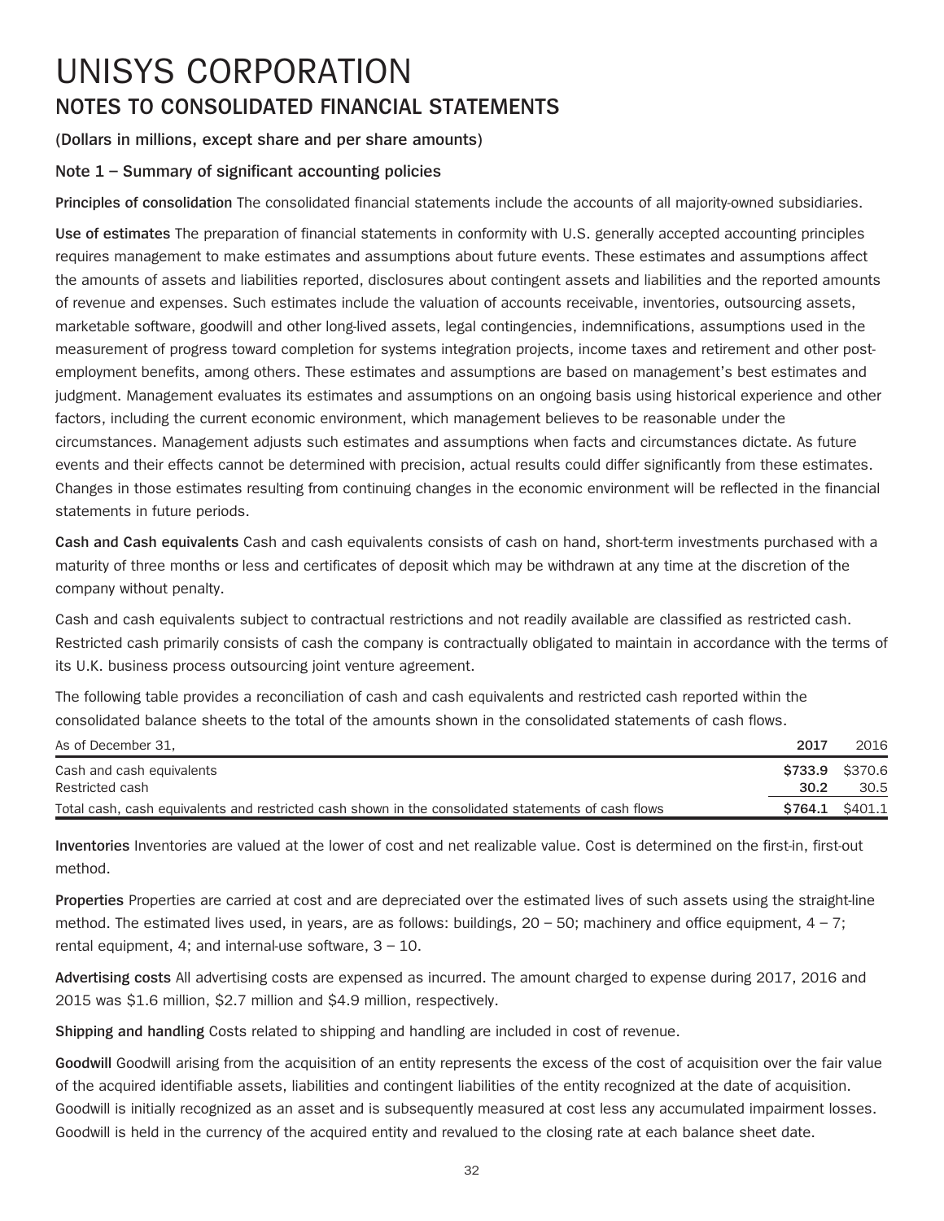# UNISYS CORPORATION

## NOTES TO CONSOLIDATED FINANCIAL STATEMENTS

**(Dollars in millions, except share and per share amounts)**

### Note 1 – Summary of significant accounting policies

**Principles of consolidation** The consolidated financial statements include the accounts of all majority-owned subsidiaries.

**Use of estimates** The preparation of financial statements in conformity with U.S. generally accepted accounting principles requires management to make estimates and assumptions about future events. These estimates and assumptions affect the amounts of assets and liabilities reported, disclosures about contingent assets and liabilities and the reported amounts of revenue and expenses. Such estimates include the valuation of accounts receivable, inventories, outsourcing assets, marketable software, goodwill and other long-lived assets, legal contingencies, indemnifications, assumptions used in the measurement of progress toward completion for systems integration projects, income taxes and retirement and other post-employment benefits, among others. These estimates and assumptions are based on management's best estimates and judgment. Management evaluates its estimates and assumptions on an ongoing basis using historical experience and other factors, including the current economic environment, which management believes to be reasonable under the circumstances. Management adjusts such estimates and assumptions when facts and circumstances dictate. As future events and their effects cannot be determined with precision, actual results could differ significantly from these estimates. Changes in those estimates resulting from continuing changes in the economic environment will be reflected in the financial statements in future periods.

**Cash and Cash equivalents** Cash and cash equivalents consists of cash on hand, short-term investments purchased with a maturity of three months or less and certificates of deposit which may be withdrawn at any time at the discretion of the company without penalty.

Cash and cash equivalents subject to contractual restrictions and not readily available are classified as restricted cash. Restricted cash primarily consists of cash the company is contractually obligated to maintain in accordance with the terms of its U.K. business process outsourcing joint venture agreement.

The following table provides a reconciliation of cash and cash equivalents and restricted cash reported within the consolidated balance sheets to the total of the amounts shown in the consolidated statements of cash flows.

| As of December 31, | 2017 | 2016 |
|---|---|---|
| Cash and cash equivalents | **$733.9** | $370.6 |
| Restricted cash | **30.2** | 30.5 |
| Total cash, cash equivalents and restricted cash shown in the consolidated statements of cash flows | **$764.1** | $401.1 |

**Inventories** Inventories are valued at the lower of cost and net realizable value. Cost is determined on the first-in, first-out method.

**Properties** Properties are carried at cost and are depreciated over the estimated lives of such assets using the straight-line method. The estimated lives used, in years, are as follows: buildings, 20 – 50; machinery and office equipment, 4 – 7; rental equipment, 4; and internal-use software, 3 – 10.

**Advertising costs** All advertising costs are expensed as incurred. The amount charged to expense during 2017, 2016 and 2015 was $1.6 million, $2.7 million and $4.9 million, respectively.

**Shipping and handling** Costs related to shipping and handling are included in cost of revenue.

**Goodwill** Goodwill arising from the acquisition of an entity represents the excess of the cost of acquisition over the fair value of the acquired identifiable assets, liabilities and contingent liabilities of the entity recognized at the date of acquisition. Goodwill is initially recognized as an asset and is subsequently measured at cost less any accumulated impairment losses. Goodwill is held in the currency of the acquired entity and revalued to the closing rate at each balance sheet date.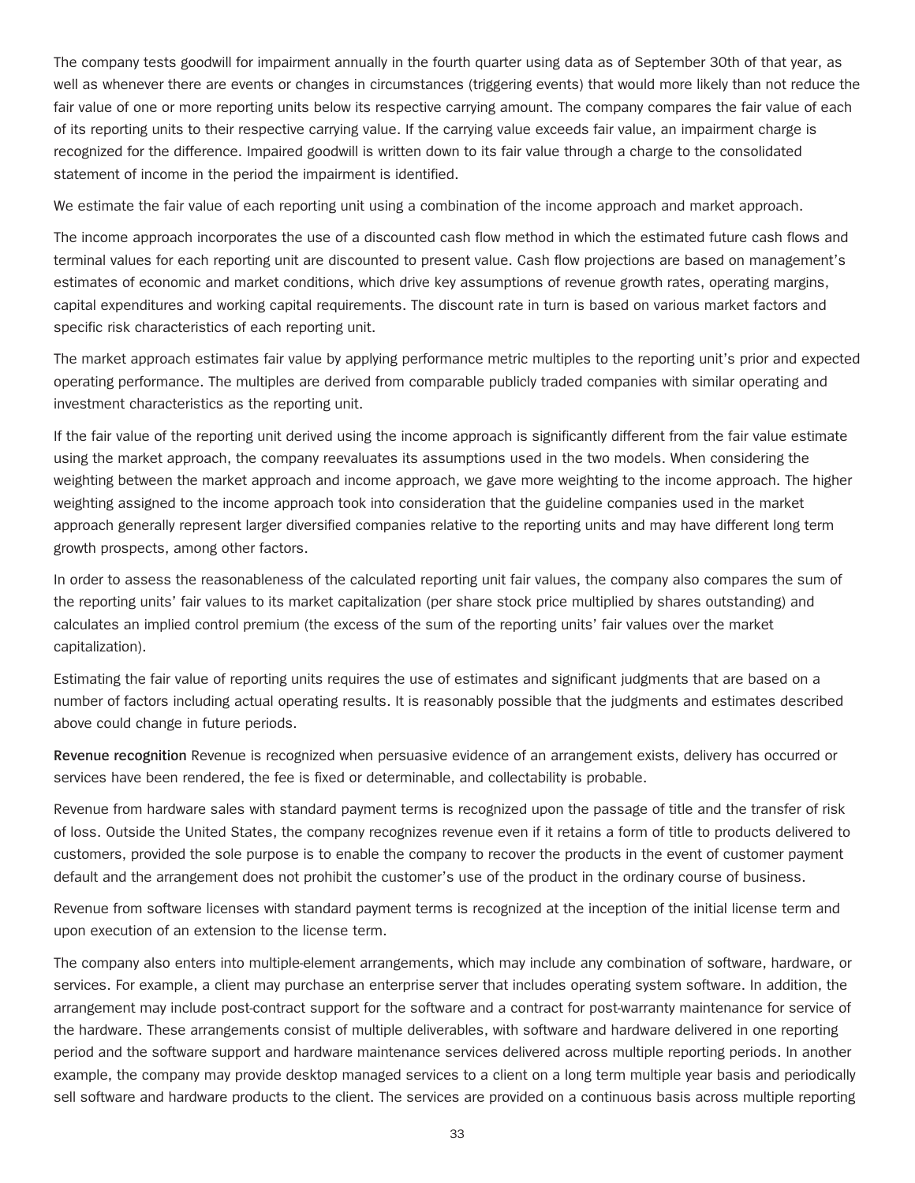The company tests goodwill for impairment annually in the fourth quarter using data as of September 30th of that year, as well as whenever there are events or changes in circumstances (triggering events) that would more likely than not reduce the fair value of one or more reporting units below its respective carrying amount. The company compares the fair value of each of its reporting units to their respective carrying value. If the carrying value exceeds fair value, an impairment charge is recognized for the difference. Impaired goodwill is written down to its fair value through a charge to the consolidated statement of income in the period the impairment is identified.

We estimate the fair value of each reporting unit using a combination of the income approach and market approach.

The income approach incorporates the use of a discounted cash flow method in which the estimated future cash flows and terminal values for each reporting unit are discounted to present value. Cash flow projections are based on management's estimates of economic and market conditions, which drive key assumptions of revenue growth rates, operating margins, capital expenditures and working capital requirements. The discount rate in turn is based on various market factors and specific risk characteristics of each reporting unit.

The market approach estimates fair value by applying performance metric multiples to the reporting unit's prior and expected operating performance. The multiples are derived from comparable publicly traded companies with similar operating and investment characteristics as the reporting unit.

If the fair value of the reporting unit derived using the income approach is significantly different from the fair value estimate using the market approach, the company reevaluates its assumptions used in the two models. When considering the weighting between the market approach and income approach, we gave more weighting to the income approach. The higher weighting assigned to the income approach took into consideration that the guideline companies used in the market approach generally represent larger diversified companies relative to the reporting units and may have different long term growth prospects, among other factors.

In order to assess the reasonableness of the calculated reporting unit fair values, the company also compares the sum of the reporting units' fair values to its market capitalization (per share stock price multiplied by shares outstanding) and calculates an implied control premium (the excess of the sum of the reporting units' fair values over the market capitalization).

Estimating the fair value of reporting units requires the use of estimates and significant judgments that are based on a number of factors including actual operating results. It is reasonably possible that the judgments and estimates described above could change in future periods.

**Revenue recognition** Revenue is recognized when persuasive evidence of an arrangement exists, delivery has occurred or services have been rendered, the fee is fixed or determinable, and collectability is probable.

Revenue from hardware sales with standard payment terms is recognized upon the passage of title and the transfer of risk of loss. Outside the United States, the company recognizes revenue even if it retains a form of title to products delivered to customers, provided the sole purpose is to enable the company to recover the products in the event of customer payment default and the arrangement does not prohibit the customer's use of the product in the ordinary course of business.

Revenue from software licenses with standard payment terms is recognized at the inception of the initial license term and upon execution of an extension to the license term.

The company also enters into multiple-element arrangements, which may include any combination of software, hardware, or services. For example, a client may purchase an enterprise server that includes operating system software. In addition, the arrangement may include post-contract support for the software and a contract for post-warranty maintenance for service of the hardware. These arrangements consist of multiple deliverables, with software and hardware delivered in one reporting period and the software support and hardware maintenance services delivered across multiple reporting periods. In another example, the company may provide desktop managed services to a client on a long term multiple year basis and periodically sell software and hardware products to the client. The services are provided on a continuous basis across multiple reporting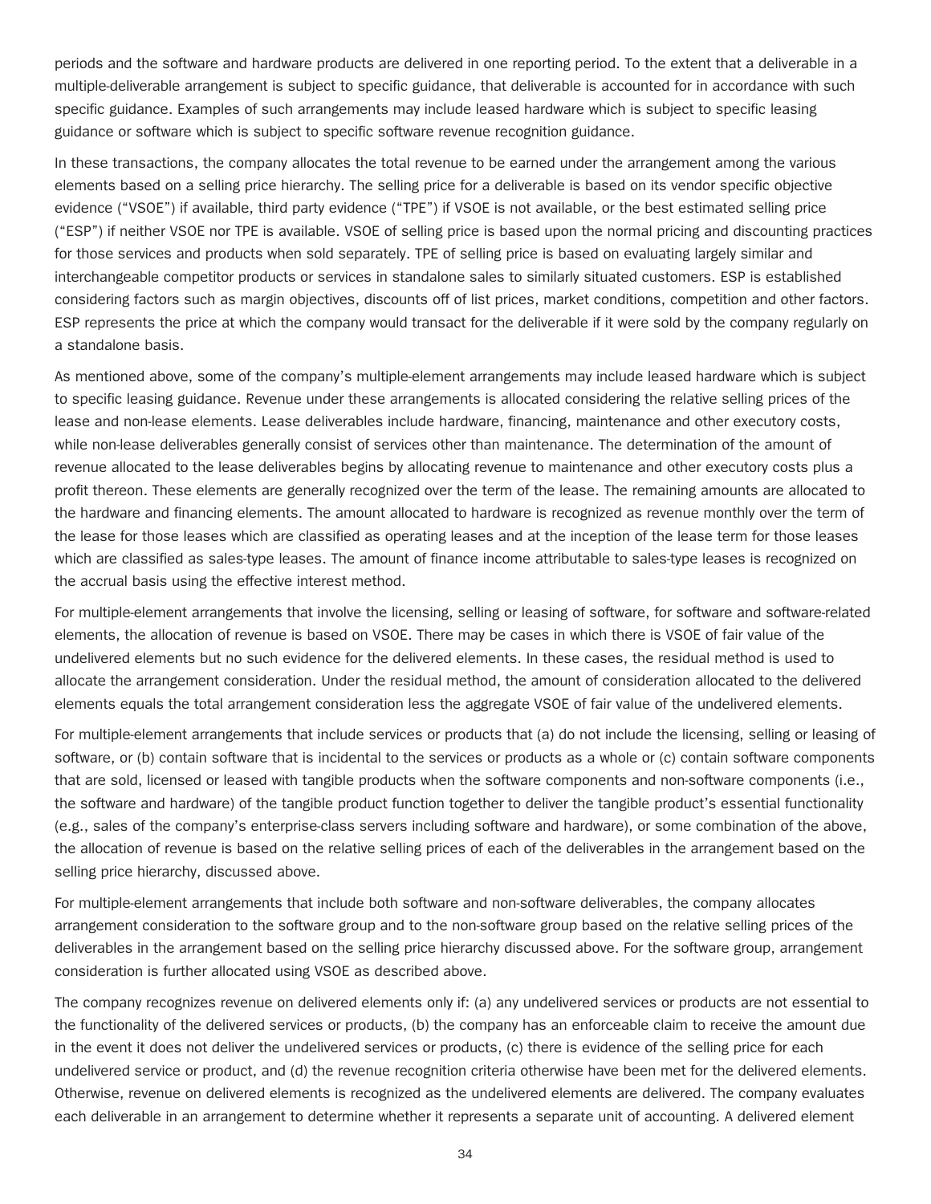periods and the software and hardware products are delivered in one reporting period. To the extent that a deliverable in a multiple-deliverable arrangement is subject to specific guidance, that deliverable is accounted for in accordance with such specific guidance. Examples of such arrangements may include leased hardware which is subject to specific leasing guidance or software which is subject to specific software revenue recognition guidance.

In these transactions, the company allocates the total revenue to be earned under the arrangement among the various elements based on a selling price hierarchy. The selling price for a deliverable is based on its vendor specific objective evidence ("VSOE") if available, third party evidence ("TPE") if VSOE is not available, or the best estimated selling price ("ESP") if neither VSOE nor TPE is available. VSOE of selling price is based upon the normal pricing and discounting practices for those services and products when sold separately. TPE of selling price is based on evaluating largely similar and interchangeable competitor products or services in standalone sales to similarly situated customers. ESP is established considering factors such as margin objectives, discounts off of list prices, market conditions, competition and other factors. ESP represents the price at which the company would transact for the deliverable if it were sold by the company regularly on a standalone basis.

As mentioned above, some of the company's multiple-element arrangements may include leased hardware which is subject to specific leasing guidance. Revenue under these arrangements is allocated considering the relative selling prices of the lease and non-lease elements. Lease deliverables include hardware, financing, maintenance and other executory costs, while non-lease deliverables generally consist of services other than maintenance. The determination of the amount of revenue allocated to the lease deliverables begins by allocating revenue to maintenance and other executory costs plus a profit thereon. These elements are generally recognized over the term of the lease. The remaining amounts are allocated to the hardware and financing elements. The amount allocated to hardware is recognized as revenue monthly over the term of the lease for those leases which are classified as operating leases and at the inception of the lease term for those leases which are classified as sales-type leases. The amount of finance income attributable to sales-type leases is recognized on the accrual basis using the effective interest method.

For multiple-element arrangements that involve the licensing, selling or leasing of software, for software and software-related elements, the allocation of revenue is based on VSOE. There may be cases in which there is VSOE of fair value of the undelivered elements but no such evidence for the delivered elements. In these cases, the residual method is used to allocate the arrangement consideration. Under the residual method, the amount of consideration allocated to the delivered elements equals the total arrangement consideration less the aggregate VSOE of fair value of the undelivered elements.

For multiple-element arrangements that include services or products that (a) do not include the licensing, selling or leasing of software, or (b) contain software that is incidental to the services or products as a whole or (c) contain software components that are sold, licensed or leased with tangible products when the software components and non-software components (i.e., the software and hardware) of the tangible product function together to deliver the tangible product's essential functionality (e.g., sales of the company's enterprise-class servers including software and hardware), or some combination of the above, the allocation of revenue is based on the relative selling prices of each of the deliverables in the arrangement based on the selling price hierarchy, discussed above.

For multiple-element arrangements that include both software and non-software deliverables, the company allocates arrangement consideration to the software group and to the non-software group based on the relative selling prices of the deliverables in the arrangement based on the selling price hierarchy discussed above. For the software group, arrangement consideration is further allocated using VSOE as described above.

The company recognizes revenue on delivered elements only if: (a) any undelivered services or products are not essential to the functionality of the delivered services or products, (b) the company has an enforceable claim to receive the amount due in the event it does not deliver the undelivered services or products, (c) there is evidence of the selling price for each undelivered service or product, and (d) the revenue recognition criteria otherwise have been met for the delivered elements. Otherwise, revenue on delivered elements is recognized as the undelivered elements are delivered. The company evaluates each deliverable in an arrangement to determine whether it represents a separate unit of accounting. A delivered element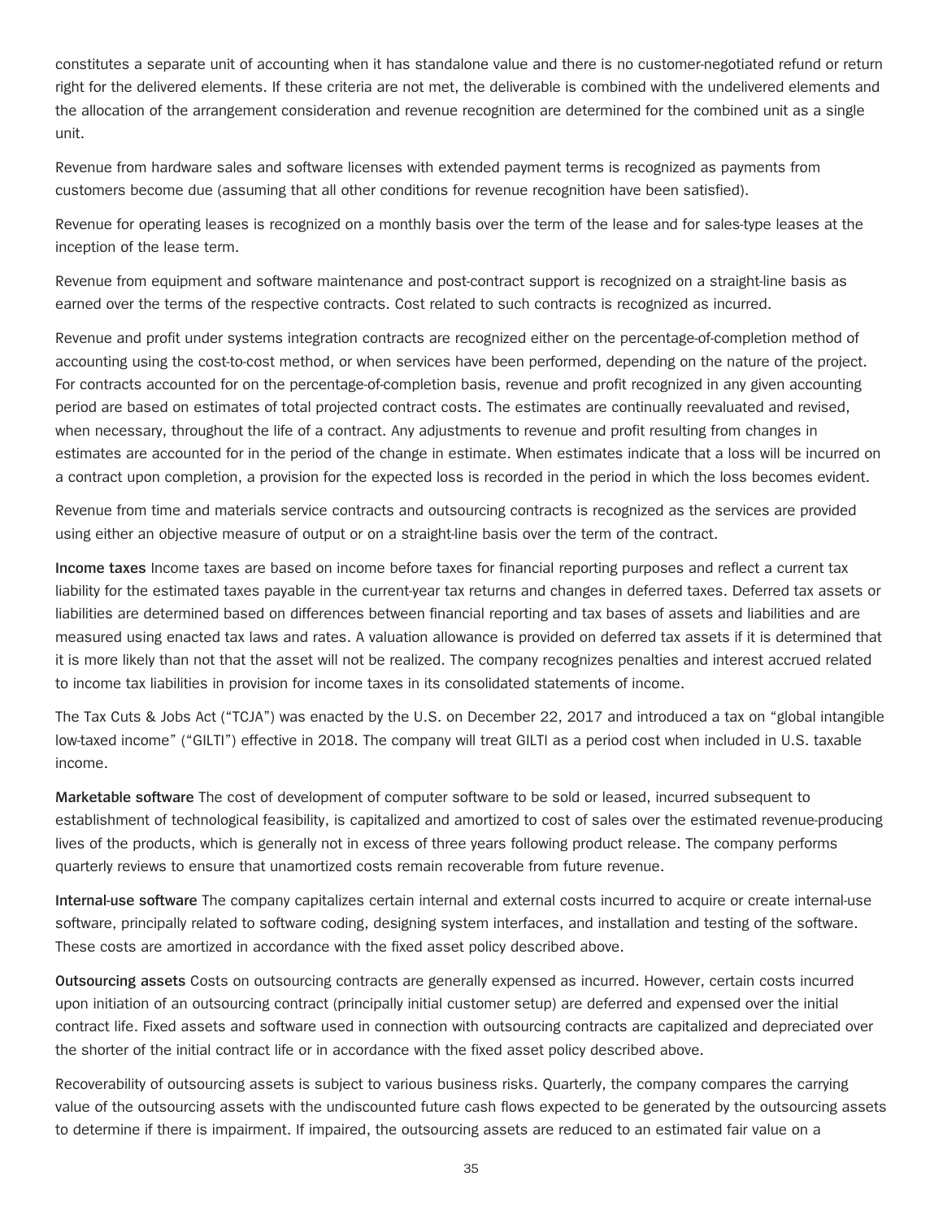constitutes a separate unit of accounting when it has standalone value and there is no customer-negotiated refund or return right for the delivered elements. If these criteria are not met, the deliverable is combined with the undelivered elements and the allocation of the arrangement consideration and revenue recognition are determined for the combined unit as a single unit.

Revenue from hardware sales and software licenses with extended payment terms is recognized as payments from customers become due (assuming that all other conditions for revenue recognition have been satisfied).

Revenue for operating leases is recognized on a monthly basis over the term of the lease and for sales-type leases at the inception of the lease term.

Revenue from equipment and software maintenance and post-contract support is recognized on a straight-line basis as earned over the terms of the respective contracts. Cost related to such contracts is recognized as incurred.

Revenue and profit under systems integration contracts are recognized either on the percentage-of-completion method of accounting using the cost-to-cost method, or when services have been performed, depending on the nature of the project. For contracts accounted for on the percentage-of-completion basis, revenue and profit recognized in any given accounting period are based on estimates of total projected contract costs. The estimates are continually reevaluated and revised, when necessary, throughout the life of a contract. Any adjustments to revenue and profit resulting from changes in estimates are accounted for in the period of the change in estimate. When estimates indicate that a loss will be incurred on a contract upon completion, a provision for the expected loss is recorded in the period in which the loss becomes evident.

Revenue from time and materials service contracts and outsourcing contracts is recognized as the services are provided using either an objective measure of output or on a straight-line basis over the term of the contract.

**Income taxes** Income taxes are based on income before taxes for financial reporting purposes and reflect a current tax liability for the estimated taxes payable in the current-year tax returns and changes in deferred taxes. Deferred tax assets or liabilities are determined based on differences between financial reporting and tax bases of assets and liabilities and are measured using enacted tax laws and rates. A valuation allowance is provided on deferred tax assets if it is determined that it is more likely than not that the asset will not be realized. The company recognizes penalties and interest accrued related to income tax liabilities in provision for income taxes in its consolidated statements of income.

The Tax Cuts & Jobs Act ("TCJA") was enacted by the U.S. on December 22, 2017 and introduced a tax on "global intangible low-taxed income" ("GILTI") effective in 2018. The company will treat GILTI as a period cost when included in U.S. taxable income.

**Marketable software** The cost of development of computer software to be sold or leased, incurred subsequent to establishment of technological feasibility, is capitalized and amortized to cost of sales over the estimated revenue-producing lives of the products, which is generally not in excess of three years following product release. The company performs quarterly reviews to ensure that unamortized costs remain recoverable from future revenue.

**Internal-use software** The company capitalizes certain internal and external costs incurred to acquire or create internal-use software, principally related to software coding, designing system interfaces, and installation and testing of the software. These costs are amortized in accordance with the fixed asset policy described above.

**Outsourcing assets** Costs on outsourcing contracts are generally expensed as incurred. However, certain costs incurred upon initiation of an outsourcing contract (principally initial customer setup) are deferred and expensed over the initial contract life. Fixed assets and software used in connection with outsourcing contracts are capitalized and depreciated over the shorter of the initial contract life or in accordance with the fixed asset policy described above.

Recoverability of outsourcing assets is subject to various business risks. Quarterly, the company compares the carrying value of the outsourcing assets with the undiscounted future cash flows expected to be generated by the outsourcing assets to determine if there is impairment. If impaired, the outsourcing assets are reduced to an estimated fair value on a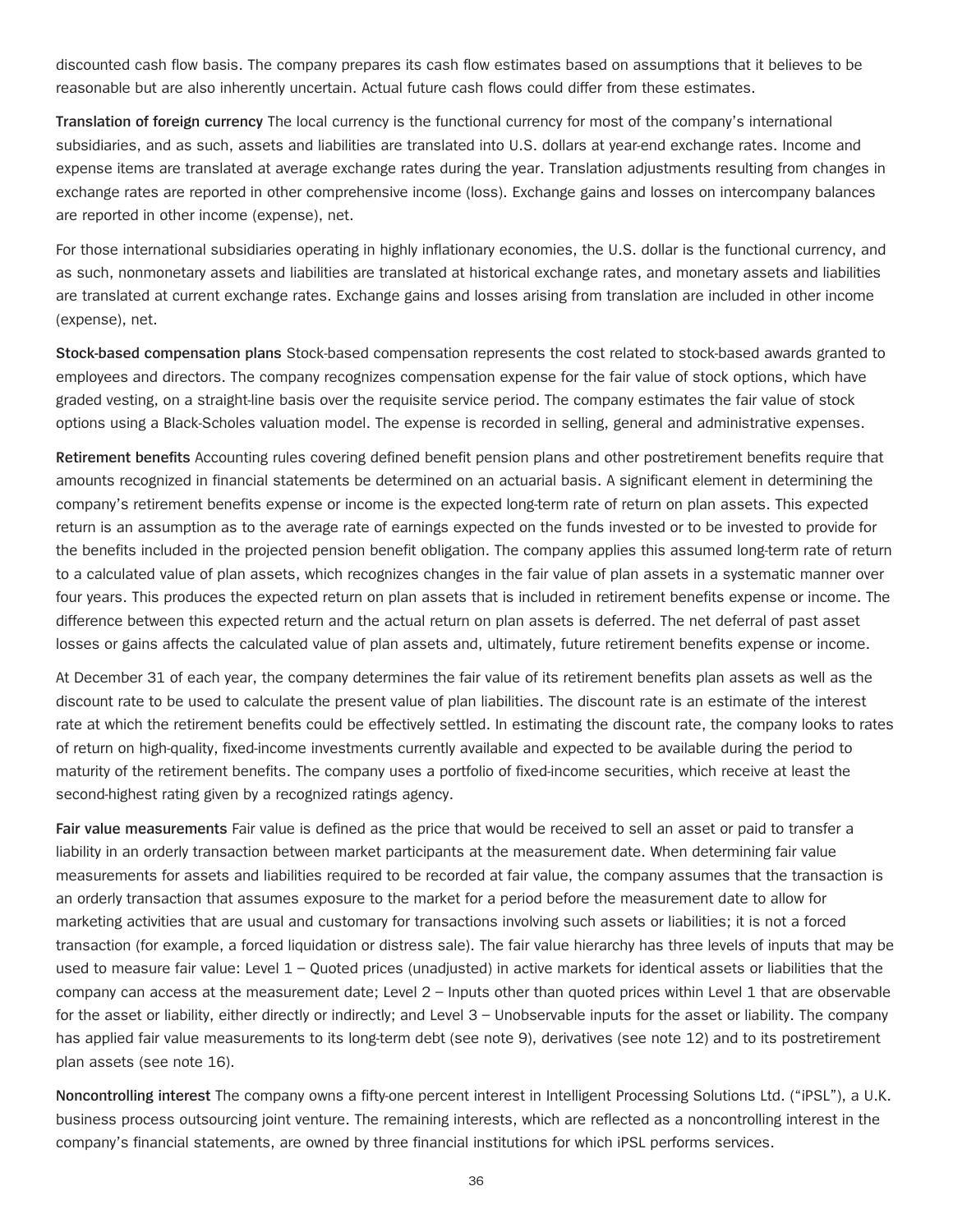discounted cash flow basis. The company prepares its cash flow estimates based on assumptions that it believes to be reasonable but are also inherently uncertain. Actual future cash flows could differ from these estimates.

**Translation of foreign currency** The local currency is the functional currency for most of the company's international subsidiaries, and as such, assets and liabilities are translated into U.S. dollars at year-end exchange rates. Income and expense items are translated at average exchange rates during the year. Translation adjustments resulting from changes in exchange rates are reported in other comprehensive income (loss). Exchange gains and losses on intercompany balances are reported in other income (expense), net.

For those international subsidiaries operating in highly inflationary economies, the U.S. dollar is the functional currency, and as such, nonmonetary assets and liabilities are translated at historical exchange rates, and monetary assets and liabilities are translated at current exchange rates. Exchange gains and losses arising from translation are included in other income (expense), net.

**Stock-based compensation plans** Stock-based compensation represents the cost related to stock-based awards granted to employees and directors. The company recognizes compensation expense for the fair value of stock options, which have graded vesting, on a straight-line basis over the requisite service period. The company estimates the fair value of stock options using a Black-Scholes valuation model. The expense is recorded in selling, general and administrative expenses.

**Retirement benefits** Accounting rules covering defined benefit pension plans and other postretirement benefits require that amounts recognized in financial statements be determined on an actuarial basis. A significant element in determining the company's retirement benefits expense or income is the expected long-term rate of return on plan assets. This expected return is an assumption as to the average rate of earnings expected on the funds invested or to be invested to provide for the benefits included in the projected pension benefit obligation. The company applies this assumed long-term rate of return to a calculated value of plan assets, which recognizes changes in the fair value of plan assets in a systematic manner over four years. This produces the expected return on plan assets that is included in retirement benefits expense or income. The difference between this expected return and the actual return on plan assets is deferred. The net deferral of past asset losses or gains affects the calculated value of plan assets and, ultimately, future retirement benefits expense or income.

At December 31 of each year, the company determines the fair value of its retirement benefits plan assets as well as the discount rate to be used to calculate the present value of plan liabilities. The discount rate is an estimate of the interest rate at which the retirement benefits could be effectively settled. In estimating the discount rate, the company looks to rates of return on high-quality, fixed-income investments currently available and expected to be available during the period to maturity of the retirement benefits. The company uses a portfolio of fixed-income securities, which receive at least the second-highest rating given by a recognized ratings agency.

**Fair value measurements** Fair value is defined as the price that would be received to sell an asset or paid to transfer a liability in an orderly transaction between market participants at the measurement date. When determining fair value measurements for assets and liabilities required to be recorded at fair value, the company assumes that the transaction is an orderly transaction that assumes exposure to the market for a period before the measurement date to allow for marketing activities that are usual and customary for transactions involving such assets or liabilities; it is not a forced transaction (for example, a forced liquidation or distress sale). The fair value hierarchy has three levels of inputs that may be used to measure fair value: Level 1 – Quoted prices (unadjusted) in active markets for identical assets or liabilities that the company can access at the measurement date; Level 2 – Inputs other than quoted prices within Level 1 that are observable for the asset or liability, either directly or indirectly; and Level 3 – Unobservable inputs for the asset or liability. The company has applied fair value measurements to its long-term debt (see note 9), derivatives (see note 12) and to its postretirement plan assets (see note 16).

**Noncontrolling interest** The company owns a fifty-one percent interest in Intelligent Processing Solutions Ltd. ("iPSL"), a U.K. business process outsourcing joint venture. The remaining interests, which are reflected as a noncontrolling interest in the company's financial statements, are owned by three financial institutions for which iPSL performs services.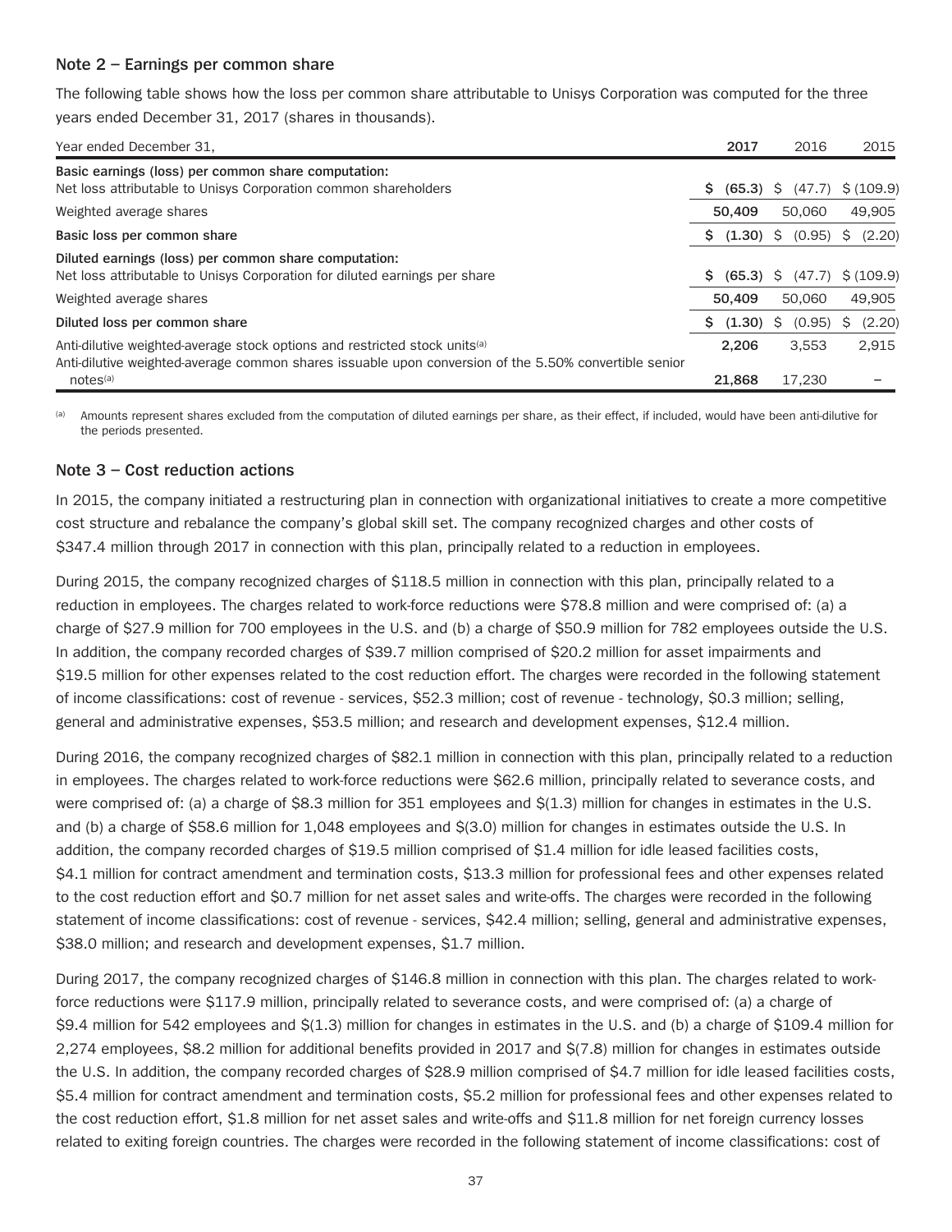## Note 2 – Earnings per common share

The following table shows how the loss per common share attributable to Unisys Corporation was computed for the three years ended December 31, 2017 (shares in thousands).

| Year ended December 31, | 2017 | 2016 | 2015 |
|---|---|---|---|
| **Basic earnings (loss) per common share computation:** | | | |
| Net loss attributable to Unisys Corporation common shareholders | **$ (65.3)** | $ (47.7) | $ (109.9) |
| Weighted average shares | **50,409** | 50,060 | 49,905 |
| **Basic loss per common share** | **$ (1.30)** | $ (0.95) | $ (2.20) |
| **Diluted earnings (loss) per common share computation:** | | | |
| Net loss attributable to Unisys Corporation for diluted earnings per share | **$ (65.3)** | $ (47.7) | $ (109.9) |
| Weighted average shares | **50,409** | 50,060 | 49,905 |
| **Diluted loss per common share** | **$ (1.30)** | $ (0.95) | $ (2.20) |
| Anti-dilutive weighted-average stock options and restricted stock units[(a)] | **2,206** | 3,553 | 2,915 |
| Anti-dilutive weighted-average common shares issuable upon conversion of the 5.50% convertible senior notes[(a)] | **21,868** | 17,230 | – |

[(a)] Amounts represent shares excluded from the computation of diluted earnings per share, as their effect, if included, would have been anti-dilutive for the periods presented.

## Note 3 – Cost reduction actions

In 2015, the company initiated a restructuring plan in connection with organizational initiatives to create a more competitive cost structure and rebalance the company's global skill set. The company recognized charges and other costs of $347.4 million through 2017 in connection with this plan, principally related to a reduction in employees.

During 2015, the company recognized charges of $118.5 million in connection with this plan, principally related to a reduction in employees. The charges related to work-force reductions were $78.8 million and were comprised of: (a) a charge of $27.9 million for 700 employees in the U.S. and (b) a charge of $50.9 million for 782 employees outside the U.S. In addition, the company recorded charges of $39.7 million comprised of $20.2 million for asset impairments and $19.5 million for other expenses related to the cost reduction effort. The charges were recorded in the following statement of income classifications: cost of revenue - services, $52.3 million; cost of revenue - technology, $0.3 million; selling, general and administrative expenses, $53.5 million; and research and development expenses, $12.4 million.

During 2016, the company recognized charges of $82.1 million in connection with this plan, principally related to a reduction in employees. The charges related to work-force reductions were $62.6 million, principally related to severance costs, and were comprised of: (a) a charge of $8.3 million for 351 employees and $(1.3) million for changes in estimates in the U.S. and (b) a charge of $58.6 million for 1,048 employees and $(3.0) million for changes in estimates outside the U.S. In addition, the company recorded charges of $19.5 million comprised of $1.4 million for idle leased facilities costs, $4.1 million for contract amendment and termination costs, $13.3 million for professional fees and other expenses related to the cost reduction effort and $0.7 million for net asset sales and write-offs. The charges were recorded in the following statement of income classifications: cost of revenue - services, $42.4 million; selling, general and administrative expenses, $38.0 million; and research and development expenses, $1.7 million.

During 2017, the company recognized charges of $146.8 million in connection with this plan. The charges related to work-force reductions were $117.9 million, principally related to severance costs, and were comprised of: (a) a charge of $9.4 million for 542 employees and $(1.3) million for changes in estimates in the U.S. and (b) a charge of $109.4 million for 2,274 employees, $8.2 million for additional benefits provided in 2017 and $(7.8) million for changes in estimates outside the U.S. In addition, the company recorded charges of $28.9 million comprised of $4.7 million for idle leased facilities costs, $5.4 million for contract amendment and termination costs, $5.2 million for professional fees and other expenses related to the cost reduction effort, $1.8 million for net asset sales and write-offs and $11.8 million for net foreign currency losses related to exiting foreign countries. The charges were recorded in the following statement of income classifications: cost of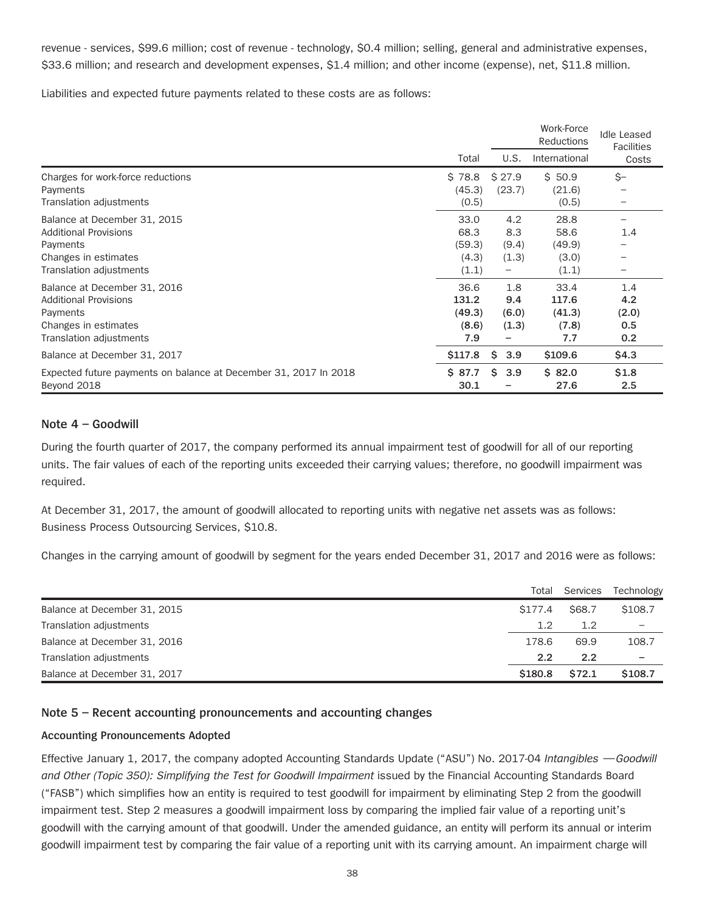revenue - services, $99.6 million; cost of revenue - technology, $0.4 million; selling, general and administrative expenses, $33.6 million; and research and development expenses, $1.4 million; and other income (expense), net, $11.8 million.

Liabilities and expected future payments related to these costs are as follows:

| | Total | Work-Force Reductions U.S. | Work-Force Reductions International | Idle Leased Facilities Costs |
|---|---|---|---|---|
| Charges for work-force reductions | $ 78.8 | $ 27.9 | $ 50.9 | $– |
| Payments | (45.3) | (23.7) | (21.6) | – |
| Translation adjustments | (0.5) | | (0.5) | – |
| Balance at December 31, 2015 | 33.0 | 4.2 | 28.8 | – |
| Additional Provisions | 68.3 | 8.3 | 58.6 | 1.4 |
| Payments | (59.3) | (9.4) | (49.9) | – |
| Changes in estimates | (4.3) | (1.3) | (3.0) | – |
| Translation adjustments | (1.1) | – | (1.1) | – |
| Balance at December 31, 2016 | 36.6 | 1.8 | 33.4 | 1.4 |
| Additional Provisions | **131.2** | **9.4** | **117.6** | **4.2** |
| Payments | **(49.3)** | **(6.0)** | **(41.3)** | **(2.0)** |
| Changes in estimates | **(8.6)** | **(1.3)** | **(7.8)** | **0.5** |
| Translation adjustments | **7.9** | **–** | **7.7** | **0.2** |
| Balance at December 31, 2017 | **$117.8** | **$ 3.9** | **$109.6** | **$4.3** |
| Expected future payments on balance at December 31, 2017 In 2018 | **$ 87.7** | **$ 3.9** | **$ 82.0** | **$1.8** |
| Beyond 2018 | **30.1** | **–** | **27.6** | **2.5** |

## Note 4 – Goodwill

During the fourth quarter of 2017, the company performed its annual impairment test of goodwill for all of our reporting units. The fair values of each of the reporting units exceeded their carrying values; therefore, no goodwill impairment was required.

At December 31, 2017, the amount of goodwill allocated to reporting units with negative net assets was as follows: Business Process Outsourcing Services, $10.8.

Changes in the carrying amount of goodwill by segment for the years ended December 31, 2017 and 2016 were as follows:

| | Total | Services | Technology |
|---|---|---|---|
| Balance at December 31, 2015 | $177.4 | $68.7 | $108.7 |
| Translation adjustments | 1.2 | 1.2 | – |
| Balance at December 31, 2016 | 178.6 | 69.9 | 108.7 |
| Translation adjustments | **2.2** | **2.2** | **–** |
| Balance at December 31, 2017 | **$180.8** | **$72.1** | **$108.7** |

## Note 5 – Recent accounting pronouncements and accounting changes

### Accounting Pronouncements Adopted

Effective January 1, 2017, the company adopted Accounting Standards Update ("ASU") No. 2017-04 *Intangibles —Goodwill and Other (Topic 350): Simplifying the Test for Goodwill Impairment* issued by the Financial Accounting Standards Board ("FASB") which simplifies how an entity is required to test goodwill for impairment by eliminating Step 2 from the goodwill impairment test. Step 2 measures a goodwill impairment loss by comparing the implied fair value of a reporting unit's goodwill with the carrying amount of that goodwill. Under the amended guidance, an entity will perform its annual or interim goodwill impairment test by comparing the fair value of a reporting unit with its carrying amount. An impairment charge will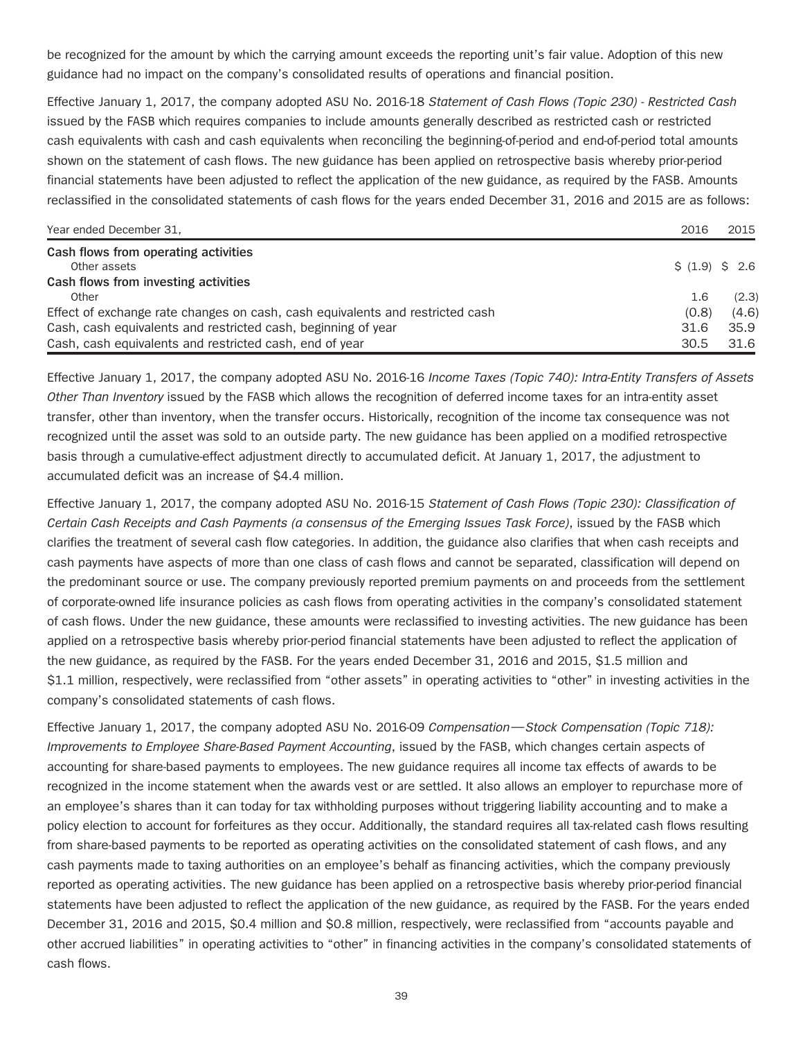be recognized for the amount by which the carrying amount exceeds the reporting unit's fair value. Adoption of this new guidance had no impact on the company's consolidated results of operations and financial position.

Effective January 1, 2017, the company adopted ASU No. 2016-18 *Statement of Cash Flows (Topic 230) - Restricted Cash* issued by the FASB which requires companies to include amounts generally described as restricted cash or restricted cash equivalents with cash and cash equivalents when reconciling the beginning-of-period and end-of-period total amounts shown on the statement of cash flows. The new guidance has been applied on retrospective basis whereby prior-period financial statements have been adjusted to reflect the application of the new guidance, as required by the FASB. Amounts reclassified in the consolidated statements of cash flows for the years ended December 31, 2016 and 2015 are as follows:

| Year ended December 31, | 2016 | 2015 |
|---|---|---|
| **Cash flows from operating activities** | | |
| Other assets | $ (1.9) | $ 2.6 |
| **Cash flows from investing activities** | | |
| Other | 1.6 | (2.3) |
| Effect of exchange rate changes on cash, cash equivalents and restricted cash | (0.8) | (4.6) |
| Cash, cash equivalents and restricted cash, beginning of year | 31.6 | 35.9 |
| Cash, cash equivalents and restricted cash, end of year | 30.5 | 31.6 |

Effective January 1, 2017, the company adopted ASU No. 2016-16 *Income Taxes (Topic 740): Intra-Entity Transfers of Assets Other Than Inventory* issued by the FASB which allows the recognition of deferred income taxes for an intra-entity asset transfer, other than inventory, when the transfer occurs. Historically, recognition of the income tax consequence was not recognized until the asset was sold to an outside party. The new guidance has been applied on a modified retrospective basis through a cumulative-effect adjustment directly to accumulated deficit. At January 1, 2017, the adjustment to accumulated deficit was an increase of $4.4 million.

Effective January 1, 2017, the company adopted ASU No. 2016-15 *Statement of Cash Flows (Topic 230): Classification of Certain Cash Receipts and Cash Payments (a consensus of the Emerging Issues Task Force)*, issued by the FASB which clarifies the treatment of several cash flow categories. In addition, the guidance also clarifies that when cash receipts and cash payments have aspects of more than one class of cash flows and cannot be separated, classification will depend on the predominant source or use. The company previously reported premium payments on and proceeds from the settlement of corporate-owned life insurance policies as cash flows from operating activities in the company's consolidated statement of cash flows. Under the new guidance, these amounts were reclassified to investing activities. The new guidance has been applied on a retrospective basis whereby prior-period financial statements have been adjusted to reflect the application of the new guidance, as required by the FASB. For the years ended December 31, 2016 and 2015, $1.5 million and $1.1 million, respectively, were reclassified from "other assets" in operating activities to "other" in investing activities in the company's consolidated statements of cash flows.

Effective January 1, 2017, the company adopted ASU No. 2016-09 *Compensation—Stock Compensation (Topic 718): Improvements to Employee Share-Based Payment Accounting*, issued by the FASB, which changes certain aspects of accounting for share-based payments to employees. The new guidance requires all income tax effects of awards to be recognized in the income statement when the awards vest or are settled. It also allows an employer to repurchase more of an employee's shares than it can today for tax withholding purposes without triggering liability accounting and to make a policy election to account for forfeitures as they occur. Additionally, the standard requires all tax-related cash flows resulting from share-based payments to be reported as operating activities on the consolidated statement of cash flows, and any cash payments made to taxing authorities on an employee's behalf as financing activities, which the company previously reported as operating activities. The new guidance has been applied on a retrospective basis whereby prior-period financial statements have been adjusted to reflect the application of the new guidance, as required by the FASB. For the years ended December 31, 2016 and 2015, $0.4 million and $0.8 million, respectively, were reclassified from "accounts payable and other accrued liabilities" in operating activities to "other" in financing activities in the company's consolidated statements of cash flows.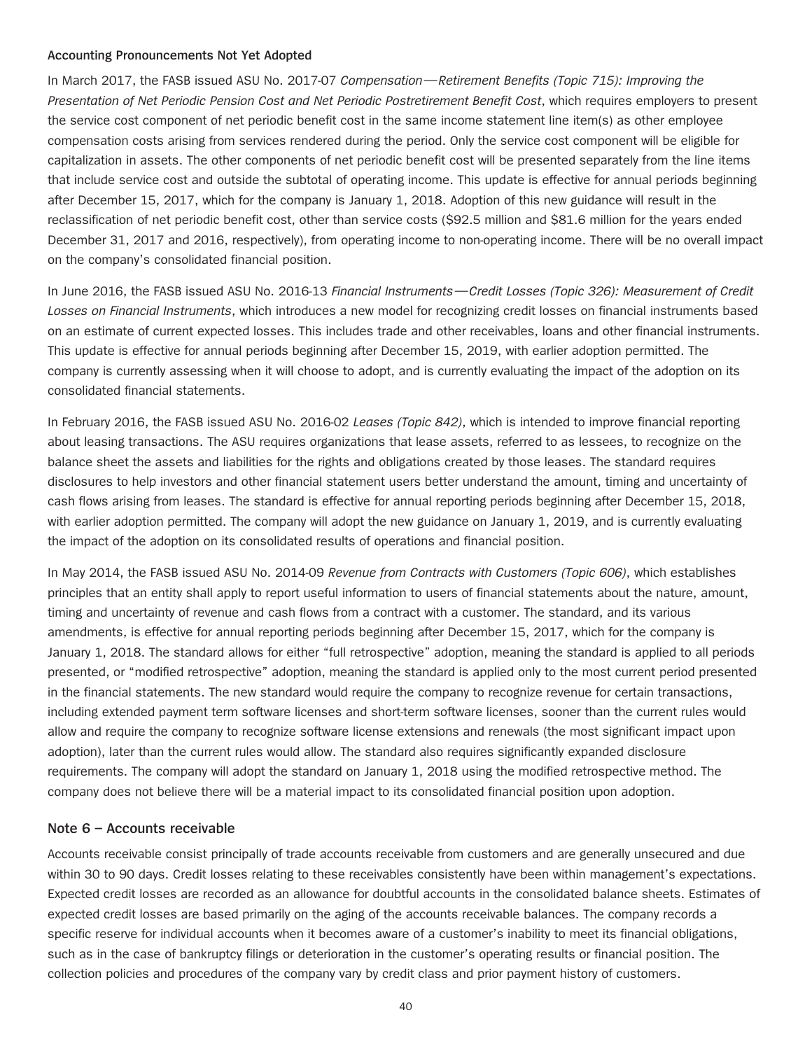### Accounting Pronouncements Not Yet Adopted

In March 2017, the FASB issued ASU No. 2017-07 *Compensation—Retirement Benefits (Topic 715): Improving the Presentation of Net Periodic Pension Cost and Net Periodic Postretirement Benefit Cost*, which requires employers to present the service cost component of net periodic benefit cost in the same income statement line item(s) as other employee compensation costs arising from services rendered during the period. Only the service cost component will be eligible for capitalization in assets. The other components of net periodic benefit cost will be presented separately from the line items that include service cost and outside the subtotal of operating income. This update is effective for annual periods beginning after December 15, 2017, which for the company is January 1, 2018. Adoption of this new guidance will result in the reclassification of net periodic benefit cost, other than service costs ($92.5 million and $81.6 million for the years ended December 31, 2017 and 2016, respectively), from operating income to non-operating income. There will be no overall impact on the company's consolidated financial position.

In June 2016, the FASB issued ASU No. 2016-13 *Financial Instruments—Credit Losses (Topic 326): Measurement of Credit Losses on Financial Instruments*, which introduces a new model for recognizing credit losses on financial instruments based on an estimate of current expected losses. This includes trade and other receivables, loans and other financial instruments. This update is effective for annual periods beginning after December 15, 2019, with earlier adoption permitted. The company is currently assessing when it will choose to adopt, and is currently evaluating the impact of the adoption on its consolidated financial statements.

In February 2016, the FASB issued ASU No. 2016-02 *Leases (Topic 842)*, which is intended to improve financial reporting about leasing transactions. The ASU requires organizations that lease assets, referred to as lessees, to recognize on the balance sheet the assets and liabilities for the rights and obligations created by those leases. The standard requires disclosures to help investors and other financial statement users better understand the amount, timing and uncertainty of cash flows arising from leases. The standard is effective for annual reporting periods beginning after December 15, 2018, with earlier adoption permitted. The company will adopt the new guidance on January 1, 2019, and is currently evaluating the impact of the adoption on its consolidated results of operations and financial position.

In May 2014, the FASB issued ASU No. 2014-09 *Revenue from Contracts with Customers (Topic 606)*, which establishes principles that an entity shall apply to report useful information to users of financial statements about the nature, amount, timing and uncertainty of revenue and cash flows from a contract with a customer. The standard, and its various amendments, is effective for annual reporting periods beginning after December 15, 2017, which for the company is January 1, 2018. The standard allows for either "full retrospective" adoption, meaning the standard is applied to all periods presented, or "modified retrospective" adoption, meaning the standard is applied only to the most current period presented in the financial statements. The new standard would require the company to recognize revenue for certain transactions, including extended payment term software licenses and short-term software licenses, sooner than the current rules would allow and require the company to recognize software license extensions and renewals (the most significant impact upon adoption), later than the current rules would allow. The standard also requires significantly expanded disclosure requirements. The company will adopt the standard on January 1, 2018 using the modified retrospective method. The company does not believe there will be a material impact to its consolidated financial position upon adoption.

## Note 6 – Accounts receivable

Accounts receivable consist principally of trade accounts receivable from customers and are generally unsecured and due within 30 to 90 days. Credit losses relating to these receivables consistently have been within management's expectations. Expected credit losses are recorded as an allowance for doubtful accounts in the consolidated balance sheets. Estimates of expected credit losses are based primarily on the aging of the accounts receivable balances. The company records a specific reserve for individual accounts when it becomes aware of a customer's inability to meet its financial obligations, such as in the case of bankruptcy filings or deterioration in the customer's operating results or financial position. The collection policies and procedures of the company vary by credit class and prior payment history of customers.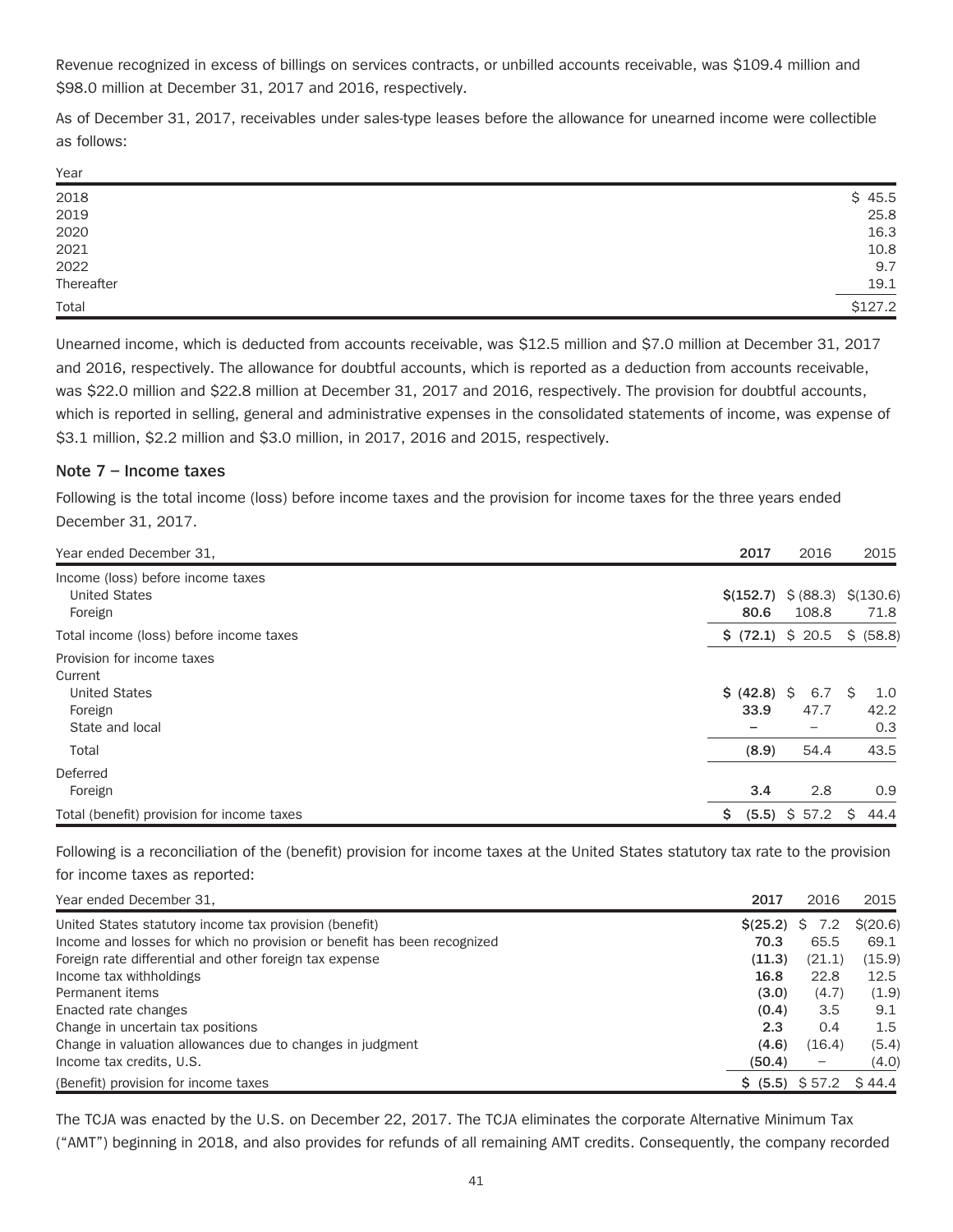Revenue recognized in excess of billings on services contracts, or unbilled accounts receivable, was $109.4 million and $98.0 million at December 31, 2017 and 2016, respectively.

As of December 31, 2017, receivables under sales-type leases before the allowance for unearned income were collectible as follows:

| Year | |
|---|---|
| 2018 | $ 45.5 |
| 2019 | 25.8 |
| 2020 | 16.3 |
| 2021 | 10.8 |
| 2022 | 9.7 |
| Thereafter | 19.1 |
| Total | $127.2 |

Unearned income, which is deducted from accounts receivable, was $12.5 million and $7.0 million at December 31, 2017 and 2016, respectively. The allowance for doubtful accounts, which is reported as a deduction from accounts receivable, was $22.0 million and $22.8 million at December 31, 2017 and 2016, respectively. The provision for doubtful accounts, which is reported in selling, general and administrative expenses in the consolidated statements of income, was expense of $3.1 million, $2.2 million and $3.0 million, in 2017, 2016 and 2015, respectively.

## Note 7 – Income taxes

Following is the total income (loss) before income taxes and the provision for income taxes for the three years ended December 31, 2017.

| Year ended December 31, | **2017** | 2016 | 2015 |
|---|---|---|---|
| Income (loss) before income taxes | | | |
| United States | **$(152.7)** | $ (88.3) | $(130.6) |
| Foreign | **80.6** | 108.8 | 71.8 |
| Total income (loss) before income taxes | **$ (72.1)** | $ 20.5 | $ (58.8) |
| Provision for income taxes | | | |
| Current | | | |
| United States | **$ (42.8)** | $ 6.7 | $ 1.0 |
| Foreign | **33.9** | 47.7 | 42.2 |
| State and local | **–** | – | 0.3 |
| Total | **(8.9)** | 54.4 | 43.5 |
| Deferred | | | |
| Foreign | **3.4** | 2.8 | 0.9 |
| Total (benefit) provision for income taxes | **$ (5.5)** | $ 57.2 | $ 44.4 |

Following is a reconciliation of the (benefit) provision for income taxes at the United States statutory tax rate to the provision for income taxes as reported:

| Year ended December 31, | **2017** | 2016 | 2015 |
|---|---|---|---|
| United States statutory income tax provision (benefit) | **$(25.2)** | $ 7.2 | $(20.6) |
| Income and losses for which no provision or benefit has been recognized | **70.3** | 65.5 | 69.1 |
| Foreign rate differential and other foreign tax expense | **(11.3)** | (21.1) | (15.9) |
| Income tax withholdings | **16.8** | 22.8 | 12.5 |
| Permanent items | **(3.0)** | (4.7) | (1.9) |
| Enacted rate changes | **(0.4)** | 3.5 | 9.1 |
| Change in uncertain tax positions | **2.3** | 0.4 | 1.5 |
| Change in valuation allowances due to changes in judgment | **(4.6)** | (16.4) | (5.4) |
| Income tax credits, U.S. | **(50.4)** | – | (4.0) |
| (Benefit) provision for income taxes | **$ (5.5)** | $ 57.2 | $ 44.4 |

The TCJA was enacted by the U.S. on December 22, 2017. The TCJA eliminates the corporate Alternative Minimum Tax ("AMT") beginning in 2018, and also provides for refunds of all remaining AMT credits. Consequently, the company recorded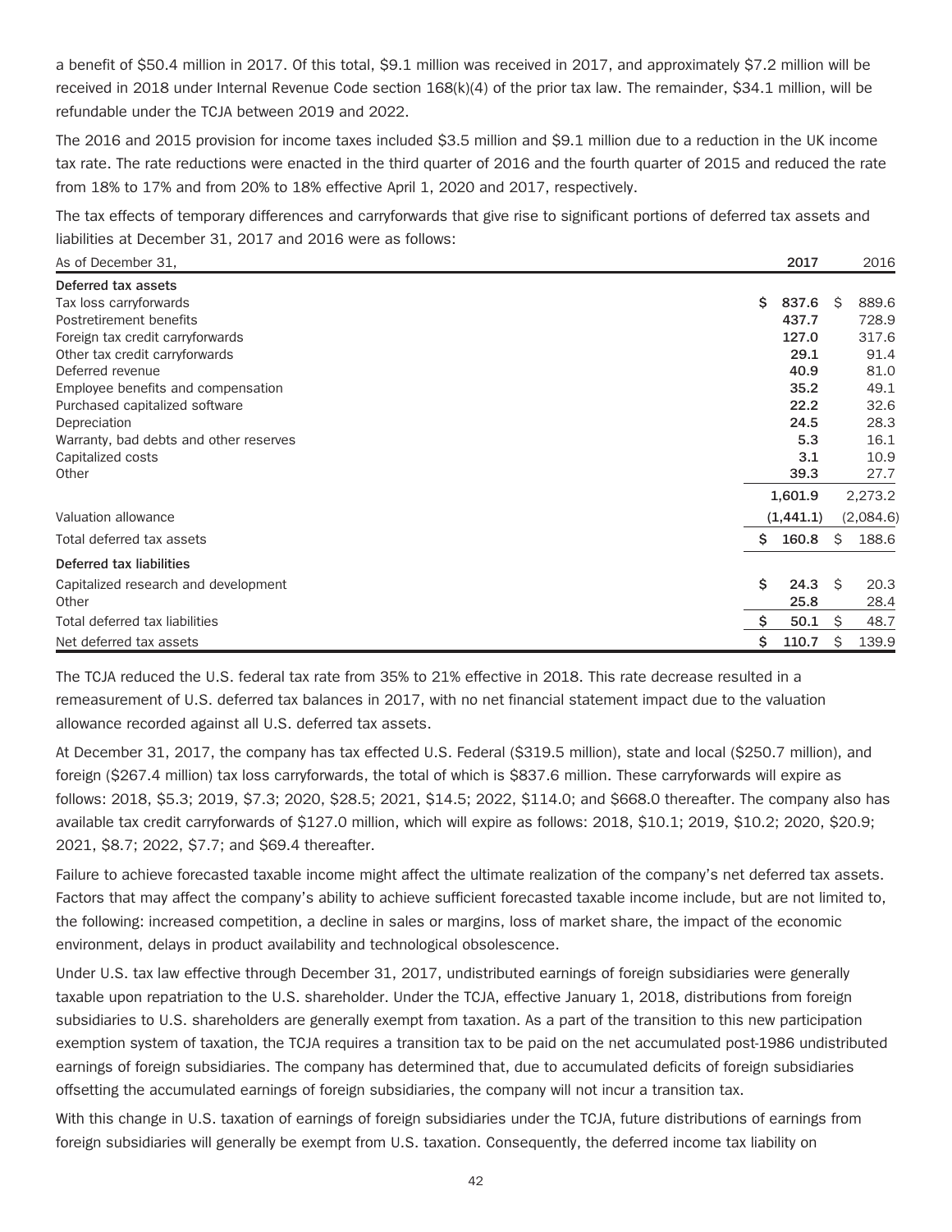a benefit of $50.4 million in 2017. Of this total, $9.1 million was received in 2017, and approximately $7.2 million will be received in 2018 under Internal Revenue Code section 168(k)(4) of the prior tax law. The remainder, $34.1 million, will be refundable under the TCJA between 2019 and 2022.

The 2016 and 2015 provision for income taxes included $3.5 million and $9.1 million due to a reduction in the UK income tax rate. The rate reductions were enacted in the third quarter of 2016 and the fourth quarter of 2015 and reduced the rate from 18% to 17% and from 20% to 18% effective April 1, 2020 and 2017, respectively.

The tax effects of temporary differences and carryforwards that give rise to significant portions of deferred tax assets and liabilities at December 31, 2017 and 2016 were as follows:

| As of December 31, | 2017 | 2016 |
|---|---|---|
| **Deferred tax assets** | | |
| Tax loss carryforwards | $ 837.6 | $ 889.6 |
| Postretirement benefits | 437.7 | 728.9 |
| Foreign tax credit carryforwards | 127.0 | 317.6 |
| Other tax credit carryforwards | 29.1 | 91.4 |
| Deferred revenue | 40.9 | 81.0 |
| Employee benefits and compensation | 35.2 | 49.1 |
| Purchased capitalized software | 22.2 | 32.6 |
| Depreciation | 24.5 | 28.3 |
| Warranty, bad debts and other reserves | 5.3 | 16.1 |
| Capitalized costs | 3.1 | 10.9 |
| Other | 39.3 | 27.7 |
| | 1,601.9 | 2,273.2 |
| Valuation allowance | (1,441.1) | (2,084.6) |
| Total deferred tax assets | $ 160.8 | $ 188.6 |
| **Deferred tax liabilities** | | |
| Capitalized research and development | $ 24.3 | $ 20.3 |
| Other | 25.8 | 28.4 |
| Total deferred tax liabilities | $ 50.1 | $ 48.7 |
| Net deferred tax assets | $ 110.7 | $ 139.9 |

The TCJA reduced the U.S. federal tax rate from 35% to 21% effective in 2018. This rate decrease resulted in a remeasurement of U.S. deferred tax balances in 2017, with no net financial statement impact due to the valuation allowance recorded against all U.S. deferred tax assets.

At December 31, 2017, the company has tax effected U.S. Federal ($319.5 million), state and local ($250.7 million), and foreign ($267.4 million) tax loss carryforwards, the total of which is $837.6 million. These carryforwards will expire as follows: 2018, $5.3; 2019, $7.3; 2020, $28.5; 2021, $14.5; 2022, $114.0; and $668.0 thereafter. The company also has available tax credit carryforwards of $127.0 million, which will expire as follows: 2018, $10.1; 2019, $10.2; 2020, $20.9; 2021, $8.7; 2022, $7.7; and $69.4 thereafter.

Failure to achieve forecasted taxable income might affect the ultimate realization of the company's net deferred tax assets. Factors that may affect the company's ability to achieve sufficient forecasted taxable income include, but are not limited to, the following: increased competition, a decline in sales or margins, loss of market share, the impact of the economic environment, delays in product availability and technological obsolescence.

Under U.S. tax law effective through December 31, 2017, undistributed earnings of foreign subsidiaries were generally taxable upon repatriation to the U.S. shareholder. Under the TCJA, effective January 1, 2018, distributions from foreign subsidiaries to U.S. shareholders are generally exempt from taxation. As a part of the transition to this new participation exemption system of taxation, the TCJA requires a transition tax to be paid on the net accumulated post-1986 undistributed earnings of foreign subsidiaries. The company has determined that, due to accumulated deficits of foreign subsidiaries offsetting the accumulated earnings of foreign subsidiaries, the company will not incur a transition tax.

With this change in U.S. taxation of earnings of foreign subsidiaries under the TCJA, future distributions of earnings from foreign subsidiaries will generally be exempt from U.S. taxation. Consequently, the deferred income tax liability on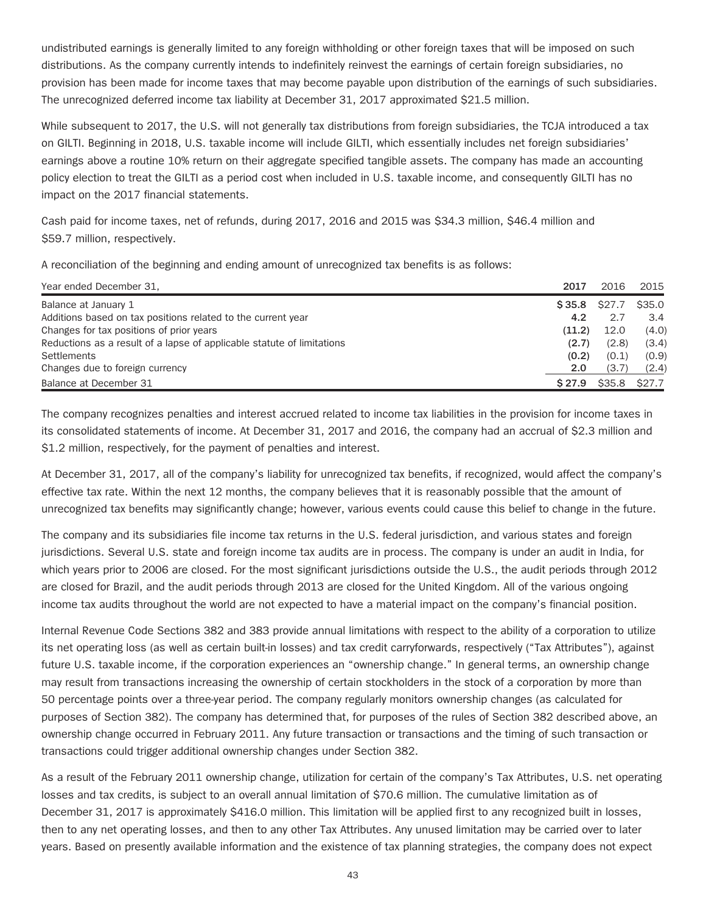undistributed earnings is generally limited to any foreign withholding or other foreign taxes that will be imposed on such distributions. As the company currently intends to indefinitely reinvest the earnings of certain foreign subsidiaries, no provision has been made for income taxes that may become payable upon distribution of the earnings of such subsidiaries. The unrecognized deferred income tax liability at December 31, 2017 approximated $21.5 million.

While subsequent to 2017, the U.S. will not generally tax distributions from foreign subsidiaries, the TCJA introduced a tax on GILTI. Beginning in 2018, U.S. taxable income will include GILTI, which essentially includes net foreign subsidiaries' earnings above a routine 10% return on their aggregate specified tangible assets. The company has made an accounting policy election to treat the GILTI as a period cost when included in U.S. taxable income, and consequently GILTI has no impact on the 2017 financial statements.

Cash paid for income taxes, net of refunds, during 2017, 2016 and 2015 was $34.3 million, $46.4 million and $59.7 million, respectively.

A reconciliation of the beginning and ending amount of unrecognized tax benefits is as follows:

| Year ended December 31, | 2017 | 2016 | 2015 |
|---|---|---|---|
| Balance at January 1 | **$ 35.8** | $27.7 | $35.0 |
| Additions based on tax positions related to the current year | **4.2** | 2.7 | 3.4 |
| Changes for tax positions of prior years | **(11.2)** | 12.0 | (4.0) |
| Reductions as a result of a lapse of applicable statute of limitations | **(2.7)** | (2.8) | (3.4) |
| Settlements | **(0.2)** | (0.1) | (0.9) |
| Changes due to foreign currency | **2.0** | (3.7) | (2.4) |
| Balance at December 31 | **$ 27.9** | $35.8 | $27.7 |

The company recognizes penalties and interest accrued related to income tax liabilities in the provision for income taxes in its consolidated statements of income. At December 31, 2017 and 2016, the company had an accrual of $2.3 million and $1.2 million, respectively, for the payment of penalties and interest.

At December 31, 2017, all of the company's liability for unrecognized tax benefits, if recognized, would affect the company's effective tax rate. Within the next 12 months, the company believes that it is reasonably possible that the amount of unrecognized tax benefits may significantly change; however, various events could cause this belief to change in the future.

The company and its subsidiaries file income tax returns in the U.S. federal jurisdiction, and various states and foreign jurisdictions. Several U.S. state and foreign income tax audits are in process. The company is under an audit in India, for which years prior to 2006 are closed. For the most significant jurisdictions outside the U.S., the audit periods through 2012 are closed for Brazil, and the audit periods through 2013 are closed for the United Kingdom. All of the various ongoing income tax audits throughout the world are not expected to have a material impact on the company's financial position.

Internal Revenue Code Sections 382 and 383 provide annual limitations with respect to the ability of a corporation to utilize its net operating loss (as well as certain built-in losses) and tax credit carryforwards, respectively ("Tax Attributes"), against future U.S. taxable income, if the corporation experiences an "ownership change." In general terms, an ownership change may result from transactions increasing the ownership of certain stockholders in the stock of a corporation by more than 50 percentage points over a three-year period. The company regularly monitors ownership changes (as calculated for purposes of Section 382). The company has determined that, for purposes of the rules of Section 382 described above, an ownership change occurred in February 2011. Any future transaction or transactions and the timing of such transaction or transactions could trigger additional ownership changes under Section 382.

As a result of the February 2011 ownership change, utilization for certain of the company's Tax Attributes, U.S. net operating losses and tax credits, is subject to an overall annual limitation of $70.6 million. The cumulative limitation as of December 31, 2017 is approximately $416.0 million. This limitation will be applied first to any recognized built in losses, then to any net operating losses, and then to any other Tax Attributes. Any unused limitation may be carried over to later years. Based on presently available information and the existence of tax planning strategies, the company does not expect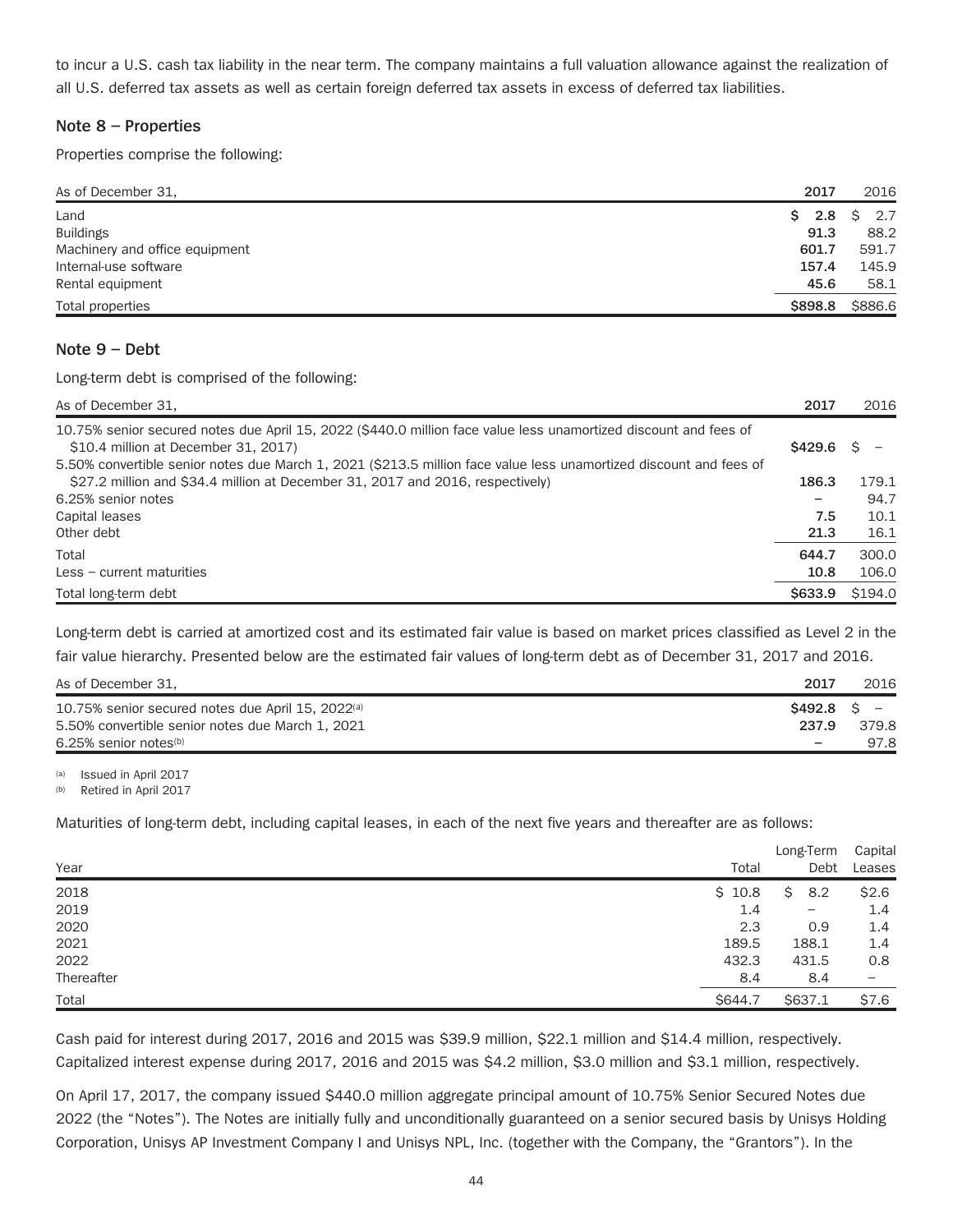to incur a U.S. cash tax liability in the near term. The company maintains a full valuation allowance against the realization of all U.S. deferred tax assets as well as certain foreign deferred tax assets in excess of deferred tax liabilities.

### Note 8 – Properties

Properties comprise the following:

| As of December 31, | 2017 | 2016 |
|---|---|---|
| Land | **$ 2.8** | $ 2.7 |
| Buildings | **91.3** | 88.2 |
| Machinery and office equipment | **601.7** | 591.7 |
| Internal-use software | **157.4** | 145.9 |
| Rental equipment | **45.6** | 58.1 |
| Total properties | **$898.8** | $886.6 |

### Note 9 – Debt

Long-term debt is comprised of the following:

| As of December 31, | 2017 | 2016 |
|---|---|---|
| 10.75% senior secured notes due April 15, 2022 ($440.0 million face value less unamortized discount and fees of $10.4 million at December 31, 2017) | **$429.6** | $ – |
| 5.50% convertible senior notes due March 1, 2021 ($213.5 million face value less unamortized discount and fees of $27.2 million and $34.4 million at December 31, 2017 and 2016, respectively) | **186.3** | 179.1 |
| 6.25% senior notes | **–** | 94.7 |
| Capital leases | **7.5** | 10.1 |
| Other debt | **21.3** | 16.1 |
| Total | **644.7** | 300.0 |
| Less – current maturities | **10.8** | 106.0 |
| Total long-term debt | **$633.9** | $194.0 |

Long-term debt is carried at amortized cost and its estimated fair value is based on market prices classified as Level 2 in the fair value hierarchy. Presented below are the estimated fair values of long-term debt as of December 31, 2017 and 2016.

| As of December 31, | 2017 | 2016 |
|---|---|---|
| 10.75% senior secured notes due April 15, 2022[(a)] | **$492.8** | $ – |
| 5.50% convertible senior notes due March 1, 2021 | **237.9** | 379.8 |
| 6.25% senior notes[(b)] | **–** | 97.8 |

(a) Issued in April 2017

(b) Retired in April 2017

Maturities of long-term debt, including capital leases, in each of the next five years and thereafter are as follows:

| Year | Total | Long-Term Debt | Capital Leases |
|---|---|---|---|
| 2018 | $ 10.8 | $ 8.2 | $2.6 |
| 2019 | 1.4 | – | 1.4 |
| 2020 | 2.3 | 0.9 | 1.4 |
| 2021 | 189.5 | 188.1 | 1.4 |
| 2022 | 432.3 | 431.5 | 0.8 |
| Thereafter | 8.4 | 8.4 | – |
| Total | $644.7 | $637.1 | $7.6 |

Cash paid for interest during 2017, 2016 and 2015 was $39.9 million, $22.1 million and $14.4 million, respectively. Capitalized interest expense during 2017, 2016 and 2015 was $4.2 million, $3.0 million and $3.1 million, respectively.

On April 17, 2017, the company issued $440.0 million aggregate principal amount of 10.75% Senior Secured Notes due 2022 (the "Notes"). The Notes are initially fully and unconditionally guaranteed on a senior secured basis by Unisys Holding Corporation, Unisys AP Investment Company I and Unisys NPL, Inc. (together with the Company, the "Grantors"). In the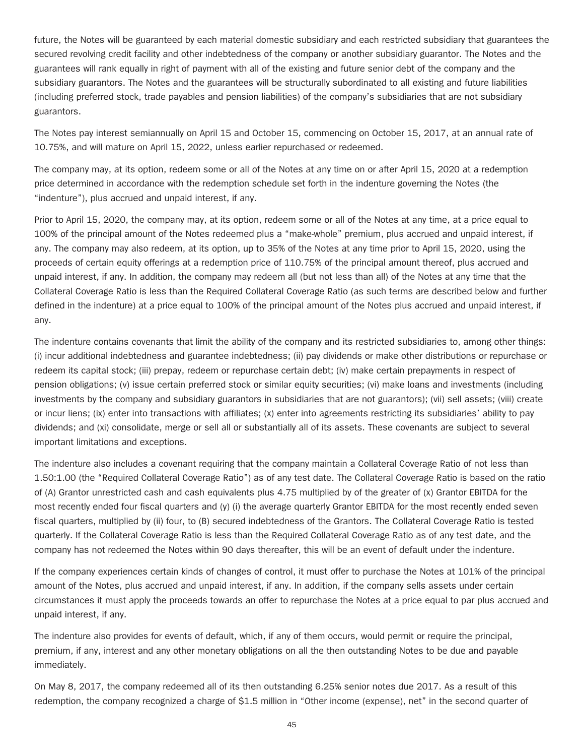future, the Notes will be guaranteed by each material domestic subsidiary and each restricted subsidiary that guarantees the secured revolving credit facility and other indebtedness of the company or another subsidiary guarantor. The Notes and the guarantees will rank equally in right of payment with all of the existing and future senior debt of the company and the subsidiary guarantors. The Notes and the guarantees will be structurally subordinated to all existing and future liabilities (including preferred stock, trade payables and pension liabilities) of the company's subsidiaries that are not subsidiary guarantors.

The Notes pay interest semiannually on April 15 and October 15, commencing on October 15, 2017, at an annual rate of 10.75%, and will mature on April 15, 2022, unless earlier repurchased or redeemed.

The company may, at its option, redeem some or all of the Notes at any time on or after April 15, 2020 at a redemption price determined in accordance with the redemption schedule set forth in the indenture governing the Notes (the "indenture"), plus accrued and unpaid interest, if any.

Prior to April 15, 2020, the company may, at its option, redeem some or all of the Notes at any time, at a price equal to 100% of the principal amount of the Notes redeemed plus a "make-whole" premium, plus accrued and unpaid interest, if any. The company may also redeem, at its option, up to 35% of the Notes at any time prior to April 15, 2020, using the proceeds of certain equity offerings at a redemption price of 110.75% of the principal amount thereof, plus accrued and unpaid interest, if any. In addition, the company may redeem all (but not less than all) of the Notes at any time that the Collateral Coverage Ratio is less than the Required Collateral Coverage Ratio (as such terms are described below and further defined in the indenture) at a price equal to 100% of the principal amount of the Notes plus accrued and unpaid interest, if any.

The indenture contains covenants that limit the ability of the company and its restricted subsidiaries to, among other things: (i) incur additional indebtedness and guarantee indebtedness; (ii) pay dividends or make other distributions or repurchase or redeem its capital stock; (iii) prepay, redeem or repurchase certain debt; (iv) make certain prepayments in respect of pension obligations; (v) issue certain preferred stock or similar equity securities; (vi) make loans and investments (including investments by the company and subsidiary guarantors in subsidiaries that are not guarantors); (vii) sell assets; (viii) create or incur liens; (ix) enter into transactions with affiliates; (x) enter into agreements restricting its subsidiaries' ability to pay dividends; and (xi) consolidate, merge or sell all or substantially all of its assets. These covenants are subject to several important limitations and exceptions.

The indenture also includes a covenant requiring that the company maintain a Collateral Coverage Ratio of not less than 1.50:1.00 (the "Required Collateral Coverage Ratio") as of any test date. The Collateral Coverage Ratio is based on the ratio of (A) Grantor unrestricted cash and cash equivalents plus 4.75 multiplied by of the greater of (x) Grantor EBITDA for the most recently ended four fiscal quarters and (y) (i) the average quarterly Grantor EBITDA for the most recently ended seven fiscal quarters, multiplied by (ii) four, to (B) secured indebtedness of the Grantors. The Collateral Coverage Ratio is tested quarterly. If the Collateral Coverage Ratio is less than the Required Collateral Coverage Ratio as of any test date, and the company has not redeemed the Notes within 90 days thereafter, this will be an event of default under the indenture.

If the company experiences certain kinds of changes of control, it must offer to purchase the Notes at 101% of the principal amount of the Notes, plus accrued and unpaid interest, if any. In addition, if the company sells assets under certain circumstances it must apply the proceeds towards an offer to repurchase the Notes at a price equal to par plus accrued and unpaid interest, if any.

The indenture also provides for events of default, which, if any of them occurs, would permit or require the principal, premium, if any, interest and any other monetary obligations on all the then outstanding Notes to be due and payable immediately.

On May 8, 2017, the company redeemed all of its then outstanding 6.25% senior notes due 2017. As a result of this redemption, the company recognized a charge of $1.5 million in "Other income (expense), net" in the second quarter of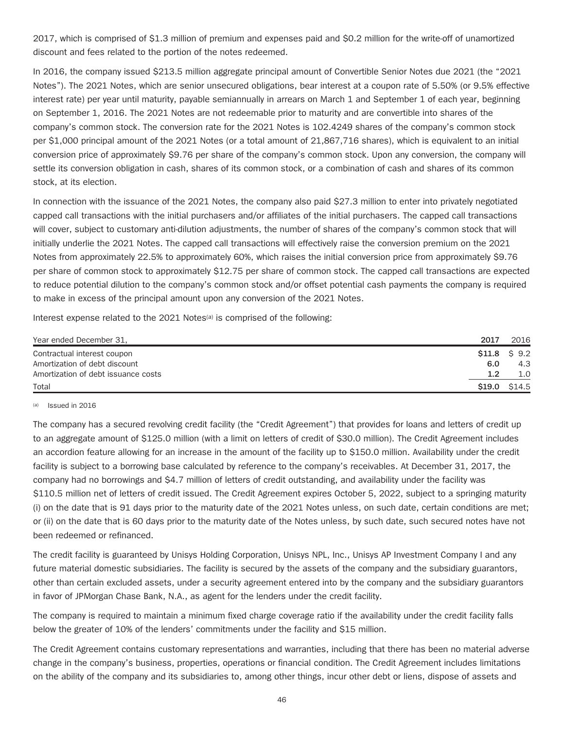2017, which is comprised of $1.3 million of premium and expenses paid and $0.2 million for the write-off of unamortized discount and fees related to the portion of the notes redeemed.

In 2016, the company issued $213.5 million aggregate principal amount of Convertible Senior Notes due 2021 (the "2021 Notes"). The 2021 Notes, which are senior unsecured obligations, bear interest at a coupon rate of 5.50% (or 9.5% effective interest rate) per year until maturity, payable semiannually in arrears on March 1 and September 1 of each year, beginning on September 1, 2016. The 2021 Notes are not redeemable prior to maturity and are convertible into shares of the company's common stock. The conversion rate for the 2021 Notes is 102.4249 shares of the company's common stock per $1,000 principal amount of the 2021 Notes (or a total amount of 21,867,716 shares), which is equivalent to an initial conversion price of approximately $9.76 per share of the company's common stock. Upon any conversion, the company will settle its conversion obligation in cash, shares of its common stock, or a combination of cash and shares of its common stock, at its election.

In connection with the issuance of the 2021 Notes, the company also paid $27.3 million to enter into privately negotiated capped call transactions with the initial purchasers and/or affiliates of the initial purchasers. The capped call transactions will cover, subject to customary anti-dilution adjustments, the number of shares of the company's common stock that will initially underlie the 2021 Notes. The capped call transactions will effectively raise the conversion premium on the 2021 Notes from approximately 22.5% to approximately 60%, which raises the initial conversion price from approximately $9.76 per share of common stock to approximately $12.75 per share of common stock. The capped call transactions are expected to reduce potential dilution to the company's common stock and/or offset potential cash payments the company is required to make in excess of the principal amount upon any conversion of the 2021 Notes.

Interest expense related to the 2021 Notes[a] is comprised of the following:

| Year ended December 31, | 2017 | 2016 |
|---|---|---|
| Contractual interest coupon | $11.8 | $ 9.2 |
| Amortization of debt discount | 6.0 | 4.3 |
| Amortization of debt issuance costs | 1.2 | 1.0 |
| Total | $19.0 | $14.5 |

[a] Issued in 2016

The company has a secured revolving credit facility (the "Credit Agreement") that provides for loans and letters of credit up to an aggregate amount of $125.0 million (with a limit on letters of credit of $30.0 million). The Credit Agreement includes an accordion feature allowing for an increase in the amount of the facility up to $150.0 million. Availability under the credit facility is subject to a borrowing base calculated by reference to the company's receivables. At December 31, 2017, the company had no borrowings and $4.7 million of letters of credit outstanding, and availability under the facility was $110.5 million net of letters of credit issued. The Credit Agreement expires October 5, 2022, subject to a springing maturity (i) on the date that is 91 days prior to the maturity date of the 2021 Notes unless, on such date, certain conditions are met; or (ii) on the date that is 60 days prior to the maturity date of the Notes unless, by such date, such secured notes have not been redeemed or refinanced.

The credit facility is guaranteed by Unisys Holding Corporation, Unisys NPL, Inc., Unisys AP Investment Company I and any future material domestic subsidiaries. The facility is secured by the assets of the company and the subsidiary guarantors, other than certain excluded assets, under a security agreement entered into by the company and the subsidiary guarantors in favor of JPMorgan Chase Bank, N.A., as agent for the lenders under the credit facility.

The company is required to maintain a minimum fixed charge coverage ratio if the availability under the credit facility falls below the greater of 10% of the lenders' commitments under the facility and $15 million.

The Credit Agreement contains customary representations and warranties, including that there has been no material adverse change in the company's business, properties, operations or financial condition. The Credit Agreement includes limitations on the ability of the company and its subsidiaries to, among other things, incur other debt or liens, dispose of assets and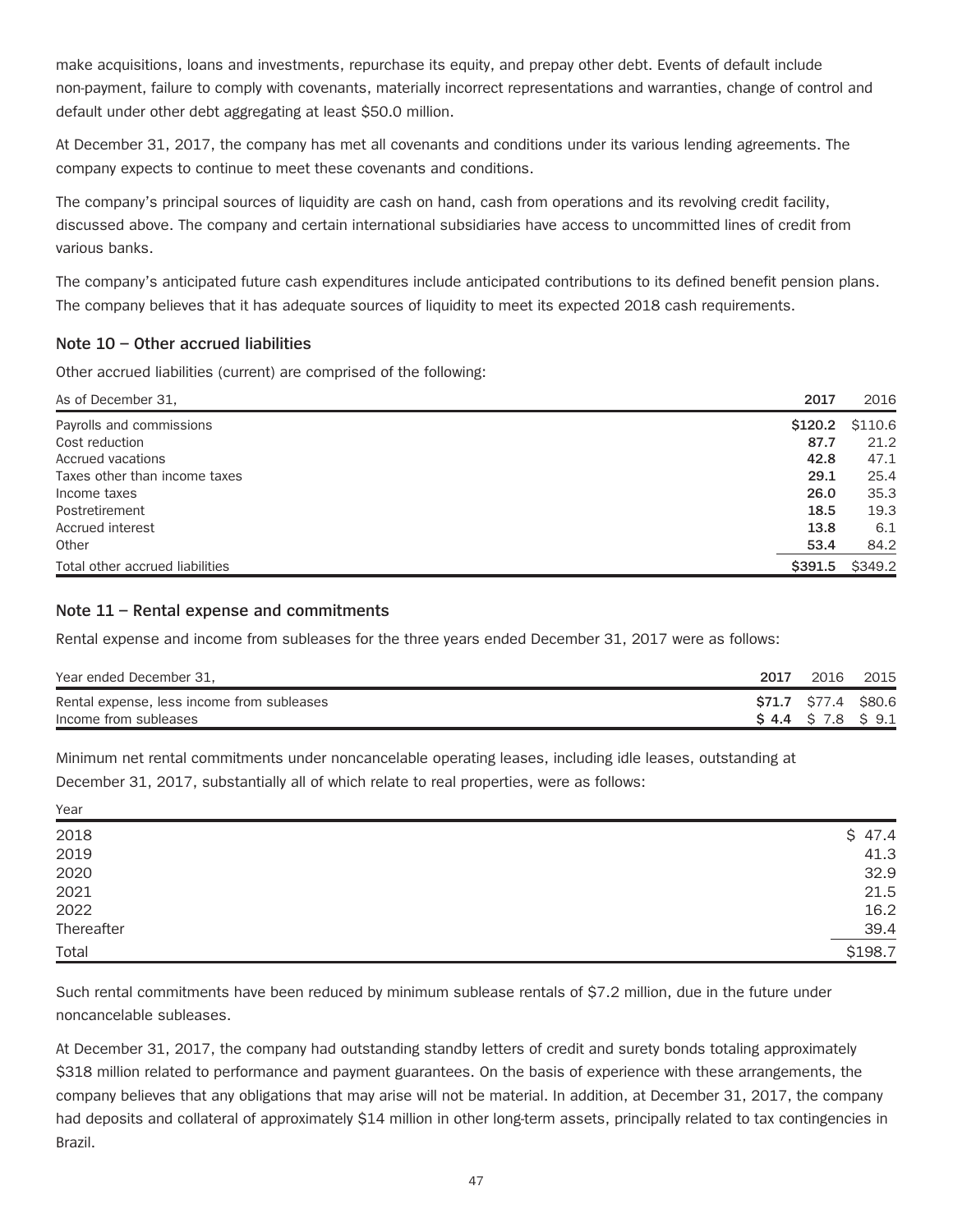make acquisitions, loans and investments, repurchase its equity, and prepay other debt. Events of default include non-payment, failure to comply with covenants, materially incorrect representations and warranties, change of control and default under other debt aggregating at least $50.0 million.

At December 31, 2017, the company has met all covenants and conditions under its various lending agreements. The company expects to continue to meet these covenants and conditions.

The company's principal sources of liquidity are cash on hand, cash from operations and its revolving credit facility, discussed above. The company and certain international subsidiaries have access to uncommitted lines of credit from various banks.

The company's anticipated future cash expenditures include anticipated contributions to its defined benefit pension plans. The company believes that it has adequate sources of liquidity to meet its expected 2018 cash requirements.

### Note 10 – Other accrued liabilities

Other accrued liabilities (current) are comprised of the following:

| As of December 31, | **2017** | 2016 |
|---|---|---|
| Payrolls and commissions | **$120.2** | $110.6 |
| Cost reduction | **87.7** | 21.2 |
| Accrued vacations | **42.8** | 47.1 |
| Taxes other than income taxes | **29.1** | 25.4 |
| Income taxes | **26.0** | 35.3 |
| Postretirement | **18.5** | 19.3 |
| Accrued interest | **13.8** | 6.1 |
| Other | **53.4** | 84.2 |
| Total other accrued liabilities | **$391.5** | $349.2 |

### Note 11 – Rental expense and commitments

Rental expense and income from subleases for the three years ended December 31, 2017 were as follows:

| Year ended December 31, | **2017** | 2016 | 2015 |
|---|---|---|---|
| Rental expense, less income from subleases | **$71.7** | $77.4 | $80.6 |
| Income from subleases | **$ 4.4** | $ 7.8 | $ 9.1 |

Minimum net rental commitments under noncancelable operating leases, including idle leases, outstanding at December 31, 2017, substantially all of which relate to real properties, were as follows:

| Year | |
|---|---|
| 2018 | $ 47.4 |
| 2019 | 41.3 |
| 2020 | 32.9 |
| 2021 | 21.5 |
| 2022 | 16.2 |
| Thereafter | 39.4 |
| Total | $198.7 |

Such rental commitments have been reduced by minimum sublease rentals of $7.2 million, due in the future under noncancelable subleases.

At December 31, 2017, the company had outstanding standby letters of credit and surety bonds totaling approximately $318 million related to performance and payment guarantees. On the basis of experience with these arrangements, the company believes that any obligations that may arise will not be material. In addition, at December 31, 2017, the company had deposits and collateral of approximately $14 million in other long-term assets, principally related to tax contingencies in Brazil.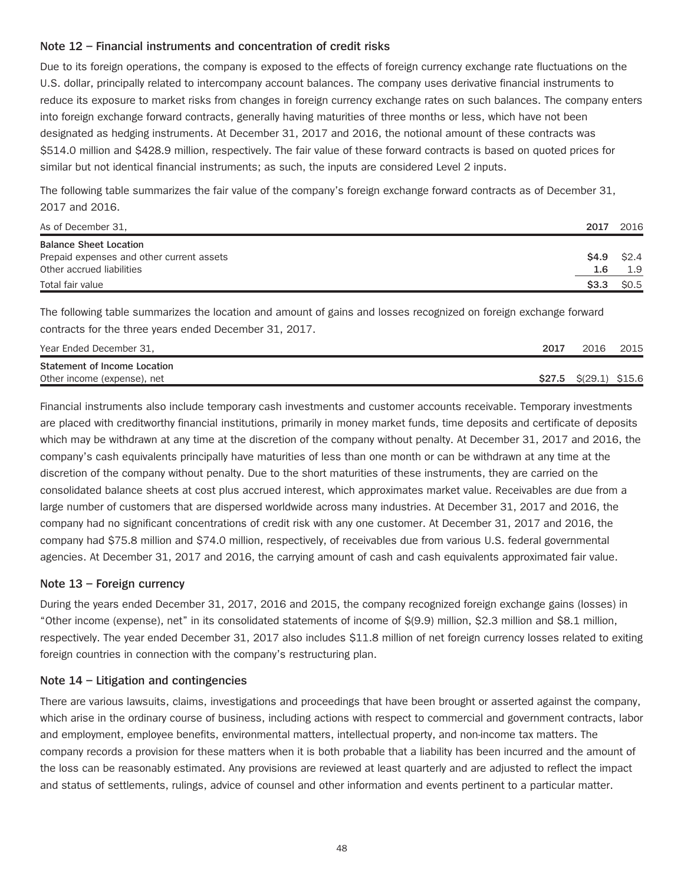## Note 12 – Financial instruments and concentration of credit risks

Due to its foreign operations, the company is exposed to the effects of foreign currency exchange rate fluctuations on the U.S. dollar, principally related to intercompany account balances. The company uses derivative financial instruments to reduce its exposure to market risks from changes in foreign currency exchange rates on such balances. The company enters into foreign exchange forward contracts, generally having maturities of three months or less, which have not been designated as hedging instruments. At December 31, 2017 and 2016, the notional amount of these contracts was $514.0 million and $428.9 million, respectively. The fair value of these forward contracts is based on quoted prices for similar but not identical financial instruments; as such, the inputs are considered Level 2 inputs.

The following table summarizes the fair value of the company's foreign exchange forward contracts as of December 31, 2017 and 2016.

| As of December 31, | 2017 | 2016 |
|---|---|---|
| **Balance Sheet Location** | | |
| Prepaid expenses and other current assets | **$4.9** | $2.4 |
| Other accrued liabilities | **1.6** | 1.9 |
| Total fair value | **$3.3** | $0.5 |

The following table summarizes the location and amount of gains and losses recognized on foreign exchange forward contracts for the three years ended December 31, 2017.

| Year Ended December 31, | 2017 | 2016 | 2015 |
|---|---|---|---|
| **Statement of Income Location** | | | |
| Other income (expense), net | **$27.5** | $(29.1) | $15.6 |

Financial instruments also include temporary cash investments and customer accounts receivable. Temporary investments are placed with creditworthy financial institutions, primarily in money market funds, time deposits and certificate of deposits which may be withdrawn at any time at the discretion of the company without penalty. At December 31, 2017 and 2016, the company's cash equivalents principally have maturities of less than one month or can be withdrawn at any time at the discretion of the company without penalty. Due to the short maturities of these instruments, they are carried on the consolidated balance sheets at cost plus accrued interest, which approximates market value. Receivables are due from a large number of customers that are dispersed worldwide across many industries. At December 31, 2017 and 2016, the company had no significant concentrations of credit risk with any one customer. At December 31, 2017 and 2016, the company had $75.8 million and $74.0 million, respectively, of receivables due from various U.S. federal governmental agencies. At December 31, 2017 and 2016, the carrying amount of cash and cash equivalents approximated fair value.

## Note 13 – Foreign currency

During the years ended December 31, 2017, 2016 and 2015, the company recognized foreign exchange gains (losses) in "Other income (expense), net" in its consolidated statements of income of $(9.9) million, $2.3 million and $8.1 million, respectively. The year ended December 31, 2017 also includes $11.8 million of net foreign currency losses related to exiting foreign countries in connection with the company's restructuring plan.

## Note 14 – Litigation and contingencies

There are various lawsuits, claims, investigations and proceedings that have been brought or asserted against the company, which arise in the ordinary course of business, including actions with respect to commercial and government contracts, labor and employment, employee benefits, environmental matters, intellectual property, and non-income tax matters. The company records a provision for these matters when it is both probable that a liability has been incurred and the amount of the loss can be reasonably estimated. Any provisions are reviewed at least quarterly and are adjusted to reflect the impact and status of settlements, rulings, advice of counsel and other information and events pertinent to a particular matter.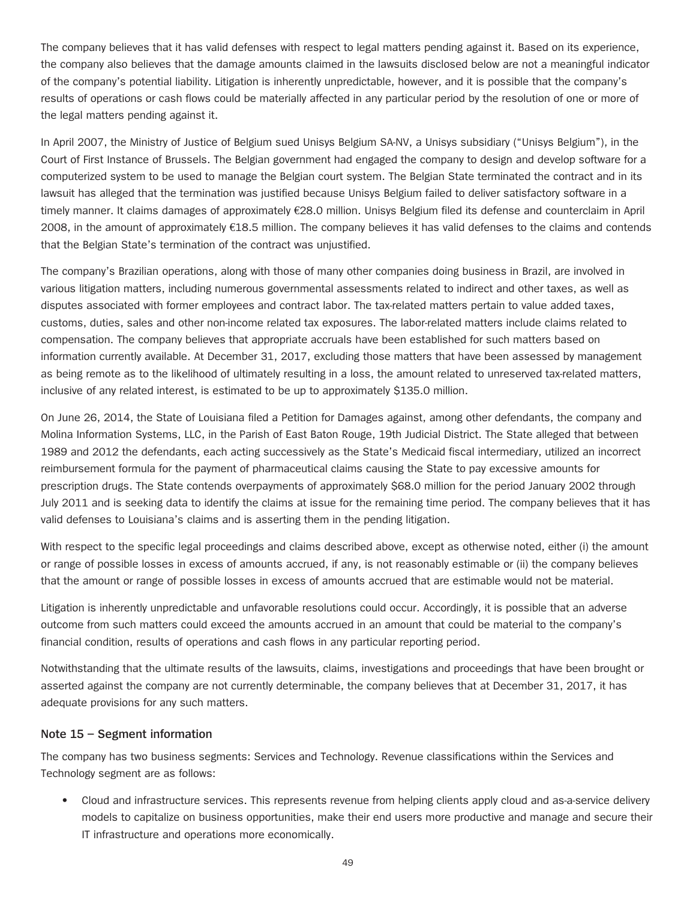The company believes that it has valid defenses with respect to legal matters pending against it. Based on its experience, the company also believes that the damage amounts claimed in the lawsuits disclosed below are not a meaningful indicator of the company's potential liability. Litigation is inherently unpredictable, however, and it is possible that the company's results of operations or cash flows could be materially affected in any particular period by the resolution of one or more of the legal matters pending against it.

In April 2007, the Ministry of Justice of Belgium sued Unisys Belgium SA-NV, a Unisys subsidiary ("Unisys Belgium"), in the Court of First Instance of Brussels. The Belgian government had engaged the company to design and develop software for a computerized system to be used to manage the Belgian court system. The Belgian State terminated the contract and in its lawsuit has alleged that the termination was justified because Unisys Belgium failed to deliver satisfactory software in a timely manner. It claims damages of approximately €28.0 million. Unisys Belgium filed its defense and counterclaim in April 2008, in the amount of approximately €18.5 million. The company believes it has valid defenses to the claims and contends that the Belgian State's termination of the contract was unjustified.

The company's Brazilian operations, along with those of many other companies doing business in Brazil, are involved in various litigation matters, including numerous governmental assessments related to indirect and other taxes, as well as disputes associated with former employees and contract labor. The tax-related matters pertain to value added taxes, customs, duties, sales and other non-income related tax exposures. The labor-related matters include claims related to compensation. The company believes that appropriate accruals have been established for such matters based on information currently available. At December 31, 2017, excluding those matters that have been assessed by management as being remote as to the likelihood of ultimately resulting in a loss, the amount related to unreserved tax-related matters, inclusive of any related interest, is estimated to be up to approximately $135.0 million.

On June 26, 2014, the State of Louisiana filed a Petition for Damages against, among other defendants, the company and Molina Information Systems, LLC, in the Parish of East Baton Rouge, 19th Judicial District. The State alleged that between 1989 and 2012 the defendants, each acting successively as the State's Medicaid fiscal intermediary, utilized an incorrect reimbursement formula for the payment of pharmaceutical claims causing the State to pay excessive amounts for prescription drugs. The State contends overpayments of approximately $68.0 million for the period January 2002 through July 2011 and is seeking data to identify the claims at issue for the remaining time period. The company believes that it has valid defenses to Louisiana's claims and is asserting them in the pending litigation.

With respect to the specific legal proceedings and claims described above, except as otherwise noted, either (i) the amount or range of possible losses in excess of amounts accrued, if any, is not reasonably estimable or (ii) the company believes that the amount or range of possible losses in excess of amounts accrued that are estimable would not be material.

Litigation is inherently unpredictable and unfavorable resolutions could occur. Accordingly, it is possible that an adverse outcome from such matters could exceed the amounts accrued in an amount that could be material to the company's financial condition, results of operations and cash flows in any particular reporting period.

Notwithstanding that the ultimate results of the lawsuits, claims, investigations and proceedings that have been brought or asserted against the company are not currently determinable, the company believes that at December 31, 2017, it has adequate provisions for any such matters.

## Note 15 – Segment information

The company has two business segments: Services and Technology. Revenue classifications within the Services and Technology segment are as follows:

- Cloud and infrastructure services. This represents revenue from helping clients apply cloud and as-a-service delivery models to capitalize on business opportunities, make their end users more productive and manage and secure their IT infrastructure and operations more economically.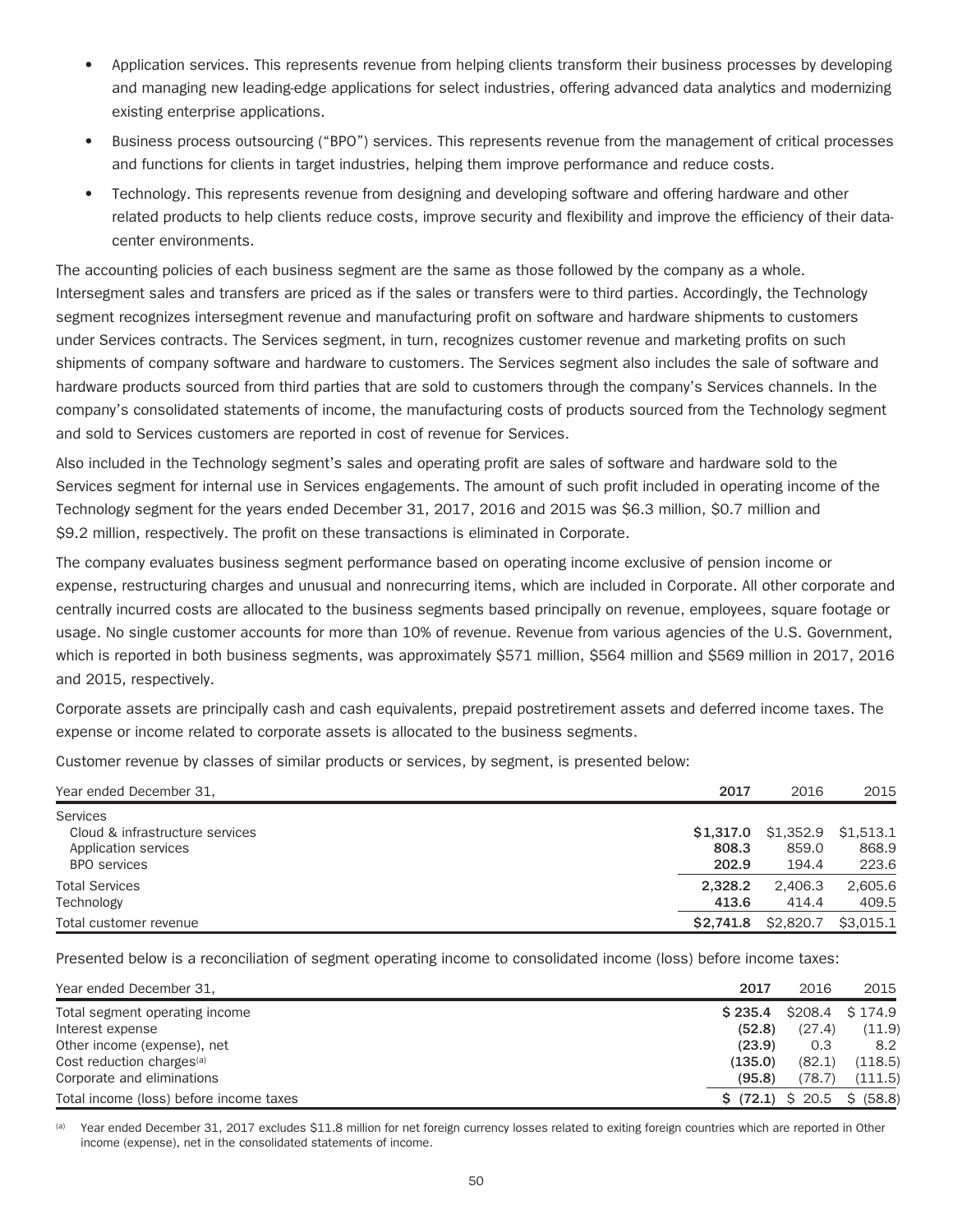- Application services. This represents revenue from helping clients transform their business processes by developing and managing new leading-edge applications for select industries, offering advanced data analytics and modernizing existing enterprise applications.
- Business process outsourcing ("BPO") services. This represents revenue from the management of critical processes and functions for clients in target industries, helping them improve performance and reduce costs.
- Technology. This represents revenue from designing and developing software and offering hardware and other related products to help clients reduce costs, improve security and flexibility and improve the efficiency of their data-center environments.

The accounting policies of each business segment are the same as those followed by the company as a whole. Intersegment sales and transfers are priced as if the sales or transfers were to third parties. Accordingly, the Technology segment recognizes intersegment revenue and manufacturing profit on software and hardware shipments to customers under Services contracts. The Services segment, in turn, recognizes customer revenue and marketing profits on such shipments of company software and hardware to customers. The Services segment also includes the sale of software and hardware products sourced from third parties that are sold to customers through the company's Services channels. In the company's consolidated statements of income, the manufacturing costs of products sourced from the Technology segment and sold to Services customers are reported in cost of revenue for Services.

Also included in the Technology segment's sales and operating profit are sales of software and hardware sold to the Services segment for internal use in Services engagements. The amount of such profit included in operating income of the Technology segment for the years ended December 31, 2017, 2016 and 2015 was $6.3 million, $0.7 million and $9.2 million, respectively. The profit on these transactions is eliminated in Corporate.

The company evaluates business segment performance based on operating income exclusive of pension income or expense, restructuring charges and unusual and nonrecurring items, which are included in Corporate. All other corporate and centrally incurred costs are allocated to the business segments based principally on revenue, employees, square footage or usage. No single customer accounts for more than 10% of revenue. Revenue from various agencies of the U.S. Government, which is reported in both business segments, was approximately $571 million, $564 million and $569 million in 2017, 2016 and 2015, respectively.

Corporate assets are principally cash and cash equivalents, prepaid postretirement assets and deferred income taxes. The expense or income related to corporate assets is allocated to the business segments.

Customer revenue by classes of similar products or services, by segment, is presented below:

| Year ended December 31, | **2017** | 2016 | 2015 |
|---|---|---|---|
| Services | | | |
| Cloud & infrastructure services | **$1,317.0** | $1,352.9 | $1,513.1 |
| Application services | **808.3** | 859.0 | 868.9 |
| BPO services | **202.9** | 194.4 | 223.6 |
| Total Services | **2,328.2** | 2,406.3 | 2,605.6 |
| Technology | **413.6** | 414.4 | 409.5 |
| Total customer revenue | **$2,741.8** | $2,820.7 | $3,015.1 |

Presented below is a reconciliation of segment operating income to consolidated income (loss) before income taxes:

| Year ended December 31, | **2017** | 2016 | 2015 |
|---|---|---|---|
| Total segment operating income | **$ 235.4** | $208.4 | $ 174.9 |
| Interest expense | **(52.8)** | (27.4) | (11.9) |
| Other income (expense), net | **(23.9)** | 0.3 | 8.2 |
| Cost reduction charges[(a)] | **(135.0)** | (82.1) | (118.5) |
| Corporate and eliminations | **(95.8)** | (78.7) | (111.5) |
| Total income (loss) before income taxes | **$ (72.1)** | $ 20.5 | $ (58.8) |

[(a)] Year ended December 31, 2017 excludes $11.8 million for net foreign currency losses related to exiting foreign countries which are reported in Other income (expense), net in the consolidated statements of income.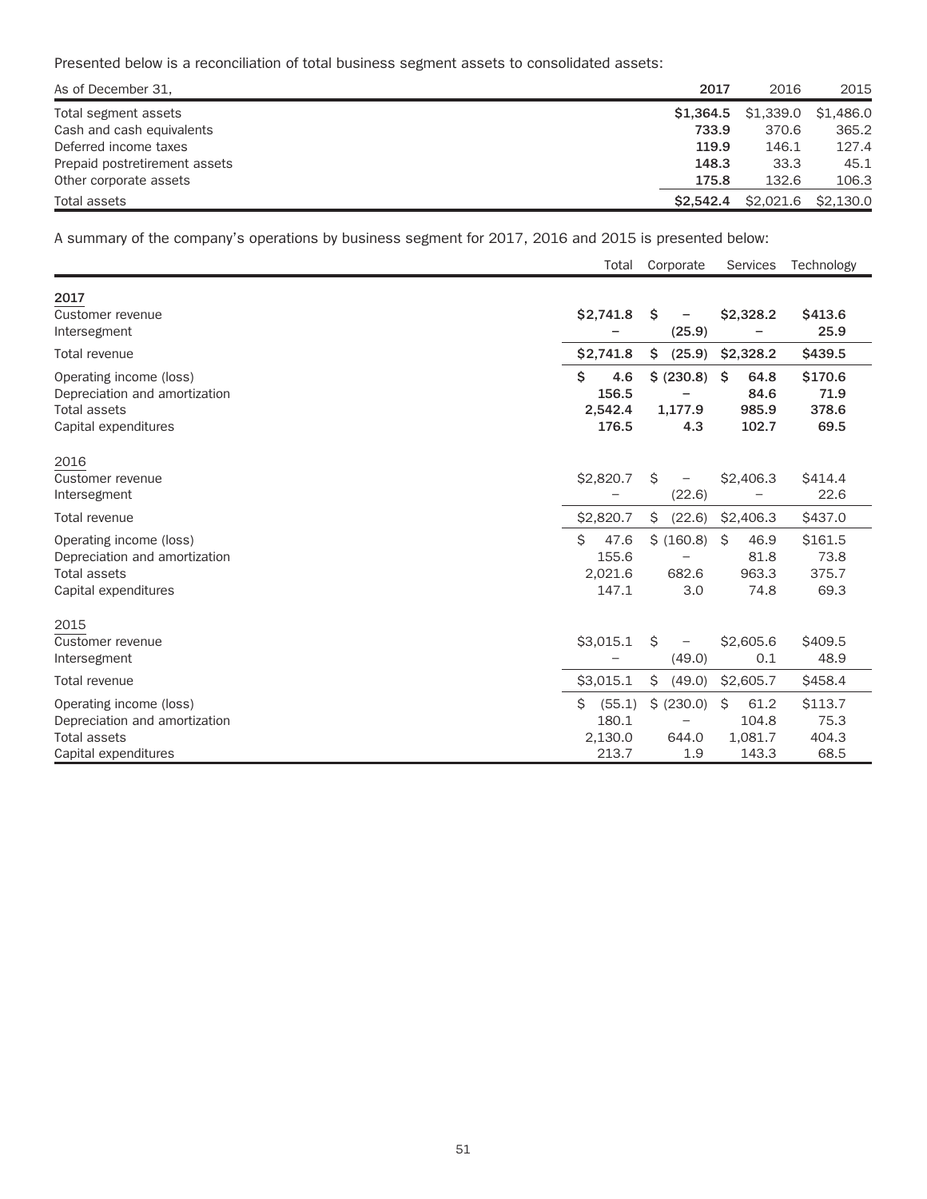Presented below is a reconciliation of total business segment assets to consolidated assets:

| As of December 31, | 2017 | 2016 | 2015 |
|---|---|---|---|
| Total segment assets | **$1,364.5** | $1,339.0 | $1,486.0 |
| Cash and cash equivalents | **733.9** | 370.6 | 365.2 |
| Deferred income taxes | **119.9** | 146.1 | 127.4 |
| Prepaid postretirement assets | **148.3** | 33.3 | 45.1 |
| Other corporate assets | **175.8** | 132.6 | 106.3 |
| Total assets | **$2,542.4** | $2,021.6 | $2,130.0 |

A summary of the company's operations by business segment for 2017, 2016 and 2015 is presented below:

| | Total | Corporate | Services | Technology |
|---|---|---|---|---|
| **2017** | | | | |
| Customer revenue | **$2,741.8** | **$ –** | **$2,328.2** | **$413.6** |
| Intersegment | **–** | **(25.9)** | **–** | **25.9** |
| Total revenue | **$2,741.8** | **$ (25.9)** | **$2,328.2** | **$439.5** |
| Operating income (loss) | **$ 4.6** | **$ (230.8)** | **$ 64.8** | **$170.6** |
| Depreciation and amortization | **156.5** | **–** | **84.6** | **71.9** |
| Total assets | **2,542.4** | **1,177.9** | **985.9** | **378.6** |
| Capital expenditures | **176.5** | **4.3** | **102.7** | **69.5** |
| 2016 | | | | |
| Customer revenue | $2,820.7 | $ – | $2,406.3 | $414.4 |
| Intersegment | – | (22.6) | – | 22.6 |
| Total revenue | $2,820.7 | $ (22.6) | $2,406.3 | $437.0 |
| Operating income (loss) | $ 47.6 | $ (160.8) | $ 46.9 | $161.5 |
| Depreciation and amortization | 155.6 | – | 81.8 | 73.8 |
| Total assets | 2,021.6 | 682.6 | 963.3 | 375.7 |
| Capital expenditures | 147.1 | 3.0 | 74.8 | 69.3 |
| 2015 | | | | |
| Customer revenue | $3,015.1 | $ – | $2,605.6 | $409.5 |
| Intersegment | – | (49.0) | 0.1 | 48.9 |
| Total revenue | $3,015.1 | $ (49.0) | $2,605.7 | $458.4 |
| Operating income (loss) | $ (55.1) | $ (230.0) | $ 61.2 | $113.7 |
| Depreciation and amortization | 180.1 | – | 104.8 | 75.3 |
| Total assets | 2,130.0 | 644.0 | 1,081.7 | 404.3 |
| Capital expenditures | 213.7 | 1.9 | 143.3 | 68.5 |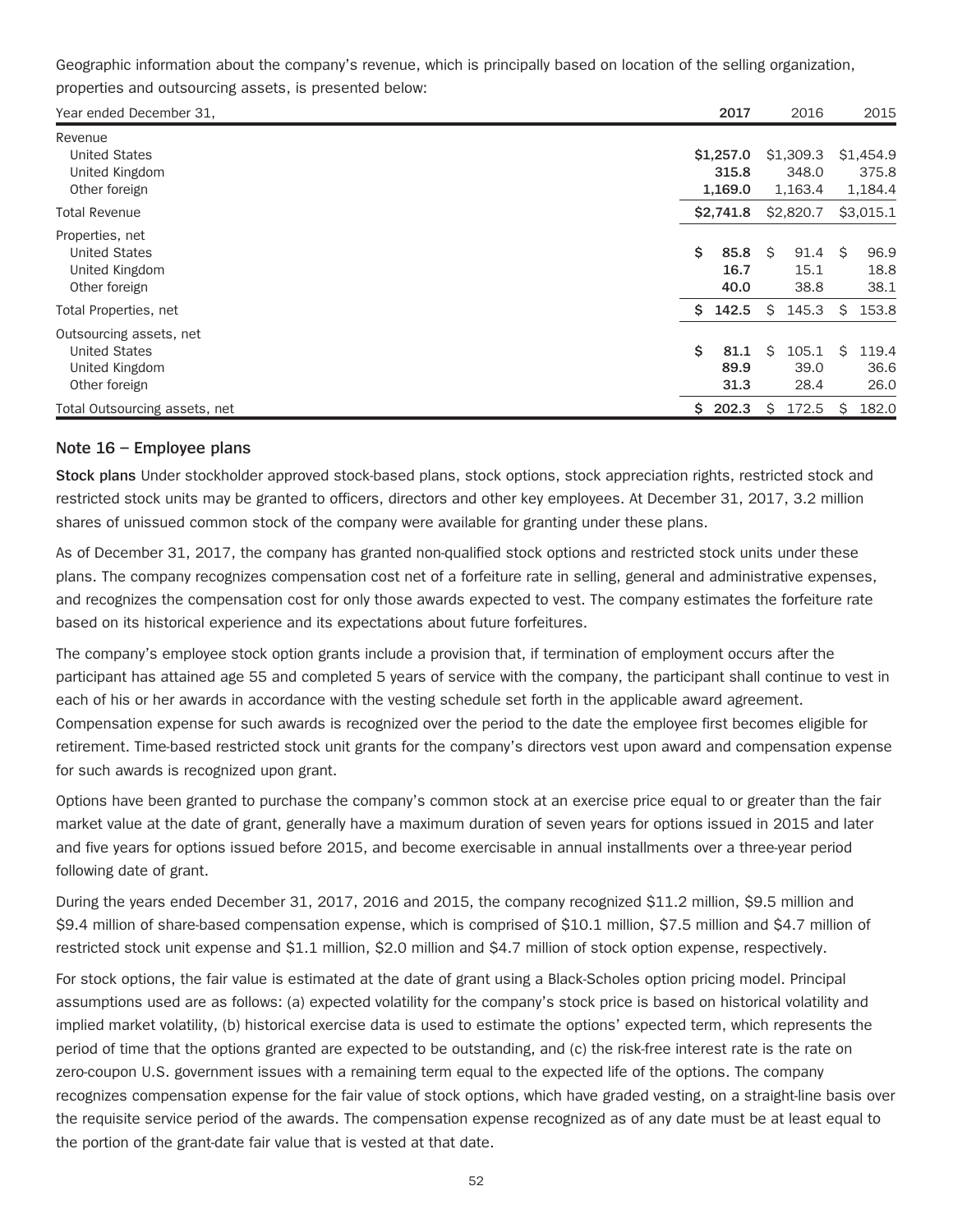Geographic information about the company's revenue, which is principally based on location of the selling organization, properties and outsourcing assets, is presented below:

| Year ended December 31, | 2017 | 2016 | 2015 |
|---|---|---|---|
| Revenue | | | |
| United States | **$1,257.0** | $1,309.3 | $1,454.9 |
| United Kingdom | **315.8** | 348.0 | 375.8 |
| Other foreign | **1,169.0** | 1,163.4 | 1,184.4 |
| Total Revenue | **$2,741.8** | $2,820.7 | $3,015.1 |
| Properties, net | | | |
| United States | **$ 85.8** | $ 91.4 | $ 96.9 |
| United Kingdom | **16.7** | 15.1 | 18.8 |
| Other foreign | **40.0** | 38.8 | 38.1 |
| Total Properties, net | **$ 142.5** | $ 145.3 | $ 153.8 |
| Outsourcing assets, net | | | |
| United States | **$ 81.1** | $ 105.1 | $ 119.4 |
| United Kingdom | **89.9** | 39.0 | 36.6 |
| Other foreign | **31.3** | 28.4 | 26.0 |
| Total Outsourcing assets, net | **$ 202.3** | $ 172.5 | $ 182.0 |

## Note 16 – Employee plans

**Stock plans** Under stockholder approved stock-based plans, stock options, stock appreciation rights, restricted stock and restricted stock units may be granted to officers, directors and other key employees. At December 31, 2017, 3.2 million shares of unissued common stock of the company were available for granting under these plans.

As of December 31, 2017, the company has granted non-qualified stock options and restricted stock units under these plans. The company recognizes compensation cost net of a forfeiture rate in selling, general and administrative expenses, and recognizes the compensation cost for only those awards expected to vest. The company estimates the forfeiture rate based on its historical experience and its expectations about future forfeitures.

The company's employee stock option grants include a provision that, if termination of employment occurs after the participant has attained age 55 and completed 5 years of service with the company, the participant shall continue to vest in each of his or her awards in accordance with the vesting schedule set forth in the applicable award agreement. Compensation expense for such awards is recognized over the period to the date the employee first becomes eligible for retirement. Time-based restricted stock unit grants for the company's directors vest upon award and compensation expense for such awards is recognized upon grant.

Options have been granted to purchase the company's common stock at an exercise price equal to or greater than the fair market value at the date of grant, generally have a maximum duration of seven years for options issued in 2015 and later and five years for options issued before 2015, and become exercisable in annual installments over a three-year period following date of grant.

During the years ended December 31, 2017, 2016 and 2015, the company recognized $11.2 million, $9.5 million and $9.4 million of share-based compensation expense, which is comprised of $10.1 million, $7.5 million and $4.7 million of restricted stock unit expense and $1.1 million, $2.0 million and $4.7 million of stock option expense, respectively.

For stock options, the fair value is estimated at the date of grant using a Black-Scholes option pricing model. Principal assumptions used are as follows: (a) expected volatility for the company's stock price is based on historical volatility and implied market volatility, (b) historical exercise data is used to estimate the options' expected term, which represents the period of time that the options granted are expected to be outstanding, and (c) the risk-free interest rate is the rate on zero-coupon U.S. government issues with a remaining term equal to the expected life of the options. The company recognizes compensation expense for the fair value of stock options, which have graded vesting, on a straight-line basis over the requisite service period of the awards. The compensation expense recognized as of any date must be at least equal to the portion of the grant-date fair value that is vested at that date.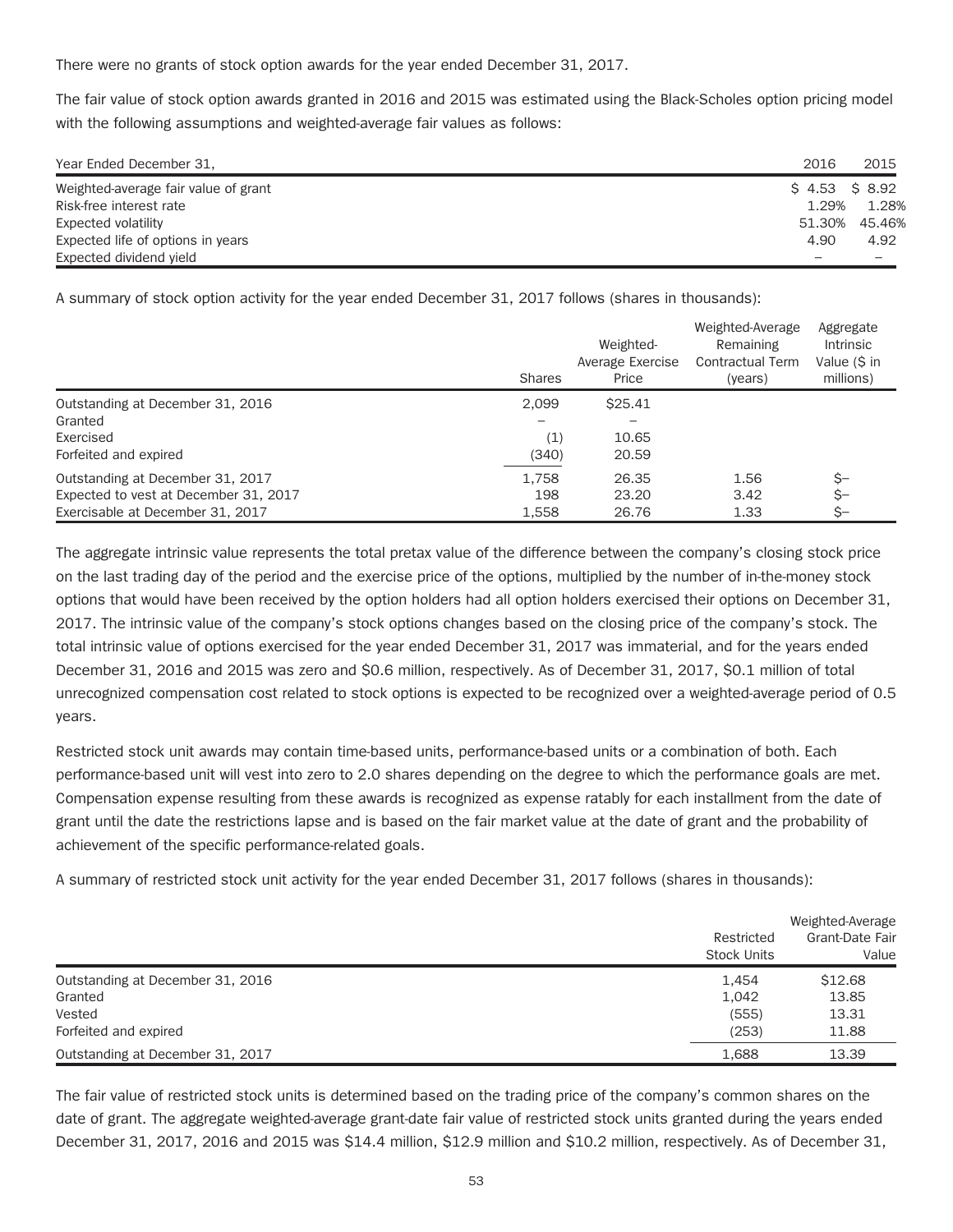There were no grants of stock option awards for the year ended December 31, 2017.

The fair value of stock option awards granted in 2016 and 2015 was estimated using the Black-Scholes option pricing model with the following assumptions and weighted-average fair values as follows:

| Year Ended December 31, | 2016 | 2015 |
| --- | --- | --- |
| Weighted-average fair value of grant | $ 4.53 | $ 8.92 |
| Risk-free interest rate | 1.29% | 1.28% |
| Expected volatility | 51.30% | 45.46% |
| Expected life of options in years | 4.90 | 4.92 |
| Expected dividend yield | – | – |

A summary of stock option activity for the year ended December 31, 2017 follows (shares in thousands):

| | Shares | Weighted-Average Exercise Price | Weighted-Average Remaining Contractual Term (years) | Aggregate Intrinsic Value ($ in millions) |
| --- | --- | --- | --- | --- |
| Outstanding at December 31, 2016 | 2,099 | $25.41 | | |
| Granted | – | – | | |
| Exercised | (1) | 10.65 | | |
| Forfeited and expired | (340) | 20.59 | | |
| Outstanding at December 31, 2017 | 1,758 | 26.35 | 1.56 | $– |
| Expected to vest at December 31, 2017 | 198 | 23.20 | 3.42 | $– |
| Exercisable at December 31, 2017 | 1,558 | 26.76 | 1.33 | $– |

The aggregate intrinsic value represents the total pretax value of the difference between the company's closing stock price on the last trading day of the period and the exercise price of the options, multiplied by the number of in-the-money stock options that would have been received by the option holders had all option holders exercised their options on December 31, 2017. The intrinsic value of the company's stock options changes based on the closing price of the company's stock. The total intrinsic value of options exercised for the year ended December 31, 2017 was immaterial, and for the years ended December 31, 2016 and 2015 was zero and $0.6 million, respectively. As of December 31, 2017, $0.1 million of total unrecognized compensation cost related to stock options is expected to be recognized over a weighted-average period of 0.5 years.

Restricted stock unit awards may contain time-based units, performance-based units or a combination of both. Each performance-based unit will vest into zero to 2.0 shares depending on the degree to which the performance goals are met. Compensation expense resulting from these awards is recognized as expense ratably for each installment from the date of grant until the date the restrictions lapse and is based on the fair market value at the date of grant and the probability of achievement of the specific performance-related goals.

A summary of restricted stock unit activity for the year ended December 31, 2017 follows (shares in thousands):

| | Restricted Stock Units | Weighted-Average Grant-Date Fair Value |
| --- | --- | --- |
| Outstanding at December 31, 2016 | 1,454 | $12.68 |
| Granted | 1,042 | 13.85 |
| Vested | (555) | 13.31 |
| Forfeited and expired | (253) | 11.88 |
| Outstanding at December 31, 2017 | 1,688 | 13.39 |

The fair value of restricted stock units is determined based on the trading price of the company's common shares on the date of grant. The aggregate weighted-average grant-date fair value of restricted stock units granted during the years ended December 31, 2017, 2016 and 2015 was $14.4 million, $12.9 million and $10.2 million, respectively. As of December 31,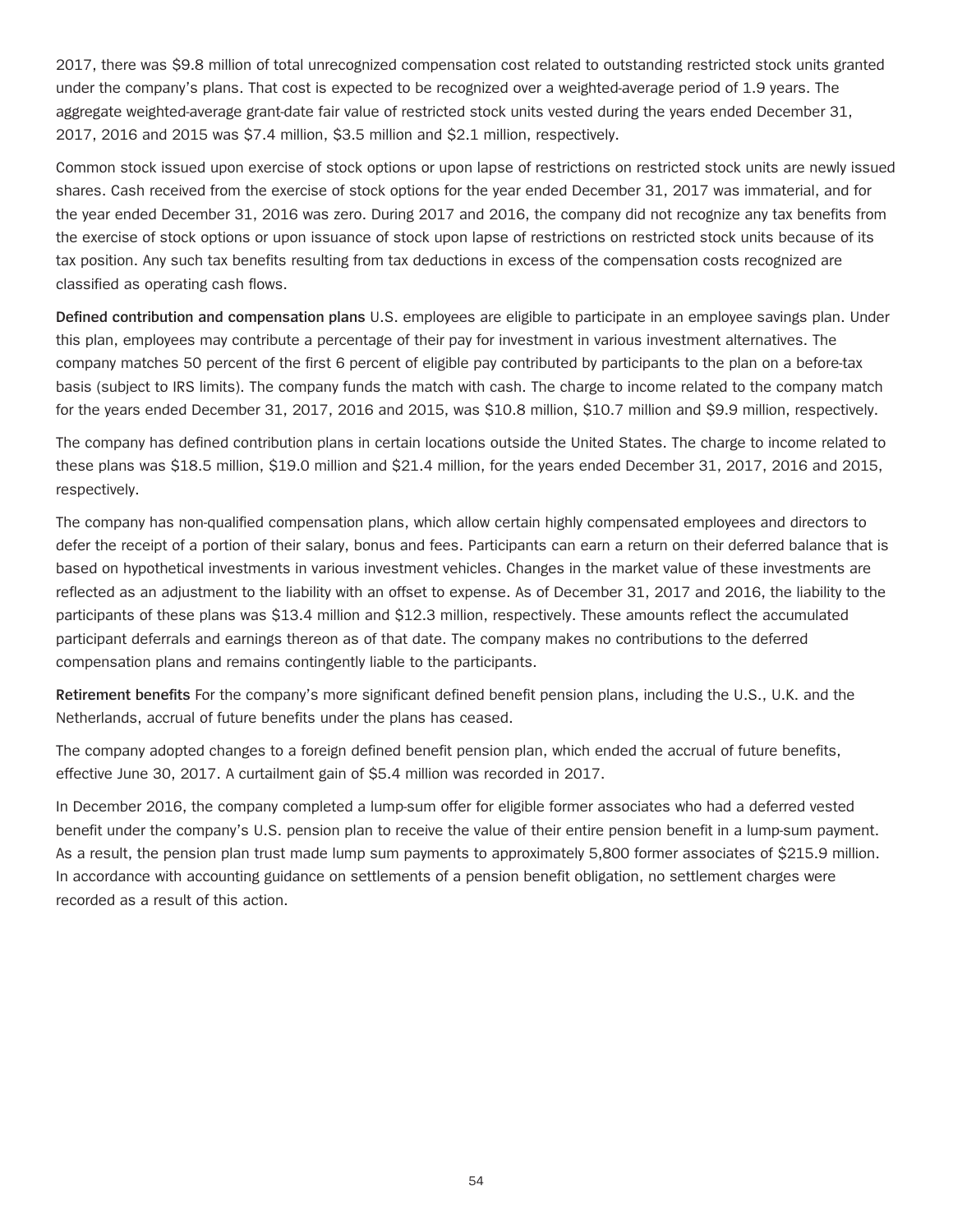2017, there was $9.8 million of total unrecognized compensation cost related to outstanding restricted stock units granted under the company's plans. That cost is expected to be recognized over a weighted-average period of 1.9 years. The aggregate weighted-average grant-date fair value of restricted stock units vested during the years ended December 31, 2017, 2016 and 2015 was $7.4 million, $3.5 million and $2.1 million, respectively.

Common stock issued upon exercise of stock options or upon lapse of restrictions on restricted stock units are newly issued shares. Cash received from the exercise of stock options for the year ended December 31, 2017 was immaterial, and for the year ended December 31, 2016 was zero. During 2017 and 2016, the company did not recognize any tax benefits from the exercise of stock options or upon issuance of stock upon lapse of restrictions on restricted stock units because of its tax position. Any such tax benefits resulting from tax deductions in excess of the compensation costs recognized are classified as operating cash flows.

**Defined contribution and compensation plans** U.S. employees are eligible to participate in an employee savings plan. Under this plan, employees may contribute a percentage of their pay for investment in various investment alternatives. The company matches 50 percent of the first 6 percent of eligible pay contributed by participants to the plan on a before-tax basis (subject to IRS limits). The company funds the match with cash. The charge to income related to the company match for the years ended December 31, 2017, 2016 and 2015, was $10.8 million, $10.7 million and $9.9 million, respectively.

The company has defined contribution plans in certain locations outside the United States. The charge to income related to these plans was $18.5 million, $19.0 million and $21.4 million, for the years ended December 31, 2017, 2016 and 2015, respectively.

The company has non-qualified compensation plans, which allow certain highly compensated employees and directors to defer the receipt of a portion of their salary, bonus and fees. Participants can earn a return on their deferred balance that is based on hypothetical investments in various investment vehicles. Changes in the market value of these investments are reflected as an adjustment to the liability with an offset to expense. As of December 31, 2017 and 2016, the liability to the participants of these plans was $13.4 million and $12.3 million, respectively. These amounts reflect the accumulated participant deferrals and earnings thereon as of that date. The company makes no contributions to the deferred compensation plans and remains contingently liable to the participants.

**Retirement benefits** For the company's more significant defined benefit pension plans, including the U.S., U.K. and the Netherlands, accrual of future benefits under the plans has ceased.

The company adopted changes to a foreign defined benefit pension plan, which ended the accrual of future benefits, effective June 30, 2017. A curtailment gain of $5.4 million was recorded in 2017.

In December 2016, the company completed a lump-sum offer for eligible former associates who had a deferred vested benefit under the company's U.S. pension plan to receive the value of their entire pension benefit in a lump-sum payment. As a result, the pension plan trust made lump sum payments to approximately 5,800 former associates of $215.9 million. In accordance with accounting guidance on settlements of a pension benefit obligation, no settlement charges were recorded as a result of this action.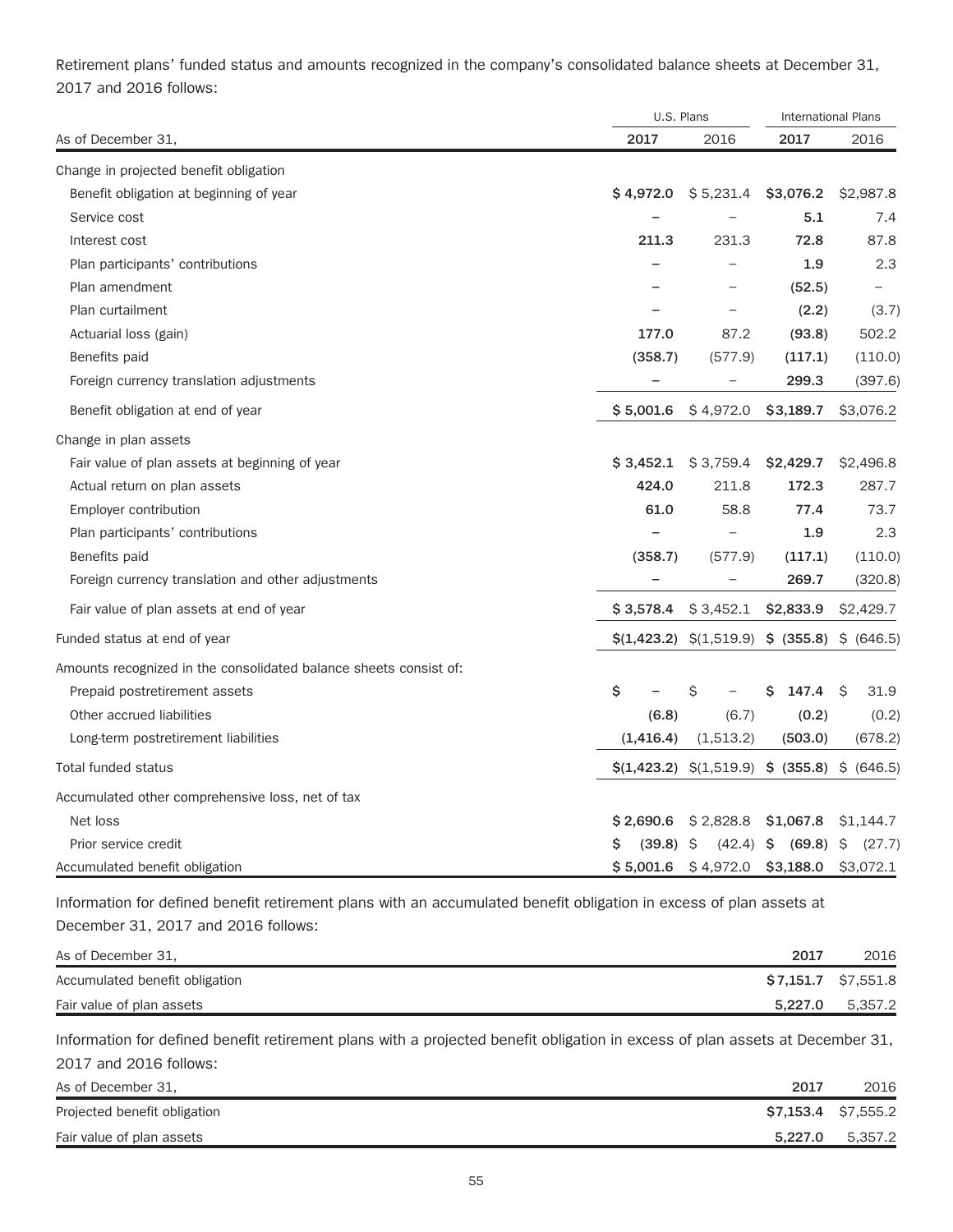Retirement plans' funded status and amounts recognized in the company's consolidated balance sheets at December 31, 2017 and 2016 follows:

| | U.S. Plans | | International Plans | |
|---|---|---|---|---|
| As of December 31, | **2017** | 2016 | **2017** | 2016 |
| Change in projected benefit obligation | | | | |
| Benefit obligation at beginning of year | **$ 4,972.0** | $ 5,231.4 | **$3,076.2** | $2,987.8 |
| Service cost | **–** | – | **5.1** | 7.4 |
| Interest cost | **211.3** | 231.3 | **72.8** | 87.8 |
| Plan participants' contributions | **–** | – | **1.9** | 2.3 |
| Plan amendment | **–** | – | **(52.5)** | – |
| Plan curtailment | **–** | – | **(2.2)** | (3.7) |
| Actuarial loss (gain) | **177.0** | 87.2 | **(93.8)** | 502.2 |
| Benefits paid | **(358.7)** | (577.9) | **(117.1)** | (110.0) |
| Foreign currency translation adjustments | **–** | – | **299.3** | (397.6) |
| Benefit obligation at end of year | **$ 5,001.6** | $ 4,972.0 | **$3,189.7** | $3,076.2 |
| Change in plan assets | | | | |
| Fair value of plan assets at beginning of year | **$ 3,452.1** | $ 3,759.4 | **$2,429.7** | $2,496.8 |
| Actual return on plan assets | **424.0** | 211.8 | **172.3** | 287.7 |
| Employer contribution | **61.0** | 58.8 | **77.4** | 73.7 |
| Plan participants' contributions | **–** | – | **1.9** | 2.3 |
| Benefits paid | **(358.7)** | (577.9) | **(117.1)** | (110.0) |
| Foreign currency translation and other adjustments | **–** | – | **269.7** | (320.8) |
| Fair value of plan assets at end of year | **$ 3,578.4** | $ 3,452.1 | **$2,833.9** | $2,429.7 |
| Funded status at end of year | **$(1,423.2)** | $(1,519.9) | **$ (355.8)** | $ (646.5) |
| Amounts recognized in the consolidated balance sheets consist of: | | | | |
| Prepaid postretirement assets | **$ –** | $ – | **$ 147.4** | $ 31.9 |
| Other accrued liabilities | **(6.8)** | (6.7) | **(0.2)** | (0.2) |
| Long-term postretirement liabilities | **(1,416.4)** | (1,513.2) | **(503.0)** | (678.2) |
| Total funded status | **$(1,423.2)** | $(1,519.9) | **$ (355.8)** | $ (646.5) |
| Accumulated other comprehensive loss, net of tax | | | | |
| Net loss | **$ 2,690.6** | $ 2,828.8 | **$1,067.8** | $1,144.7 |
| Prior service credit | **$ (39.8)** | $ (42.4) | **$ (69.8)** | $ (27.7) |
| Accumulated benefit obligation | **$ 5,001.6** | $ 4,972.0 | **$3,188.0** | $3,072.1 |

Information for defined benefit retirement plans with an accumulated benefit obligation in excess of plan assets at December 31, 2017 and 2016 follows:

| As of December 31, | **2017** | 2016 |
|---|---|---|
| Accumulated benefit obligation | **$7,151.7** | $7,551.8 |
| Fair value of plan assets | **5,227.0** | 5,357.2 |

Information for defined benefit retirement plans with a projected benefit obligation in excess of plan assets at December 31, 2017 and 2016 follows:

| As of December 31, | **2017** | 2016 |
|---|---|---|
| Projected benefit obligation | **$7,153.4** | $7,555.2 |
| Fair value of plan assets | **5,227.0** | 5,357.2 |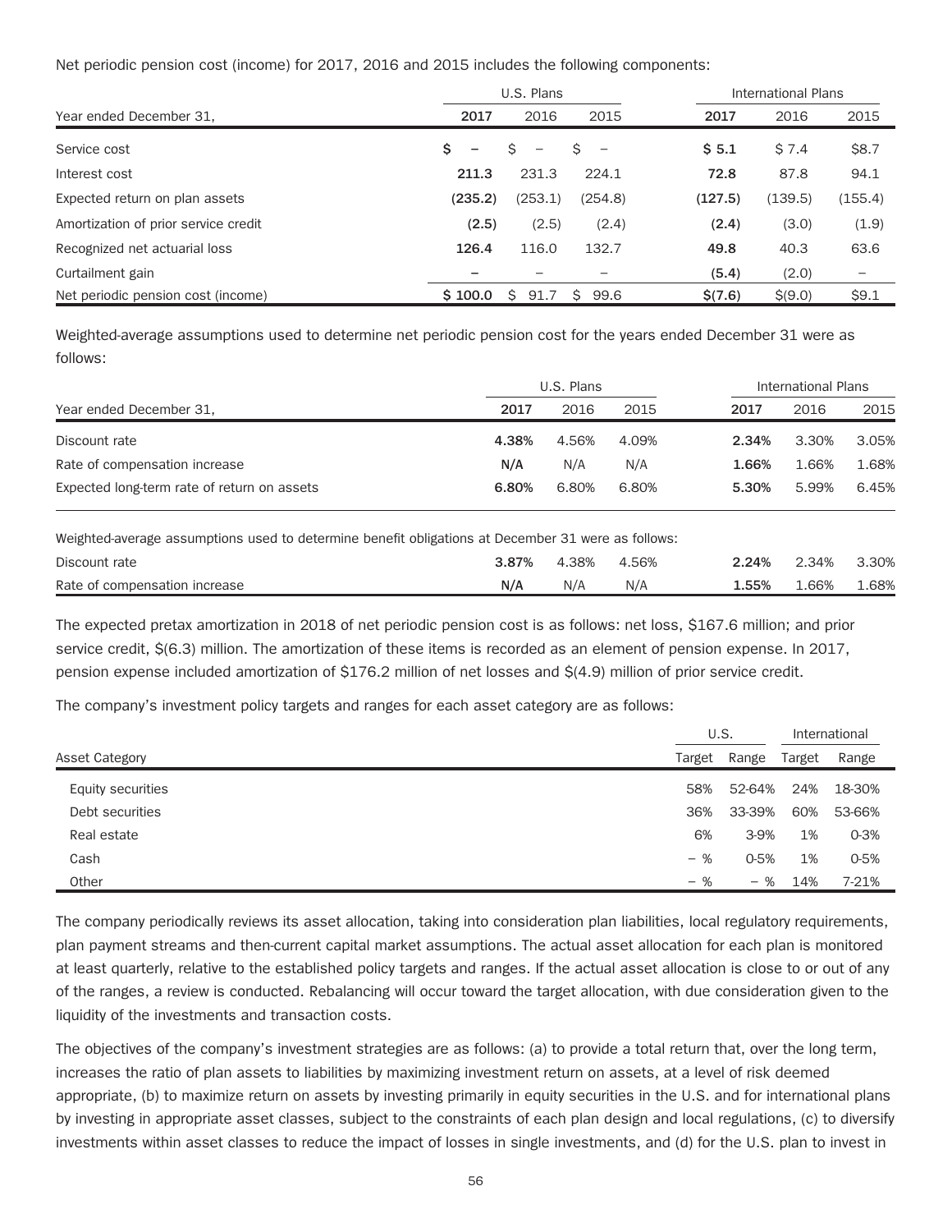Net periodic pension cost (income) for 2017, 2016 and 2015 includes the following components:

| | U.S. Plans | | | International Plans | | |
|---|---|---|---|---|---|---|
| Year ended December 31, | **2017** | 2016 | 2015 | **2017** | 2016 | 2015 |
| Service cost | **$ –** | $ – | $ – | **$ 5.1** | $ 7.4 | $8.7 |
| Interest cost | **211.3** | 231.3 | 224.1 | **72.8** | 87.8 | 94.1 |
| Expected return on plan assets | **(235.2)** | (253.1) | (254.8) | **(127.5)** | (139.5) | (155.4) |
| Amortization of prior service credit | **(2.5)** | (2.5) | (2.4) | **(2.4)** | (3.0) | (1.9) |
| Recognized net actuarial loss | **126.4** | 116.0 | 132.7 | **49.8** | 40.3 | 63.6 |
| Curtailment gain | **–** | – | – | **(5.4)** | (2.0) | – |
| Net periodic pension cost (income) | **$ 100.0** | $ 91.7 | $ 99.6 | **$(7.6)** | $(9.0) | $9.1 |

Weighted-average assumptions used to determine net periodic pension cost for the years ended December 31 were as follows:

| | U.S. Plans | | | International Plans | | |
|---|---|---|---|---|---|---|
| Year ended December 31, | **2017** | 2016 | 2015 | **2017** | 2016 | 2015 |
| Discount rate | **4.38%** | 4.56% | 4.09% | **2.34%** | 3.30% | 3.05% |
| Rate of compensation increase | **N/A** | N/A | N/A | **1.66%** | 1.66% | 1.68% |
| Expected long-term rate of return on assets | **6.80%** | 6.80% | 6.80% | **5.30%** | 5.99% | 6.45% |
| Weighted-average assumptions used to determine benefit obligations at December 31 were as follows: | | | | | | |
| Discount rate | **3.87%** | 4.38% | 4.56% | **2.24%** | 2.34% | 3.30% |
| Rate of compensation increase | **N/A** | N/A | N/A | **1.55%** | 1.66% | 1.68% |

The expected pretax amortization in 2018 of net periodic pension cost is as follows: net loss, $167.6 million; and prior service credit, $(6.3) million. The amortization of these items is recorded as an element of pension expense. In 2017, pension expense included amortization of $176.2 million of net losses and $(4.9) million of prior service credit.

The company's investment policy targets and ranges for each asset category are as follows:

| | U.S. | | International | |
|---|---|---|---|---|
| Asset Category | Target | Range | Target | Range |
| Equity securities | 58% | 52-64% | 24% | 18-30% |
| Debt securities | 36% | 33-39% | 60% | 53-66% |
| Real estate | 6% | 3-9% | 1% | 0-3% |
| Cash | – % | 0-5% | 1% | 0-5% |
| Other | – % | – % | 14% | 7-21% |

The company periodically reviews its asset allocation, taking into consideration plan liabilities, local regulatory requirements, plan payment streams and then-current capital market assumptions. The actual asset allocation for each plan is monitored at least quarterly, relative to the established policy targets and ranges. If the actual asset allocation is close to or out of any of the ranges, a review is conducted. Rebalancing will occur toward the target allocation, with due consideration given to the liquidity of the investments and transaction costs.

The objectives of the company's investment strategies are as follows: (a) to provide a total return that, over the long term, increases the ratio of plan assets to liabilities by maximizing investment return on assets, at a level of risk deemed appropriate, (b) to maximize return on assets by investing primarily in equity securities in the U.S. and for international plans by investing in appropriate asset classes, subject to the constraints of each plan design and local regulations, (c) to diversify investments within asset classes to reduce the impact of losses in single investments, and (d) for the U.S. plan to invest in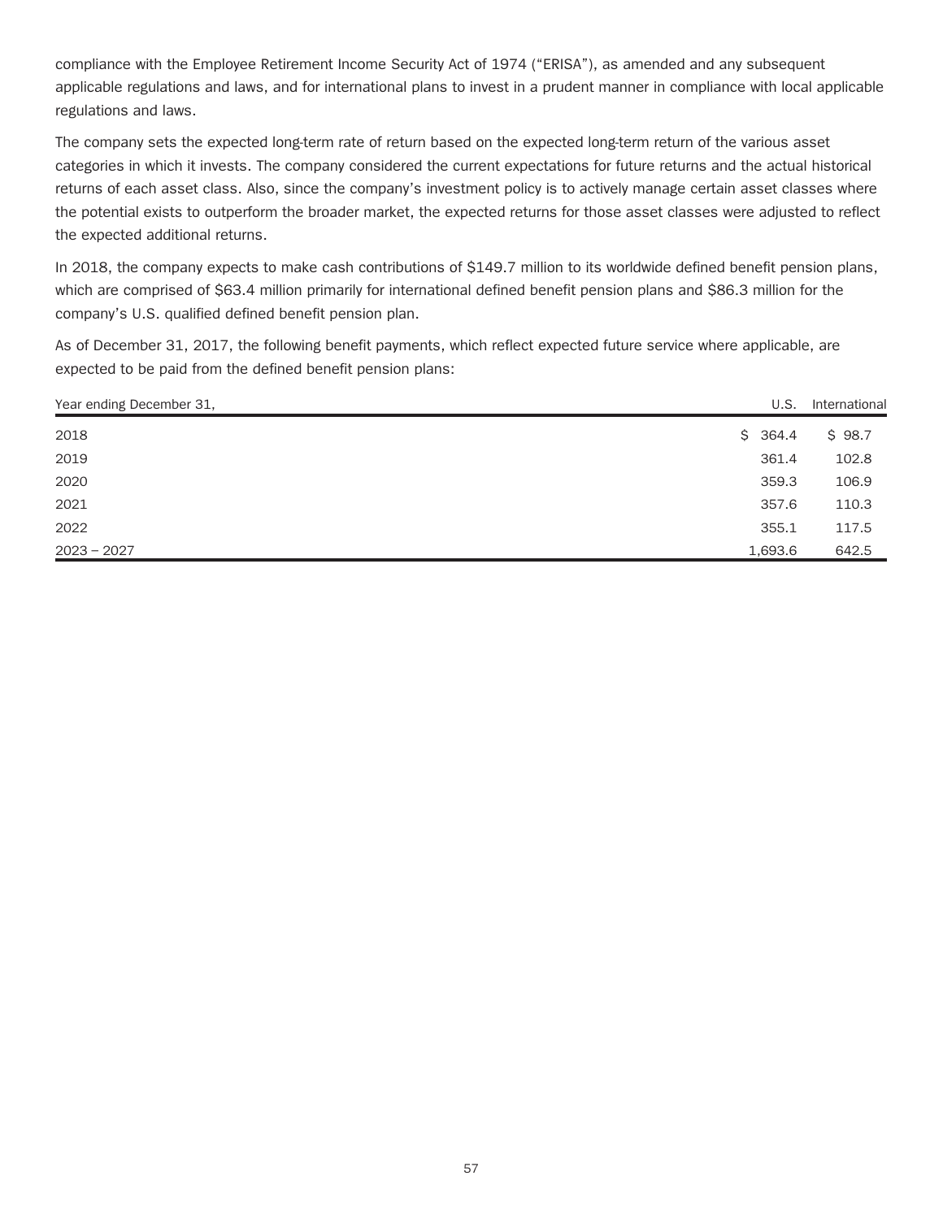compliance with the Employee Retirement Income Security Act of 1974 ("ERISA"), as amended and any subsequent applicable regulations and laws, and for international plans to invest in a prudent manner in compliance with local applicable regulations and laws.

The company sets the expected long-term rate of return based on the expected long-term return of the various asset categories in which it invests. The company considered the current expectations for future returns and the actual historical returns of each asset class. Also, since the company's investment policy is to actively manage certain asset classes where the potential exists to outperform the broader market, the expected returns for those asset classes were adjusted to reflect the expected additional returns.

In 2018, the company expects to make cash contributions of $149.7 million to its worldwide defined benefit pension plans, which are comprised of $63.4 million primarily for international defined benefit pension plans and $86.3 million for the company's U.S. qualified defined benefit pension plan.

As of December 31, 2017, the following benefit payments, which reflect expected future service where applicable, are expected to be paid from the defined benefit pension plans:

| Year ending December 31, | U.S. | International |
|---|---|---|
| 2018 | $ 364.4 | $ 98.7 |
| 2019 | 361.4 | 102.8 |
| 2020 | 359.3 | 106.9 |
| 2021 | 357.6 | 110.3 |
| 2022 | 355.1 | 117.5 |
| 2023 – 2027 | 1,693.6 | 642.5 |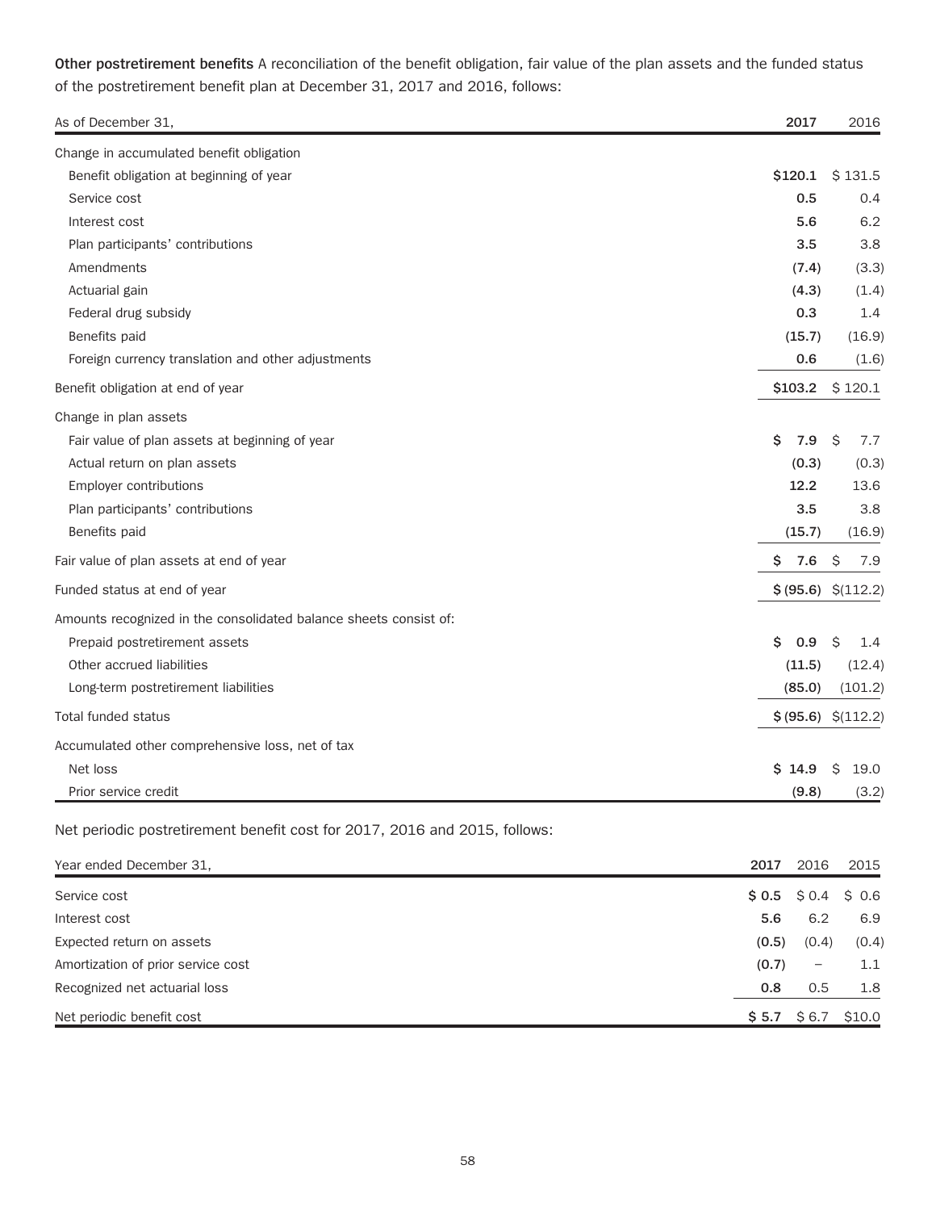**Other postretirement benefits** A reconciliation of the benefit obligation, fair value of the plan assets and the funded status of the postretirement benefit plan at December 31, 2017 and 2016, follows:

| As of December 31, | 2017 | 2016 |
|---|---|---|
| Change in accumulated benefit obligation | | |
| Benefit obligation at beginning of year | $120.1 | $ 131.5 |
| Service cost | 0.5 | 0.4 |
| Interest cost | 5.6 | 6.2 |
| Plan participants' contributions | 3.5 | 3.8 |
| Amendments | (7.4) | (3.3) |
| Actuarial gain | (4.3) | (1.4) |
| Federal drug subsidy | 0.3 | 1.4 |
| Benefits paid | (15.7) | (16.9) |
| Foreign currency translation and other adjustments | 0.6 | (1.6) |
| Benefit obligation at end of year | $103.2 | $ 120.1 |
| Change in plan assets | | |
| Fair value of plan assets at beginning of year | $ 7.9 | $ 7.7 |
| Actual return on plan assets | (0.3) | (0.3) |
| Employer contributions | 12.2 | 13.6 |
| Plan participants' contributions | 3.5 | 3.8 |
| Benefits paid | (15.7) | (16.9) |
| Fair value of plan assets at end of year | $ 7.6 | $ 7.9 |
| Funded status at end of year | $ (95.6) | $(112.2) |
| Amounts recognized in the consolidated balance sheets consist of: | | |
| Prepaid postretirement assets | $ 0.9 | $ 1.4 |
| Other accrued liabilities | (11.5) | (12.4) |
| Long-term postretirement liabilities | (85.0) | (101.2) |
| Total funded status | $ (95.6) | $(112.2) |
| Accumulated other comprehensive loss, net of tax | | |
| Net loss | $ 14.9 | $ 19.0 |
| Prior service credit | (9.8) | (3.2) |

Net periodic postretirement benefit cost for 2017, 2016 and 2015, follows:

| Year ended December 31, | 2017 | 2016 | 2015 |
|---|---|---|---|
| Service cost | $ 0.5 | $ 0.4 | $ 0.6 |
| Interest cost | 5.6 | 6.2 | 6.9 |
| Expected return on assets | (0.5) | (0.4) | (0.4) |
| Amortization of prior service cost | (0.7) | – | 1.1 |
| Recognized net actuarial loss | 0.8 | 0.5 | 1.8 |
| Net periodic benefit cost | $ 5.7 | $ 6.7 | $10.0 |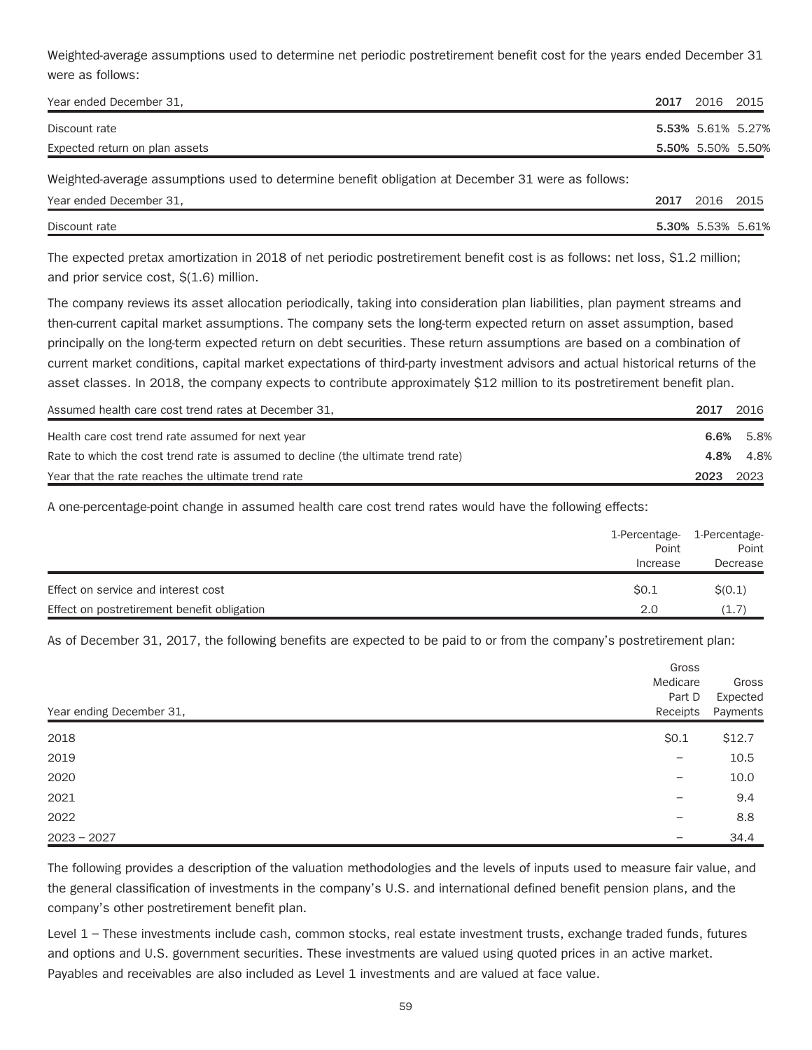Weighted-average assumptions used to determine net periodic postretirement benefit cost for the years ended December 31 were as follows:

| Year ended December 31, | **2017** | 2016 | 2015 |
|---|---|---|---|
| Discount rate | **5.53%** | 5.61% | 5.27% |
| Expected return on plan assets | **5.50%** | 5.50% | 5.50% |

Weighted-average assumptions used to determine benefit obligation at December 31 were as follows:

| Year ended December 31, | **2017** | 2016 | 2015 |
|---|---|---|---|
| Discount rate | **5.30%** | 5.53% | 5.61% |

The expected pretax amortization in 2018 of net periodic postretirement benefit cost is as follows: net loss, $1.2 million; and prior service cost, $(1.6) million.

The company reviews its asset allocation periodically, taking into consideration plan liabilities, plan payment streams and then-current capital market assumptions. The company sets the long-term expected return on asset assumption, based principally on the long-term expected return on debt securities. These return assumptions are based on a combination of current market conditions, capital market expectations of third-party investment advisors and actual historical returns of the asset classes. In 2018, the company expects to contribute approximately $12 million to its postretirement benefit plan.

| Assumed health care cost trend rates at December 31, | **2017** | 2016 |
|---|---|---|
| Health care cost trend rate assumed for next year | **6.6%** | 5.8% |
| Rate to which the cost trend rate is assumed to decline (the ultimate trend rate) | **4.8%** | 4.8% |
| Year that the rate reaches the ultimate trend rate | **2023** | 2023 |

A one-percentage-point change in assumed health care cost trend rates would have the following effects:

| | 1-Percentage-Point Increase | 1-Percentage-Point Decrease |
|---|---|---|
| Effect on service and interest cost | $0.1 | $(0.1) |
| Effect on postretirement benefit obligation | 2.0 | (1.7) |

As of December 31, 2017, the following benefits are expected to be paid to or from the company's postretirement plan:

| Year ending December 31, | Gross Medicare Part D Receipts | Gross Expected Payments |
|---|---|---|
| 2018 | $0.1 | $12.7 |
| 2019 | – | 10.5 |
| 2020 | – | 10.0 |
| 2021 | – | 9.4 |
| 2022 | – | 8.8 |
| 2023 – 2027 | – | 34.4 |

The following provides a description of the valuation methodologies and the levels of inputs used to measure fair value, and the general classification of investments in the company's U.S. and international defined benefit pension plans, and the company's other postretirement benefit plan.

Level 1 – These investments include cash, common stocks, real estate investment trusts, exchange traded funds, futures and options and U.S. government securities. These investments are valued using quoted prices in an active market. Payables and receivables are also included as Level 1 investments and are valued at face value.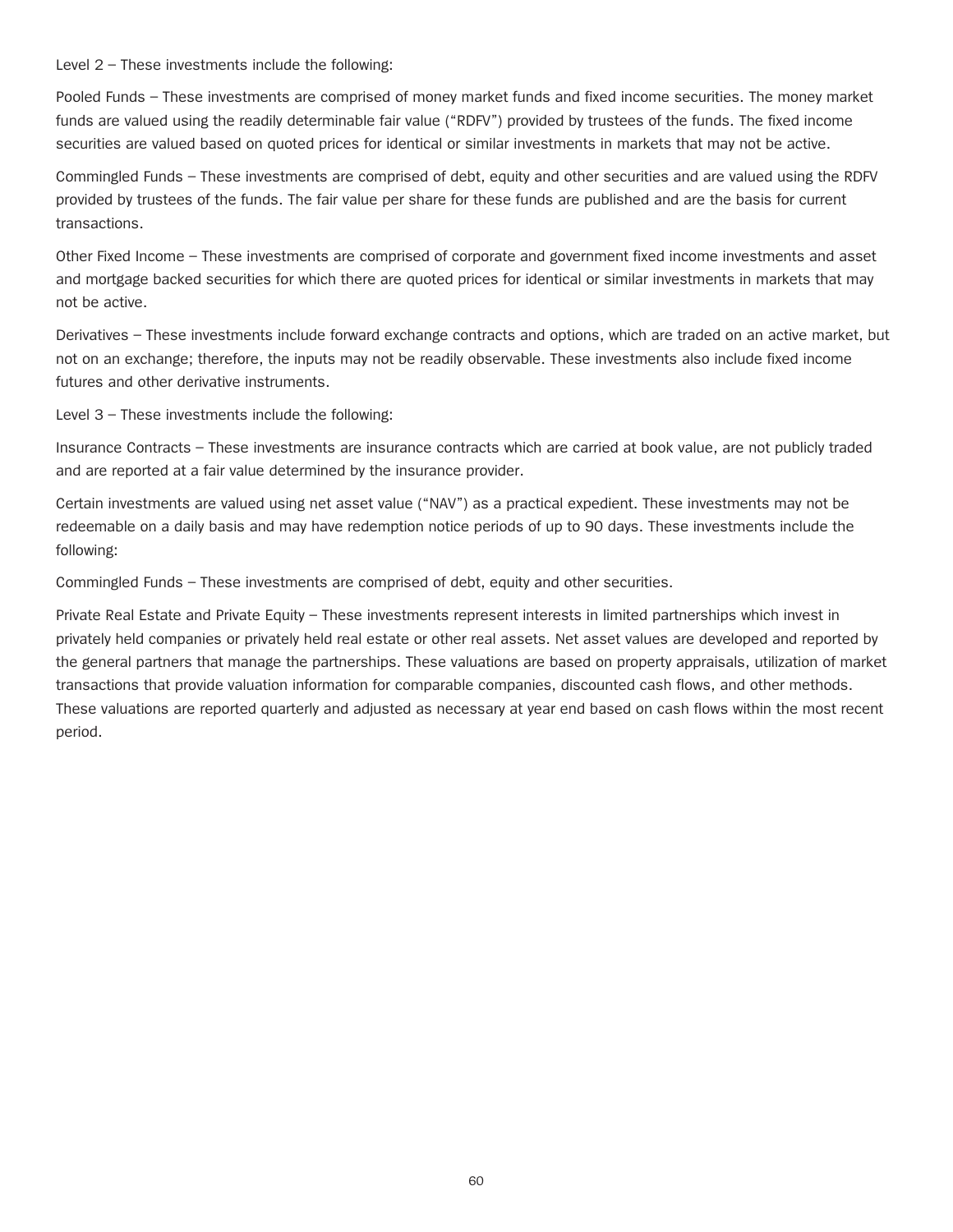Level 2 – These investments include the following:

Pooled Funds – These investments are comprised of money market funds and fixed income securities. The money market funds are valued using the readily determinable fair value ("RDFV") provided by trustees of the funds. The fixed income securities are valued based on quoted prices for identical or similar investments in markets that may not be active.

Commingled Funds – These investments are comprised of debt, equity and other securities and are valued using the RDFV provided by trustees of the funds. The fair value per share for these funds are published and are the basis for current transactions.

Other Fixed Income – These investments are comprised of corporate and government fixed income investments and asset and mortgage backed securities for which there are quoted prices for identical or similar investments in markets that may not be active.

Derivatives – These investments include forward exchange contracts and options, which are traded on an active market, but not on an exchange; therefore, the inputs may not be readily observable. These investments also include fixed income futures and other derivative instruments.

Level 3 – These investments include the following:

Insurance Contracts – These investments are insurance contracts which are carried at book value, are not publicly traded and are reported at a fair value determined by the insurance provider.

Certain investments are valued using net asset value ("NAV") as a practical expedient. These investments may not be redeemable on a daily basis and may have redemption notice periods of up to 90 days. These investments include the following:

Commingled Funds – These investments are comprised of debt, equity and other securities.

Private Real Estate and Private Equity – These investments represent interests in limited partnerships which invest in privately held companies or privately held real estate or other real assets. Net asset values are developed and reported by the general partners that manage the partnerships. These valuations are based on property appraisals, utilization of market transactions that provide valuation information for comparable companies, discounted cash flows, and other methods. These valuations are reported quarterly and adjusted as necessary at year end based on cash flows within the most recent period.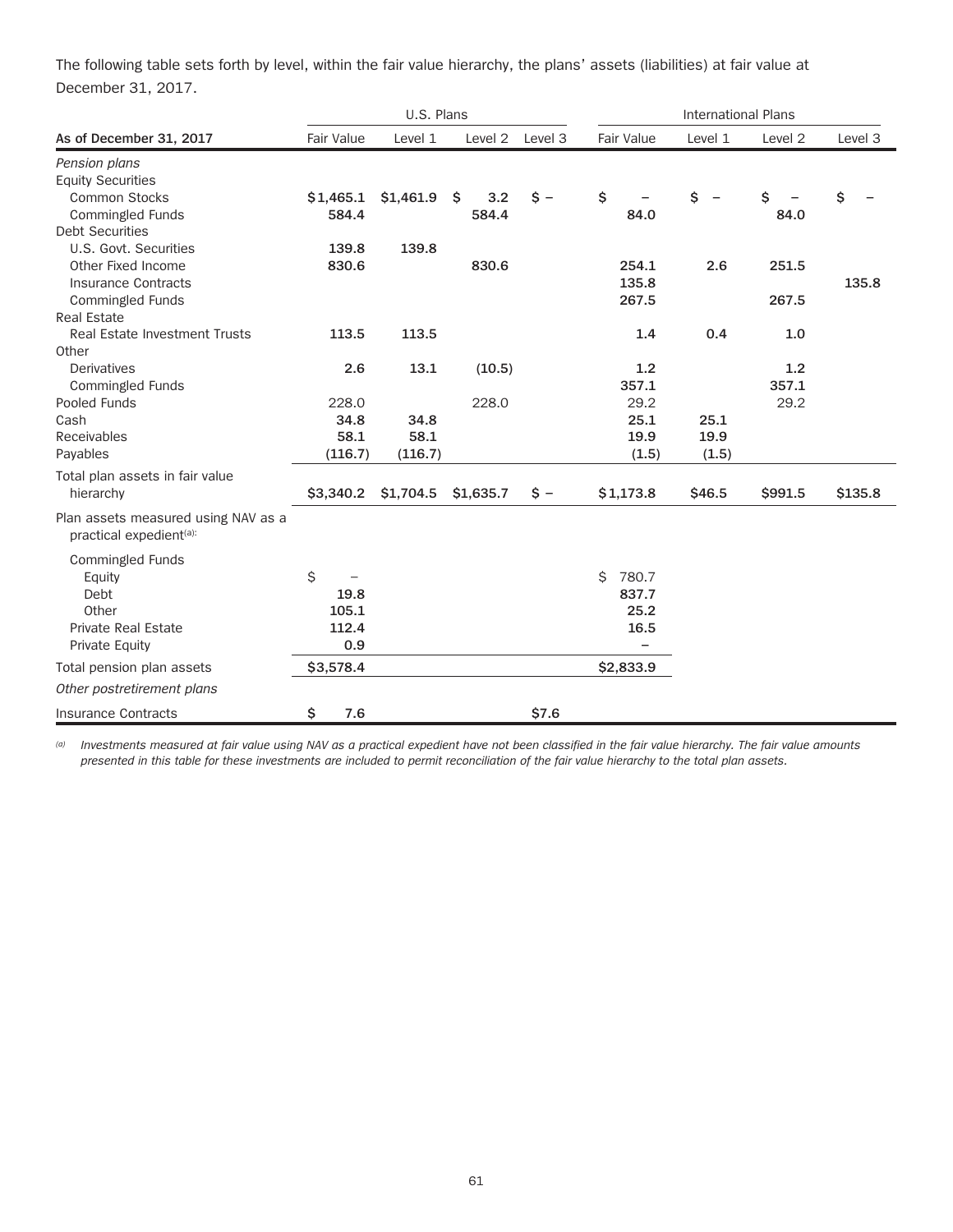The following table sets forth by level, within the fair value hierarchy, the plans' assets (liabilities) at fair value at December 31, 2017.

| | U.S. Plans | | | | International Plans | | | |
|---|---|---|---|---|---|---|---|---|
| **As of December 31, 2017** | Fair Value | Level 1 | Level 2 | Level 3 | Fair Value | Level 1 | Level 2 | Level 3 |
| *Pension plans* | | | | | | | | |
| Equity Securities | | | | | | | | |
| Common Stocks | **$1,465.1** | **$1,461.9** | **$ 3.2** | **$ –** | **$ –** | **$ –** | **$ –** | **$ –** |
| Commingled Funds | **584.4** | | **584.4** | | **84.0** | | **84.0** | |
| Debt Securities | | | | | | | | |
| U.S. Govt. Securities | **139.8** | **139.8** | | | | | | |
| Other Fixed Income | **830.6** | | **830.6** | | **254.1** | **2.6** | **251.5** | |
| Insurance Contracts | | | | | **135.8** | | | **135.8** |
| Commingled Funds | | | | | **267.5** | | **267.5** | |
| Real Estate | | | | | | | | |
| Real Estate Investment Trusts | **113.5** | **113.5** | | | **1.4** | **0.4** | **1.0** | |
| Other | | | | | | | | |
| Derivatives | **2.6** | **13.1** | **(10.5)** | | **1.2** | | **1.2** | |
| Commingled Funds | | | | | **357.1** | | **357.1** | |
| Pooled Funds | 228.0 | | 228.0 | | 29.2 | | 29.2 | |
| Cash | **34.8** | **34.8** | | | **25.1** | **25.1** | | |
| Receivables | **58.1** | **58.1** | | | **19.9** | **19.9** | | |
| Payables | **(116.7)** | **(116.7)** | | | **(1.5)** | **(1.5)** | | |
| Total plan assets in fair value hierarchy | **$3,340.2** | **$1,704.5** | **$1,635.7** | **$ –** | **$1,173.8** | **$46.5** | **$991.5** | **$135.8** |
| Plan assets measured using NAV as a practical expedient[(a)]: | | | | | | | | |
| Commingled Funds | | | | | | | | |
| Equity | $ – | | | | $ 780.7 | | | |
| Debt | **19.8** | | | | **837.7** | | | |
| Other | **105.1** | | | | **25.2** | | | |
| Private Real Estate | **112.4** | | | | **16.5** | | | |
| Private Equity | **0.9** | | | | – | | | |
| Total pension plan assets | **$3,578.4** | | | | **$2,833.9** | | | |
| *Other postretirement plans* | | | | | | | | |
| Insurance Contracts | **$ 7.6** | | | **$7.6** | | | | |

*(a) Investments measured at fair value using NAV as a practical expedient have not been classified in the fair value hierarchy. The fair value amounts presented in this table for these investments are included to permit reconciliation of the fair value hierarchy to the total plan assets.*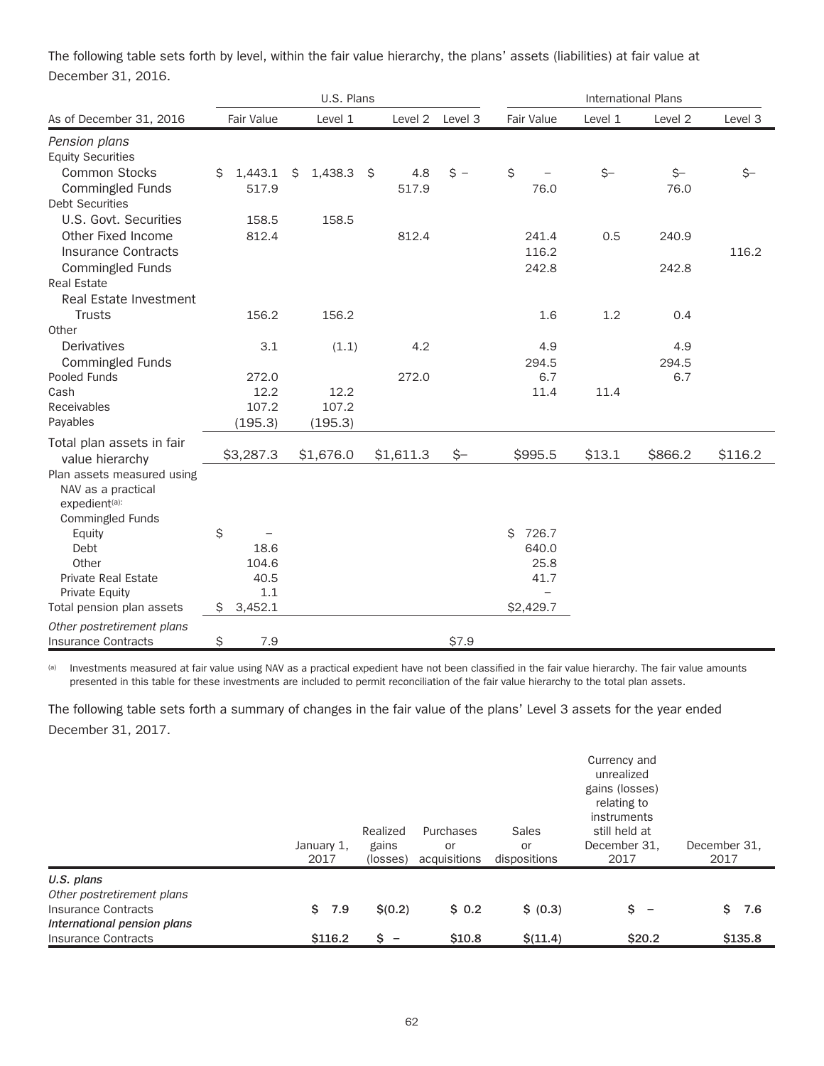The following table sets forth by level, within the fair value hierarchy, the plans' assets (liabilities) at fair value at December 31, 2016.

| | U.S. Plans | | | | International Plans | | | |
|---|---|---|---|---|---|---|---|---|
| As of December 31, 2016 | Fair Value | Level 1 | Level 2 | Level 3 | Fair Value | Level 1 | Level 2 | Level 3 |
| *Pension plans* | | | | | | | | |
| Equity Securities | | | | | | | | |
| Common Stocks | $ 1,443.1 | $ 1,438.3 | $ 4.8 | $ – | $ – | $– | $– | $– |
| Commingled Funds | 517.9 | | 517.9 | | 76.0 | | 76.0 | |
| Debt Securities | | | | | | | | |
| U.S. Govt. Securities | 158.5 | 158.5 | | | | | | |
| Other Fixed Income | 812.4 | | 812.4 | | 241.4 | 0.5 | 240.9 | |
| Insurance Contracts | | | | | 116.2 | | | 116.2 |
| Commingled Funds | | | | | 242.8 | | 242.8 | |
| Real Estate | | | | | | | | |
| Real Estate Investment Trusts | 156.2 | 156.2 | | | 1.6 | 1.2 | 0.4 | |
| Other | | | | | | | | |
| Derivatives | 3.1 | (1.1) | 4.2 | | 4.9 | | 4.9 | |
| Commingled Funds | | | | | 294.5 | | 294.5 | |
| Pooled Funds | 272.0 | | 272.0 | | 6.7 | | 6.7 | |
| Cash | 12.2 | 12.2 | | | 11.4 | 11.4 | | |
| Receivables | 107.2 | 107.2 | | | | | | |
| Payables | (195.3) | (195.3) | | | | | | |
| Total plan assets in fair value hierarchy | $3,287.3 | $1,676.0 | $1,611.3 | $– | $995.5 | $13.1 | $866.2 | $116.2 |
| Plan assets measured using NAV as a practical expedient[(a)]: | | | | | | | | |
| Commingled Funds | | | | | | | | |
| Equity | $ – | | | | $ 726.7 | | | |
| Debt | 18.6 | | | | 640.0 | | | |
| Other | 104.6 | | | | 25.8 | | | |
| Private Real Estate | 40.5 | | | | 41.7 | | | |
| Private Equity | 1.1 | | | | – | | | |
| Total pension plan assets | $ 3,452.1 | | | | $2,429.7 | | | |
| *Other postretirement plans* | | | | | | | | |
| Insurance Contracts | $ 7.9 | | | $7.9 | | | | |

(a) Investments measured at fair value using NAV as a practical expedient have not been classified in the fair value hierarchy. The fair value amounts presented in this table for these investments are included to permit reconciliation of the fair value hierarchy to the total plan assets.

The following table sets forth a summary of changes in the fair value of the plans' Level 3 assets for the year ended December 31, 2017.

| | January 1, 2017 | Realized gains (losses) | Purchases or acquisitions | Sales or dispositions | Currency and unrealized gains (losses) relating to instruments still held at December 31, 2017 | December 31, 2017 |
|---|---|---|---|---|---|---|
| ***U.S. plans*** | | | | | | |
| *Other postretirement plans* | | | | | | |
| Insurance Contracts | $ 7.9 | $(0.2) | $ 0.2 | $ (0.3) | $ – | $ 7.6 |
| ***International pension plans*** | | | | | | |
| Insurance Contracts | $116.2 | $ – | $10.8 | $(11.4) | $20.2 | $135.8 |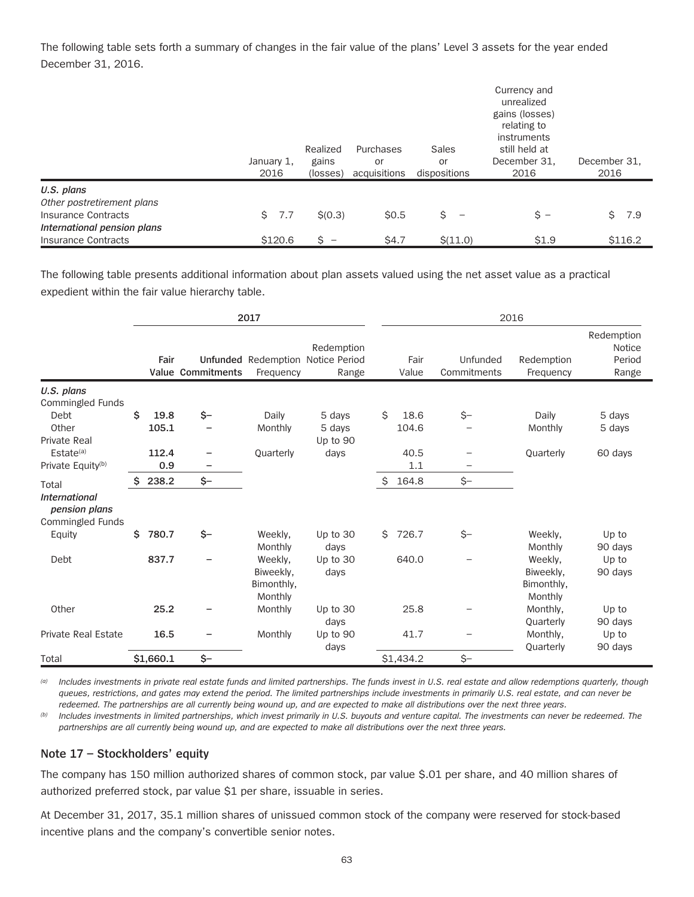The following table sets forth a summary of changes in the fair value of the plans' Level 3 assets for the year ended December 31, 2016.

| | January 1, 2016 | Realized gains (losses) | Purchases or acquisitions | Sales or dispositions | Currency and unrealized gains (losses) relating to instruments still held at December 31, 2016 | December 31, 2016 |
|---|---|---|---|---|---|---|
| ***U.S. plans*** | | | | | | |
| *Other postretirement plans* | | | | | | |
| Insurance Contracts | $ 7.7 | $(0.3) | $0.5 | $ – | $ – | $ 7.9 |
| ***International pension plans*** | | | | | | |
| Insurance Contracts | $120.6 | $ – | $4.7 | $(11.0) | $1.9 | $116.2 |

The following table presents additional information about plan assets valued using the net asset value as a practical expedient within the fair value hierarchy table.

| | **2017** | | | | 2016 | | | |
|---|---|---|---|---|---|---|---|---|
| | **Fair Value** | **Unfunded Commitments** | Redemption Frequency | Redemption Notice Period Range | Fair Value | Unfunded Commitments | Redemption Frequency | Redemption Notice Period Range |
| ***U.S. plans*** | | | | | | | | |
| Commingled Funds | | | | | | | | |
| Debt | **$ 19.8** | **$–** | Daily | 5 days | $ 18.6 | $– | Daily | 5 days |
| Other | **105.1** | **–** | Monthly | 5 days | 104.6 | – | Monthly | 5 days |
| Private Real Estate[(a)] | **112.4** | **–** | Quarterly | Up to 90 days | 40.5 | – | Quarterly | 60 days |
| Private Equity[(b)] | **0.9** | **–** | | | 1.1 | – | | |
| Total | **$ 238.2** | **$–** | | | $ 164.8 | $– | | |
| ***International pension plans*** | | | | | | | | |
| Commingled Funds | | | | | | | | |
| Equity | **$ 780.7** | **$–** | Weekly, Monthly | Up to 30 days | $ 726.7 | $– | Weekly, Monthly | Up to 90 days |
| Debt | **837.7** | **–** | Weekly, Biweekly, Bimonthly, Monthly | Up to 30 days | 640.0 | – | Weekly, Biweekly, Bimonthly, Monthly | Up to 90 days |
| Other | **25.2** | **–** | Monthly | Up to 30 days | 25.8 | – | Monthly, Quarterly | Up to 90 days |
| Private Real Estate | **16.5** | **–** | Monthly | Up to 90 days | 41.7 | – | Monthly, Quarterly | Up to 90 days |
| Total | **$1,660.1** | **$–** | | | $1,434.2 | $– | | |

*(a) Includes investments in private real estate funds and limited partnerships. The funds invest in U.S. real estate and allow redemptions quarterly, though queues, restrictions, and gates may extend the period. The limited partnerships include investments in primarily U.S. real estate, and can never be redeemed. The partnerships are all currently being wound up, and are expected to make all distributions over the next three years.*

*(b) Includes investments in limited partnerships, which invest primarily in U.S. buyouts and venture capital. The investments can never be redeemed. The partnerships are all currently being wound up, and are expected to make all distributions over the next three years.*

## Note 17 – Stockholders' equity

The company has 150 million authorized shares of common stock, par value $.01 per share, and 40 million shares of authorized preferred stock, par value $1 per share, issuable in series.

At December 31, 2017, 35.1 million shares of unissued common stock of the company were reserved for stock-based incentive plans and the company's convertible senior notes.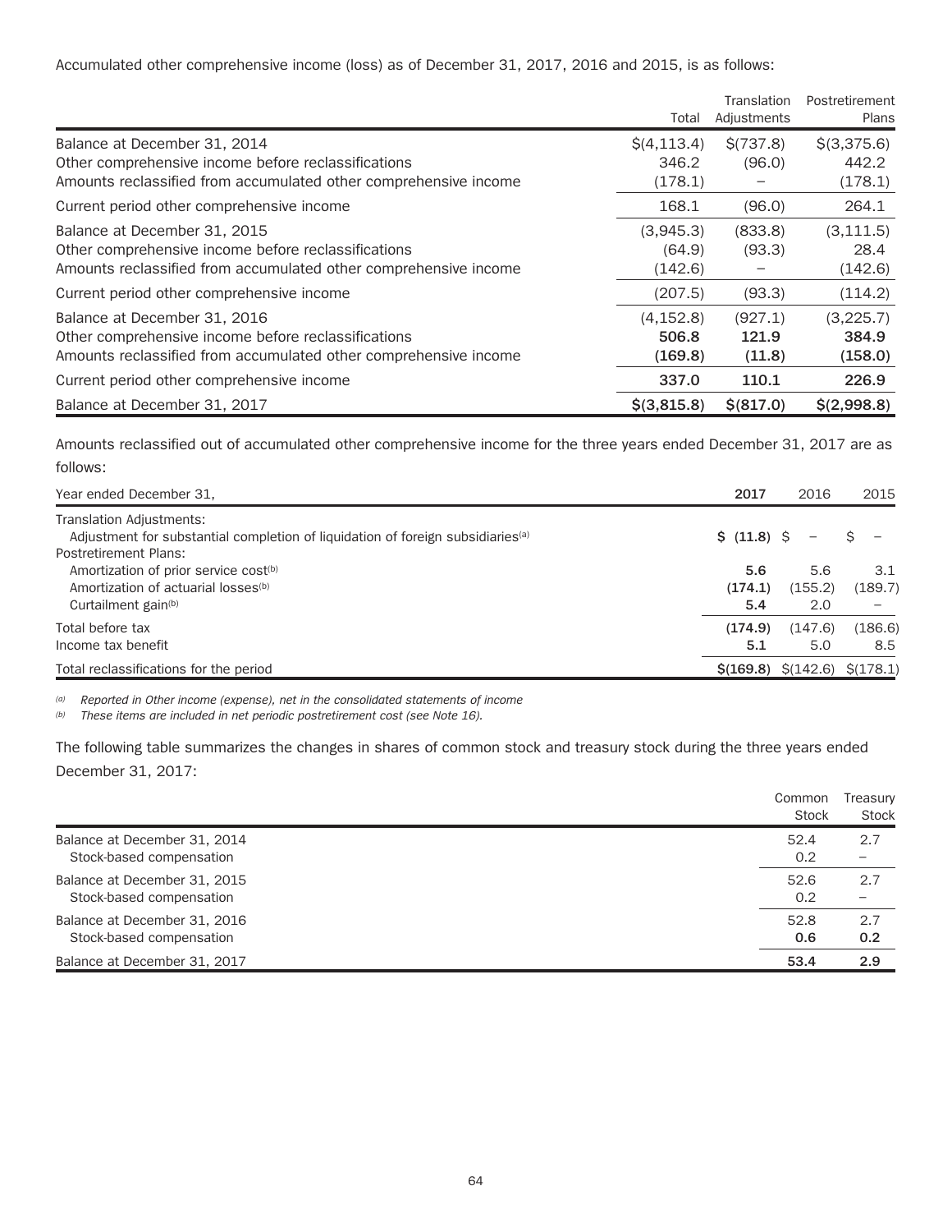Accumulated other comprehensive income (loss) as of December 31, 2017, 2016 and 2015, is as follows:

| | Total | Translation Adjustments | Postretirement Plans |
|---|---|---|---|
| Balance at December 31, 2014 | $(4,113.4) | $(737.8) | $(3,375.6) |
| Other comprehensive income before reclassifications | 346.2 | (96.0) | 442.2 |
| Amounts reclassified from accumulated other comprehensive income | (178.1) | – | (178.1) |
| Current period other comprehensive income | 168.1 | (96.0) | 264.1 |
| Balance at December 31, 2015 | (3,945.3) | (833.8) | (3,111.5) |
| Other comprehensive income before reclassifications | (64.9) | (93.3) | 28.4 |
| Amounts reclassified from accumulated other comprehensive income | (142.6) | – | (142.6) |
| Current period other comprehensive income | (207.5) | (93.3) | (114.2) |
| Balance at December 31, 2016 | (4,152.8) | (927.1) | (3,225.7) |
| Other comprehensive income before reclassifications | **506.8** | **121.9** | **384.9** |
| Amounts reclassified from accumulated other comprehensive income | **(169.8)** | **(11.8)** | **(158.0)** |
| Current period other comprehensive income | **337.0** | **110.1** | **226.9** |
| Balance at December 31, 2017 | **$(3,815.8)** | **$(817.0)** | **$(2,998.8)** |

Amounts reclassified out of accumulated other comprehensive income for the three years ended December 31, 2017 are as follows:

| Year ended December 31, | 2017 | 2016 | 2015 |
|---|---|---|---|
| Translation Adjustments: | | | |
| Adjustment for substantial completion of liquidation of foreign subsidiaries[(a)] | **$ (11.8)** | $ – | $ – |
| Postretirement Plans: | | | |
| Amortization of prior service cost[(b)] | **5.6** | 5.6 | 3.1 |
| Amortization of actuarial losses[(b)] | **(174.1)** | (155.2) | (189.7) |
| Curtailment gain[(b)] | **5.4** | 2.0 | – |
| Total before tax | **(174.9)** | (147.6) | (186.6) |
| Income tax benefit | **5.1** | 5.0 | 8.5 |
| Total reclassifications for the period | **$(169.8)** | $(142.6) | $(178.1) |

*(a) Reported in Other income (expense), net in the consolidated statements of income*

*(b) These items are included in net periodic postretirement cost (see Note 16).*

The following table summarizes the changes in shares of common stock and treasury stock during the three years ended December 31, 2017:

| | Common Stock | Treasury Stock |
|---|---|---|
| Balance at December 31, 2014 | 52.4 | 2.7 |
| Stock-based compensation | 0.2 | – |
| Balance at December 31, 2015 | 52.6 | 2.7 |
| Stock-based compensation | 0.2 | – |
| Balance at December 31, 2016 | 52.8 | 2.7 |
| Stock-based compensation | **0.6** | **0.2** |
| Balance at December 31, 2017 | **53.4** | **2.9** |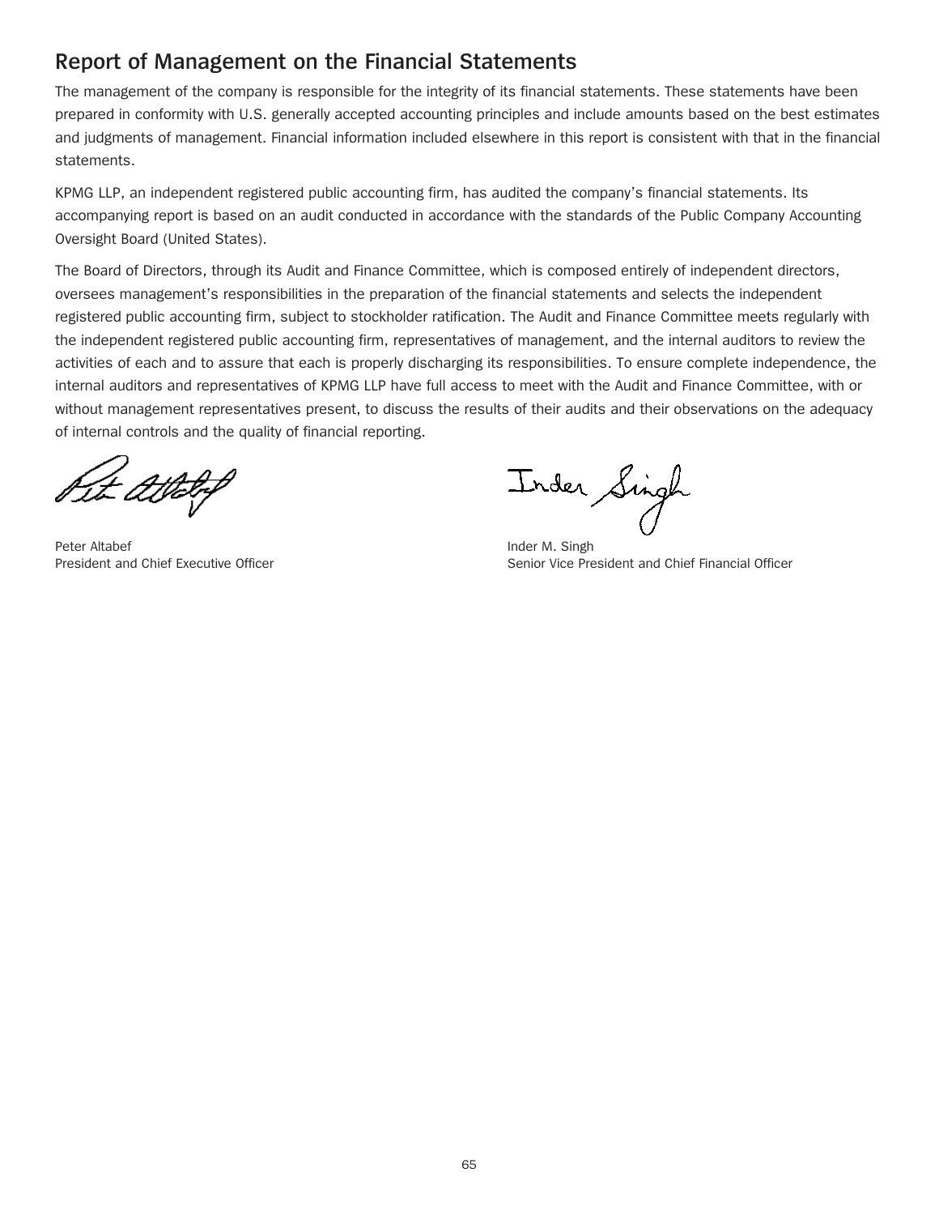## Report of Management on the Financial Statements

The management of the company is responsible for the integrity of its financial statements. These statements have been prepared in conformity with U.S. generally accepted accounting principles and include amounts based on the best estimates and judgments of management. Financial information included elsewhere in this report is consistent with that in the financial statements.

KPMG LLP, an independent registered public accounting firm, has audited the company's financial statements. Its accompanying report is based on an audit conducted in accordance with the standards of the Public Company Accounting Oversight Board (United States).

The Board of Directors, through its Audit and Finance Committee, which is composed entirely of independent directors, oversees management's responsibilities in the preparation of the financial statements and selects the independent registered public accounting firm, subject to stockholder ratification. The Audit and Finance Committee meets regularly with the independent registered public accounting firm, representatives of management, and the internal auditors to review the activities of each and to assure that each is properly discharging its responsibilities. To ensure complete independence, the internal auditors and representatives of KPMG LLP have full access to meet with the Audit and Finance Committee, with or without management representatives present, to discuss the results of their audits and their observations on the adequacy of internal controls and the quality of financial reporting.

Peter Altabef
President and Chief Executive Officer

Inder M. Singh
Senior Vice President and Chief Financial Officer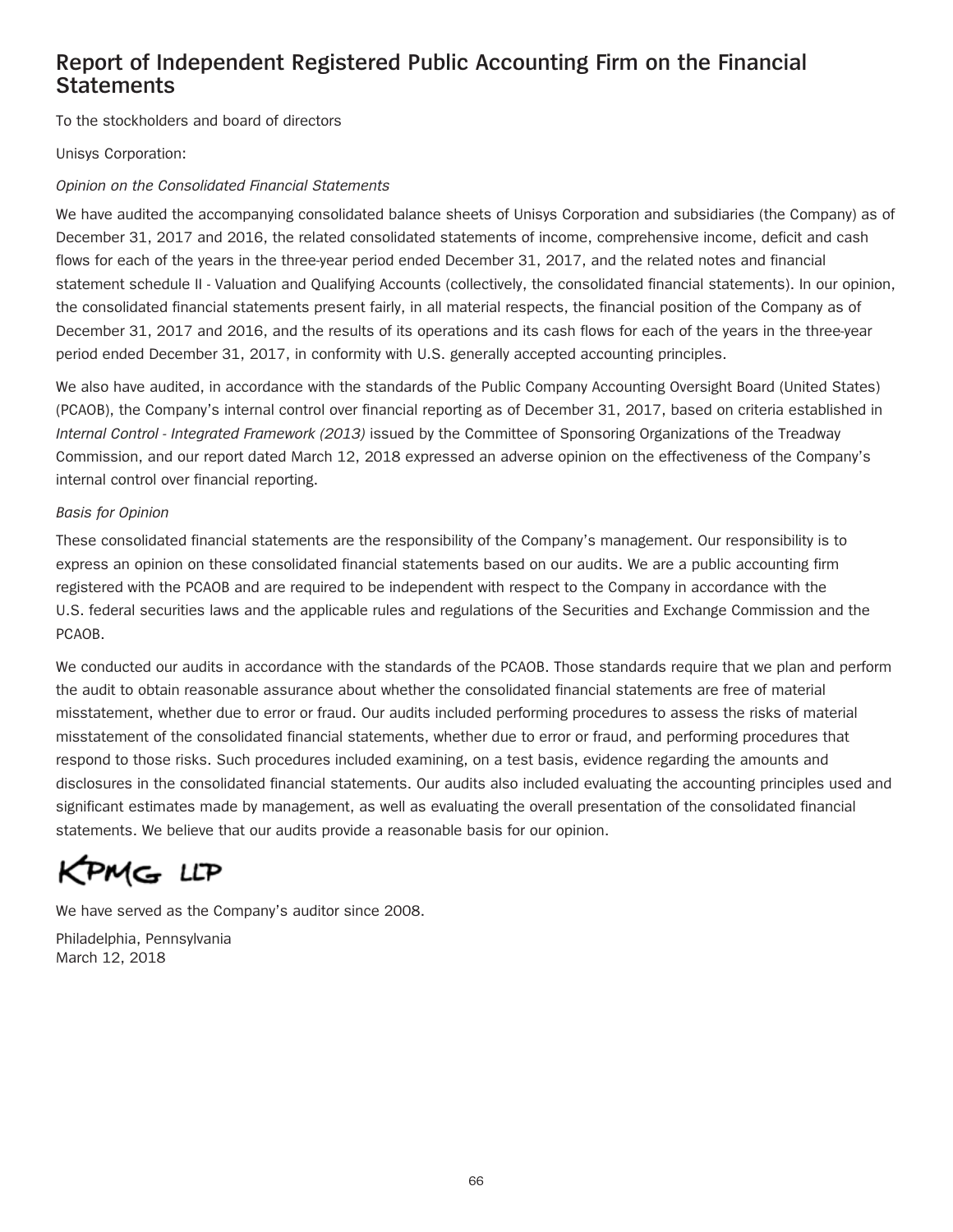## Report of Independent Registered Public Accounting Firm on the Financial Statements

To the stockholders and board of directors

Unisys Corporation:

*Opinion on the Consolidated Financial Statements*

We have audited the accompanying consolidated balance sheets of Unisys Corporation and subsidiaries (the Company) as of December 31, 2017 and 2016, the related consolidated statements of income, comprehensive income, deficit and cash flows for each of the years in the three-year period ended December 31, 2017, and the related notes and financial statement schedule II - Valuation and Qualifying Accounts (collectively, the consolidated financial statements). In our opinion, the consolidated financial statements present fairly, in all material respects, the financial position of the Company as of December 31, 2017 and 2016, and the results of its operations and its cash flows for each of the years in the three-year period ended December 31, 2017, in conformity with U.S. generally accepted accounting principles.

We also have audited, in accordance with the standards of the Public Company Accounting Oversight Board (United States) (PCAOB), the Company's internal control over financial reporting as of December 31, 2017, based on criteria established in *Internal Control - Integrated Framework (2013)* issued by the Committee of Sponsoring Organizations of the Treadway Commission, and our report dated March 12, 2018 expressed an adverse opinion on the effectiveness of the Company's internal control over financial reporting.

*Basis for Opinion*

These consolidated financial statements are the responsibility of the Company's management. Our responsibility is to express an opinion on these consolidated financial statements based on our audits. We are a public accounting firm registered with the PCAOB and are required to be independent with respect to the Company in accordance with the U.S. federal securities laws and the applicable rules and regulations of the Securities and Exchange Commission and the PCAOB.

We conducted our audits in accordance with the standards of the PCAOB. Those standards require that we plan and perform the audit to obtain reasonable assurance about whether the consolidated financial statements are free of material misstatement, whether due to error or fraud. Our audits included performing procedures to assess the risks of material misstatement of the consolidated financial statements, whether due to error or fraud, and performing procedures that respond to those risks. Such procedures included examining, on a test basis, evidence regarding the amounts and disclosures in the consolidated financial statements. Our audits also included evaluating the accounting principles used and significant estimates made by management, as well as evaluating the overall presentation of the consolidated financial statements. We believe that our audits provide a reasonable basis for our opinion.

KPMG LLP

We have served as the Company's auditor since 2008.

Philadelphia, Pennsylvania
March 12, 2018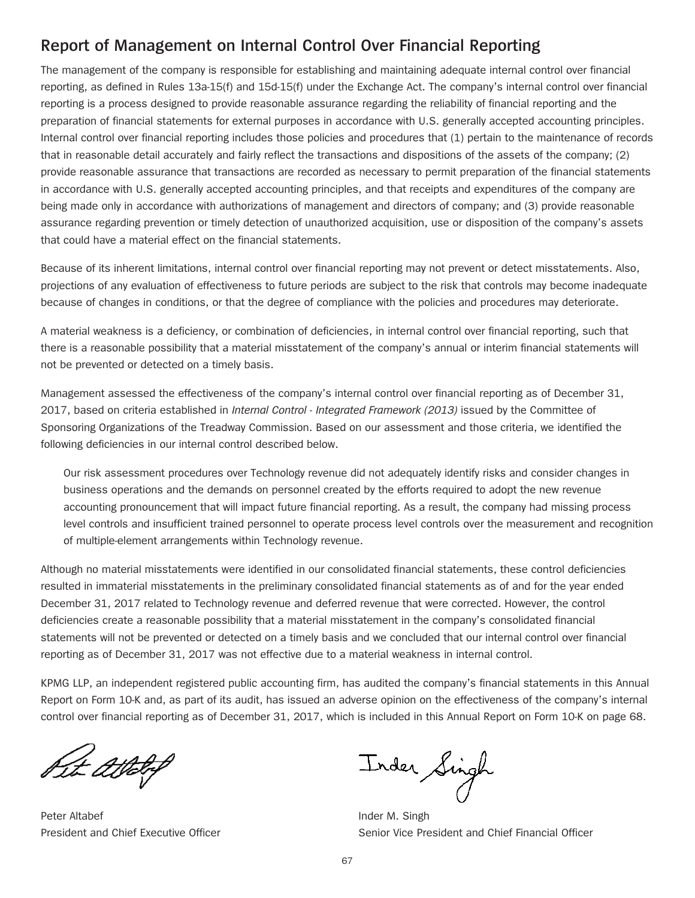## Report of Management on Internal Control Over Financial Reporting

The management of the company is responsible for establishing and maintaining adequate internal control over financial reporting, as defined in Rules 13a-15(f) and 15d-15(f) under the Exchange Act. The company's internal control over financial reporting is a process designed to provide reasonable assurance regarding the reliability of financial reporting and the preparation of financial statements for external purposes in accordance with U.S. generally accepted accounting principles. Internal control over financial reporting includes those policies and procedures that (1) pertain to the maintenance of records that in reasonable detail accurately and fairly reflect the transactions and dispositions of the assets of the company; (2) provide reasonable assurance that transactions are recorded as necessary to permit preparation of the financial statements in accordance with U.S. generally accepted accounting principles, and that receipts and expenditures of the company are being made only in accordance with authorizations of management and directors of company; and (3) provide reasonable assurance regarding prevention or timely detection of unauthorized acquisition, use or disposition of the company's assets that could have a material effect on the financial statements.

Because of its inherent limitations, internal control over financial reporting may not prevent or detect misstatements. Also, projections of any evaluation of effectiveness to future periods are subject to the risk that controls may become inadequate because of changes in conditions, or that the degree of compliance with the policies and procedures may deteriorate.

A material weakness is a deficiency, or combination of deficiencies, in internal control over financial reporting, such that there is a reasonable possibility that a material misstatement of the company's annual or interim financial statements will not be prevented or detected on a timely basis.

Management assessed the effectiveness of the company's internal control over financial reporting as of December 31, 2017, based on criteria established in *Internal Control - Integrated Framework (2013)* issued by the Committee of Sponsoring Organizations of the Treadway Commission. Based on our assessment and those criteria, we identified the following deficiencies in our internal control described below.

> Our risk assessment procedures over Technology revenue did not adequately identify risks and consider changes in business operations and the demands on personnel created by the efforts required to adopt the new revenue accounting pronouncement that will impact future financial reporting. As a result, the company had missing process level controls and insufficient trained personnel to operate process level controls over the measurement and recognition of multiple-element arrangements within Technology revenue.

Although no material misstatements were identified in our consolidated financial statements, these control deficiencies resulted in immaterial misstatements in the preliminary consolidated financial statements as of and for the year ended December 31, 2017 related to Technology revenue and deferred revenue that were corrected. However, the control deficiencies create a reasonable possibility that a material misstatement in the company's consolidated financial statements will not be prevented or detected on a timely basis and we concluded that our internal control over financial reporting as of December 31, 2017 was not effective due to a material weakness in internal control.

KPMG LLP, an independent registered public accounting firm, has audited the company's financial statements in this Annual Report on Form 10-K and, as part of its audit, has issued an adverse opinion on the effectiveness of the company's internal control over financial reporting as of December 31, 2017, which is included in this Annual Report on Form 10-K on page 68.

Peter Altabef
President and Chief Executive Officer

Inder M. Singh
Senior Vice President and Chief Financial Officer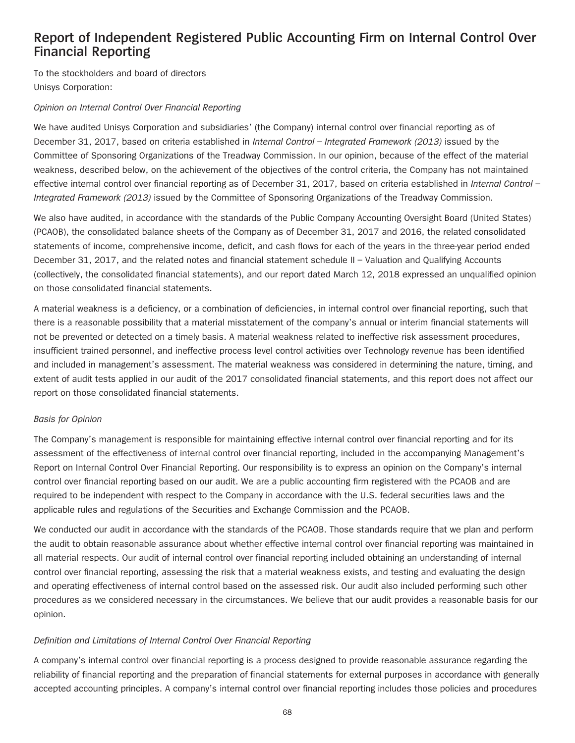# Report of Independent Registered Public Accounting Firm on Internal Control Over Financial Reporting

To the stockholders and board of directors
Unisys Corporation:

*Opinion on Internal Control Over Financial Reporting*

We have audited Unisys Corporation and subsidiaries' (the Company) internal control over financial reporting as of December 31, 2017, based on criteria established in *Internal Control – Integrated Framework (2013)* issued by the Committee of Sponsoring Organizations of the Treadway Commission. In our opinion, because of the effect of the material weakness, described below, on the achievement of the objectives of the control criteria, the Company has not maintained effective internal control over financial reporting as of December 31, 2017, based on criteria established in *Internal Control – Integrated Framework (2013)* issued by the Committee of Sponsoring Organizations of the Treadway Commission.

We also have audited, in accordance with the standards of the Public Company Accounting Oversight Board (United States) (PCAOB), the consolidated balance sheets of the Company as of December 31, 2017 and 2016, the related consolidated statements of income, comprehensive income, deficit, and cash flows for each of the years in the three-year period ended December 31, 2017, and the related notes and financial statement schedule II – Valuation and Qualifying Accounts (collectively, the consolidated financial statements), and our report dated March 12, 2018 expressed an unqualified opinion on those consolidated financial statements.

A material weakness is a deficiency, or a combination of deficiencies, in internal control over financial reporting, such that there is a reasonable possibility that a material misstatement of the company's annual or interim financial statements will not be prevented or detected on a timely basis. A material weakness related to ineffective risk assessment procedures, insufficient trained personnel, and ineffective process level control activities over Technology revenue has been identified and included in management's assessment. The material weakness was considered in determining the nature, timing, and extent of audit tests applied in our audit of the 2017 consolidated financial statements, and this report does not affect our report on those consolidated financial statements.

*Basis for Opinion*

The Company's management is responsible for maintaining effective internal control over financial reporting and for its assessment of the effectiveness of internal control over financial reporting, included in the accompanying Management's Report on Internal Control Over Financial Reporting. Our responsibility is to express an opinion on the Company's internal control over financial reporting based on our audit. We are a public accounting firm registered with the PCAOB and are required to be independent with respect to the Company in accordance with the U.S. federal securities laws and the applicable rules and regulations of the Securities and Exchange Commission and the PCAOB.

We conducted our audit in accordance with the standards of the PCAOB. Those standards require that we plan and perform the audit to obtain reasonable assurance about whether effective internal control over financial reporting was maintained in all material respects. Our audit of internal control over financial reporting included obtaining an understanding of internal control over financial reporting, assessing the risk that a material weakness exists, and testing and evaluating the design and operating effectiveness of internal control based on the assessed risk. Our audit also included performing such other procedures as we considered necessary in the circumstances. We believe that our audit provides a reasonable basis for our opinion.

*Definition and Limitations of Internal Control Over Financial Reporting*

A company's internal control over financial reporting is a process designed to provide reasonable assurance regarding the reliability of financial reporting and the preparation of financial statements for external purposes in accordance with generally accepted accounting principles. A company's internal control over financial reporting includes those policies and procedures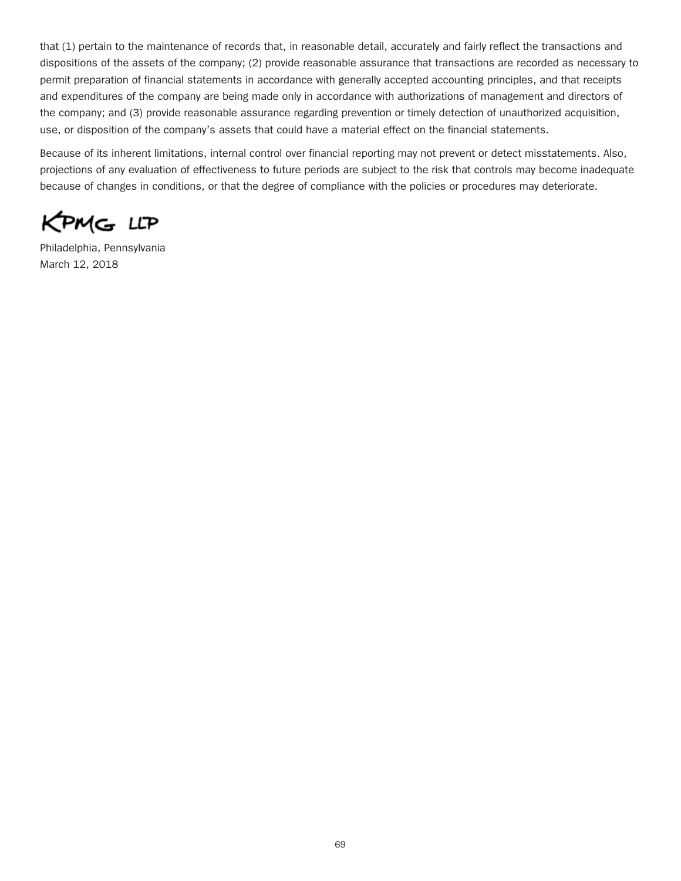that (1) pertain to the maintenance of records that, in reasonable detail, accurately and fairly reflect the transactions and dispositions of the assets of the company; (2) provide reasonable assurance that transactions are recorded as necessary to permit preparation of financial statements in accordance with generally accepted accounting principles, and that receipts and expenditures of the company are being made only in accordance with authorizations of management and directors of the company; and (3) provide reasonable assurance regarding prevention or timely detection of unauthorized acquisition, use, or disposition of the company's assets that could have a material effect on the financial statements.

Because of its inherent limitations, internal control over financial reporting may not prevent or detect misstatements. Also, projections of any evaluation of effectiveness to future periods are subject to the risk that controls may become inadequate because of changes in conditions, or that the degree of compliance with the policies or procedures may deteriorate.

KPMG LLP

Philadelphia, Pennsylvania
March 12, 2018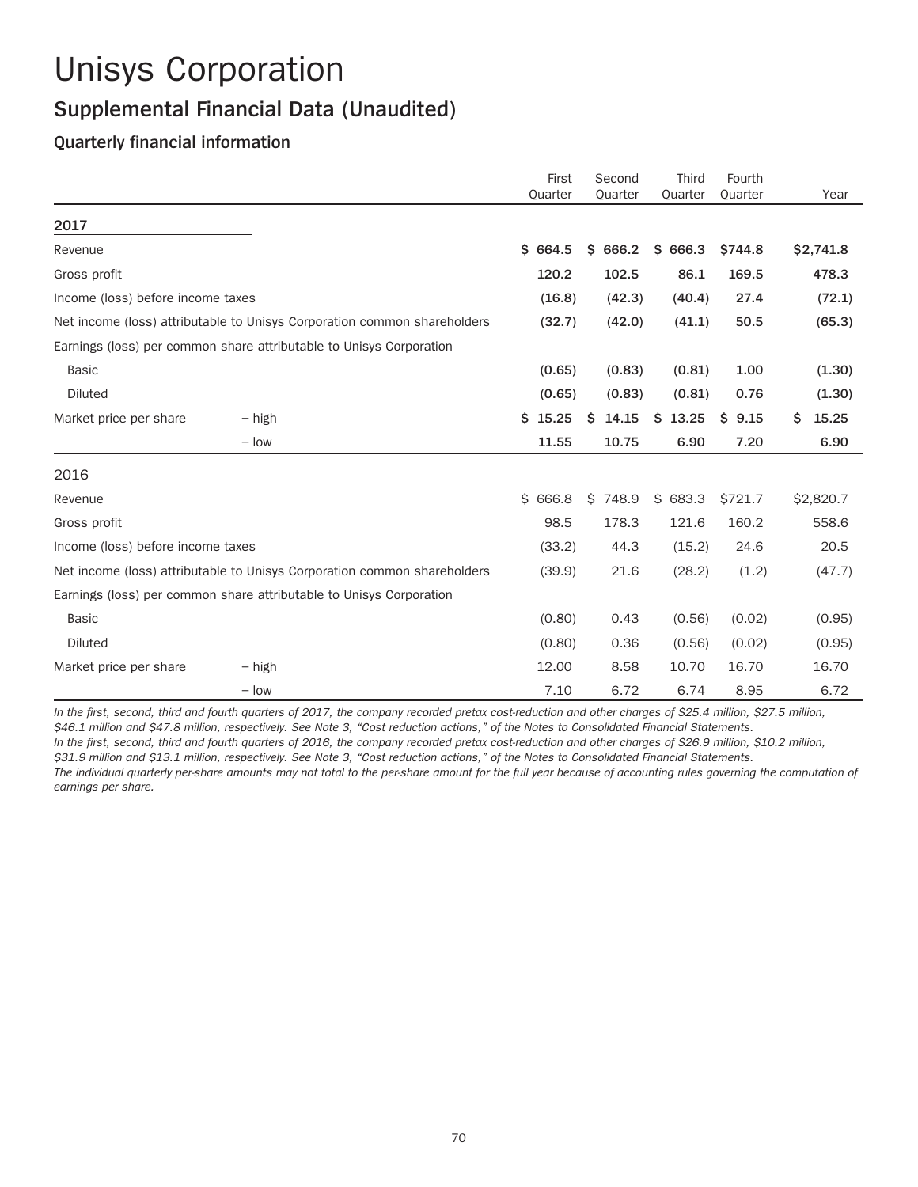# Unisys Corporation

## Supplemental Financial Data (Unaudited)

### Quarterly financial information

| | | First Quarter | Second Quarter | Third Quarter | Fourth Quarter | Year |
|---|---|---|---|---|---|---|
| **2017** | | | | | | |
| Revenue | | **$ 664.5** | **$ 666.2** | **$ 666.3** | **$744.8** | **$2,741.8** |
| Gross profit | | **120.2** | **102.5** | **86.1** | **169.5** | **478.3** |
| Income (loss) before income taxes | | **(16.8)** | **(42.3)** | **(40.4)** | **27.4** | **(72.1)** |
| Net income (loss) attributable to Unisys Corporation common shareholders | | **(32.7)** | **(42.0)** | **(41.1)** | **50.5** | **(65.3)** |
| Earnings (loss) per common share attributable to Unisys Corporation | | | | | | |
| Basic | | **(0.65)** | **(0.83)** | **(0.81)** | **1.00** | **(1.30)** |
| Diluted | | **(0.65)** | **(0.83)** | **(0.81)** | **0.76** | **(1.30)** |
| Market price per share | – high | **$ 15.25** | **$ 14.15** | **$ 13.25** | **$ 9.15** | **$ 15.25** |
| | – low | **11.55** | **10.75** | **6.90** | **7.20** | **6.90** |
| **2016** | | | | | | |
| Revenue | | $ 666.8 | $ 748.9 | $ 683.3 | $721.7 | $2,820.7 |
| Gross profit | | 98.5 | 178.3 | 121.6 | 160.2 | 558.6 |
| Income (loss) before income taxes | | (33.2) | 44.3 | (15.2) | 24.6 | 20.5 |
| Net income (loss) attributable to Unisys Corporation common shareholders | | (39.9) | 21.6 | (28.2) | (1.2) | (47.7) |
| Earnings (loss) per common share attributable to Unisys Corporation | | | | | | |
| Basic | | (0.80) | 0.43 | (0.56) | (0.02) | (0.95) |
| Diluted | | (0.80) | 0.36 | (0.56) | (0.02) | (0.95) |
| Market price per share | – high | 12.00 | 8.58 | 10.70 | 16.70 | 16.70 |
| | – low | 7.10 | 6.72 | 6.74 | 8.95 | 6.72 |

*In the first, second, third and fourth quarters of 2017, the company recorded pretax cost-reduction and other charges of $25.4 million, $27.5 million, $46.1 million and $47.8 million, respectively. See Note 3, "Cost reduction actions," of the Notes to Consolidated Financial Statements.*

*In the first, second, third and fourth quarters of 2016, the company recorded pretax cost-reduction and other charges of $26.9 million, $10.2 million, $31.9 million and $13.1 million, respectively. See Note 3, "Cost reduction actions," of the Notes to Consolidated Financial Statements.*

*The individual quarterly per-share amounts may not total to the per-share amount for the full year because of accounting rules governing the computation of earnings per share.*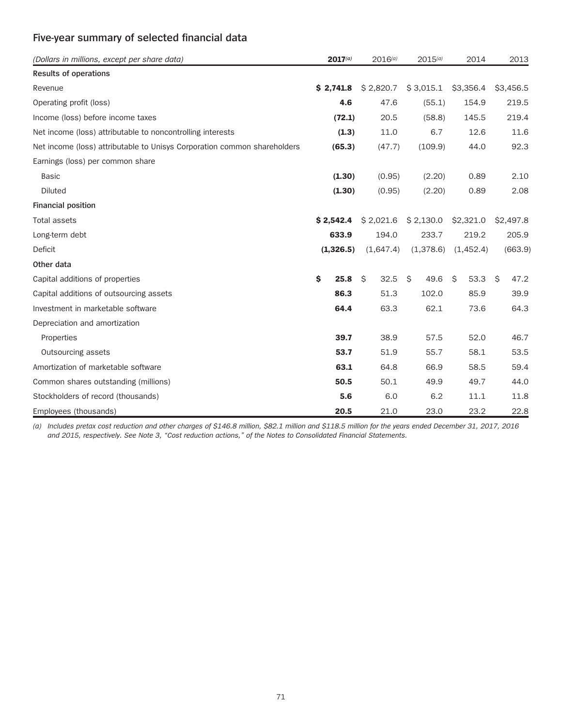## Five-year summary of selected financial data

| *(Dollars in millions, except per share data)* | **2017[(a)]** | 2016[(a)] | 2015[(a)] | 2014 | 2013 |
|---|---|---|---|---|---|
| **Results of operations** | | | | | |
| Revenue | **$ 2,741.8** | $ 2,820.7 | $ 3,015.1 | $3,356.4 | $3,456.5 |
| Operating profit (loss) | **4.6** | 47.6 | (55.1) | 154.9 | 219.5 |
| Income (loss) before income taxes | **(72.1)** | 20.5 | (58.8) | 145.5 | 219.4 |
| Net income (loss) attributable to noncontrolling interests | **(1.3)** | 11.0 | 6.7 | 12.6 | 11.6 |
| Net income (loss) attributable to Unisys Corporation common shareholders | **(65.3)** | (47.7) | (109.9) | 44.0 | 92.3 |
| Earnings (loss) per common share | | | | | |
| Basic | **(1.30)** | (0.95) | (2.20) | 0.89 | 2.10 |
| Diluted | **(1.30)** | (0.95) | (2.20) | 0.89 | 2.08 |
| **Financial position** | | | | | |
| Total assets | **$ 2,542.4** | $ 2,021.6 | $ 2,130.0 | $2,321.0 | $2,497.8 |
| Long-term debt | **633.9** | 194.0 | 233.7 | 219.2 | 205.9 |
| Deficit | **(1,326.5)** | (1,647.4) | (1,378.6) | (1,452.4) | (663.9) |
| **Other data** | | | | | |
| Capital additions of properties | **$ 25.8** | $ 32.5 | $ 49.6 | $ 53.3 | $ 47.2 |
| Capital additions of outsourcing assets | **86.3** | 51.3 | 102.0 | 85.9 | 39.9 |
| Investment in marketable software | **64.4** | 63.3 | 62.1 | 73.6 | 64.3 |
| Depreciation and amortization | | | | | |
| Properties | **39.7** | 38.9 | 57.5 | 52.0 | 46.7 |
| Outsourcing assets | **53.7** | 51.9 | 55.7 | 58.1 | 53.5 |
| Amortization of marketable software | **63.1** | 64.8 | 66.9 | 58.5 | 59.4 |
| Common shares outstanding (millions) | **50.5** | 50.1 | 49.9 | 49.7 | 44.0 |
| Stockholders of record (thousands) | **5.6** | 6.0 | 6.2 | 11.1 | 11.8 |
| Employees (thousands) | **20.5** | 21.0 | 23.0 | 23.2 | 22.8 |

*(a) Includes pretax cost reduction and other charges of $146.8 million, $82.1 million and $118.5 million for the years ended December 31, 2017, 2016 and 2015, respectively. See Note 3, "Cost reduction actions," of the Notes to Consolidated Financial Statements.*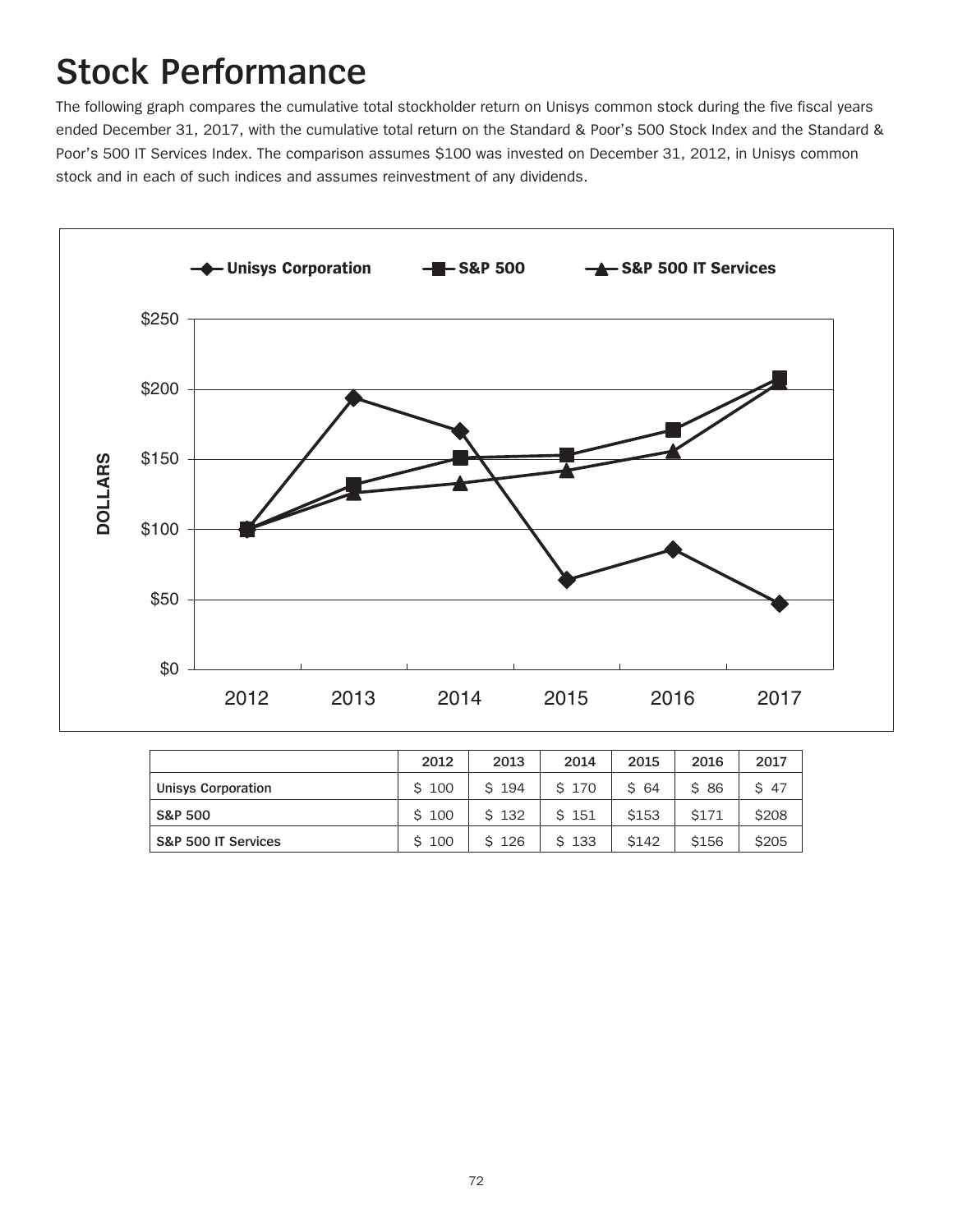# Stock Performance

The following graph compares the cumulative total stockholder return on Unisys common stock during the five fiscal years ended December 31, 2017, with the cumulative total return on the Standard & Poor's 500 Stock Index and the Standard & Poor's 500 IT Services Index. The comparison assumes $100 was invested on December 31, 2012, in Unisys common stock and in each of such indices and assumes reinvestment of any dividends.

| | 2012 | 2013 | 2014 | 2015 | 2016 | 2017 |
|---|---|---|---|---|---|---|
| Unisys Corporation | $ 100 | $ 194 | $ 170 | $ 64 | $ 86 | $ 47 |
| S&P 500 | $ 100 | $ 132 | $ 151 | $153 | $171 | $208 |
| S&P 500 IT Services | $ 100 | $ 126 | $ 133 | $142 | $156 | $205 |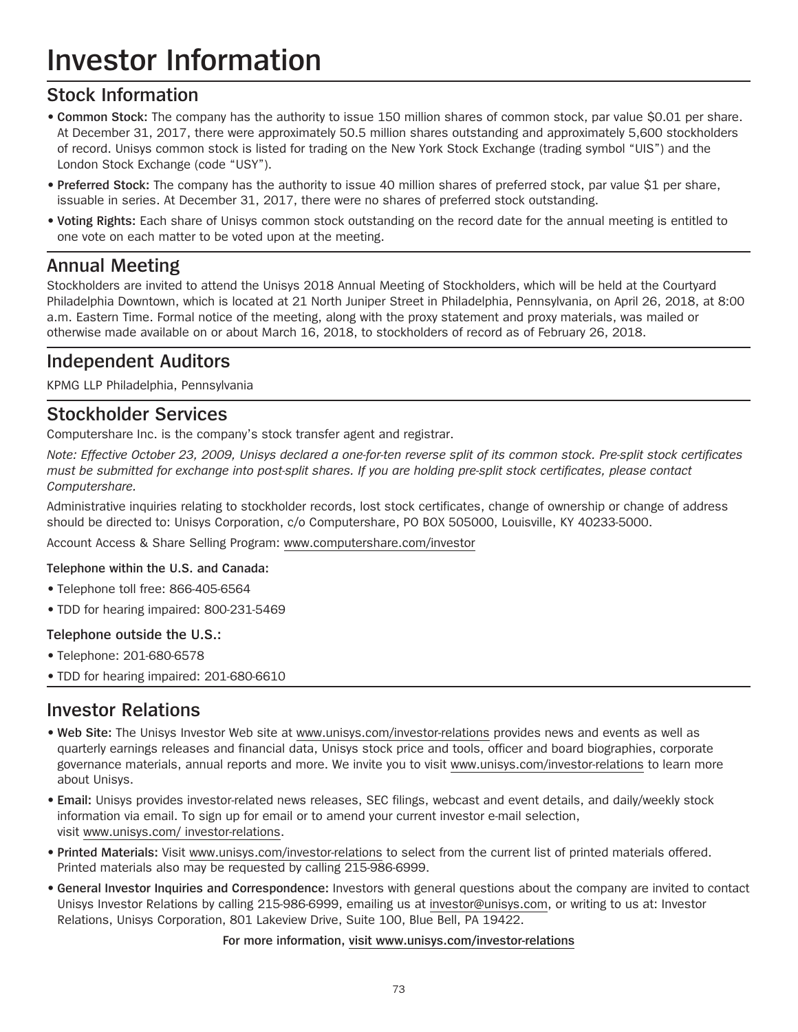# Investor Information

## Stock Information

- **Common Stock:** The company has the authority to issue 150 million shares of common stock, par value $0.01 per share. At December 31, 2017, there were approximately 50.5 million shares outstanding and approximately 5,600 stockholders of record. Unisys common stock is listed for trading on the New York Stock Exchange (trading symbol "UIS") and the London Stock Exchange (code "USY").
- **Preferred Stock:** The company has the authority to issue 40 million shares of preferred stock, par value $1 per share, issuable in series. At December 31, 2017, there were no shares of preferred stock outstanding.
- **Voting Rights:** Each share of Unisys common stock outstanding on the record date for the annual meeting is entitled to one vote on each matter to be voted upon at the meeting.

## Annual Meeting

Stockholders are invited to attend the Unisys 2018 Annual Meeting of Stockholders, which will be held at the Courtyard Philadelphia Downtown, which is located at 21 North Juniper Street in Philadelphia, Pennsylvania, on April 26, 2018, at 8:00 a.m. Eastern Time. Formal notice of the meeting, along with the proxy statement and proxy materials, was mailed or otherwise made available on or about March 16, 2018, to stockholders of record as of February 26, 2018.

## Independent Auditors

KPMG LLP Philadelphia, Pennsylvania

## Stockholder Services

Computershare Inc. is the company's stock transfer agent and registrar.

*Note: Effective October 23, 2009, Unisys declared a one-for-ten reverse split of its common stock. Pre-split stock certificates must be submitted for exchange into post-split shares. If you are holding pre-split stock certificates, please contact Computershare.*

Administrative inquiries relating to stockholder records, lost stock certificates, change of ownership or change of address should be directed to: Unisys Corporation, c/o Computershare, PO BOX 505000, Louisville, KY 40233-5000.

Account Access & Share Selling Program: www.computershare.com/investor

**Telephone within the U.S. and Canada:**

- Telephone toll free: 866-405-6564
- TDD for hearing impaired: 800-231-5469

**Telephone outside the U.S.:**

- Telephone: 201-680-6578
- TDD for hearing impaired: 201-680-6610

## Investor Relations

- **Web Site:** The Unisys Investor Web site at www.unisys.com/investor-relations provides news and events as well as quarterly earnings releases and financial data, Unisys stock price and tools, officer and board biographies, corporate governance materials, annual reports and more. We invite you to visit www.unisys.com/investor-relations to learn more about Unisys.
- **Email:** Unisys provides investor-related news releases, SEC filings, webcast and event details, and daily/weekly stock information via email. To sign up for email or to amend your current investor e-mail selection, visit www.unisys.com/ investor-relations.
- **Printed Materials:** Visit www.unisys.com/investor-relations to select from the current list of printed materials offered. Printed materials also may be requested by calling 215-986-6999.
- **General Investor Inquiries and Correspondence:** Investors with general questions about the company are invited to contact Unisys Investor Relations by calling 215-986-6999, emailing us at investor@unisys.com, or writing to us at: Investor Relations, Unisys Corporation, 801 Lakeview Drive, Suite 100, Blue Bell, PA 19422.

**For more information, visit www.unisys.com/investor-relations**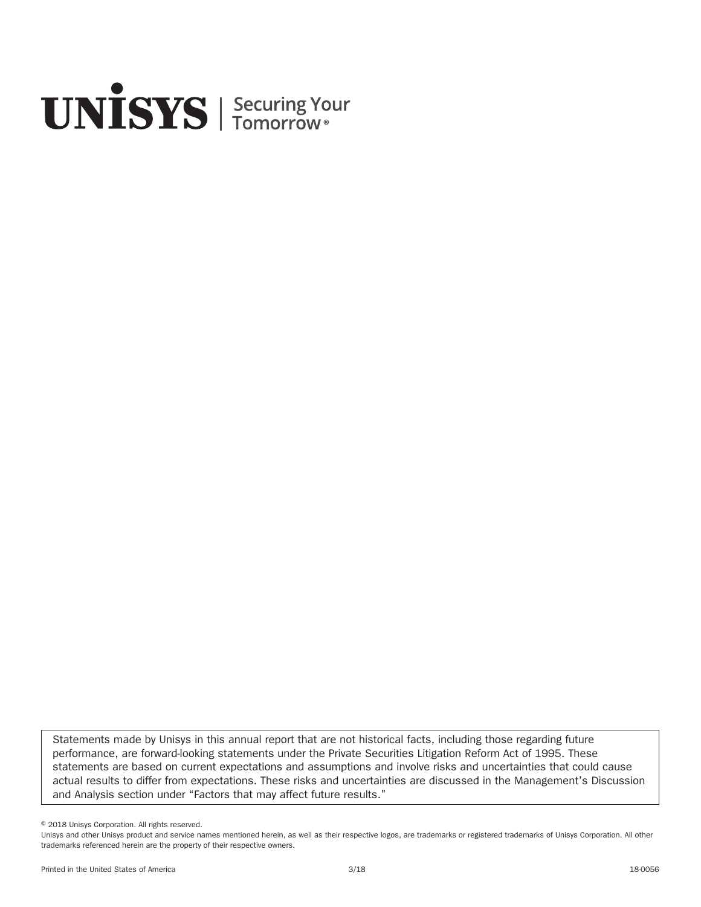UNISYS | Securing Your Tomorrow®

Statements made by Unisys in this annual report that are not historical facts, including those regarding future performance, are forward-looking statements under the Private Securities Litigation Reform Act of 1995. These statements are based on current expectations and assumptions and involve risks and uncertainties that could cause actual results to differ from expectations. These risks and uncertainties are discussed in the Management's Discussion and Analysis section under "Factors that may affect future results."

© 2018 Unisys Corporation. All rights reserved.

Unisys and other Unisys product and service names mentioned herein, as well as their respective logos, are trademarks or registered trademarks of Unisys Corporation. All other trademarks referenced herein are the property of their respective owners.

Printed in the United States of America 3/18 18-0056